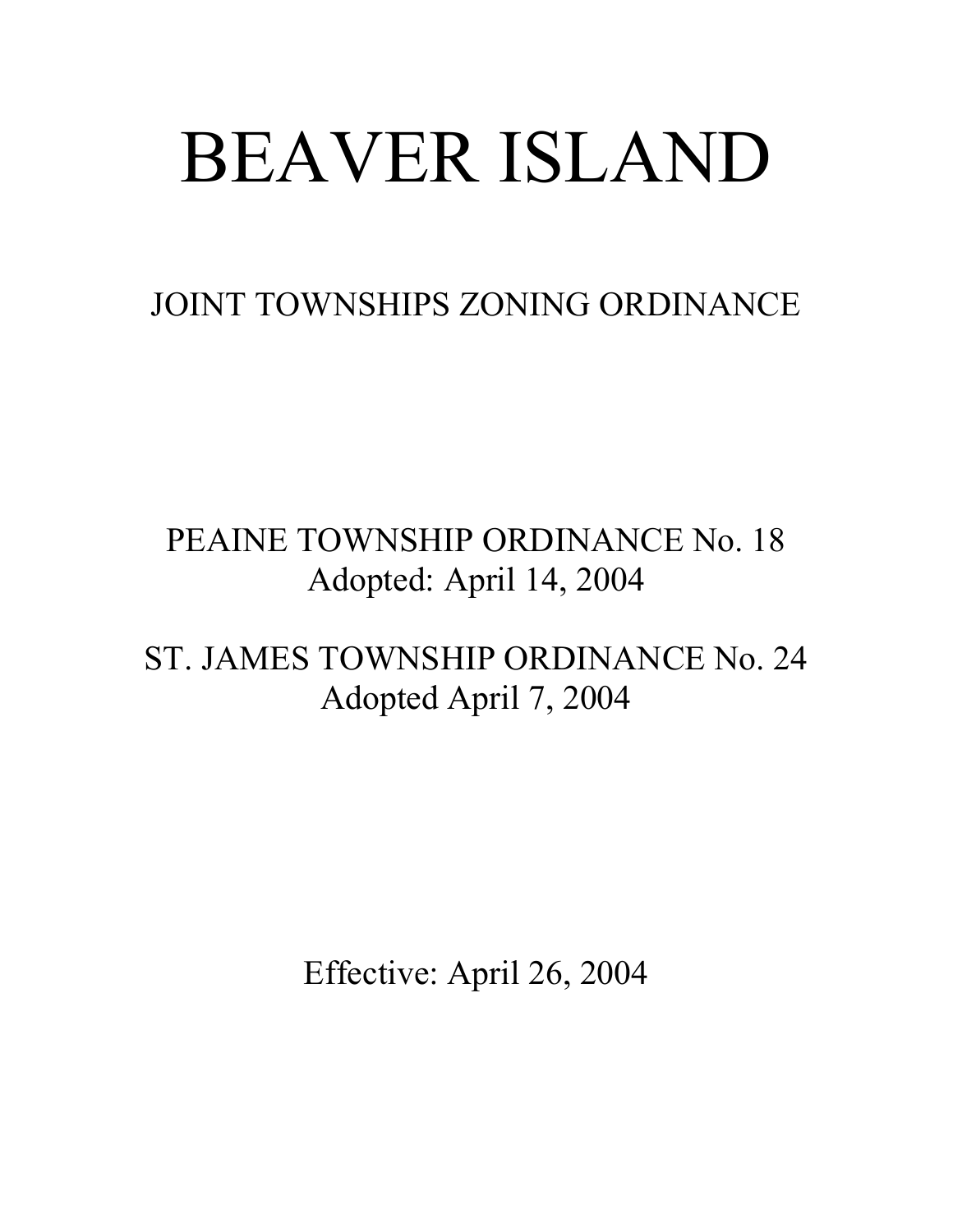# BEAVER ISLAND

## JOINT TOWNSHIPS ZONING ORDINANCE

PEAINE TOWNSHIP ORDINANCE No. 18
Adopted: April 14, 2004

ST. JAMES TOWNSHIP ORDINANCE No. 24
Adopted April 7, 2004

Effective: April 26, 2004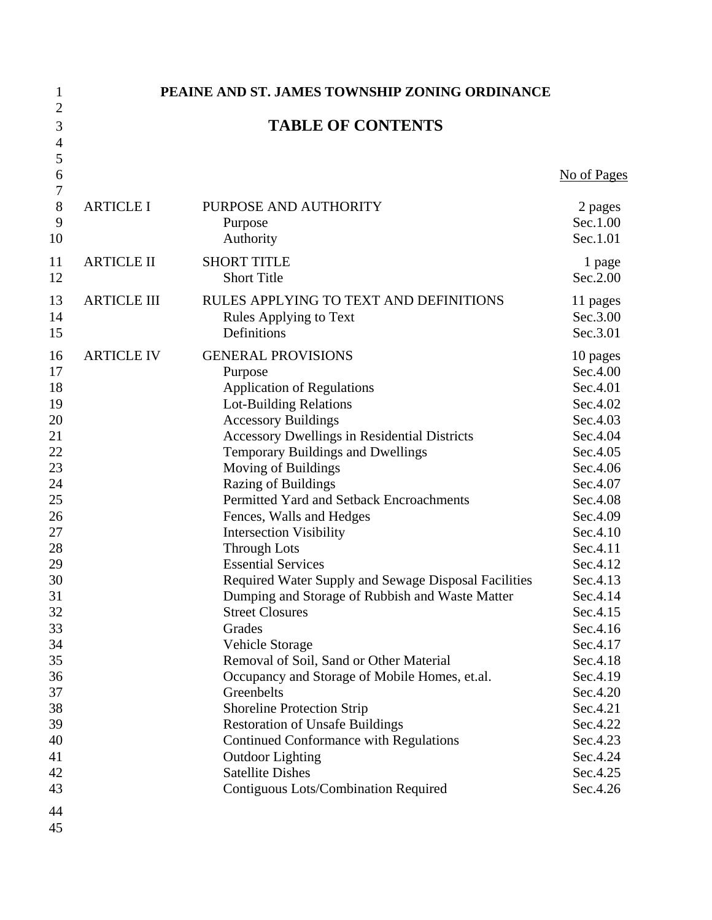# PEAINE AND ST. JAMES TOWNSHIP ZONING ORDINANCE

## TABLE OF CONTENTS

| | | No of Pages |
|---|---|---|
| ARTICLE I | PURPOSE AND AUTHORITY | 2 pages |
| | Purpose | Sec.1.00 |
| | Authority | Sec.1.01 |
| ARTICLE II | SHORT TITLE | 1 page |
| | Short Title | Sec.2.00 |
| ARTICLE III | RULES APPLYING TO TEXT AND DEFINITIONS | 11 pages |
| | Rules Applying to Text | Sec.3.00 |
| | Definitions | Sec.3.01 |
| ARTICLE IV | GENERAL PROVISIONS | 10 pages |
| | Purpose | Sec.4.00 |
| | Application of Regulations | Sec.4.01 |
| | Lot-Building Relations | Sec.4.02 |
| | Accessory Buildings | Sec.4.03 |
| | Accessory Dwellings in Residential Districts | Sec.4.04 |
| | Temporary Buildings and Dwellings | Sec.4.05 |
| | Moving of Buildings | Sec.4.06 |
| | Razing of Buildings | Sec.4.07 |
| | Permitted Yard and Setback Encroachments | Sec.4.08 |
| | Fences, Walls and Hedges | Sec.4.09 |
| | Intersection Visibility | Sec.4.10 |
| | Through Lots | Sec.4.11 |
| | Essential Services | Sec.4.12 |
| | Required Water Supply and Sewage Disposal Facilities | Sec.4.13 |
| | Dumping and Storage of Rubbish and Waste Matter | Sec.4.14 |
| | Street Closures | Sec.4.15 |
| | Grades | Sec.4.16 |
| | Vehicle Storage | Sec.4.17 |
| | Removal of Soil, Sand or Other Material | Sec.4.18 |
| | Occupancy and Storage of Mobile Homes, et.al. | Sec.4.19 |
| | Greenbelts | Sec.4.20 |
| | Shoreline Protection Strip | Sec.4.21 |
| | Restoration of Unsafe Buildings | Sec.4.22 |
| | Continued Conformance with Regulations | Sec.4.23 |
| | Outdoor Lighting | Sec.4.24 |
| | Satellite Dishes | Sec.4.25 |
| | Contiguous Lots/Combination Required | Sec.4.26 |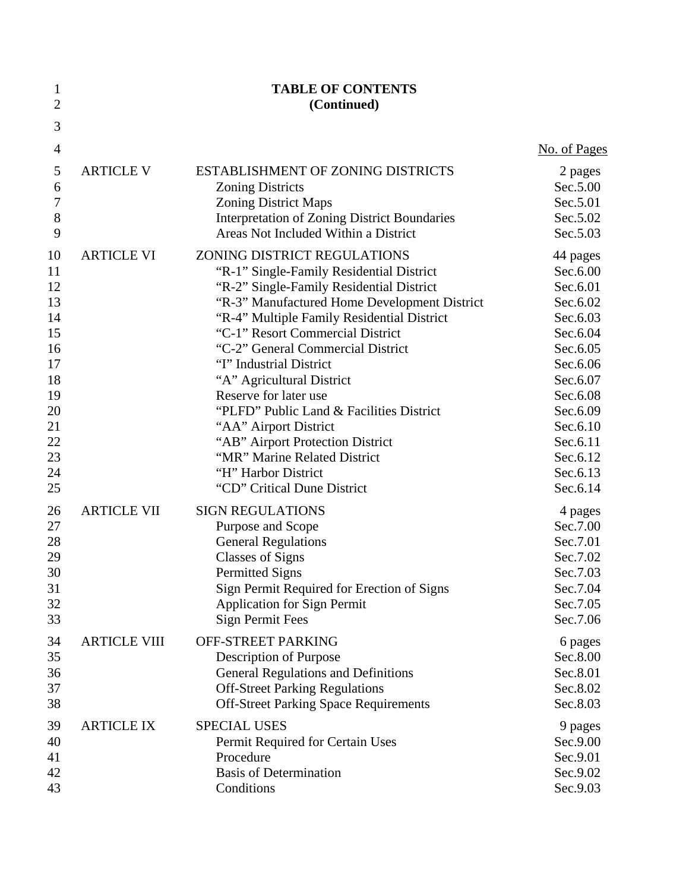# TABLE OF CONTENTS
## (Continued)

| | | |
|---|---|---|
| | | No. of Pages |
| ARTICLE V | ESTABLISHMENT OF ZONING DISTRICTS | 2 pages |
| | Zoning Districts | Sec.5.00 |
| | Zoning District Maps | Sec.5.01 |
| | Interpretation of Zoning District Boundaries | Sec.5.02 |
| | Areas Not Included Within a District | Sec.5.03 |
| ARTICLE VI | ZONING DISTRICT REGULATIONS | 44 pages |
| | "R-1" Single-Family Residential District | Sec.6.00 |
| | "R-2" Single-Family Residential District | Sec.6.01 |
| | "R-3" Manufactured Home Development District | Sec.6.02 |
| | "R-4" Multiple Family Residential District | Sec.6.03 |
| | "C-1" Resort Commercial District | Sec.6.04 |
| | "C-2" General Commercial District | Sec.6.05 |
| | "I" Industrial District | Sec.6.06 |
| | "A" Agricultural District | Sec.6.07 |
| | Reserve for later use | Sec.6.08 |
| | "PLFD" Public Land & Facilities District | Sec.6.09 |
| | "AA" Airport District | Sec.6.10 |
| | "AB" Airport Protection District | Sec.6.11 |
| | "MR" Marine Related District | Sec.6.12 |
| | "H" Harbor District | Sec.6.13 |
| | "CD" Critical Dune District | Sec.6.14 |
| ARTICLE VII | SIGN REGULATIONS | 4 pages |
| | Purpose and Scope | Sec.7.00 |
| | General Regulations | Sec.7.01 |
| | Classes of Signs | Sec.7.02 |
| | Permitted Signs | Sec.7.03 |
| | Sign Permit Required for Erection of Signs | Sec.7.04 |
| | Application for Sign Permit | Sec.7.05 |
| | Sign Permit Fees | Sec.7.06 |
| ARTICLE VIII | OFF-STREET PARKING | 6 pages |
| | Description of Purpose | Sec.8.00 |
| | General Regulations and Definitions | Sec.8.01 |
| | Off-Street Parking Regulations | Sec.8.02 |
| | Off-Street Parking Space Requirements | Sec.8.03 |
| ARTICLE IX | SPECIAL USES | 9 pages |
| | Permit Required for Certain Uses | Sec.9.00 |
| | Procedure | Sec.9.01 |
| | Basis of Determination | Sec.9.02 |
| | Conditions | Sec.9.03 |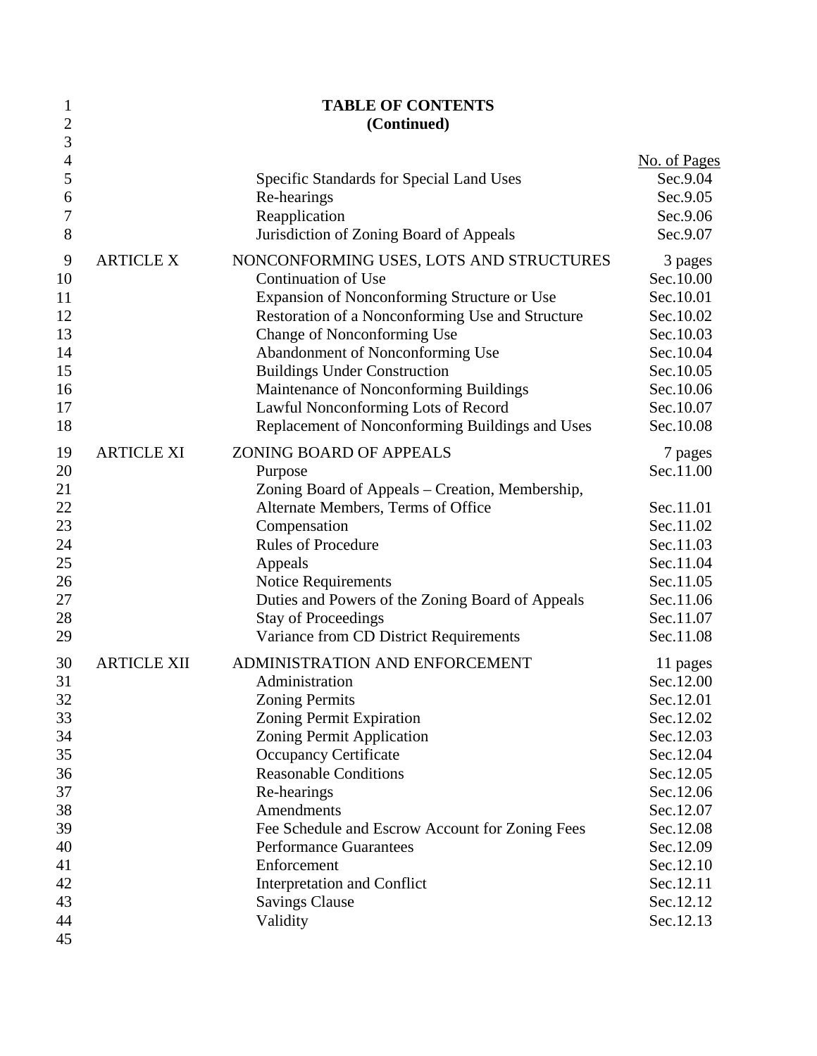# TABLE OF CONTENTS
## (Continued)

| | | No. of Pages |
|---|---|---|
| | Specific Standards for Special Land Uses | Sec.9.04 |
| | Re-hearings | Sec.9.05 |
| | Reapplication | Sec.9.06 |
| | Jurisdiction of Zoning Board of Appeals | Sec.9.07 |
| ARTICLE X | NONCONFORMING USES, LOTS AND STRUCTURES | 3 pages |
| | Continuation of Use | Sec.10.00 |
| | Expansion of Nonconforming Structure or Use | Sec.10.01 |
| | Restoration of a Nonconforming Use and Structure | Sec.10.02 |
| | Change of Nonconforming Use | Sec.10.03 |
| | Abandonment of Nonconforming Use | Sec.10.04 |
| | Buildings Under Construction | Sec.10.05 |
| | Maintenance of Nonconforming Buildings | Sec.10.06 |
| | Lawful Nonconforming Lots of Record | Sec.10.07 |
| | Replacement of Nonconforming Buildings and Uses | Sec.10.08 |
| ARTICLE XI | ZONING BOARD OF APPEALS | 7 pages |
| | Purpose | Sec.11.00 |
| | Zoning Board of Appeals – Creation, Membership, Alternate Members, Terms of Office | Sec.11.01 |
| | Compensation | Sec.11.02 |
| | Rules of Procedure | Sec.11.03 |
| | Appeals | Sec.11.04 |
| | Notice Requirements | Sec.11.05 |
| | Duties and Powers of the Zoning Board of Appeals | Sec.11.06 |
| | Stay of Proceedings | Sec.11.07 |
| | Variance from CD District Requirements | Sec.11.08 |
| ARTICLE XII | ADMINISTRATION AND ENFORCEMENT | 11 pages |
| | Administration | Sec.12.00 |
| | Zoning Permits | Sec.12.01 |
| | Zoning Permit Expiration | Sec.12.02 |
| | Zoning Permit Application | Sec.12.03 |
| | Occupancy Certificate | Sec.12.04 |
| | Reasonable Conditions | Sec.12.05 |
| | Re-hearings | Sec.12.06 |
| | Amendments | Sec.12.07 |
| | Fee Schedule and Escrow Account for Zoning Fees | Sec.12.08 |
| | Performance Guarantees | Sec.12.09 |
| | Enforcement | Sec.12.10 |
| | Interpretation and Conflict | Sec.12.11 |
| | Savings Clause | Sec.12.12 |
| | Validity | Sec.12.13 |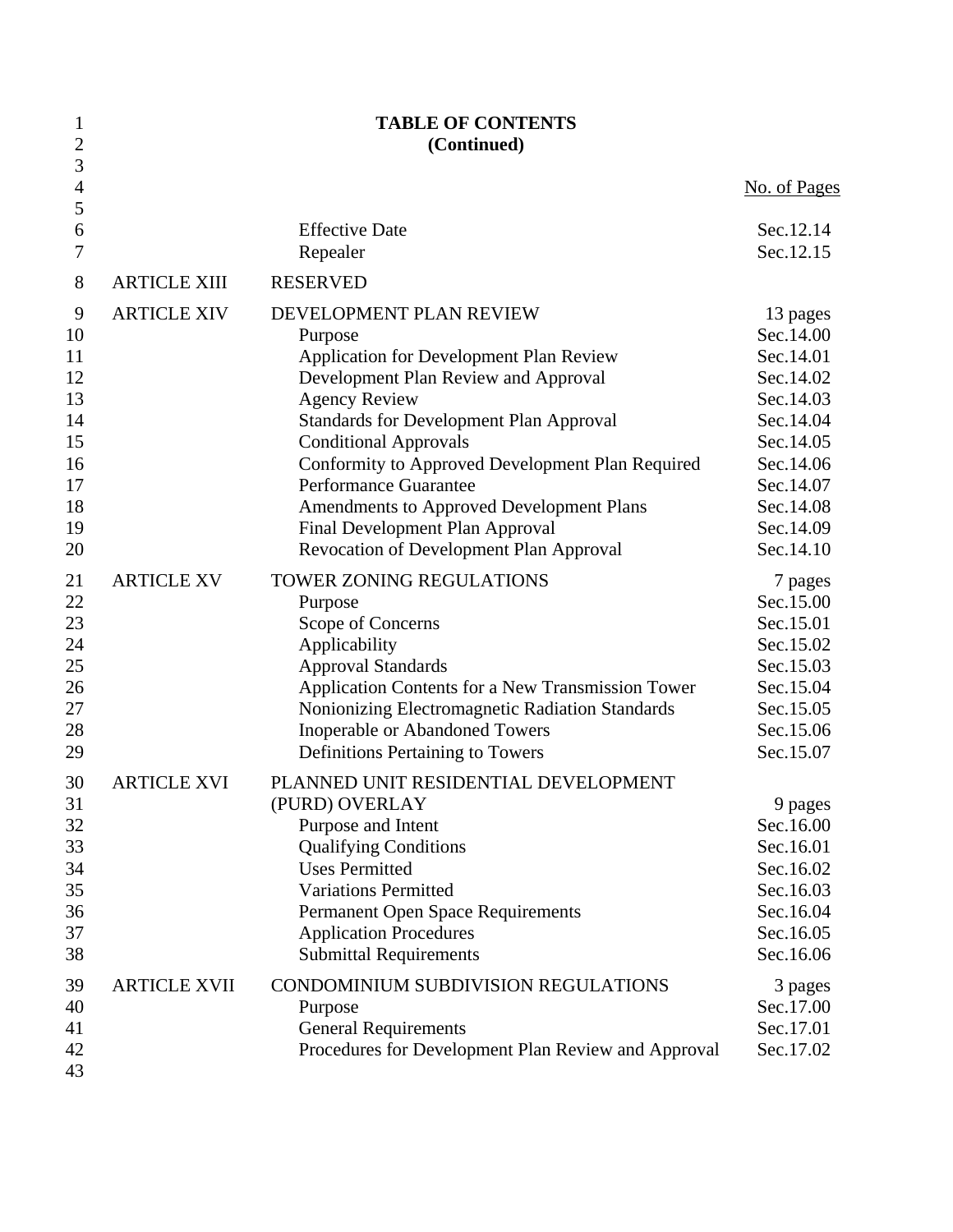**TABLE OF CONTENTS**
**(Continued)**

| | | No. of Pages |
|---|---|---|
| | Effective Date | Sec.12.14 |
| | Repealer | Sec.12.15 |
| ARTICLE XIII | RESERVED | |
| ARTICLE XIV | DEVELOPMENT PLAN REVIEW | 13 pages |
| | Purpose | Sec.14.00 |
| | Application for Development Plan Review | Sec.14.01 |
| | Development Plan Review and Approval | Sec.14.02 |
| | Agency Review | Sec.14.03 |
| | Standards for Development Plan Approval | Sec.14.04 |
| | Conditional Approvals | Sec.14.05 |
| | Conformity to Approved Development Plan Required | Sec.14.06 |
| | Performance Guarantee | Sec.14.07 |
| | Amendments to Approved Development Plans | Sec.14.08 |
| | Final Development Plan Approval | Sec.14.09 |
| | Revocation of Development Plan Approval | Sec.14.10 |
| ARTICLE XV | TOWER ZONING REGULATIONS | 7 pages |
| | Purpose | Sec.15.00 |
| | Scope of Concerns | Sec.15.01 |
| | Applicability | Sec.15.02 |
| | Approval Standards | Sec.15.03 |
| | Application Contents for a New Transmission Tower | Sec.15.04 |
| | Nonionizing Electromagnetic Radiation Standards | Sec.15.05 |
| | Inoperable or Abandoned Towers | Sec.15.06 |
| | Definitions Pertaining to Towers | Sec.15.07 |
| ARTICLE XVI | PLANNED UNIT RESIDENTIAL DEVELOPMENT (PURD) OVERLAY | 9 pages |
| | Purpose and Intent | Sec.16.00 |
| | Qualifying Conditions | Sec.16.01 |
| | Uses Permitted | Sec.16.02 |
| | Variations Permitted | Sec.16.03 |
| | Permanent Open Space Requirements | Sec.16.04 |
| | Application Procedures | Sec.16.05 |
| | Submittal Requirements | Sec.16.06 |
| ARTICLE XVII | CONDOMINIUM SUBDIVISION REGULATIONS | 3 pages |
| | Purpose | Sec.17.00 |
| | General Requirements | Sec.17.01 |
| | Procedures for Development Plan Review and Approval | Sec.17.02 |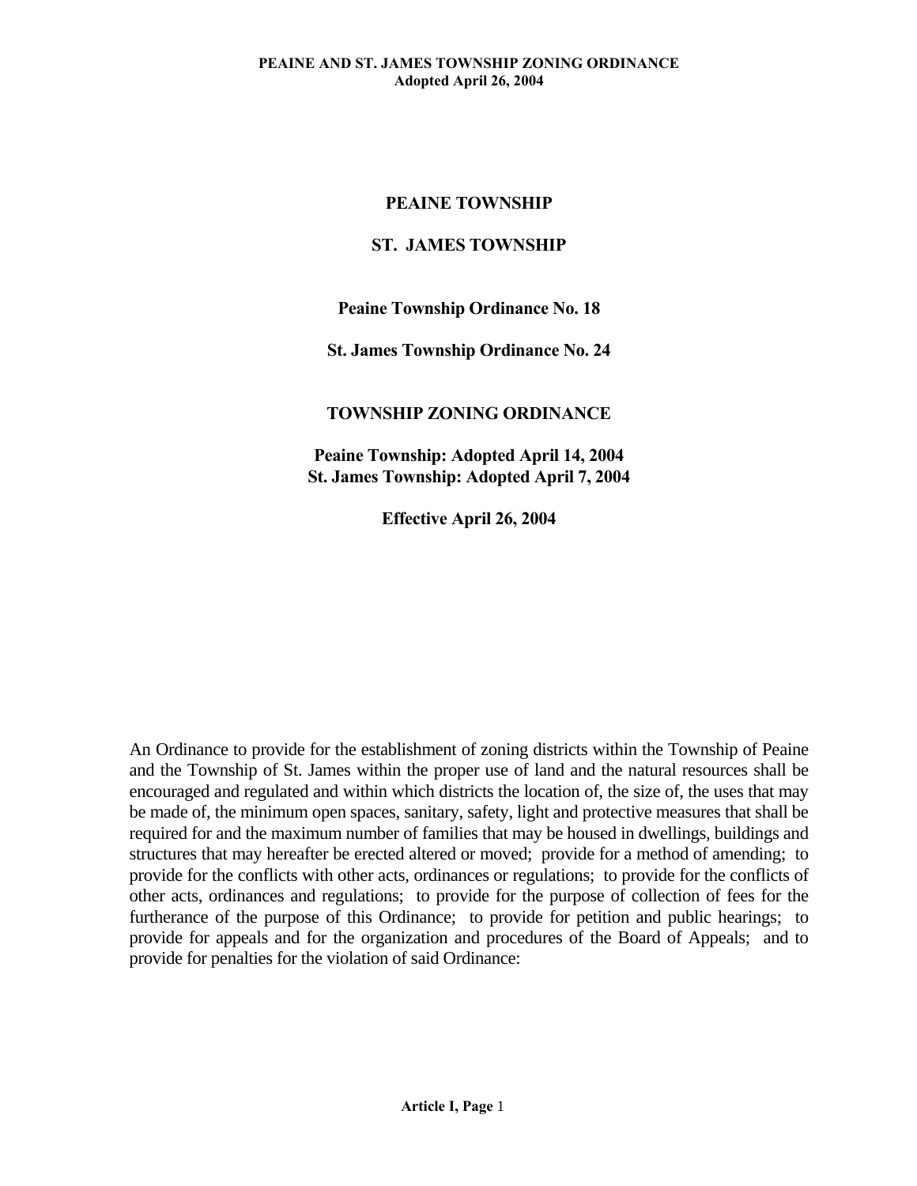# PEAINE TOWNSHIP

# ST. JAMES TOWNSHIP

**Peaine Township Ordinance No. 18**

**St. James Township Ordinance No. 24**

## TOWNSHIP ZONING ORDINANCE

**Peaine Township: Adopted April 14, 2004**
**St. James Township: Adopted April 7, 2004**

**Effective April 26, 2004**

An Ordinance to provide for the establishment of zoning districts within the Township of Peaine and the Township of St. James within the proper use of land and the natural resources shall be encouraged and regulated and within which districts the location of, the size of, the uses that may be made of, the minimum open spaces, sanitary, safety, light and protective measures that shall be required for and the maximum number of families that may be housed in dwellings, buildings and structures that may hereafter be erected altered or moved; provide for a method of amending; to provide for the conflicts with other acts, ordinances or regulations; to provide for the conflicts of other acts, ordinances and regulations; to provide for the purpose of collection of fees for the furtherance of the purpose of this Ordinance; to provide for petition and public hearings; to provide for appeals and for the organization and procedures of the Board of Appeals; and to provide for penalties for the violation of said Ordinance: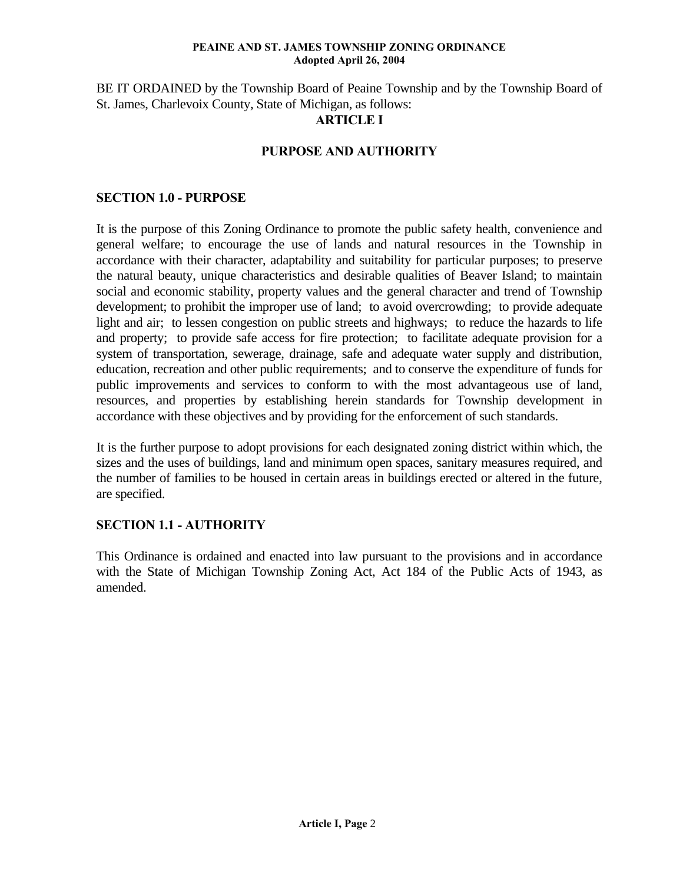BE IT ORDAINED by the Township Board of Peaine Township and by the Township Board of St. James, Charlevoix County, State of Michigan, as follows:

# ARTICLE I

# PURPOSE AND AUTHORITY

## SECTION 1.0 - PURPOSE

It is the purpose of this Zoning Ordinance to promote the public safety health, convenience and general welfare; to encourage the use of lands and natural resources in the Township in accordance with their character, adaptability and suitability for particular purposes; to preserve the natural beauty, unique characteristics and desirable qualities of Beaver Island; to maintain social and economic stability, property values and the general character and trend of Township development; to prohibit the improper use of land; to avoid overcrowding; to provide adequate light and air; to lessen congestion on public streets and highways; to reduce the hazards to life and property; to provide safe access for fire protection; to facilitate adequate provision for a system of transportation, sewerage, drainage, safe and adequate water supply and distribution, education, recreation and other public requirements; and to conserve the expenditure of funds for public improvements and services to conform to with the most advantageous use of land, resources, and properties by establishing herein standards for Township development in accordance with these objectives and by providing for the enforcement of such standards.

It is the further purpose to adopt provisions for each designated zoning district within which, the sizes and the uses of buildings, land and minimum open spaces, sanitary measures required, and the number of families to be housed in certain areas in buildings erected or altered in the future, are specified.

## SECTION 1.1 - AUTHORITY

This Ordinance is ordained and enacted into law pursuant to the provisions and in accordance with the State of Michigan Township Zoning Act, Act 184 of the Public Acts of 1943, as amended.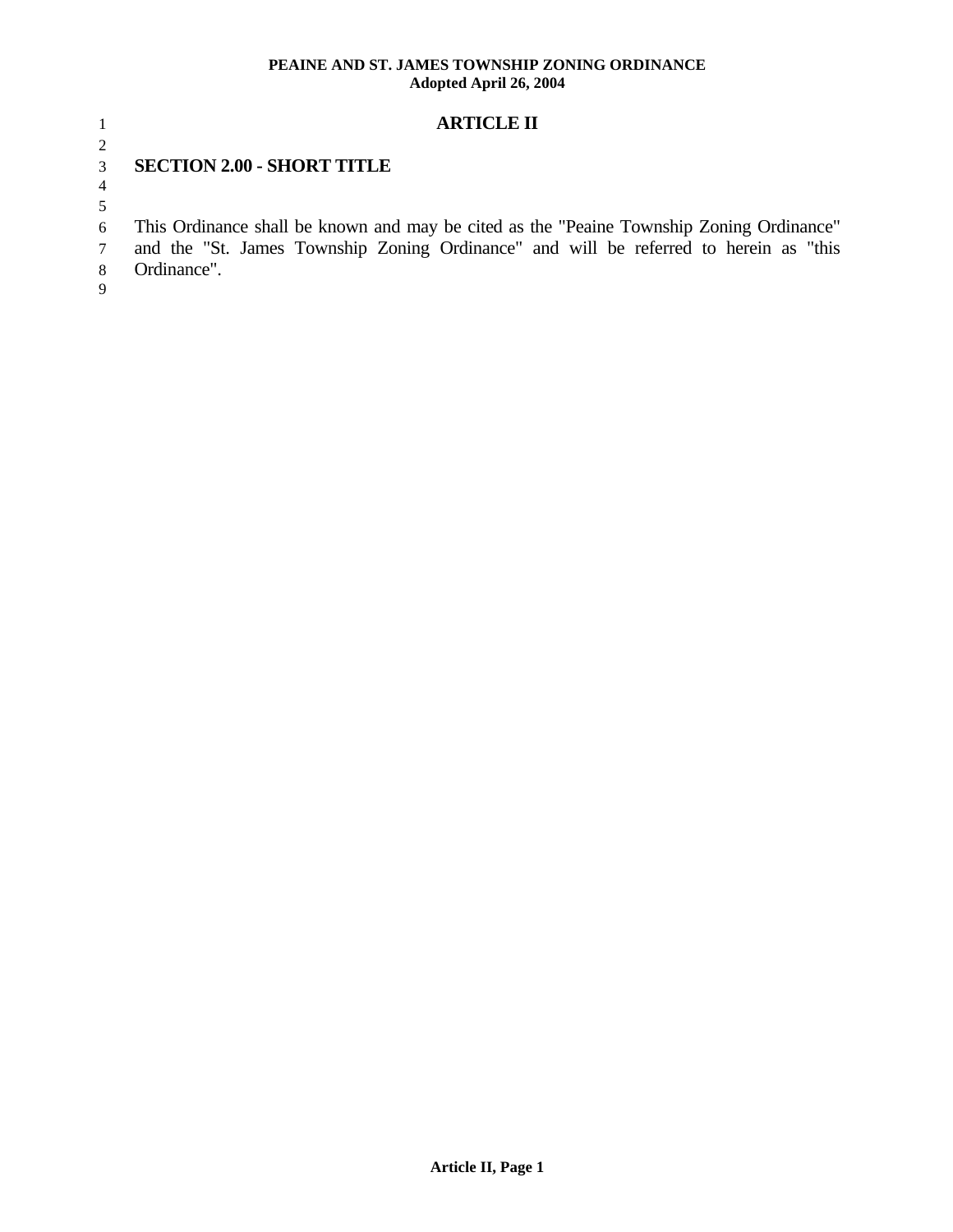# ARTICLE II

## SECTION 2.00 - SHORT TITLE

This Ordinance shall be known and may be cited as the "Peaine Township Zoning Ordinance" and the "St. James Township Zoning Ordinance" and will be referred to herein as "this Ordinance".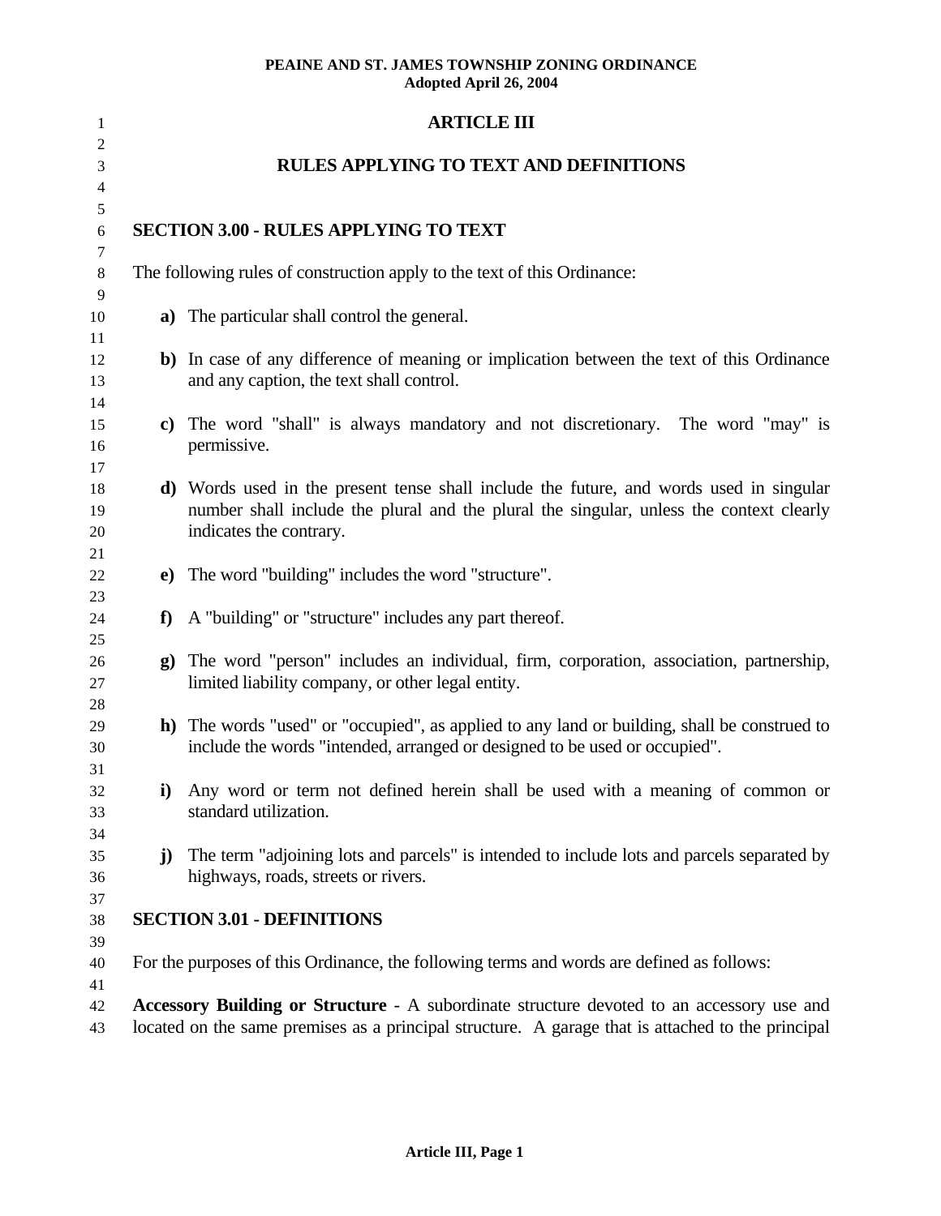# ARTICLE III

# RULES APPLYING TO TEXT AND DEFINITIONS

## SECTION 3.00 - RULES APPLYING TO TEXT

The following rules of construction apply to the text of this Ordinance:

- **a)** The particular shall control the general.
- **b)** In case of any difference of meaning or implication between the text of this Ordinance and any caption, the text shall control.
- **c)** The word "shall" is always mandatory and not discretionary. The word "may" is permissive.
- **d)** Words used in the present tense shall include the future, and words used in singular number shall include the plural and the plural the singular, unless the context clearly indicates the contrary.
- **e)** The word "building" includes the word "structure".
- **f)** A "building" or "structure" includes any part thereof.
- **g)** The word "person" includes an individual, firm, corporation, association, partnership, limited liability company, or other legal entity.
- **h)** The words "used" or "occupied", as applied to any land or building, shall be construed to include the words "intended, arranged or designed to be used or occupied".
- **i)** Any word or term not defined herein shall be used with a meaning of common or standard utilization.
- **j)** The term "adjoining lots and parcels" is intended to include lots and parcels separated by highways, roads, streets or rivers.

## SECTION 3.01 - DEFINITIONS

For the purposes of this Ordinance, the following terms and words are defined as follows:

**Accessory Building or Structure** - A subordinate structure devoted to an accessory use and located on the same premises as a principal structure. A garage that is attached to the principal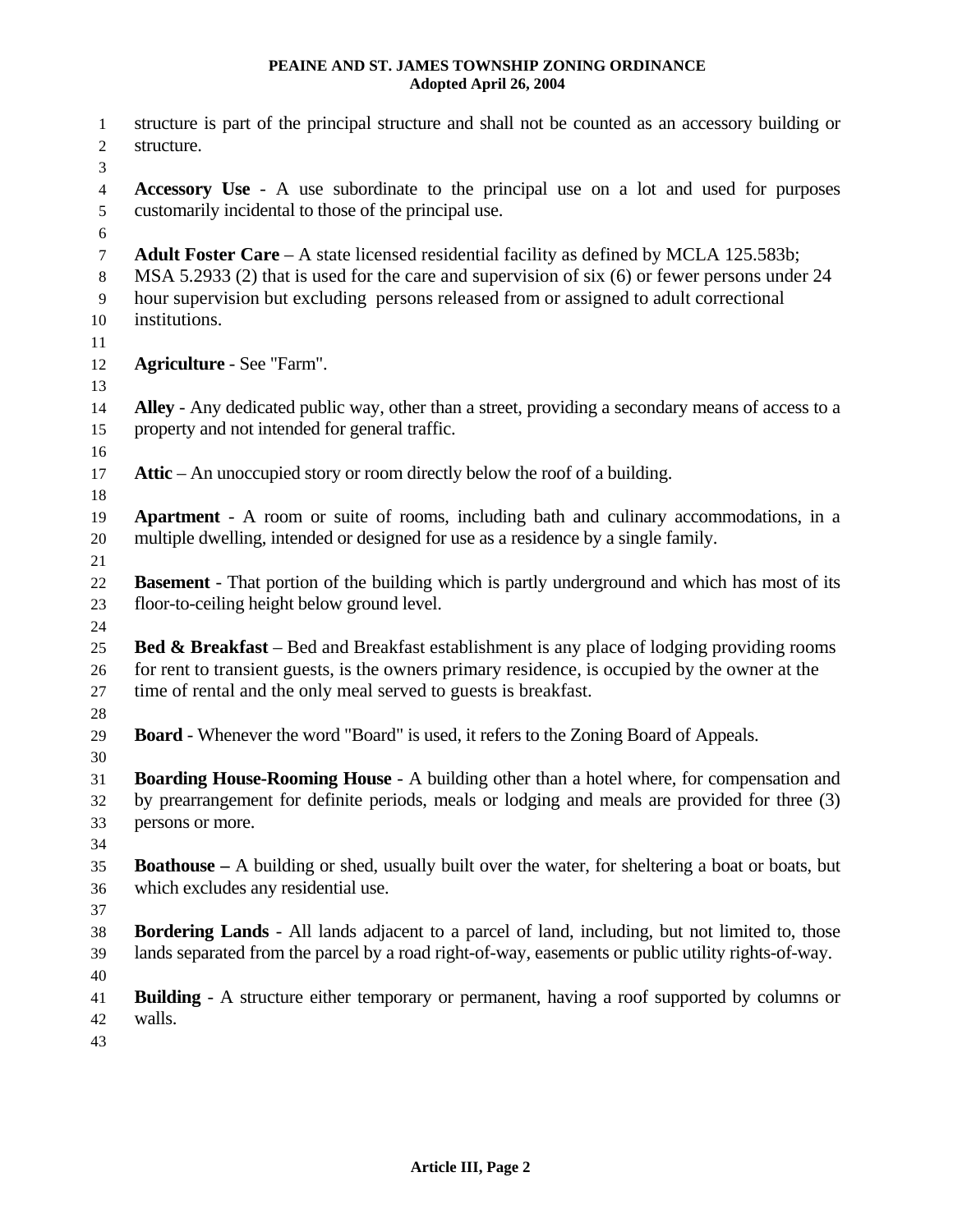structure is part of the principal structure and shall not be counted as an accessory building or structure.

**Accessory Use** - A use subordinate to the principal use on a lot and used for purposes customarily incidental to those of the principal use.

**Adult Foster Care** – A state licensed residential facility as defined by MCLA 125.583b; MSA 5.2933 (2) that is used for the care and supervision of six (6) or fewer persons under 24 hour supervision but excluding persons released from or assigned to adult correctional institutions.

**Agriculture** - See "Farm".

**Alley** - Any dedicated public way, other than a street, providing a secondary means of access to a property and not intended for general traffic.

**Attic** – An unoccupied story or room directly below the roof of a building.

**Apartment** - A room or suite of rooms, including bath and culinary accommodations, in a multiple dwelling, intended or designed for use as a residence by a single family.

**Basement** - That portion of the building which is partly underground and which has most of its floor-to-ceiling height below ground level.

**Bed & Breakfast** – Bed and Breakfast establishment is any place of lodging providing rooms for rent to transient guests, is the owners primary residence, is occupied by the owner at the time of rental and the only meal served to guests is breakfast.

**Board** - Whenever the word "Board" is used, it refers to the Zoning Board of Appeals.

**Boarding House-Rooming House** - A building other than a hotel where, for compensation and by prearrangement for definite periods, meals or lodging and meals are provided for three (3) persons or more.

**Boathouse –** A building or shed, usually built over the water, for sheltering a boat or boats, but which excludes any residential use.

**Bordering Lands** - All lands adjacent to a parcel of land, including, but not limited to, those lands separated from the parcel by a road right-of-way, easements or public utility rights-of-way.

**Building** - A structure either temporary or permanent, having a roof supported by columns or walls.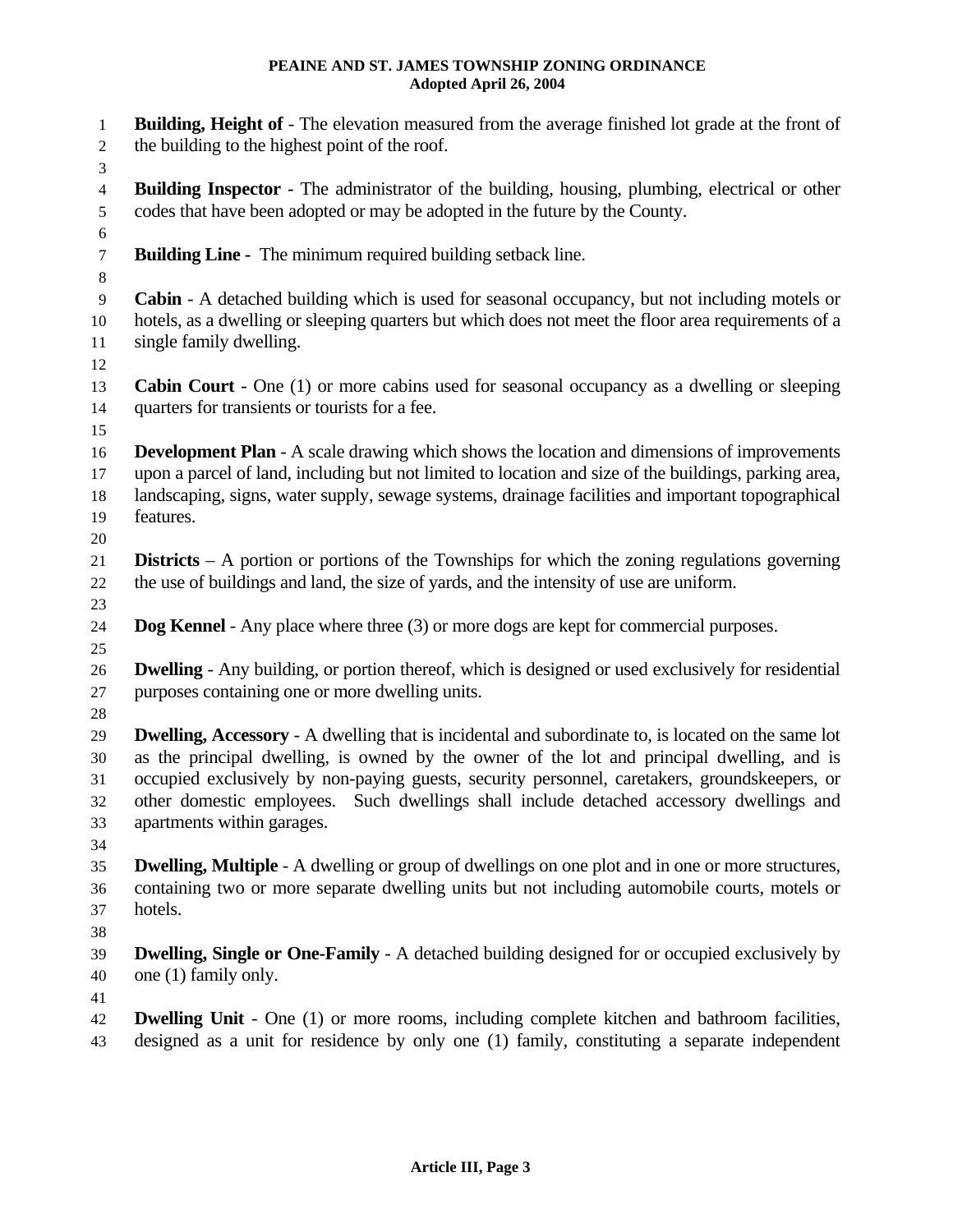**Building, Height of** - The elevation measured from the average finished lot grade at the front of the building to the highest point of the roof.

**Building Inspector** - The administrator of the building, housing, plumbing, electrical or other codes that have been adopted or may be adopted in the future by the County.

**Building Line -** The minimum required building setback line.

**Cabin** - A detached building which is used for seasonal occupancy, but not including motels or hotels, as a dwelling or sleeping quarters but which does not meet the floor area requirements of a single family dwelling.

**Cabin Court** - One (1) or more cabins used for seasonal occupancy as a dwelling or sleeping quarters for transients or tourists for a fee.

**Development Plan** - A scale drawing which shows the location and dimensions of improvements upon a parcel of land, including but not limited to location and size of the buildings, parking area, landscaping, signs, water supply, sewage systems, drainage facilities and important topographical features.

**Districts** – A portion or portions of the Townships for which the zoning regulations governing the use of buildings and land, the size of yards, and the intensity of use are uniform.

**Dog Kennel** - Any place where three (3) or more dogs are kept for commercial purposes.

**Dwelling** - Any building, or portion thereof, which is designed or used exclusively for residential purposes containing one or more dwelling units.

**Dwelling, Accessory** - A dwelling that is incidental and subordinate to, is located on the same lot as the principal dwelling, is owned by the owner of the lot and principal dwelling, and is occupied exclusively by non-paying guests, security personnel, caretakers, groundskeepers, or other domestic employees. Such dwellings shall include detached accessory dwellings and apartments within garages.

**Dwelling, Multiple** - A dwelling or group of dwellings on one plot and in one or more structures, containing two or more separate dwelling units but not including automobile courts, motels or hotels.

**Dwelling, Single or One-Family** - A detached building designed for or occupied exclusively by one (1) family only.

**Dwelling Unit** - One (1) or more rooms, including complete kitchen and bathroom facilities, designed as a unit for residence by only one (1) family, constituting a separate independent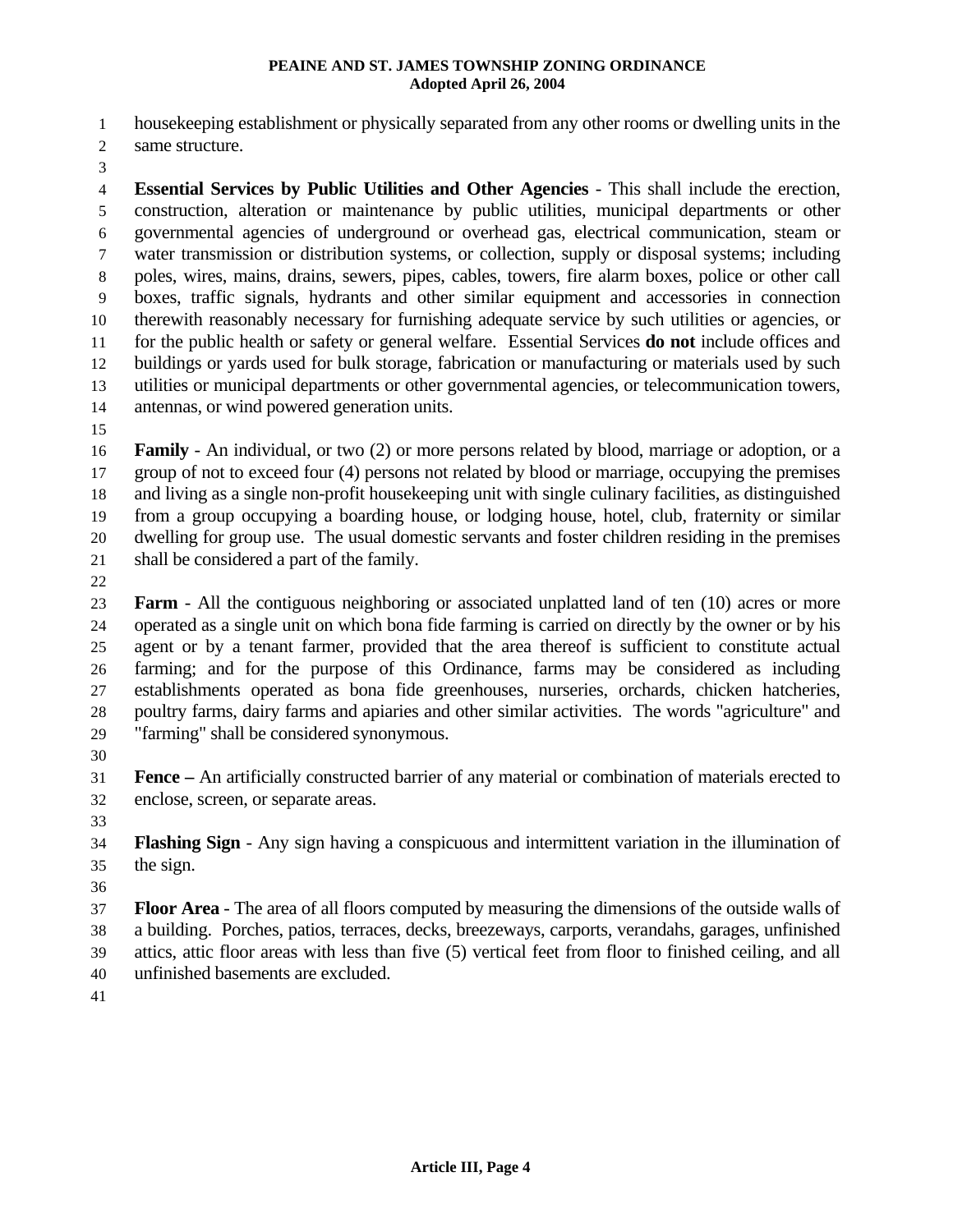housekeeping establishment or physically separated from any other rooms or dwelling units in the same structure.

**Essential Services by Public Utilities and Other Agencies** - This shall include the erection, construction, alteration or maintenance by public utilities, municipal departments or other governmental agencies of underground or overhead gas, electrical communication, steam or water transmission or distribution systems, or collection, supply or disposal systems; including poles, wires, mains, drains, sewers, pipes, cables, towers, fire alarm boxes, police or other call boxes, traffic signals, hydrants and other similar equipment and accessories in connection therewith reasonably necessary for furnishing adequate service by such utilities or agencies, or for the public health or safety or general welfare. Essential Services **do not** include offices and buildings or yards used for bulk storage, fabrication or manufacturing or materials used by such utilities or municipal departments or other governmental agencies, or telecommunication towers, antennas, or wind powered generation units.

**Family** - An individual, or two (2) or more persons related by blood, marriage or adoption, or a group of not to exceed four (4) persons not related by blood or marriage, occupying the premises and living as a single non-profit housekeeping unit with single culinary facilities, as distinguished from a group occupying a boarding house, or lodging house, hotel, club, fraternity or similar dwelling for group use. The usual domestic servants and foster children residing in the premises shall be considered a part of the family.

**Farm** - All the contiguous neighboring or associated unplatted land of ten (10) acres or more operated as a single unit on which bona fide farming is carried on directly by the owner or by his agent or by a tenant farmer, provided that the area thereof is sufficient to constitute actual farming; and for the purpose of this Ordinance, farms may be considered as including establishments operated as bona fide greenhouses, nurseries, orchards, chicken hatcheries, poultry farms, dairy farms and apiaries and other similar activities. The words "agriculture" and "farming" shall be considered synonymous.

**Fence –** An artificially constructed barrier of any material or combination of materials erected to enclose, screen, or separate areas.

**Flashing Sign** - Any sign having a conspicuous and intermittent variation in the illumination of the sign.

**Floor Area** - The area of all floors computed by measuring the dimensions of the outside walls of a building. Porches, patios, terraces, decks, breezeways, carports, verandahs, garages, unfinished attics, attic floor areas with less than five (5) vertical feet from floor to finished ceiling, and all unfinished basements are excluded.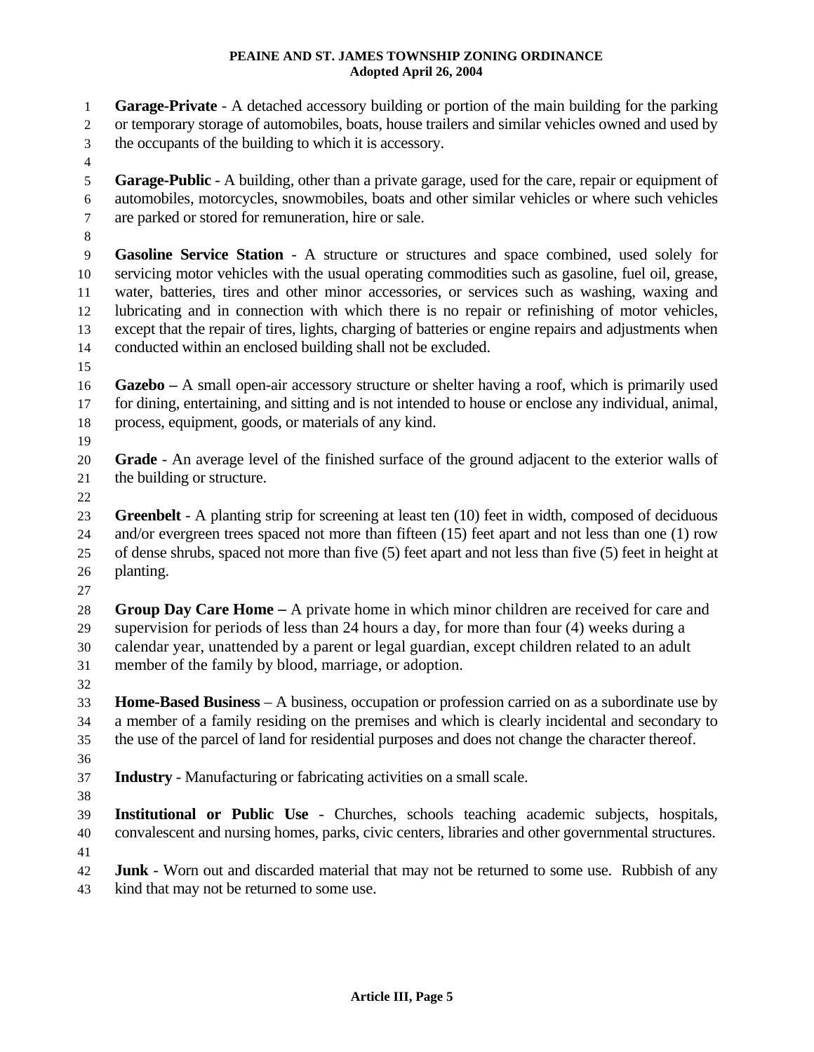**Garage-Private** - A detached accessory building or portion of the main building for the parking or temporary storage of automobiles, boats, house trailers and similar vehicles owned and used by the occupants of the building to which it is accessory.

**Garage-Public** - A building, other than a private garage, used for the care, repair or equipment of automobiles, motorcycles, snowmobiles, boats and other similar vehicles or where such vehicles are parked or stored for remuneration, hire or sale.

**Gasoline Service Station** - A structure or structures and space combined, used solely for servicing motor vehicles with the usual operating commodities such as gasoline, fuel oil, grease, water, batteries, tires and other minor accessories, or services such as washing, waxing and lubricating and in connection with which there is no repair or refinishing of motor vehicles, except that the repair of tires, lights, charging of batteries or engine repairs and adjustments when conducted within an enclosed building shall not be excluded.

**Gazebo –** A small open-air accessory structure or shelter having a roof, which is primarily used for dining, entertaining, and sitting and is not intended to house or enclose any individual, animal, process, equipment, goods, or materials of any kind.

**Grade** - An average level of the finished surface of the ground adjacent to the exterior walls of the building or structure.

**Greenbelt** - A planting strip for screening at least ten (10) feet in width, composed of deciduous and/or evergreen trees spaced not more than fifteen (15) feet apart and not less than one (1) row of dense shrubs, spaced not more than five (5) feet apart and not less than five (5) feet in height at planting.

**Group Day Care Home –** A private home in which minor children are received for care and supervision for periods of less than 24 hours a day, for more than four (4) weeks during a calendar year, unattended by a parent or legal guardian, except children related to an adult member of the family by blood, marriage, or adoption.

**Home-Based Business** – A business, occupation or profession carried on as a subordinate use by a member of a family residing on the premises and which is clearly incidental and secondary to the use of the parcel of land for residential purposes and does not change the character thereof.

**Industry** - Manufacturing or fabricating activities on a small scale.

**Institutional or Public Use** - Churches, schools teaching academic subjects, hospitals, convalescent and nursing homes, parks, civic centers, libraries and other governmental structures.

**Junk** - Worn out and discarded material that may not be returned to some use. Rubbish of any kind that may not be returned to some use.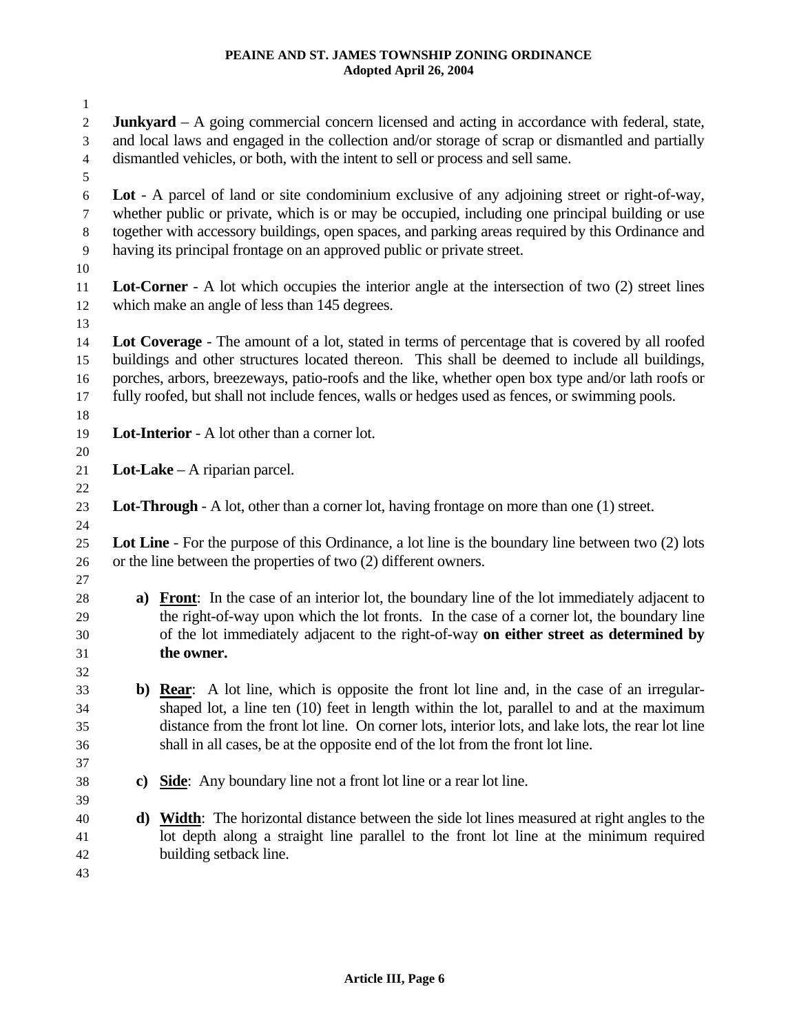**Junkyard** – A going commercial concern licensed and acting in accordance with federal, state, and local laws and engaged in the collection and/or storage of scrap or dismantled and partially dismantled vehicles, or both, with the intent to sell or process and sell same.

**Lot** - A parcel of land or site condominium exclusive of any adjoining street or right-of-way, whether public or private, which is or may be occupied, including one principal building or use together with accessory buildings, open spaces, and parking areas required by this Ordinance and having its principal frontage on an approved public or private street.

**Lot-Corner** - A lot which occupies the interior angle at the intersection of two (2) street lines which make an angle of less than 145 degrees.

**Lot Coverage** - The amount of a lot, stated in terms of percentage that is covered by all roofed buildings and other structures located thereon. This shall be deemed to include all buildings, porches, arbors, breezeways, patio-roofs and the like, whether open box type and/or lath roofs or fully roofed, but shall not include fences, walls or hedges used as fences, or swimming pools.

**Lot-Interior** - A lot other than a corner lot.

**Lot-Lake** – A riparian parcel.

**Lot-Through** - A lot, other than a corner lot, having frontage on more than one (1) street.

**Lot Line** - For the purpose of this Ordinance, a lot line is the boundary line between two (2) lots or the line between the properties of two (2) different owners.

**a)** **Front**: In the case of an interior lot, the boundary line of the lot immediately adjacent to the right-of-way upon which the lot fronts. In the case of a corner lot, the boundary line of the lot immediately adjacent to the right-of-way **on either street as determined by the owner.**

**b)** **Rear**: A lot line, which is opposite the front lot line and, in the case of an irregular-shaped lot, a line ten (10) feet in length within the lot, parallel to and at the maximum distance from the front lot line. On corner lots, interior lots, and lake lots, the rear lot line shall in all cases, be at the opposite end of the lot from the front lot line.

**c)** **Side**: Any boundary line not a front lot line or a rear lot line.

**d)** **Width**: The horizontal distance between the side lot lines measured at right angles to the lot depth along a straight line parallel to the front lot line at the minimum required building setback line.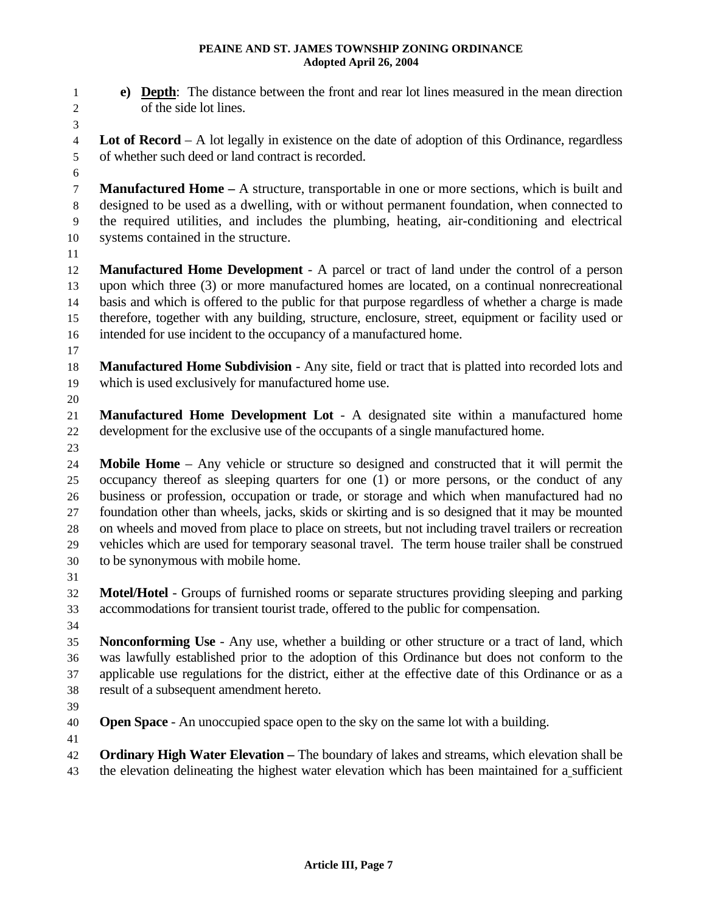**e) Depth**: The distance between the front and rear lot lines measured in the mean direction of the side lot lines.

**Lot of Record** – A lot legally in existence on the date of adoption of this Ordinance, regardless of whether such deed or land contract is recorded.

**Manufactured Home –** A structure, transportable in one or more sections, which is built and designed to be used as a dwelling, with or without permanent foundation, when connected to the required utilities, and includes the plumbing, heating, air-conditioning and electrical systems contained in the structure.

**Manufactured Home Development** - A parcel or tract of land under the control of a person upon which three (3) or more manufactured homes are located, on a continual nonrecreational basis and which is offered to the public for that purpose regardless of whether a charge is made therefore, together with any building, structure, enclosure, street, equipment or facility used or intended for use incident to the occupancy of a manufactured home.

**Manufactured Home Subdivision** - Any site, field or tract that is platted into recorded lots and which is used exclusively for manufactured home use.

**Manufactured Home Development Lot** - A designated site within a manufactured home development for the exclusive use of the occupants of a single manufactured home.

**Mobile Home** – Any vehicle or structure so designed and constructed that it will permit the occupancy thereof as sleeping quarters for one (1) or more persons, or the conduct of any business or profession, occupation or trade, or storage and which when manufactured had no foundation other than wheels, jacks, skids or skirting and is so designed that it may be mounted on wheels and moved from place to place on streets, but not including travel trailers or recreation vehicles which are used for temporary seasonal travel. The term house trailer shall be construed to be synonymous with mobile home.

**Motel/Hotel** - Groups of furnished rooms or separate structures providing sleeping and parking accommodations for transient tourist trade, offered to the public for compensation.

**Nonconforming Use** - Any use, whether a building or other structure or a tract of land, which was lawfully established prior to the adoption of this Ordinance but does not conform to the applicable use regulations for the district, either at the effective date of this Ordinance or as a result of a subsequent amendment hereto.

**Open Space** - An unoccupied space open to the sky on the same lot with a building.

**Ordinary High Water Elevation –** The boundary of lakes and streams, which elevation shall be the elevation delineating the highest water elevation which has been maintained for a sufficient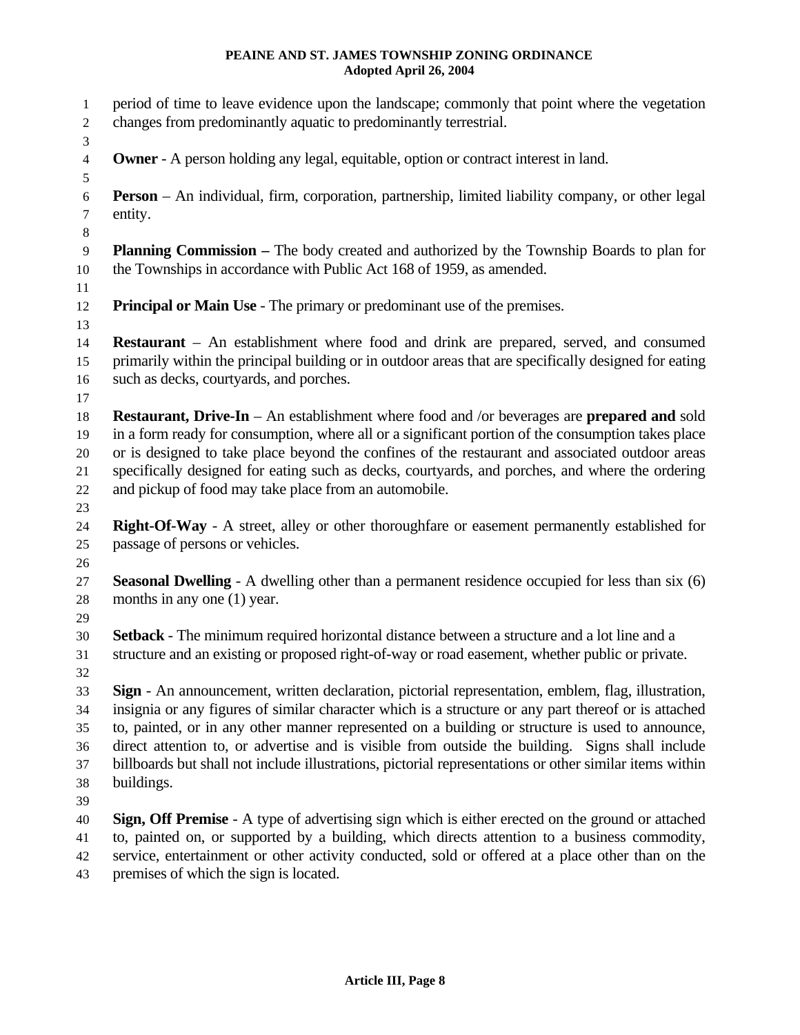period of time to leave evidence upon the landscape; commonly that point where the vegetation changes from predominantly aquatic to predominantly terrestrial.

**Owner** - A person holding any legal, equitable, option or contract interest in land.

**Person** – An individual, firm, corporation, partnership, limited liability company, or other legal entity.

**Planning Commission –** The body created and authorized by the Township Boards to plan for the Townships in accordance with Public Act 168 of 1959, as amended.

**Principal or Main Use** - The primary or predominant use of the premises.

**Restaurant** – An establishment where food and drink are prepared, served, and consumed primarily within the principal building or in outdoor areas that are specifically designed for eating such as decks, courtyards, and porches.

**Restaurant, Drive-In** – An establishment where food and /or beverages are **prepared and** sold in a form ready for consumption, where all or a significant portion of the consumption takes place or is designed to take place beyond the confines of the restaurant and associated outdoor areas specifically designed for eating such as decks, courtyards, and porches, and where the ordering and pickup of food may take place from an automobile.

**Right-Of-Way** - A street, alley or other thoroughfare or easement permanently established for passage of persons or vehicles.

**Seasonal Dwelling** - A dwelling other than a permanent residence occupied for less than six (6) months in any one (1) year.

**Setback** - The minimum required horizontal distance between a structure and a lot line and a structure and an existing or proposed right-of-way or road easement, whether public or private.

**Sign** - An announcement, written declaration, pictorial representation, emblem, flag, illustration, insignia or any figures of similar character which is a structure or any part thereof or is attached to, painted, or in any other manner represented on a building or structure is used to announce, direct attention to, or advertise and is visible from outside the building. Signs shall include billboards but shall not include illustrations, pictorial representations or other similar items within buildings.

**Sign, Off Premise** - A type of advertising sign which is either erected on the ground or attached to, painted on, or supported by a building, which directs attention to a business commodity, service, entertainment or other activity conducted, sold or offered at a place other than on the premises of which the sign is located.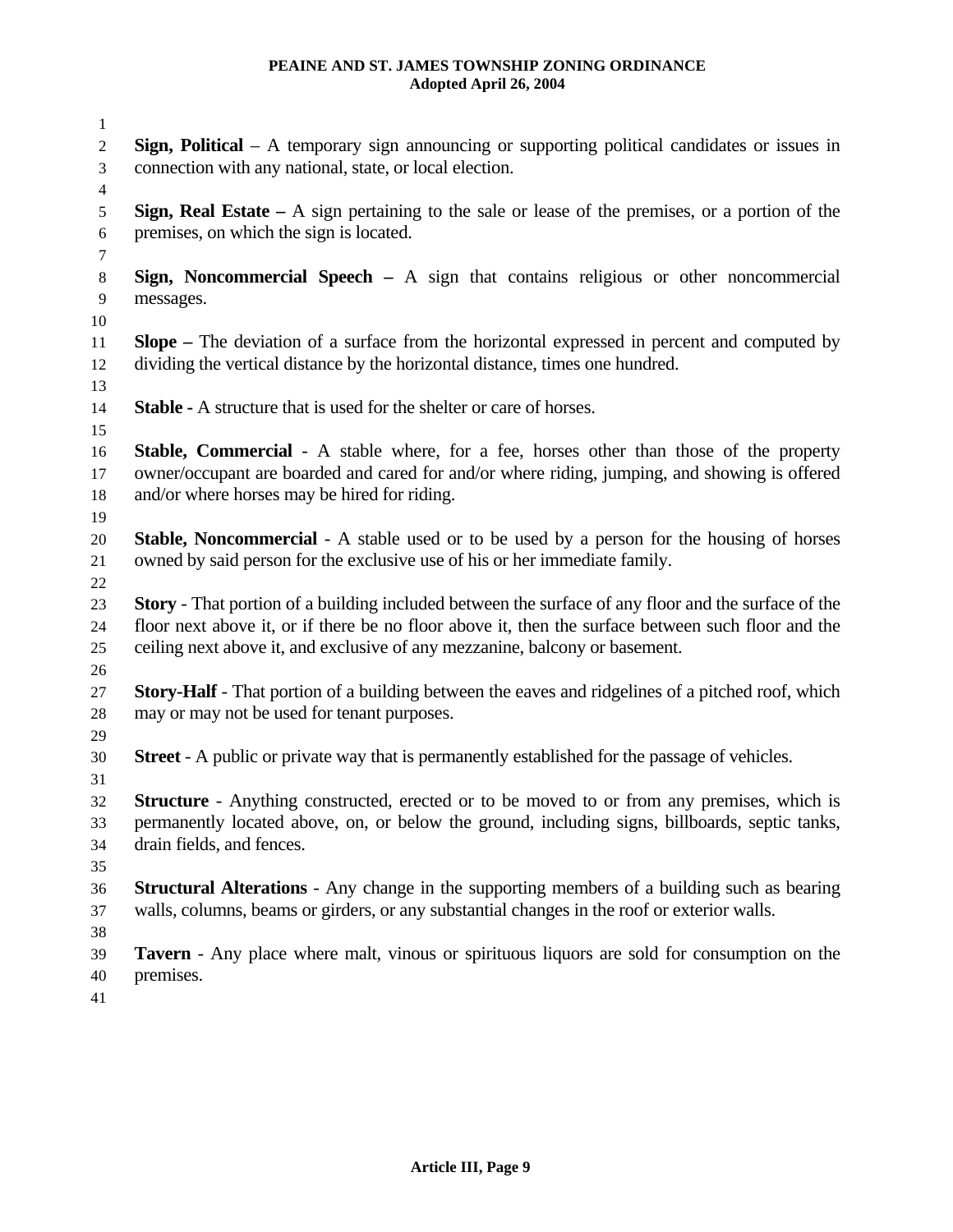**Sign, Political** – A temporary sign announcing or supporting political candidates or issues in connection with any national, state, or local election.

**Sign, Real Estate –** A sign pertaining to the sale or lease of the premises, or a portion of the premises, on which the sign is located.

**Sign, Noncommercial Speech –** A sign that contains religious or other noncommercial messages.

**Slope –** The deviation of a surface from the horizontal expressed in percent and computed by dividing the vertical distance by the horizontal distance, times one hundred.

**Stable -** A structure that is used for the shelter or care of horses.

**Stable, Commercial** - A stable where, for a fee, horses other than those of the property owner/occupant are boarded and cared for and/or where riding, jumping, and showing is offered and/or where horses may be hired for riding.

**Stable, Noncommercial** - A stable used or to be used by a person for the housing of horses owned by said person for the exclusive use of his or her immediate family.

**Story** - That portion of a building included between the surface of any floor and the surface of the floor next above it, or if there be no floor above it, then the surface between such floor and the ceiling next above it, and exclusive of any mezzanine, balcony or basement.

**Story-Half** - That portion of a building between the eaves and ridgelines of a pitched roof, which may or may not be used for tenant purposes.

**Street** - A public or private way that is permanently established for the passage of vehicles.

**Structure** - Anything constructed, erected or to be moved to or from any premises, which is permanently located above, on, or below the ground, including signs, billboards, septic tanks, drain fields, and fences.

**Structural Alterations** - Any change in the supporting members of a building such as bearing walls, columns, beams or girders, or any substantial changes in the roof or exterior walls.

**Tavern** - Any place where malt, vinous or spirituous liquors are sold for consumption on the premises.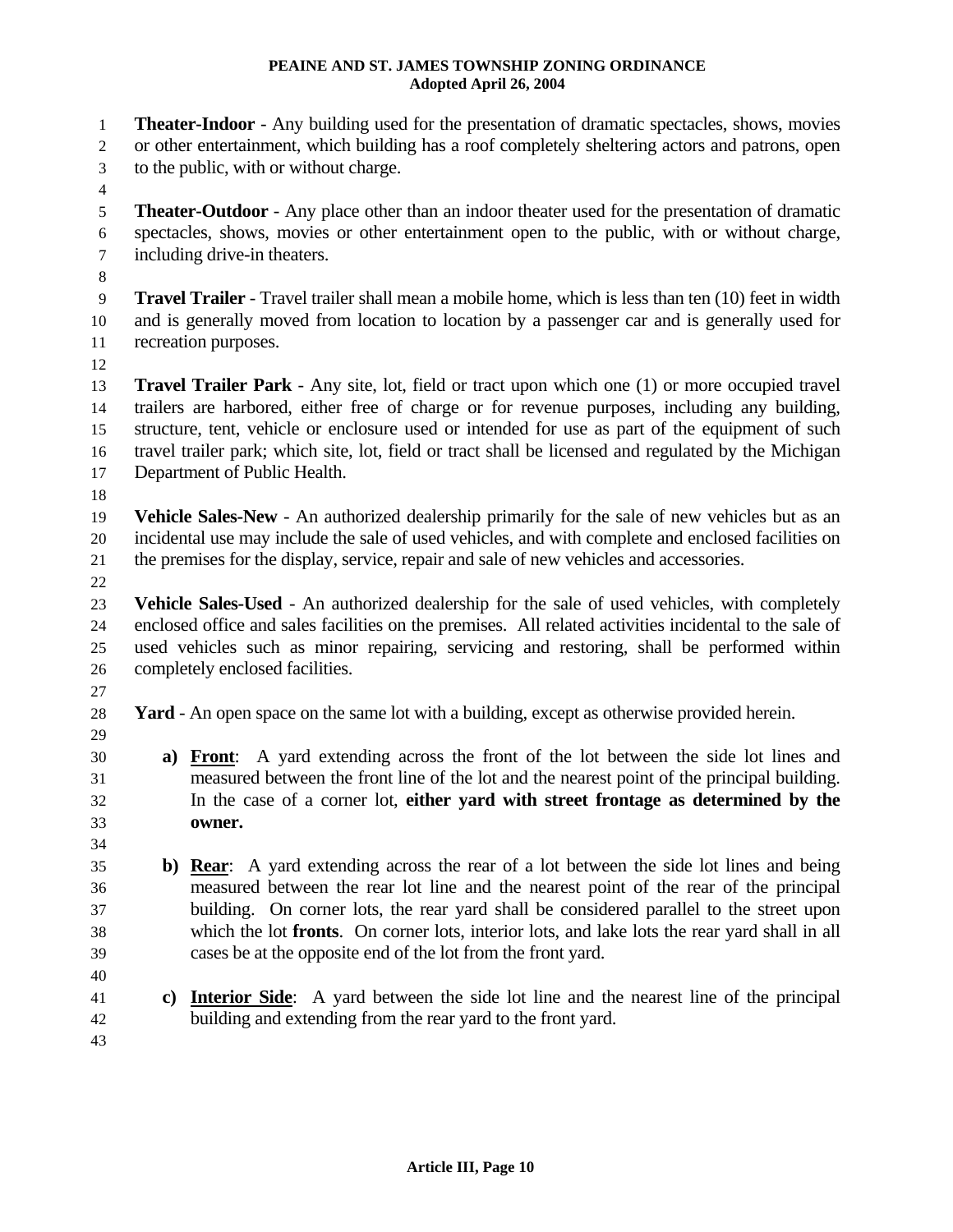**Theater-Indoor** - Any building used for the presentation of dramatic spectacles, shows, movies or other entertainment, which building has a roof completely sheltering actors and patrons, open to the public, with or without charge.

**Theater-Outdoor** - Any place other than an indoor theater used for the presentation of dramatic spectacles, shows, movies or other entertainment open to the public, with or without charge, including drive-in theaters.

**Travel Trailer** - Travel trailer shall mean a mobile home, which is less than ten (10) feet in width and is generally moved from location to location by a passenger car and is generally used for recreation purposes.

**Travel Trailer Park** - Any site, lot, field or tract upon which one (1) or more occupied travel trailers are harbored, either free of charge or for revenue purposes, including any building, structure, tent, vehicle or enclosure used or intended for use as part of the equipment of such travel trailer park; which site, lot, field or tract shall be licensed and regulated by the Michigan Department of Public Health.

**Vehicle Sales-New** - An authorized dealership primarily for the sale of new vehicles but as an incidental use may include the sale of used vehicles, and with complete and enclosed facilities on the premises for the display, service, repair and sale of new vehicles and accessories.

**Vehicle Sales-Used** - An authorized dealership for the sale of used vehicles, with completely enclosed office and sales facilities on the premises. All related activities incidental to the sale of used vehicles such as minor repairing, servicing and restoring, shall be performed within completely enclosed facilities.

**Yard** - An open space on the same lot with a building, except as otherwise provided herein.

a) **Front**: A yard extending across the front of the lot between the side lot lines and measured between the front line of the lot and the nearest point of the principal building. In the case of a corner lot, **either yard with street frontage as determined by the owner.**

b) **Rear**: A yard extending across the rear of a lot between the side lot lines and being measured between the rear lot line and the nearest point of the rear of the principal building. On corner lots, the rear yard shall be considered parallel to the street upon which the lot **fronts**. On corner lots, interior lots, and lake lots the rear yard shall in all cases be at the opposite end of the lot from the front yard.

c) **Interior Side**: A yard between the side lot line and the nearest line of the principal building and extending from the rear yard to the front yard.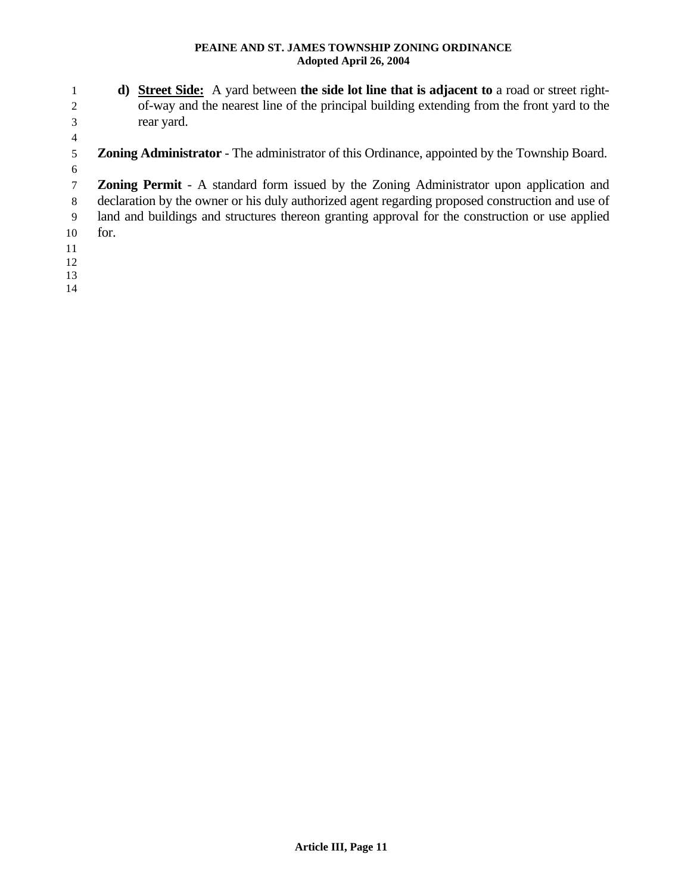d) **<u>Street Side:</u>** A yard between **the side lot line that is adjacent to** a road or street right-of-way and the nearest line of the principal building extending from the front yard to the rear yard.

**Zoning Administrator** - The administrator of this Ordinance, appointed by the Township Board.

**Zoning Permit** - A standard form issued by the Zoning Administrator upon application and declaration by the owner or his duly authorized agent regarding proposed construction and use of land and buildings and structures thereon granting approval for the construction or use applied for.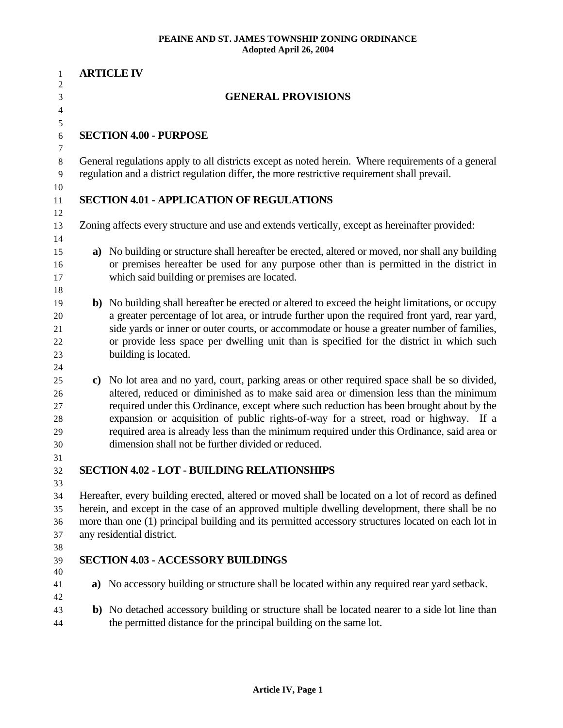# ARTICLE IV

## GENERAL PROVISIONS

### SECTION 4.00 - PURPOSE

General regulations apply to all districts except as noted herein. Where requirements of a general regulation and a district regulation differ, the more restrictive requirement shall prevail.

### SECTION 4.01 - APPLICATION OF REGULATIONS

Zoning affects every structure and use and extends vertically, except as hereinafter provided:

**a)** No building or structure shall hereafter be erected, altered or moved, nor shall any building or premises hereafter be used for any purpose other than is permitted in the district in which said building or premises are located.

**b)** No building shall hereafter be erected or altered to exceed the height limitations, or occupy a greater percentage of lot area, or intrude further upon the required front yard, rear yard, side yards or inner or outer courts, or accommodate or house a greater number of families, or provide less space per dwelling unit than is specified for the district in which such building is located.

**c)** No lot area and no yard, court, parking areas or other required space shall be so divided, altered, reduced or diminished as to make said area or dimension less than the minimum required under this Ordinance, except where such reduction has been brought about by the expansion or acquisition of public rights-of-way for a street, road or highway. If a required area is already less than the minimum required under this Ordinance, said area or dimension shall not be further divided or reduced.

### SECTION 4.02 - LOT - BUILDING RELATIONSHIPS

Hereafter, every building erected, altered or moved shall be located on a lot of record as defined herein, and except in the case of an approved multiple dwelling development, there shall be no more than one (1) principal building and its permitted accessory structures located on each lot in any residential district.

### SECTION 4.03 - ACCESSORY BUILDINGS

**a)** No accessory building or structure shall be located within any required rear yard setback.

**b)** No detached accessory building or structure shall be located nearer to a side lot line than the permitted distance for the principal building on the same lot.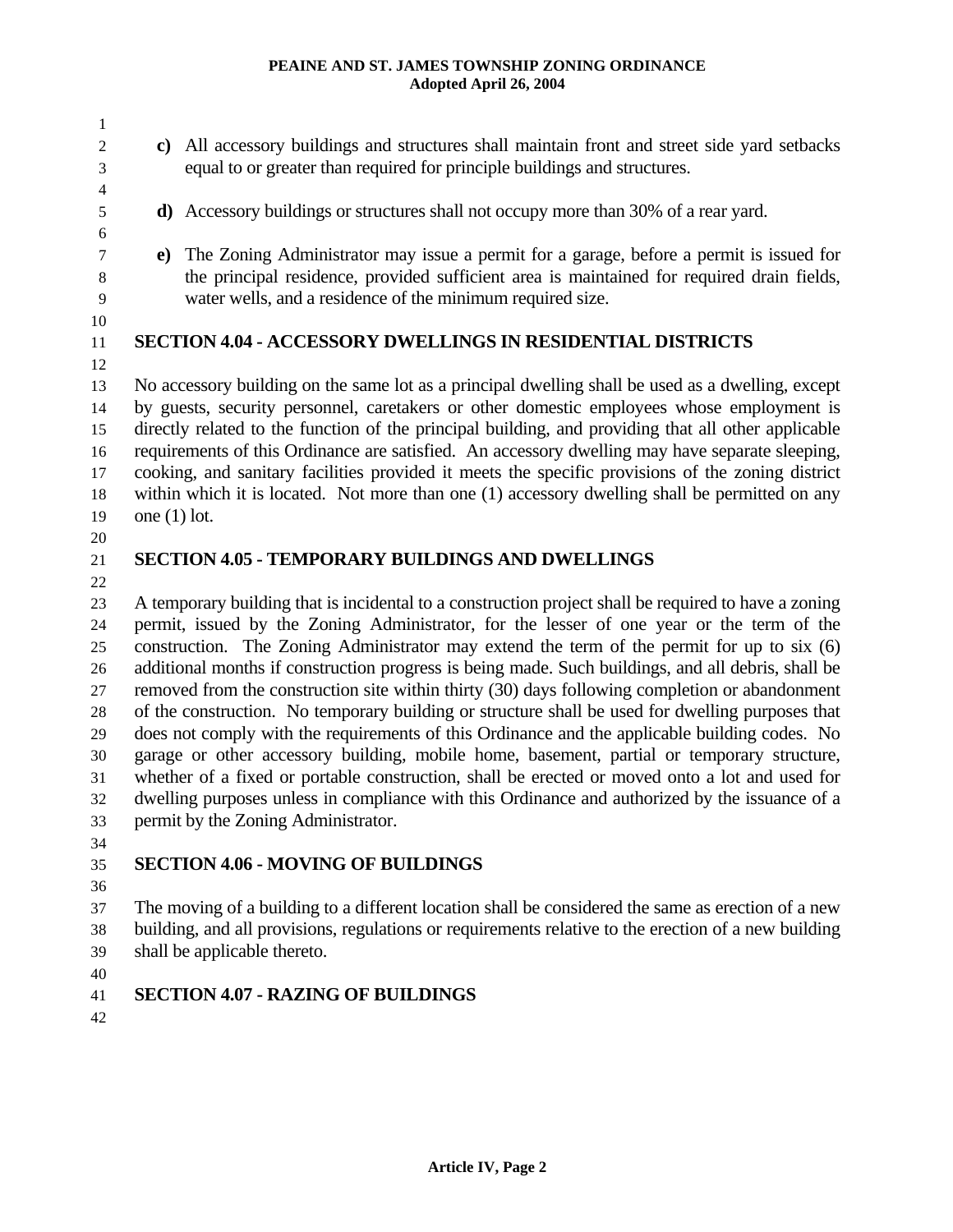**c)** All accessory buildings and structures shall maintain front and street side yard setbacks equal to or greater than required for principle buildings and structures.

**d)** Accessory buildings or structures shall not occupy more than 30% of a rear yard.

**e)** The Zoning Administrator may issue a permit for a garage, before a permit is issued for the principal residence, provided sufficient area is maintained for required drain fields, water wells, and a residence of the minimum required size.

## SECTION 4.04 - ACCESSORY DWELLINGS IN RESIDENTIAL DISTRICTS

No accessory building on the same lot as a principal dwelling shall be used as a dwelling, except by guests, security personnel, caretakers or other domestic employees whose employment is directly related to the function of the principal building, and providing that all other applicable requirements of this Ordinance are satisfied. An accessory dwelling may have separate sleeping, cooking, and sanitary facilities provided it meets the specific provisions of the zoning district within which it is located. Not more than one (1) accessory dwelling shall be permitted on any one (1) lot.

## SECTION 4.05 - TEMPORARY BUILDINGS AND DWELLINGS

A temporary building that is incidental to a construction project shall be required to have a zoning permit, issued by the Zoning Administrator, for the lesser of one year or the term of the construction. The Zoning Administrator may extend the term of the permit for up to six (6) additional months if construction progress is being made. Such buildings, and all debris, shall be removed from the construction site within thirty (30) days following completion or abandonment of the construction. No temporary building or structure shall be used for dwelling purposes that does not comply with the requirements of this Ordinance and the applicable building codes. No garage or other accessory building, mobile home, basement, partial or temporary structure, whether of a fixed or portable construction, shall be erected or moved onto a lot and used for dwelling purposes unless in compliance with this Ordinance and authorized by the issuance of a permit by the Zoning Administrator.

## SECTION 4.06 - MOVING OF BUILDINGS

The moving of a building to a different location shall be considered the same as erection of a new building, and all provisions, regulations or requirements relative to the erection of a new building shall be applicable thereto.

## SECTION 4.07 - RAZING OF BUILDINGS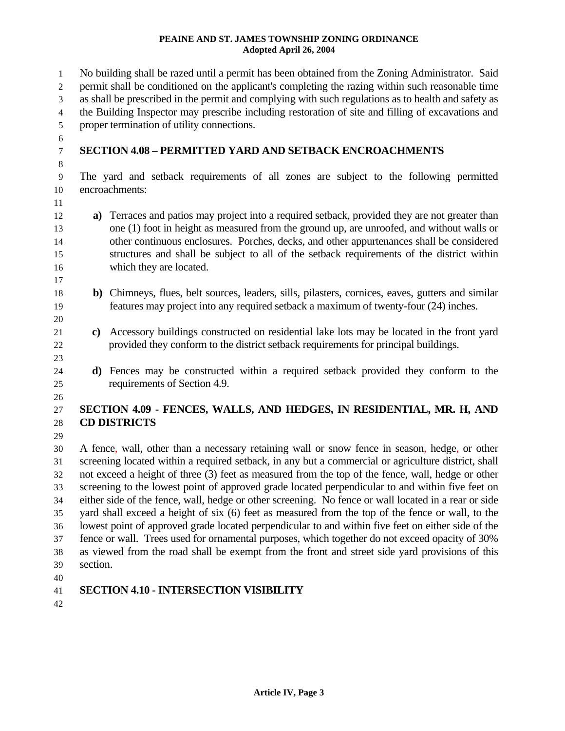No building shall be razed until a permit has been obtained from the Zoning Administrator. Said permit shall be conditioned on the applicant's completing the razing within such reasonable time as shall be prescribed in the permit and complying with such regulations as to health and safety as the Building Inspector may prescribe including restoration of site and filling of excavations and proper termination of utility connections.

## SECTION 4.08 – PERMITTED YARD AND SETBACK ENCROACHMENTS

The yard and setback requirements of all zones are subject to the following permitted encroachments:

**a)** Terraces and patios may project into a required setback, provided they are not greater than one (1) foot in height as measured from the ground up, are unroofed, and without walls or other continuous enclosures. Porches, decks, and other appurtenances shall be considered structures and shall be subject to all of the setback requirements of the district within which they are located.

**b)** Chimneys, flues, belt sources, leaders, sills, pilasters, cornices, eaves, gutters and similar features may project into any required setback a maximum of twenty-four (24) inches.

**c)** Accessory buildings constructed on residential lake lots may be located in the front yard provided they conform to the district setback requirements for principal buildings.

**d)** Fences may be constructed within a required setback provided they conform to the requirements of Section 4.9.

## SECTION 4.09 - FENCES, WALLS, AND HEDGES, IN RESIDENTIAL, MR. H, AND CD DISTRICTS

A fence, wall, other than a necessary retaining wall or snow fence in season, hedge, or other screening located within a required setback, in any but a commercial or agriculture district, shall not exceed a height of three (3) feet as measured from the top of the fence, wall, hedge or other screening to the lowest point of approved grade located perpendicular to and within five feet on either side of the fence, wall, hedge or other screening. No fence or wall located in a rear or side yard shall exceed a height of six (6) feet as measured from the top of the fence or wall, to the lowest point of approved grade located perpendicular to and within five feet on either side of the fence or wall. Trees used for ornamental purposes, which together do not exceed opacity of 30% as viewed from the road shall be exempt from the front and street side yard provisions of this section.

## SECTION 4.10 - INTERSECTION VISIBILITY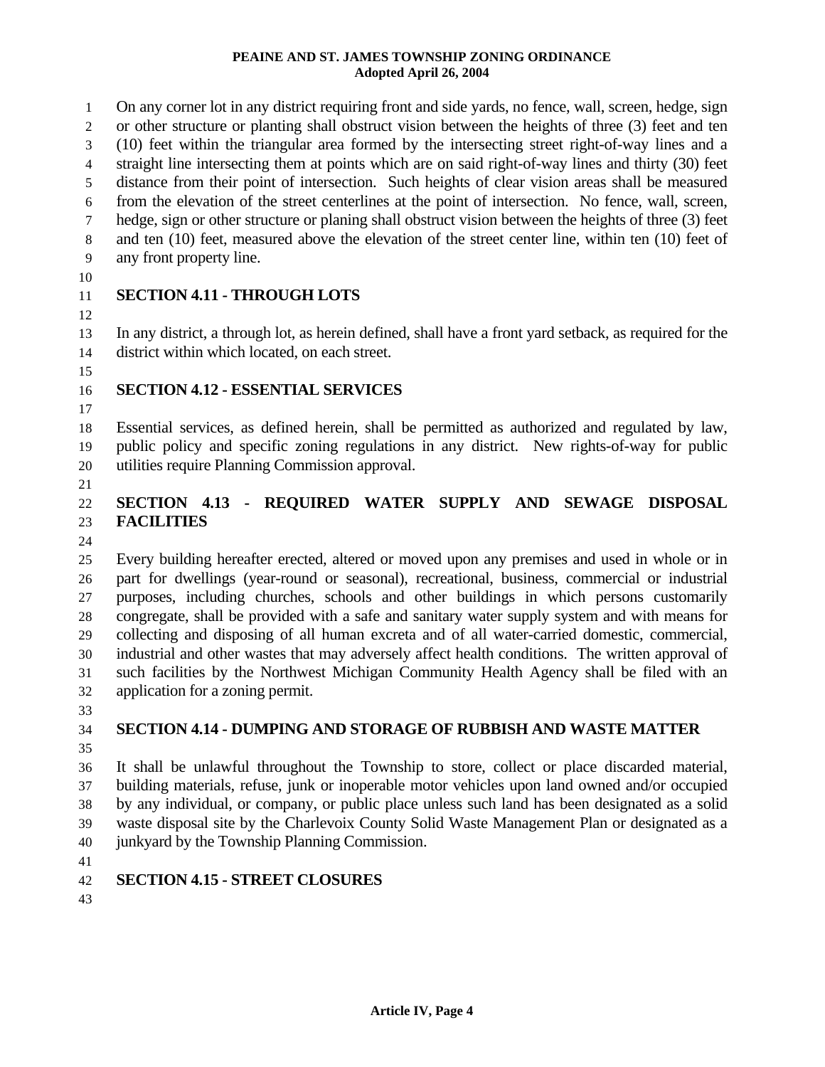On any corner lot in any district requiring front and side yards, no fence, wall, screen, hedge, sign or other structure or planting shall obstruct vision between the heights of three (3) feet and ten (10) feet within the triangular area formed by the intersecting street right-of-way lines and a straight line intersecting them at points which are on said right-of-way lines and thirty (30) feet distance from their point of intersection. Such heights of clear vision areas shall be measured from the elevation of the street centerlines at the point of intersection. No fence, wall, screen, hedge, sign or other structure or planing shall obstruct vision between the heights of three (3) feet and ten (10) feet, measured above the elevation of the street center line, within ten (10) feet of any front property line.

## SECTION 4.11 - THROUGH LOTS

In any district, a through lot, as herein defined, shall have a front yard setback, as required for the district within which located, on each street.

## SECTION 4.12 - ESSENTIAL SERVICES

Essential services, as defined herein, shall be permitted as authorized and regulated by law, public policy and specific zoning regulations in any district. New rights-of-way for public utilities require Planning Commission approval.

## SECTION 4.13 - REQUIRED WATER SUPPLY AND SEWAGE DISPOSAL FACILITIES

Every building hereafter erected, altered or moved upon any premises and used in whole or in part for dwellings (year-round or seasonal), recreational, business, commercial or industrial purposes, including churches, schools and other buildings in which persons customarily congregate, shall be provided with a safe and sanitary water supply system and with means for collecting and disposing of all human excreta and of all water-carried domestic, commercial, industrial and other wastes that may adversely affect health conditions. The written approval of such facilities by the Northwest Michigan Community Health Agency shall be filed with an application for a zoning permit.

## SECTION 4.14 - DUMPING AND STORAGE OF RUBBISH AND WASTE MATTER

It shall be unlawful throughout the Township to store, collect or place discarded material, building materials, refuse, junk or inoperable motor vehicles upon land owned and/or occupied by any individual, or company, or public place unless such land has been designated as a solid waste disposal site by the Charlevoix County Solid Waste Management Plan or designated as a junkyard by the Township Planning Commission.

## SECTION 4.15 - STREET CLOSURES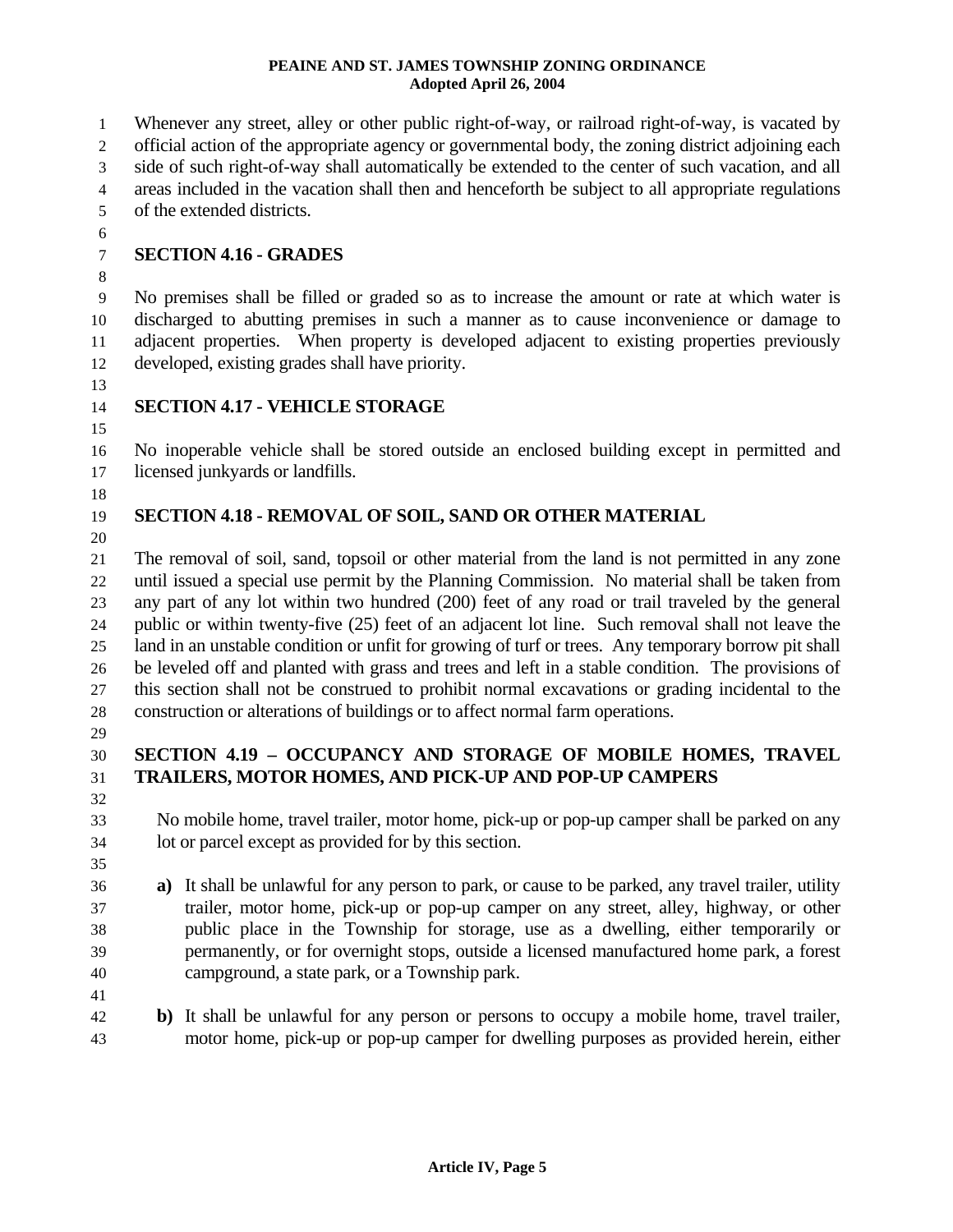Whenever any street, alley or other public right-of-way, or railroad right-of-way, is vacated by official action of the appropriate agency or governmental body, the zoning district adjoining each side of such right-of-way shall automatically be extended to the center of such vacation, and all areas included in the vacation shall then and henceforth be subject to all appropriate regulations of the extended districts.

## SECTION 4.16 - GRADES

No premises shall be filled or graded so as to increase the amount or rate at which water is discharged to abutting premises in such a manner as to cause inconvenience or damage to adjacent properties. When property is developed adjacent to existing properties previously developed, existing grades shall have priority.

## SECTION 4.17 - VEHICLE STORAGE

No inoperable vehicle shall be stored outside an enclosed building except in permitted and licensed junkyards or landfills.

## SECTION 4.18 - REMOVAL OF SOIL, SAND OR OTHER MATERIAL

The removal of soil, sand, topsoil or other material from the land is not permitted in any zone until issued a special use permit by the Planning Commission. No material shall be taken from any part of any lot within two hundred (200) feet of any road or trail traveled by the general public or within twenty-five (25) feet of an adjacent lot line. Such removal shall not leave the land in an unstable condition or unfit for growing of turf or trees. Any temporary borrow pit shall be leveled off and planted with grass and trees and left in a stable condition. The provisions of this section shall not be construed to prohibit normal excavations or grading incidental to the construction or alterations of buildings or to affect normal farm operations.

## SECTION 4.19 – OCCUPANCY AND STORAGE OF MOBILE HOMES, TRAVEL TRAILERS, MOTOR HOMES, AND PICK-UP AND POP-UP CAMPERS

No mobile home, travel trailer, motor home, pick-up or pop-up camper shall be parked on any lot or parcel except as provided for by this section.

**a)** It shall be unlawful for any person to park, or cause to be parked, any travel trailer, utility trailer, motor home, pick-up or pop-up camper on any street, alley, highway, or other public place in the Township for storage, use as a dwelling, either temporarily or permanently, or for overnight stops, outside a licensed manufactured home park, a forest campground, a state park, or a Township park.

**b)** It shall be unlawful for any person or persons to occupy a mobile home, travel trailer, motor home, pick-up or pop-up camper for dwelling purposes as provided herein, either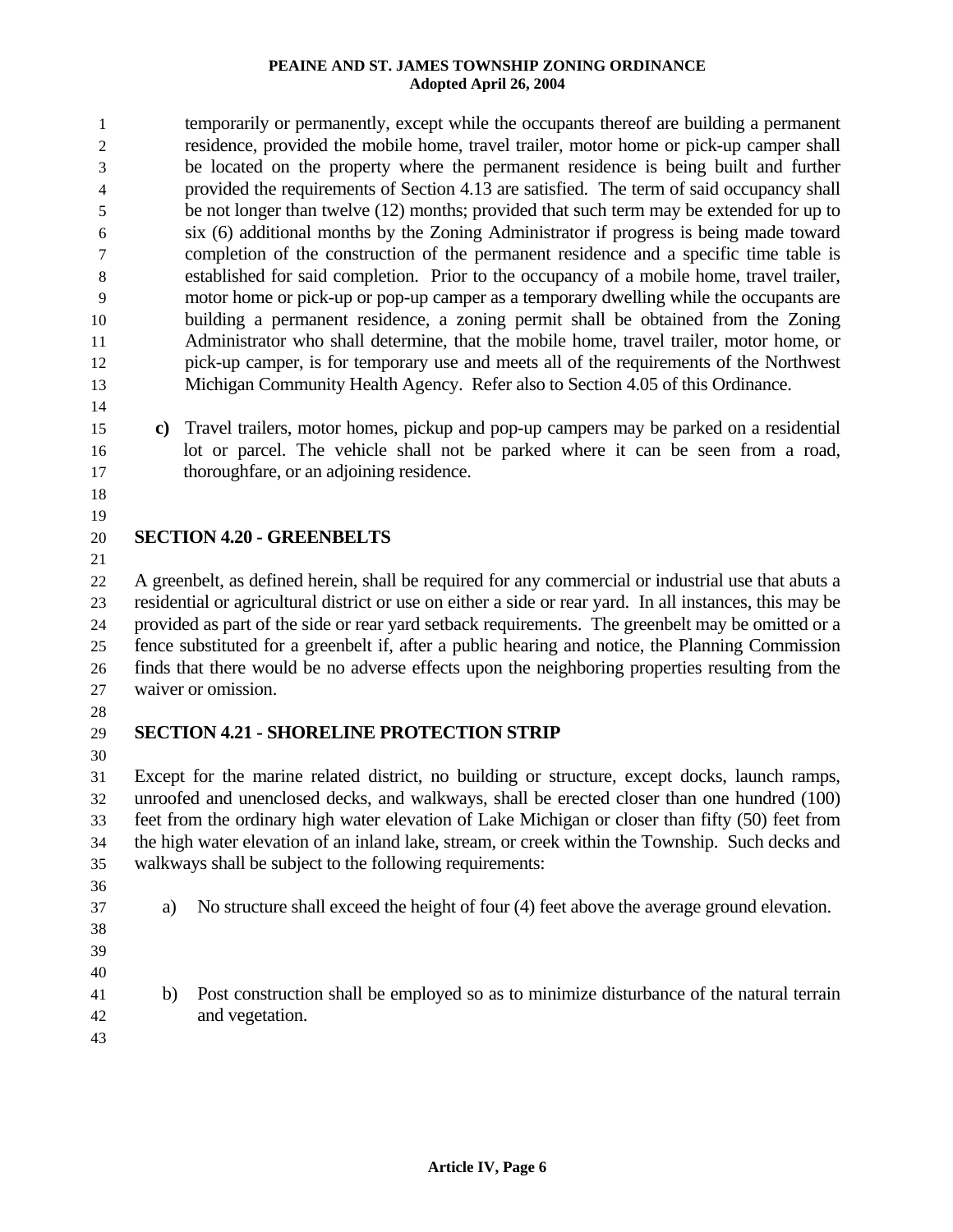temporarily or permanently, except while the occupants thereof are building a permanent residence, provided the mobile home, travel trailer, motor home or pick-up camper shall be located on the property where the permanent residence is being built and further provided the requirements of Section 4.13 are satisfied. The term of said occupancy shall be not longer than twelve (12) months; provided that such term may be extended for up to six (6) additional months by the Zoning Administrator if progress is being made toward completion of the construction of the permanent residence and a specific time table is established for said completion. Prior to the occupancy of a mobile home, travel trailer, motor home or pick-up or pop-up camper as a temporary dwelling while the occupants are building a permanent residence, a zoning permit shall be obtained from the Zoning Administrator who shall determine, that the mobile home, travel trailer, motor home, or pick-up camper, is for temporary use and meets all of the requirements of the Northwest Michigan Community Health Agency. Refer also to Section 4.05 of this Ordinance.

**c)** Travel trailers, motor homes, pickup and pop-up campers may be parked on a residential lot or parcel. The vehicle shall not be parked where it can be seen from a road, thoroughfare, or an adjoining residence.

## SECTION 4.20 - GREENBELTS

A greenbelt, as defined herein, shall be required for any commercial or industrial use that abuts a residential or agricultural district or use on either a side or rear yard. In all instances, this may be provided as part of the side or rear yard setback requirements. The greenbelt may be omitted or a fence substituted for a greenbelt if, after a public hearing and notice, the Planning Commission finds that there would be no adverse effects upon the neighboring properties resulting from the waiver or omission.

## SECTION 4.21 - SHORELINE PROTECTION STRIP

Except for the marine related district, no building or structure, except docks, launch ramps, unroofed and unenclosed decks, and walkways, shall be erected closer than one hundred (100) feet from the ordinary high water elevation of Lake Michigan or closer than fifty (50) feet from the high water elevation of an inland lake, stream, or creek within the Township. Such decks and walkways shall be subject to the following requirements:

a) No structure shall exceed the height of four (4) feet above the average ground elevation.

b) Post construction shall be employed so as to minimize disturbance of the natural terrain and vegetation.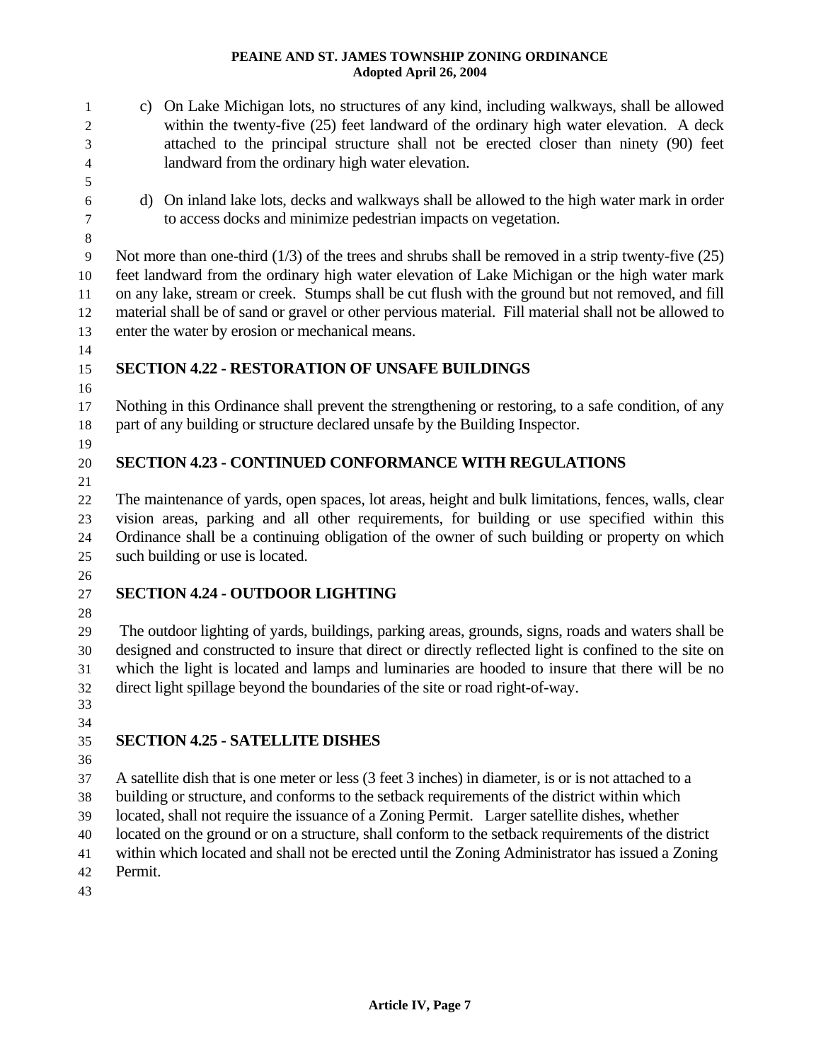c) On Lake Michigan lots, no structures of any kind, including walkways, shall be allowed within the twenty-five (25) feet landward of the ordinary high water elevation. A deck attached to the principal structure shall not be erected closer than ninety (90) feet landward from the ordinary high water elevation.

d) On inland lake lots, decks and walkways shall be allowed to the high water mark in order to access docks and minimize pedestrian impacts on vegetation.

Not more than one-third (1/3) of the trees and shrubs shall be removed in a strip twenty-five (25) feet landward from the ordinary high water elevation of Lake Michigan or the high water mark on any lake, stream or creek. Stumps shall be cut flush with the ground but not removed, and fill material shall be of sand or gravel or other pervious material. Fill material shall not be allowed to enter the water by erosion or mechanical means.

## SECTION 4.22 - RESTORATION OF UNSAFE BUILDINGS

Nothing in this Ordinance shall prevent the strengthening or restoring, to a safe condition, of any part of any building or structure declared unsafe by the Building Inspector.

## SECTION 4.23 - CONTINUED CONFORMANCE WITH REGULATIONS

The maintenance of yards, open spaces, lot areas, height and bulk limitations, fences, walls, clear vision areas, parking and all other requirements, for building or use specified within this Ordinance shall be a continuing obligation of the owner of such building or property on which such building or use is located.

## SECTION 4.24 - OUTDOOR LIGHTING

The outdoor lighting of yards, buildings, parking areas, grounds, signs, roads and waters shall be designed and constructed to insure that direct or directly reflected light is confined to the site on which the light is located and lamps and luminaries are hooded to insure that there will be no direct light spillage beyond the boundaries of the site or road right-of-way.

## SECTION 4.25 - SATELLITE DISHES

A satellite dish that is one meter or less (3 feet 3 inches) in diameter, is or is not attached to a building or structure, and conforms to the setback requirements of the district within which located, shall not require the issuance of a Zoning Permit. Larger satellite dishes, whether located on the ground or on a structure, shall conform to the setback requirements of the district within which located and shall not be erected until the Zoning Administrator has issued a Zoning Permit.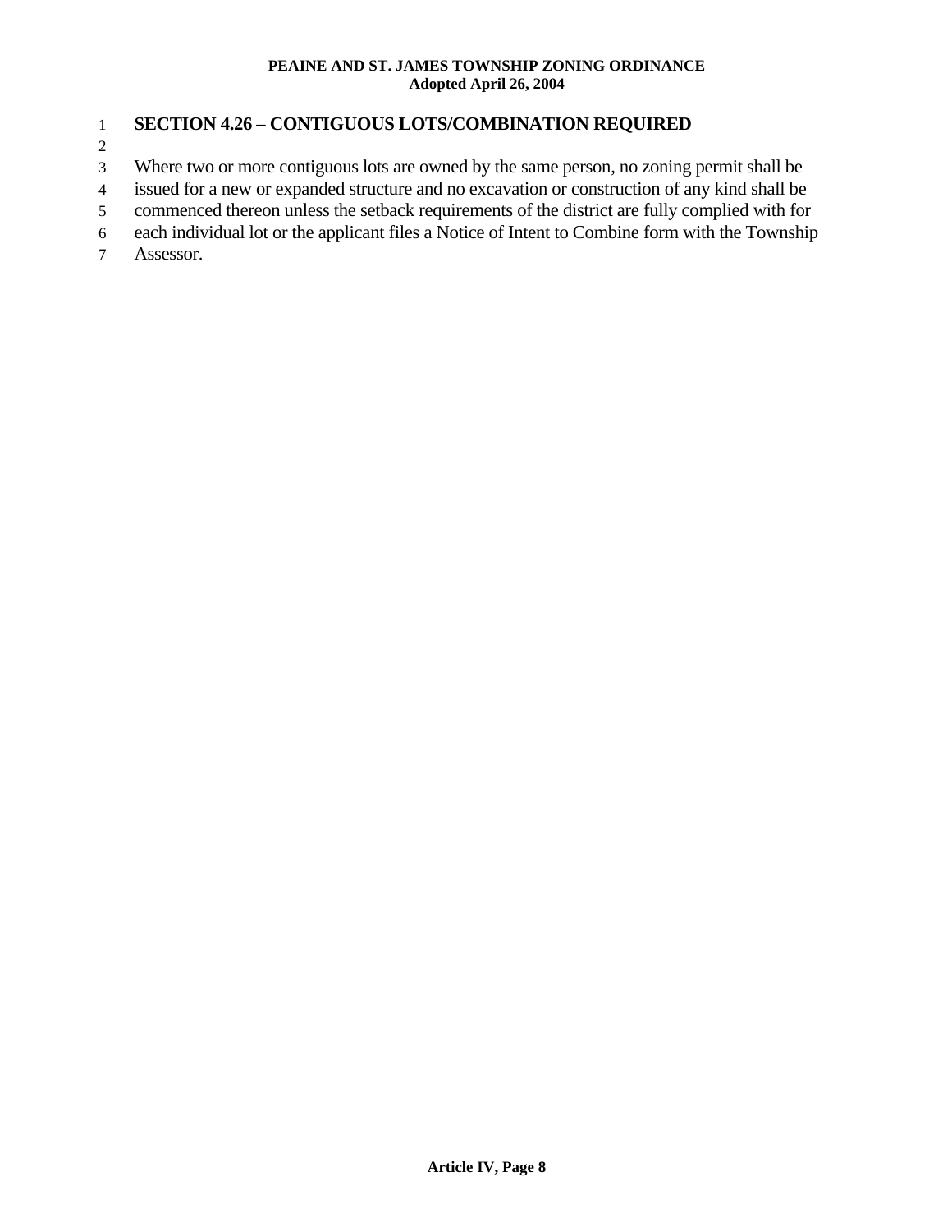## SECTION 4.26 – CONTIGUOUS LOTS/COMBINATION REQUIRED

Where two or more contiguous lots are owned by the same person, no zoning permit shall be issued for a new or expanded structure and no excavation or construction of any kind shall be commenced thereon unless the setback requirements of the district are fully complied with for each individual lot or the applicant files a Notice of Intent to Combine form with the Township Assessor.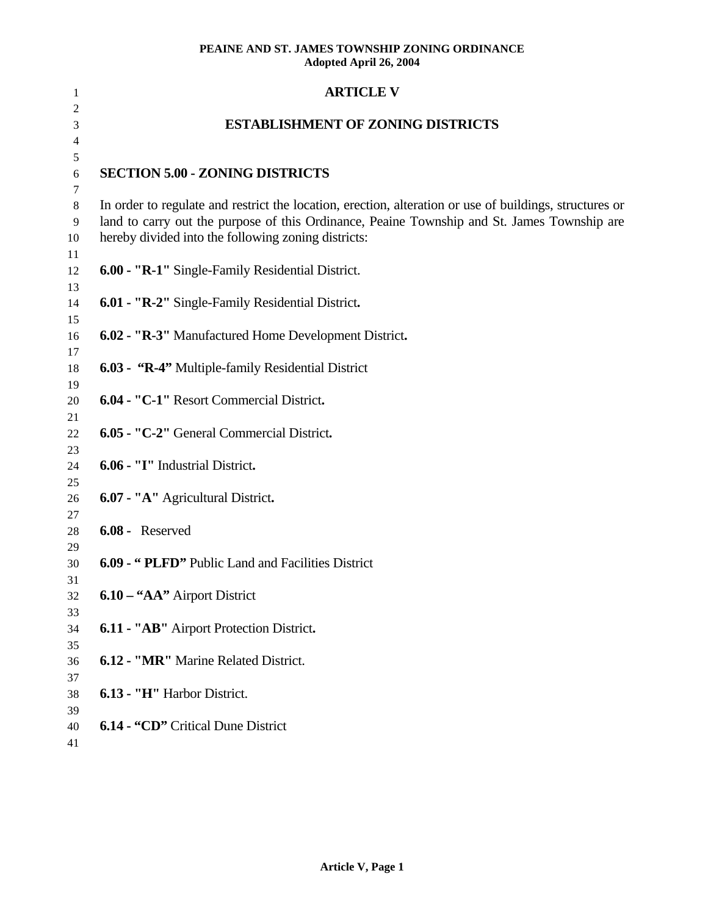# ARTICLE V

# ESTABLISHMENT OF ZONING DISTRICTS

## SECTION 5.00 - ZONING DISTRICTS

In order to regulate and restrict the location, erection, alteration or use of buildings, structures or land to carry out the purpose of this Ordinance, Peaine Township and St. James Township are hereby divided into the following zoning districts:

**6.00 - "R-1"** Single-Family Residential District.

**6.01 - "R-2"** Single-Family Residential District**.**

**6.02 - "R-3"** Manufactured Home Development District**.**

**6.03 - "R-4"** Multiple-family Residential District

**6.04 - "C-1"** Resort Commercial District**.**

**6.05 - "C-2"** General Commercial District**.**

**6.06 - "I"** Industrial District**.**

**6.07 - "A"** Agricultural District**.**

**6.08 -** Reserved

**6.09 - " PLFD"** Public Land and Facilities District

**6.10 – "AA"** Airport District

**6.11 - "AB"** Airport Protection District**.**

**6.12 - "MR"** Marine Related District.

**6.13 - "H"** Harbor District.

**6.14 - "CD"** Critical Dune District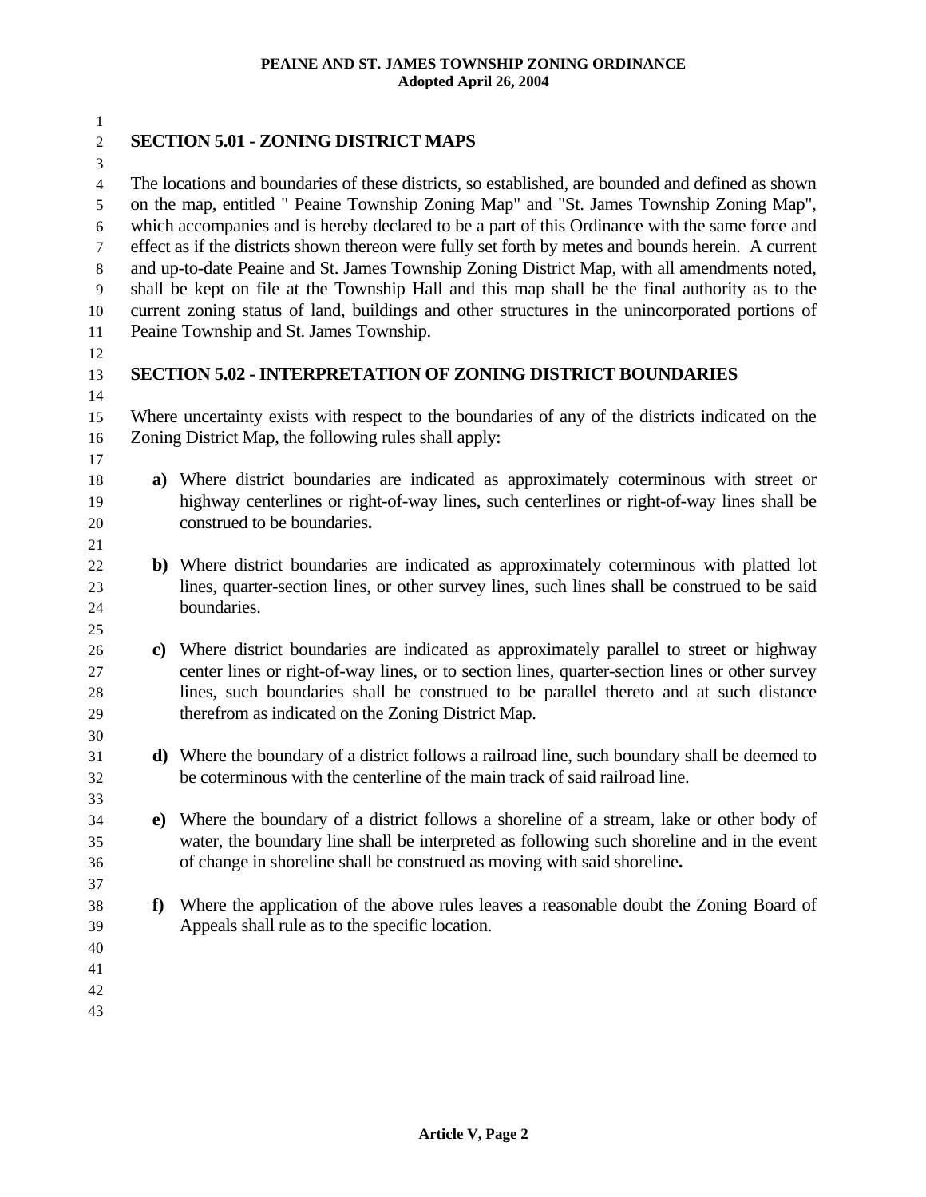## SECTION 5.01 - ZONING DISTRICT MAPS

The locations and boundaries of these districts, so established, are bounded and defined as shown on the map, entitled " Peaine Township Zoning Map" and "St. James Township Zoning Map", which accompanies and is hereby declared to be a part of this Ordinance with the same force and effect as if the districts shown thereon were fully set forth by metes and bounds herein. A current and up-to-date Peaine and St. James Township Zoning District Map, with all amendments noted, shall be kept on file at the Township Hall and this map shall be the final authority as to the current zoning status of land, buildings and other structures in the unincorporated portions of Peaine Township and St. James Township.

## SECTION 5.02 - INTERPRETATION OF ZONING DISTRICT BOUNDARIES

Where uncertainty exists with respect to the boundaries of any of the districts indicated on the Zoning District Map, the following rules shall apply:

**a)** Where district boundaries are indicated as approximately coterminous with street or highway centerlines or right-of-way lines, such centerlines or right-of-way lines shall be construed to be boundaries**.**

**b)** Where district boundaries are indicated as approximately coterminous with platted lot lines, quarter-section lines, or other survey lines, such lines shall be construed to be said boundaries.

**c)** Where district boundaries are indicated as approximately parallel to street or highway center lines or right-of-way lines, or to section lines, quarter-section lines or other survey lines, such boundaries shall be construed to be parallel thereto and at such distance therefrom as indicated on the Zoning District Map.

**d)** Where the boundary of a district follows a railroad line, such boundary shall be deemed to be coterminous with the centerline of the main track of said railroad line.

**e)** Where the boundary of a district follows a shoreline of a stream, lake or other body of water, the boundary line shall be interpreted as following such shoreline and in the event of change in shoreline shall be construed as moving with said shoreline**.**

**f)** Where the application of the above rules leaves a reasonable doubt the Zoning Board of Appeals shall rule as to the specific location.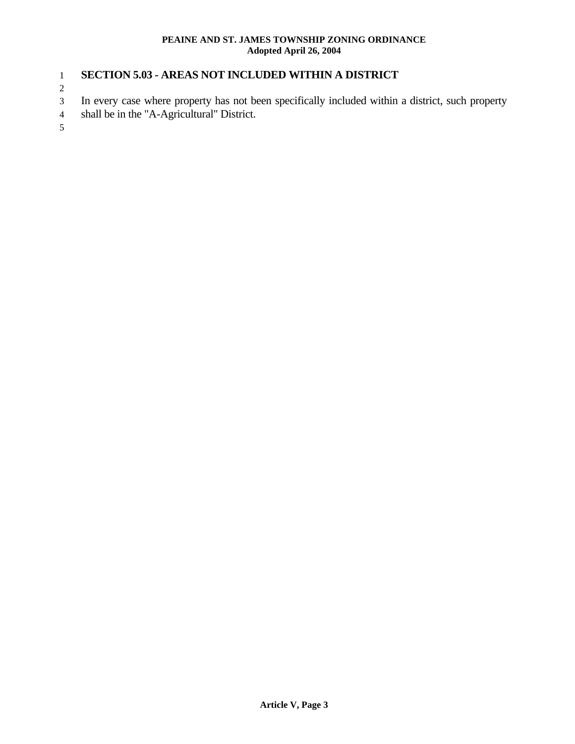## SECTION 5.03 - AREAS NOT INCLUDED WITHIN A DISTRICT

In every case where property has not been specifically included within a district, such property shall be in the "A-Agricultural" District.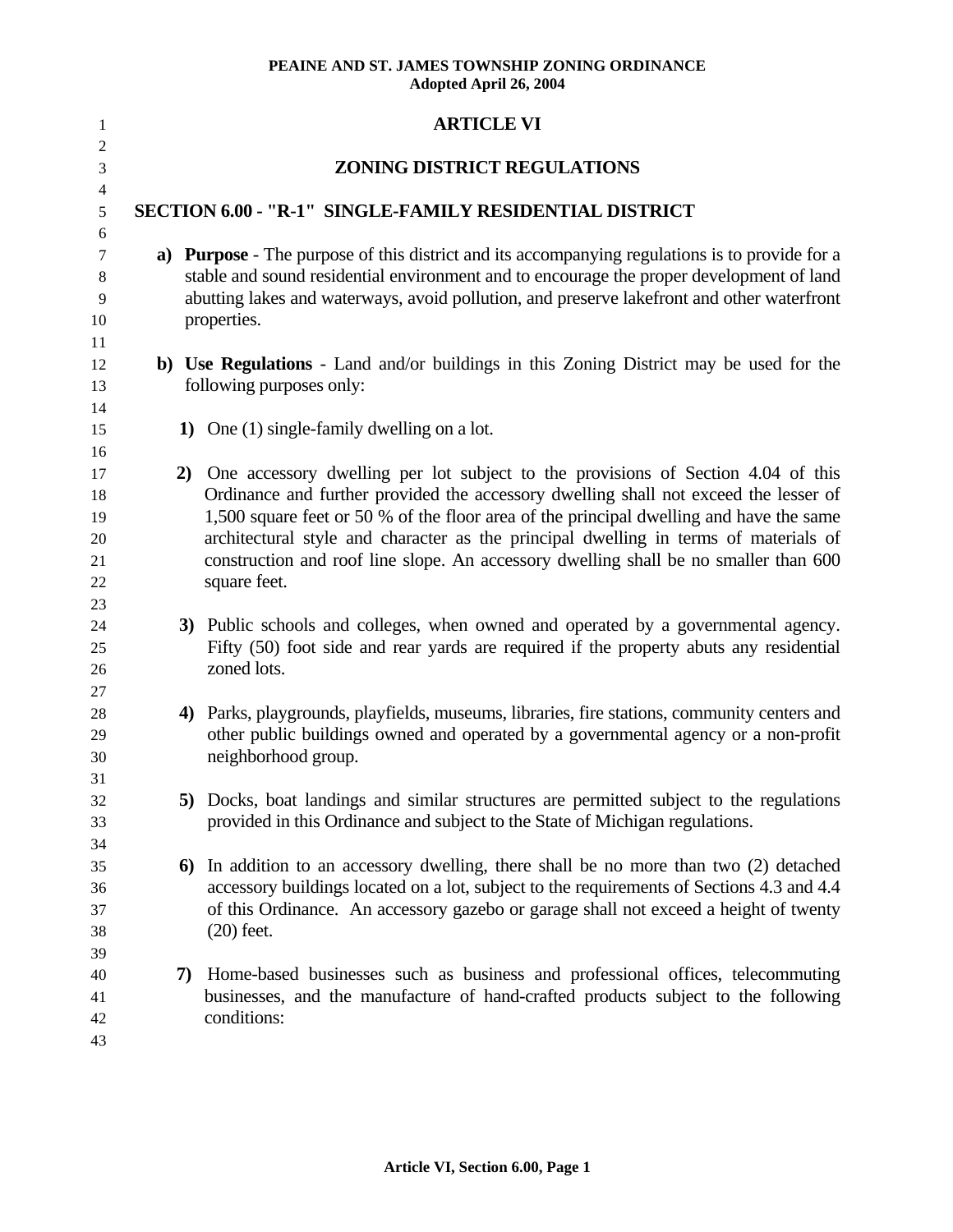# ARTICLE VI

# ZONING DISTRICT REGULATIONS

## SECTION 6.00 - "R-1" SINGLE-FAMILY RESIDENTIAL DISTRICT

**a) Purpose** - The purpose of this district and its accompanying regulations is to provide for a stable and sound residential environment and to encourage the proper development of land abutting lakes and waterways, avoid pollution, and preserve lakefront and other waterfront properties.

**b) Use Regulations** - Land and/or buildings in this Zoning District may be used for the following purposes only:

**1)** One (1) single-family dwelling on a lot.

**2)** One accessory dwelling per lot subject to the provisions of Section 4.04 of this Ordinance and further provided the accessory dwelling shall not exceed the lesser of 1,500 square feet or 50 % of the floor area of the principal dwelling and have the same architectural style and character as the principal dwelling in terms of materials of construction and roof line slope. An accessory dwelling shall be no smaller than 600 square feet.

**3)** Public schools and colleges, when owned and operated by a governmental agency. Fifty (50) foot side and rear yards are required if the property abuts any residential zoned lots.

**4)** Parks, playgrounds, playfields, museums, libraries, fire stations, community centers and other public buildings owned and operated by a governmental agency or a non-profit neighborhood group.

**5)** Docks, boat landings and similar structures are permitted subject to the regulations provided in this Ordinance and subject to the State of Michigan regulations.

**6)** In addition to an accessory dwelling, there shall be no more than two (2) detached accessory buildings located on a lot, subject to the requirements of Sections 4.3 and 4.4 of this Ordinance. An accessory gazebo or garage shall not exceed a height of twenty (20) feet.

**7)** Home-based businesses such as business and professional offices, telecommuting businesses, and the manufacture of hand-crafted products subject to the following conditions: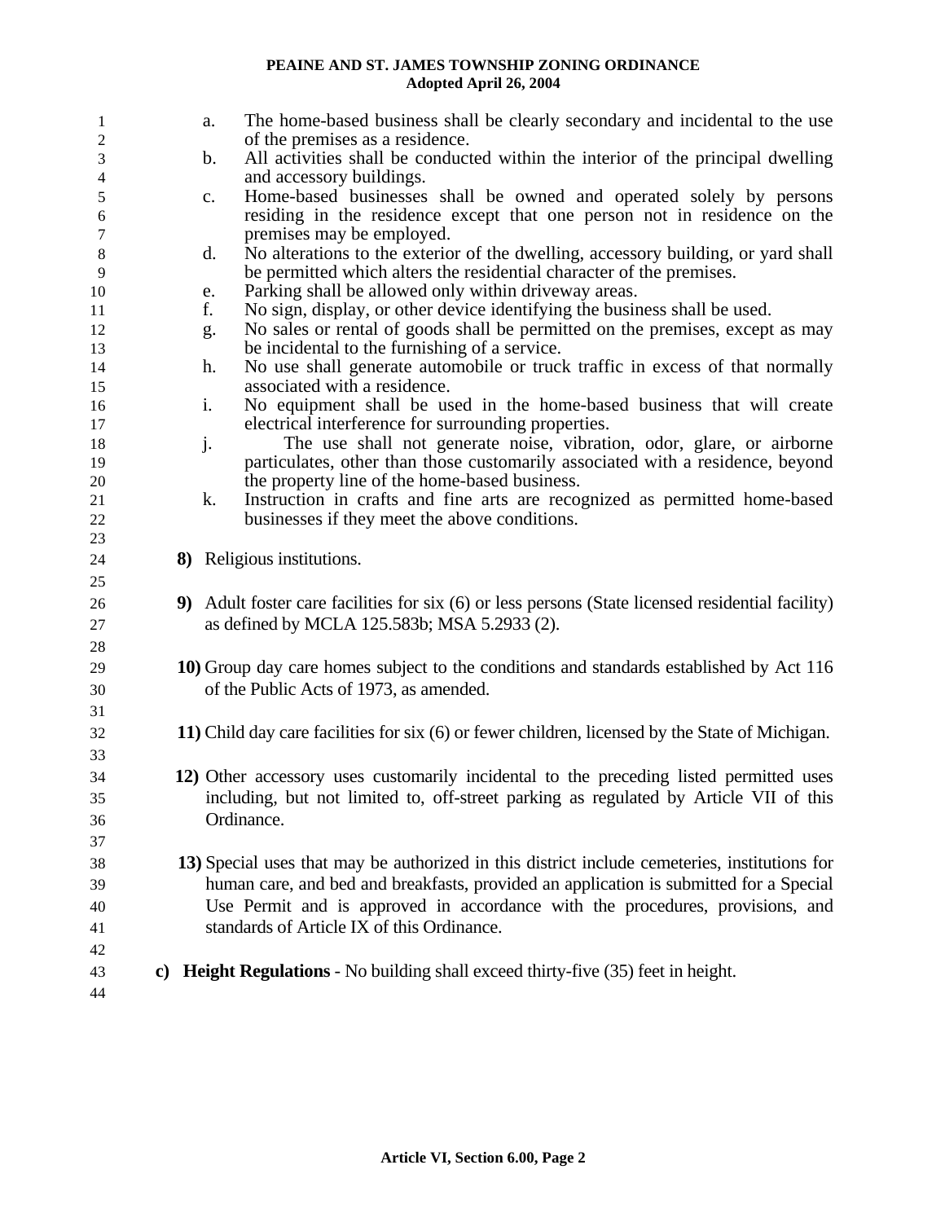a. The home-based business shall be clearly secondary and incidental to the use of the premises as a residence.
b. All activities shall be conducted within the interior of the principal dwelling and accessory buildings.
c. Home-based businesses shall be owned and operated solely by persons residing in the residence except that one person not in residence on the premises may be employed.
d. No alterations to the exterior of the dwelling, accessory building, or yard shall be permitted which alters the residential character of the premises.
e. Parking shall be allowed only within driveway areas.
f. No sign, display, or other device identifying the business shall be used.
g. No sales or rental of goods shall be permitted on the premises, except as may be incidental to the furnishing of a service.
h. No use shall generate automobile or truck traffic in excess of that normally associated with a residence.
i. No equipment shall be used in the home-based business that will create electrical interference for surrounding properties.
j. The use shall not generate noise, vibration, odor, glare, or airborne particulates, other than those customarily associated with a residence, beyond the property line of the home-based business.
k. Instruction in crafts and fine arts are recognized as permitted home-based businesses if they meet the above conditions.

**8)** Religious institutions.

**9)** Adult foster care facilities for six (6) or less persons (State licensed residential facility) as defined by MCLA 125.583b; MSA 5.2933 (2).

**10)** Group day care homes subject to the conditions and standards established by Act 116 of the Public Acts of 1973, as amended.

**11)** Child day care facilities for six (6) or fewer children, licensed by the State of Michigan.

**12)** Other accessory uses customarily incidental to the preceding listed permitted uses including, but not limited to, off-street parking as regulated by Article VII of this Ordinance.

**13)** Special uses that may be authorized in this district include cemeteries, institutions for human care, and bed and breakfasts, provided an application is submitted for a Special Use Permit and is approved in accordance with the procedures, provisions, and standards of Article IX of this Ordinance.

**c) Height Regulations** - No building shall exceed thirty-five (35) feet in height.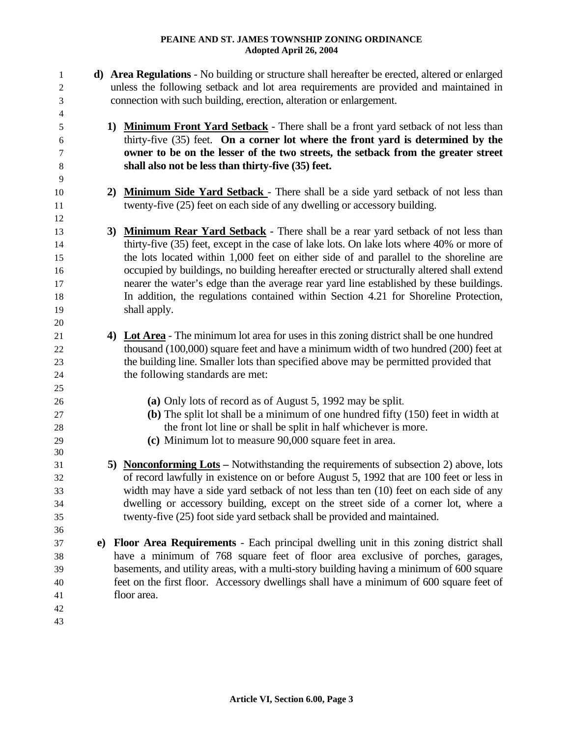**d) Area Regulations** - No building or structure shall hereafter be erected, altered or enlarged unless the following setback and lot area requirements are provided and maintained in connection with such building, erection, alteration or enlargement.

1) **Minimum Front Yard Setback** - There shall be a front yard setback of not less than thirty-five (35) feet. **On a corner lot where the front yard is determined by the owner to be on the lesser of the two streets, the setback from the greater street shall also not be less than thirty-five (35) feet.**

2) **Minimum Side Yard Setback** - There shall be a side yard setback of not less than twenty-five (25) feet on each side of any dwelling or accessory building.

3) **Minimum Rear Yard Setback** - There shall be a rear yard setback of not less than thirty-five (35) feet, except in the case of lake lots. On lake lots where 40% or more of the lots located within 1,000 feet on either side of and parallel to the shoreline are occupied by buildings, no building hereafter erected or structurally altered shall extend nearer the water's edge than the average rear yard line established by these buildings. In addition, the regulations contained within Section 4.21 for Shoreline Protection, shall apply.

4) **Lot Area** - The minimum lot area for uses in this zoning district shall be one hundred thousand (100,000) square feet and have a minimum width of two hundred (200) feet at the building line. Smaller lots than specified above may be permitted provided that the following standards are met:

   **(a)** Only lots of record as of August 5, 1992 may be split.
   **(b)** The split lot shall be a minimum of one hundred fifty (150) feet in width at the front lot line or shall be split in half whichever is more.
   **(c)** Minimum lot to measure 90,000 square feet in area.

5) **Nonconforming Lots** – Notwithstanding the requirements of subsection 2) above, lots of record lawfully in existence on or before August 5, 1992 that are 100 feet or less in width may have a side yard setback of not less than ten (10) feet on each side of any dwelling or accessory building, except on the street side of a corner lot, where a twenty-five (25) foot side yard setback shall be provided and maintained.

**e) Floor Area Requirements** - Each principal dwelling unit in this zoning district shall have a minimum of 768 square feet of floor area exclusive of porches, garages, basements, and utility areas, with a multi-story building having a minimum of 600 square feet on the first floor. Accessory dwellings shall have a minimum of 600 square feet of floor area.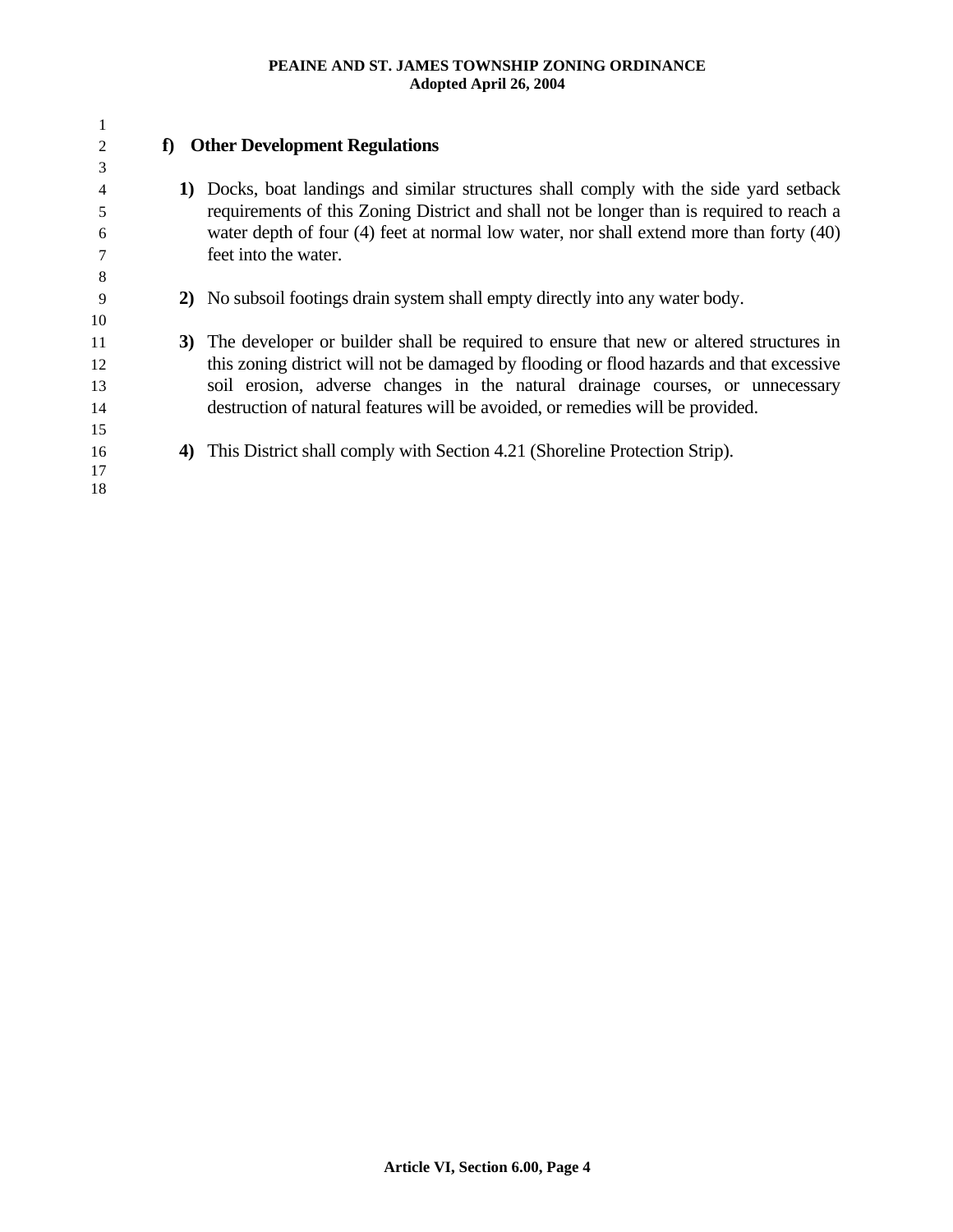**f) Other Development Regulations**

**1)** Docks, boat landings and similar structures shall comply with the side yard setback requirements of this Zoning District and shall not be longer than is required to reach a water depth of four (4) feet at normal low water, nor shall extend more than forty (40) feet into the water.

**2)** No subsoil footings drain system shall empty directly into any water body.

**3)** The developer or builder shall be required to ensure that new or altered structures in this zoning district will not be damaged by flooding or flood hazards and that excessive soil erosion, adverse changes in the natural drainage courses, or unnecessary destruction of natural features will be avoided, or remedies will be provided.

**4)** This District shall comply with Section 4.21 (Shoreline Protection Strip).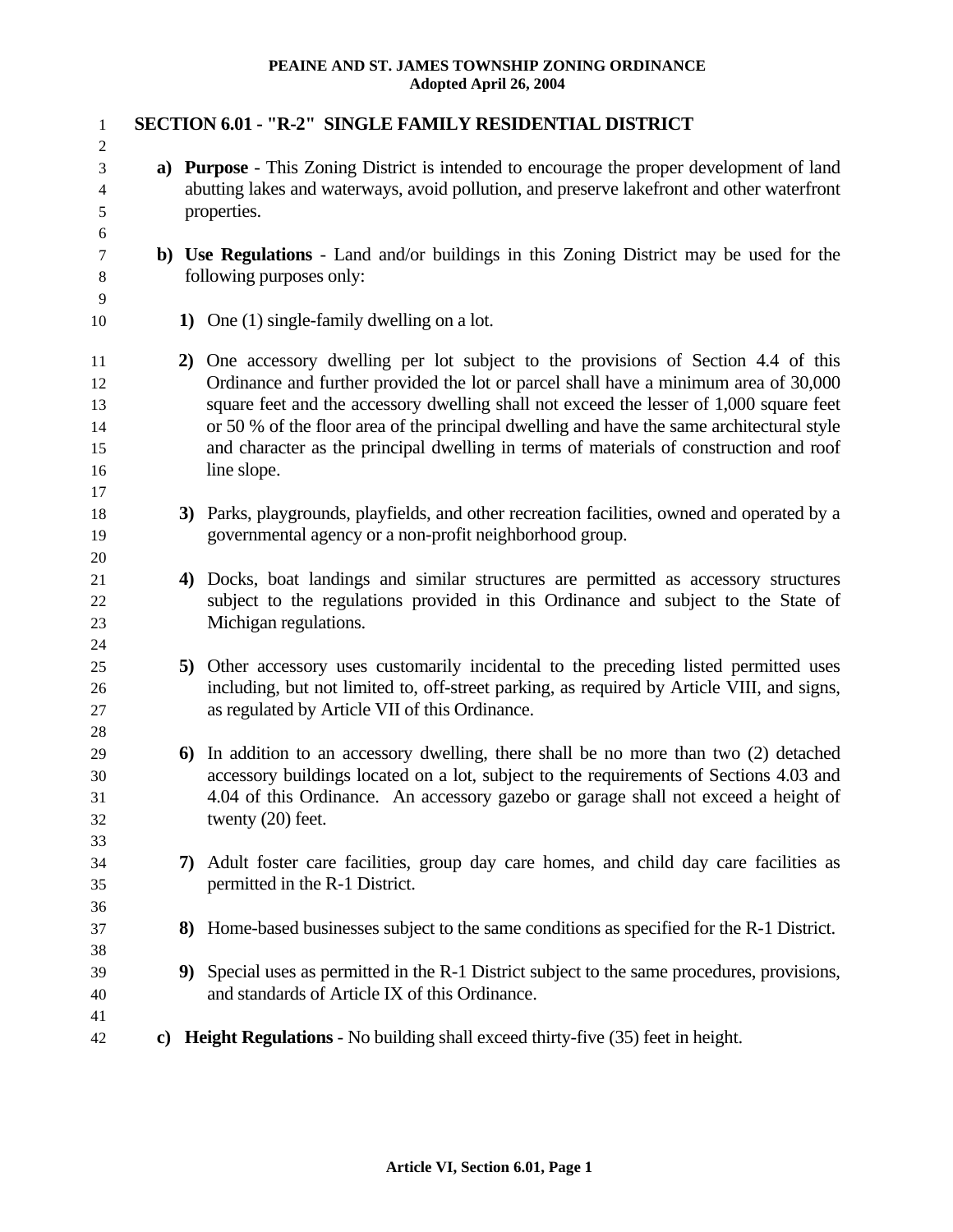## SECTION 6.01 - "R-2" SINGLE FAMILY RESIDENTIAL DISTRICT

**a) Purpose** - This Zoning District is intended to encourage the proper development of land abutting lakes and waterways, avoid pollution, and preserve lakefront and other waterfront properties.

**b) Use Regulations** - Land and/or buildings in this Zoning District may be used for the following purposes only:

**1)** One (1) single-family dwelling on a lot.

**2)** One accessory dwelling per lot subject to the provisions of Section 4.4 of this Ordinance and further provided the lot or parcel shall have a minimum area of 30,000 square feet and the accessory dwelling shall not exceed the lesser of 1,000 square feet or 50 % of the floor area of the principal dwelling and have the same architectural style and character as the principal dwelling in terms of materials of construction and roof line slope.

**3)** Parks, playgrounds, playfields, and other recreation facilities, owned and operated by a governmental agency or a non-profit neighborhood group.

**4)** Docks, boat landings and similar structures are permitted as accessory structures subject to the regulations provided in this Ordinance and subject to the State of Michigan regulations.

**5)** Other accessory uses customarily incidental to the preceding listed permitted uses including, but not limited to, off-street parking, as required by Article VIII, and signs, as regulated by Article VII of this Ordinance.

**6)** In addition to an accessory dwelling, there shall be no more than two (2) detached accessory buildings located on a lot, subject to the requirements of Sections 4.03 and 4.04 of this Ordinance. An accessory gazebo or garage shall not exceed a height of twenty (20) feet.

**7)** Adult foster care facilities, group day care homes, and child day care facilities as permitted in the R-1 District.

**8)** Home-based businesses subject to the same conditions as specified for the R-1 District.

**9)** Special uses as permitted in the R-1 District subject to the same procedures, provisions, and standards of Article IX of this Ordinance.

**c) Height Regulations** - No building shall exceed thirty-five (35) feet in height.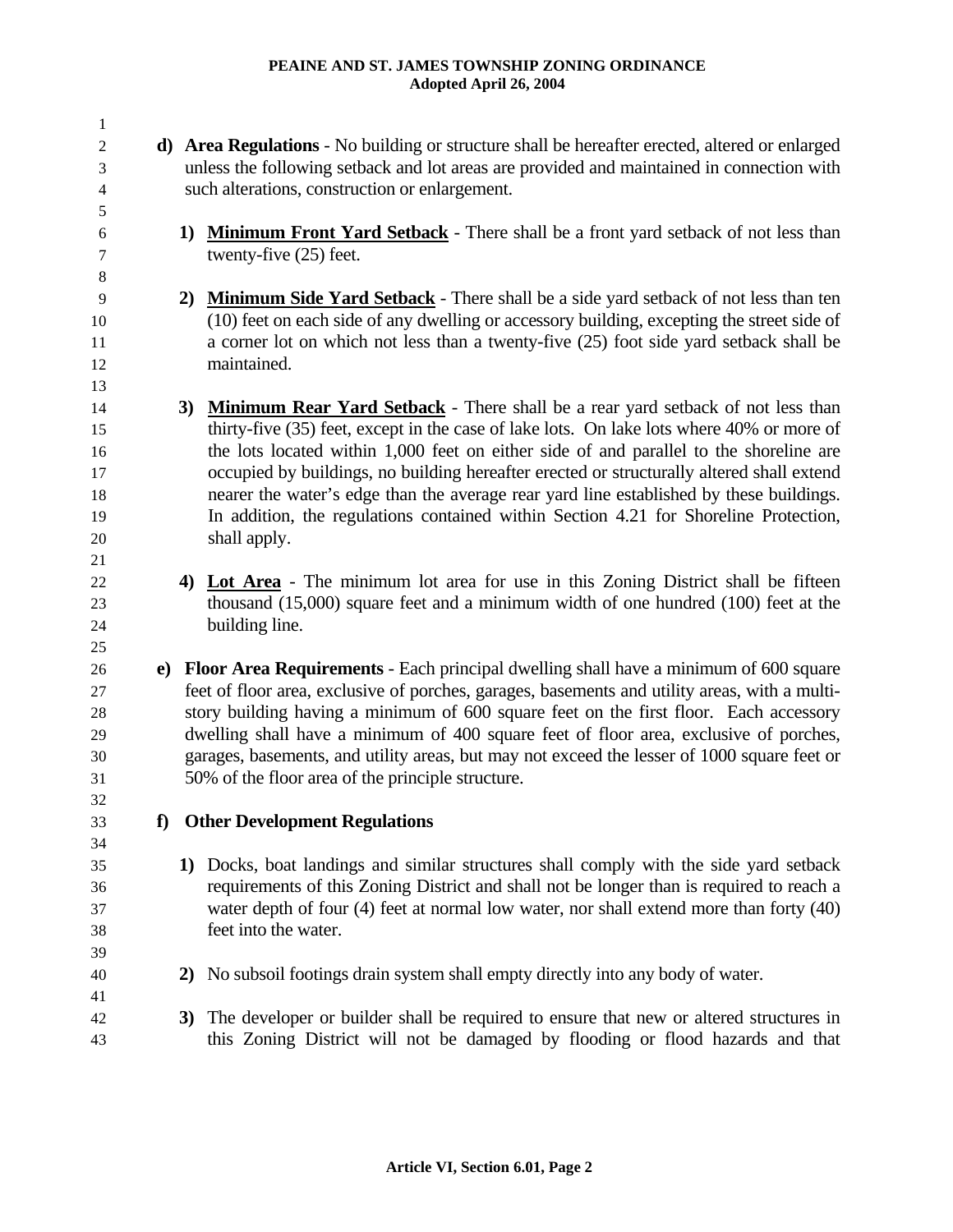**d) Area Regulations** - No building or structure shall be hereafter erected, altered or enlarged unless the following setback and lot areas are provided and maintained in connection with such alterations, construction or enlargement.

**1) Minimum Front Yard Setback** - There shall be a front yard setback of not less than twenty-five (25) feet.

**2) Minimum Side Yard Setback** - There shall be a side yard setback of not less than ten (10) feet on each side of any dwelling or accessory building, excepting the street side of a corner lot on which not less than a twenty-five (25) foot side yard setback shall be maintained.

**3) Minimum Rear Yard Setback** - There shall be a rear yard setback of not less than thirty-five (35) feet, except in the case of lake lots. On lake lots where 40% or more of the lots located within 1,000 feet on either side of and parallel to the shoreline are occupied by buildings, no building hereafter erected or structurally altered shall extend nearer the water's edge than the average rear yard line established by these buildings. In addition, the regulations contained within Section 4.21 for Shoreline Protection, shall apply.

**4) Lot Area** - The minimum lot area for use in this Zoning District shall be fifteen thousand (15,000) square feet and a minimum width of one hundred (100) feet at the building line.

**e) Floor Area Requirements** - Each principal dwelling shall have a minimum of 600 square feet of floor area, exclusive of porches, garages, basements and utility areas, with a multi-story building having a minimum of 600 square feet on the first floor. Each accessory dwelling shall have a minimum of 400 square feet of floor area, exclusive of porches, garages, basements, and utility areas, but may not exceed the lesser of 1000 square feet or 50% of the floor area of the principle structure.

**f) Other Development Regulations**

**1)** Docks, boat landings and similar structures shall comply with the side yard setback requirements of this Zoning District and shall not be longer than is required to reach a water depth of four (4) feet at normal low water, nor shall extend more than forty (40) feet into the water.

**2)** No subsoil footings drain system shall empty directly into any body of water.

**3)** The developer or builder shall be required to ensure that new or altered structures in this Zoning District will not be damaged by flooding or flood hazards and that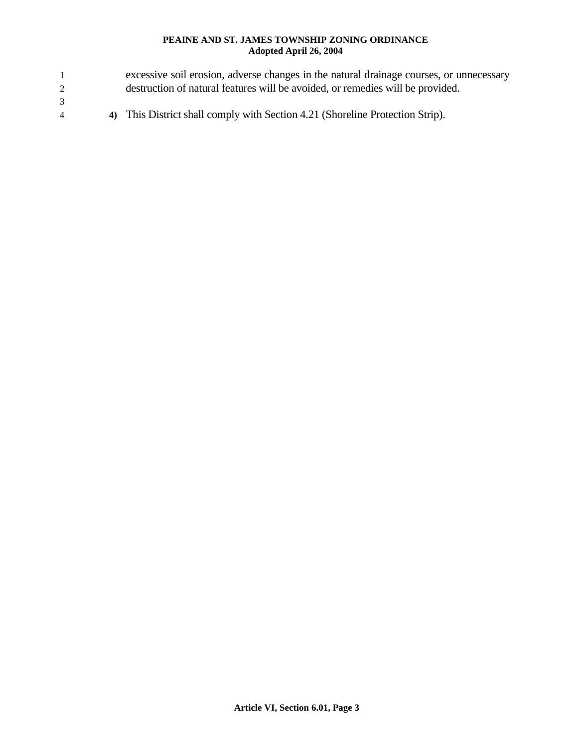excessive soil erosion, adverse changes in the natural drainage courses, or unnecessary destruction of natural features will be avoided, or remedies will be provided.

**4)** This District shall comply with Section 4.21 (Shoreline Protection Strip).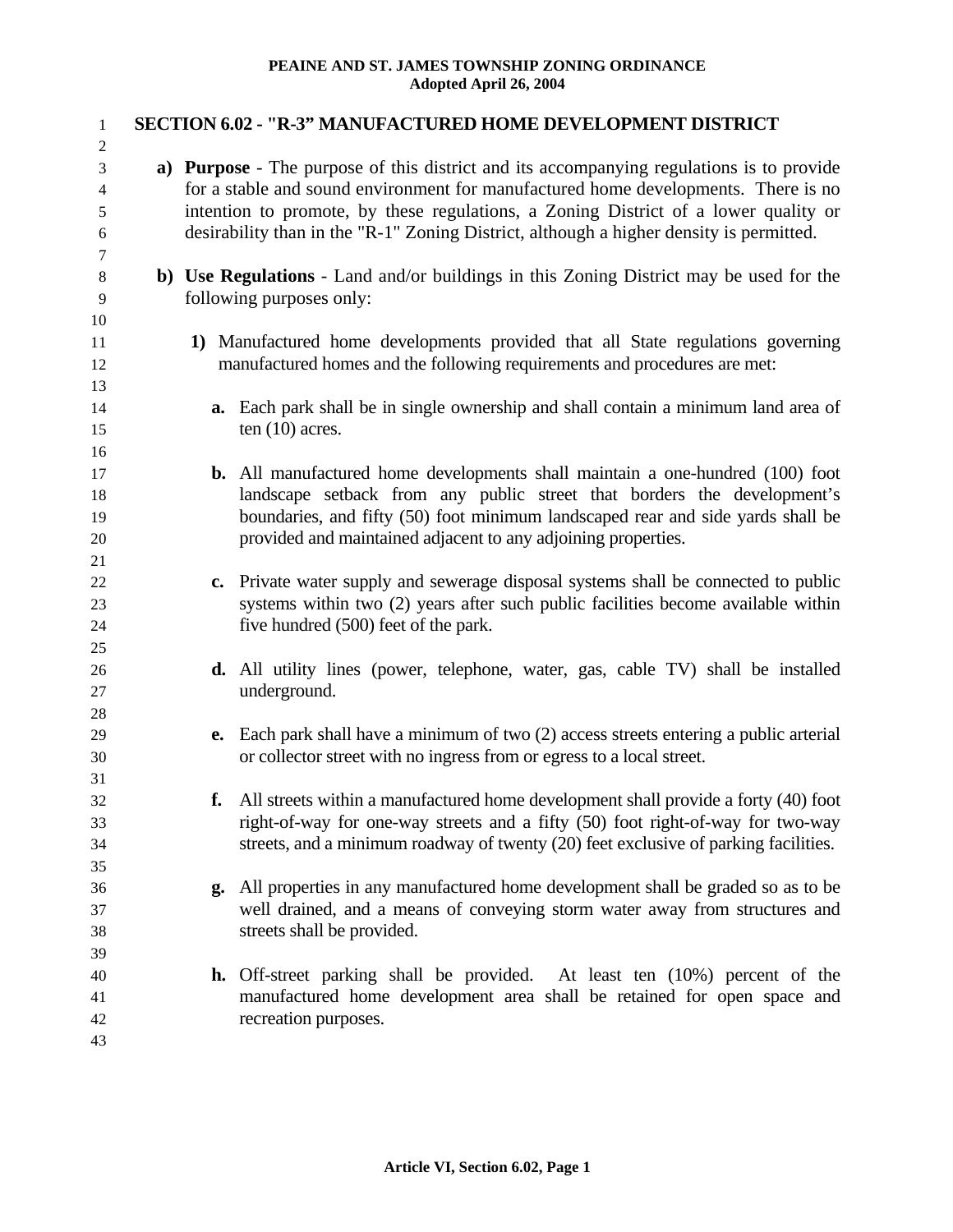## SECTION 6.02 - "R-3" MANUFACTURED HOME DEVELOPMENT DISTRICT

**a) Purpose** - The purpose of this district and its accompanying regulations is to provide for a stable and sound environment for manufactured home developments. There is no intention to promote, by these regulations, a Zoning District of a lower quality or desirability than in the "R-1" Zoning District, although a higher density is permitted.

**b) Use Regulations** - Land and/or buildings in this Zoning District may be used for the following purposes only:

**1)** Manufactured home developments provided that all State regulations governing manufactured homes and the following requirements and procedures are met:

**a.** Each park shall be in single ownership and shall contain a minimum land area of ten (10) acres.

**b.** All manufactured home developments shall maintain a one-hundred (100) foot landscape setback from any public street that borders the development's boundaries, and fifty (50) foot minimum landscaped rear and side yards shall be provided and maintained adjacent to any adjoining properties.

**c.** Private water supply and sewerage disposal systems shall be connected to public systems within two (2) years after such public facilities become available within five hundred (500) feet of the park.

**d.** All utility lines (power, telephone, water, gas, cable TV) shall be installed underground.

**e.** Each park shall have a minimum of two (2) access streets entering a public arterial or collector street with no ingress from or egress to a local street.

**f.** All streets within a manufactured home development shall provide a forty (40) foot right-of-way for one-way streets and a fifty (50) foot right-of-way for two-way streets, and a minimum roadway of twenty (20) feet exclusive of parking facilities.

**g.** All properties in any manufactured home development shall be graded so as to be well drained, and a means of conveying storm water away from structures and streets shall be provided.

**h.** Off-street parking shall be provided. At least ten (10%) percent of the manufactured home development area shall be retained for open space and recreation purposes.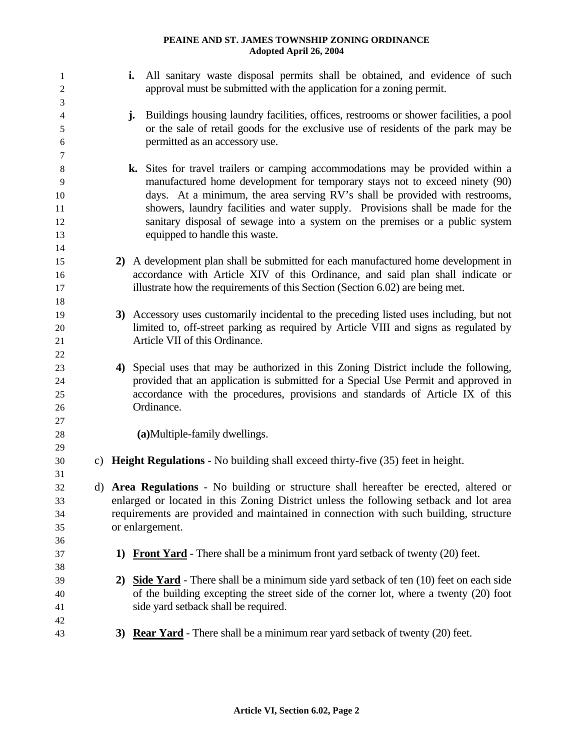**i.** All sanitary waste disposal permits shall be obtained, and evidence of such approval must be submitted with the application for a zoning permit.

**j.** Buildings housing laundry facilities, offices, restrooms or shower facilities, a pool or the sale of retail goods for the exclusive use of residents of the park may be permitted as an accessory use.

**k.** Sites for travel trailers or camping accommodations may be provided within a manufactured home development for temporary stays not to exceed ninety (90) days. At a minimum, the area serving RV's shall be provided with restrooms, showers, laundry facilities and water supply. Provisions shall be made for the sanitary disposal of sewage into a system on the premises or a public system equipped to handle this waste.

**2)** A development plan shall be submitted for each manufactured home development in accordance with Article XIV of this Ordinance, and said plan shall indicate or illustrate how the requirements of this Section (Section 6.02) are being met.

**3)** Accessory uses customarily incidental to the preceding listed uses including, but not limited to, off-street parking as required by Article VIII and signs as regulated by Article VII of this Ordinance.

**4)** Special uses that may be authorized in this Zoning District include the following, provided that an application is submitted for a Special Use Permit and approved in accordance with the procedures, provisions and standards of Article IX of this Ordinance.

**(a)** Multiple-family dwellings.

c) **Height Regulations** - No building shall exceed thirty-five (35) feet in height.

d) **Area Regulations** - No building or structure shall hereafter be erected, altered or enlarged or located in this Zoning District unless the following setback and lot area requirements are provided and maintained in connection with such building, structure or enlargement.

**1)** **Front Yard** - There shall be a minimum front yard setback of twenty (20) feet.

**2)** **Side Yard** - There shall be a minimum side yard setback of ten (10) feet on each side of the building excepting the street side of the corner lot, where a twenty (20) foot side yard setback shall be required.

**3)** **Rear Yard** - There shall be a minimum rear yard setback of twenty (20) feet.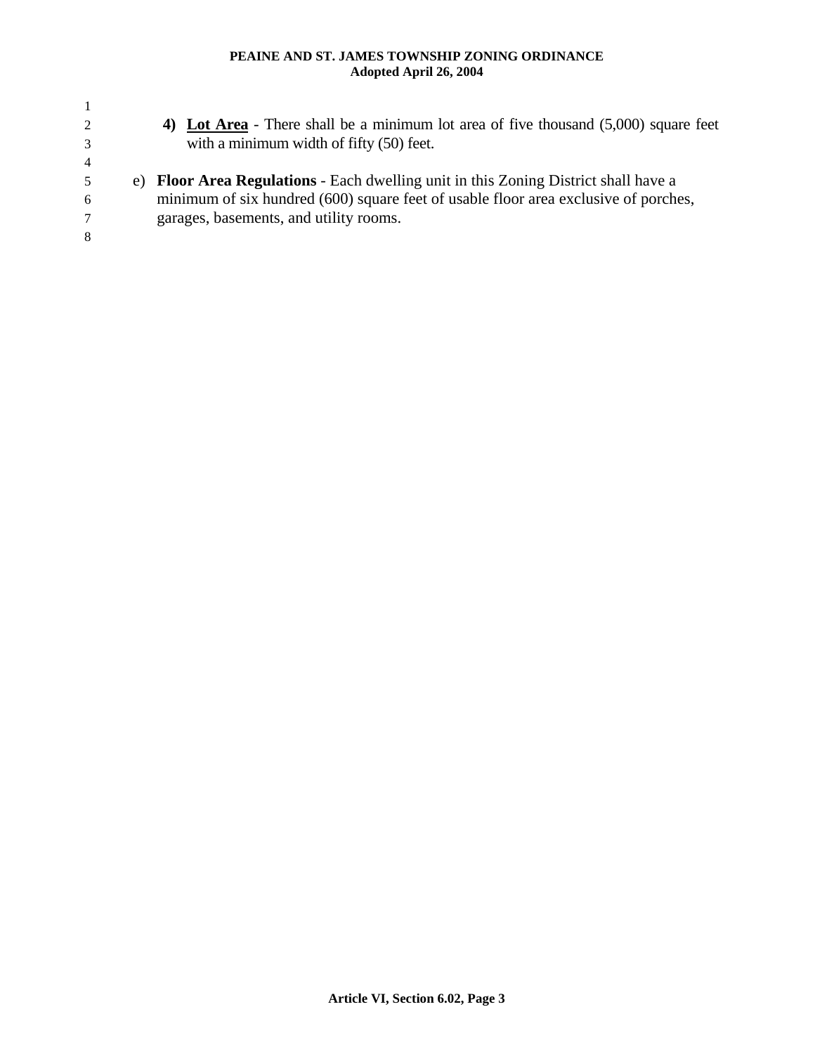4) **Lot Area** - There shall be a minimum lot area of five thousand (5,000) square feet with a minimum width of fifty (50) feet.

e) **Floor Area Regulations** - Each dwelling unit in this Zoning District shall have a minimum of six hundred (600) square feet of usable floor area exclusive of porches, garages, basements, and utility rooms.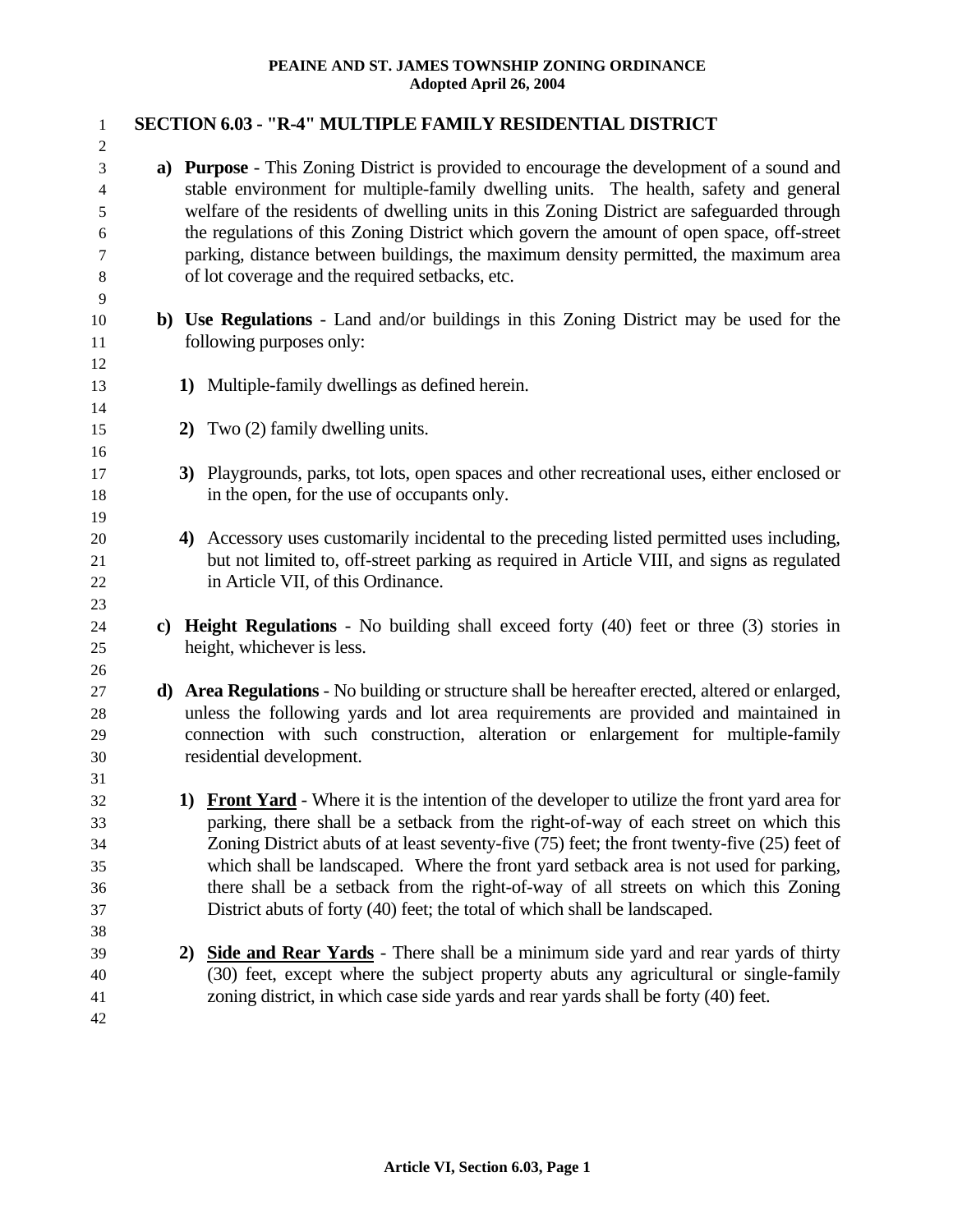## SECTION 6.03 - "R-4" MULTIPLE FAMILY RESIDENTIAL DISTRICT

**a) Purpose** - This Zoning District is provided to encourage the development of a sound and stable environment for multiple-family dwelling units. The health, safety and general welfare of the residents of dwelling units in this Zoning District are safeguarded through the regulations of this Zoning District which govern the amount of open space, off-street parking, distance between buildings, the maximum density permitted, the maximum area of lot coverage and the required setbacks, etc.

**b) Use Regulations** - Land and/or buildings in this Zoning District may be used for the following purposes only:

**1)** Multiple-family dwellings as defined herein.

**2)** Two (2) family dwelling units.

**3)** Playgrounds, parks, tot lots, open spaces and other recreational uses, either enclosed or in the open, for the use of occupants only.

**4)** Accessory uses customarily incidental to the preceding listed permitted uses including, but not limited to, off-street parking as required in Article VIII, and signs as regulated in Article VII, of this Ordinance.

**c) Height Regulations** - No building shall exceed forty (40) feet or three (3) stories in height, whichever is less.

**d) Area Regulations** - No building or structure shall be hereafter erected, altered or enlarged, unless the following yards and lot area requirements are provided and maintained in connection with such construction, alteration or enlargement for multiple-family residential development.

**1)** **Front Yard** - Where it is the intention of the developer to utilize the front yard area for parking, there shall be a setback from the right-of-way of each street on which this Zoning District abuts of at least seventy-five (75) feet; the front twenty-five (25) feet of which shall be landscaped. Where the front yard setback area is not used for parking, there shall be a setback from the right-of-way of all streets on which this Zoning District abuts of forty (40) feet; the total of which shall be landscaped.

**2)** **Side and Rear Yards** - There shall be a minimum side yard and rear yards of thirty (30) feet, except where the subject property abuts any agricultural or single-family zoning district, in which case side yards and rear yards shall be forty (40) feet.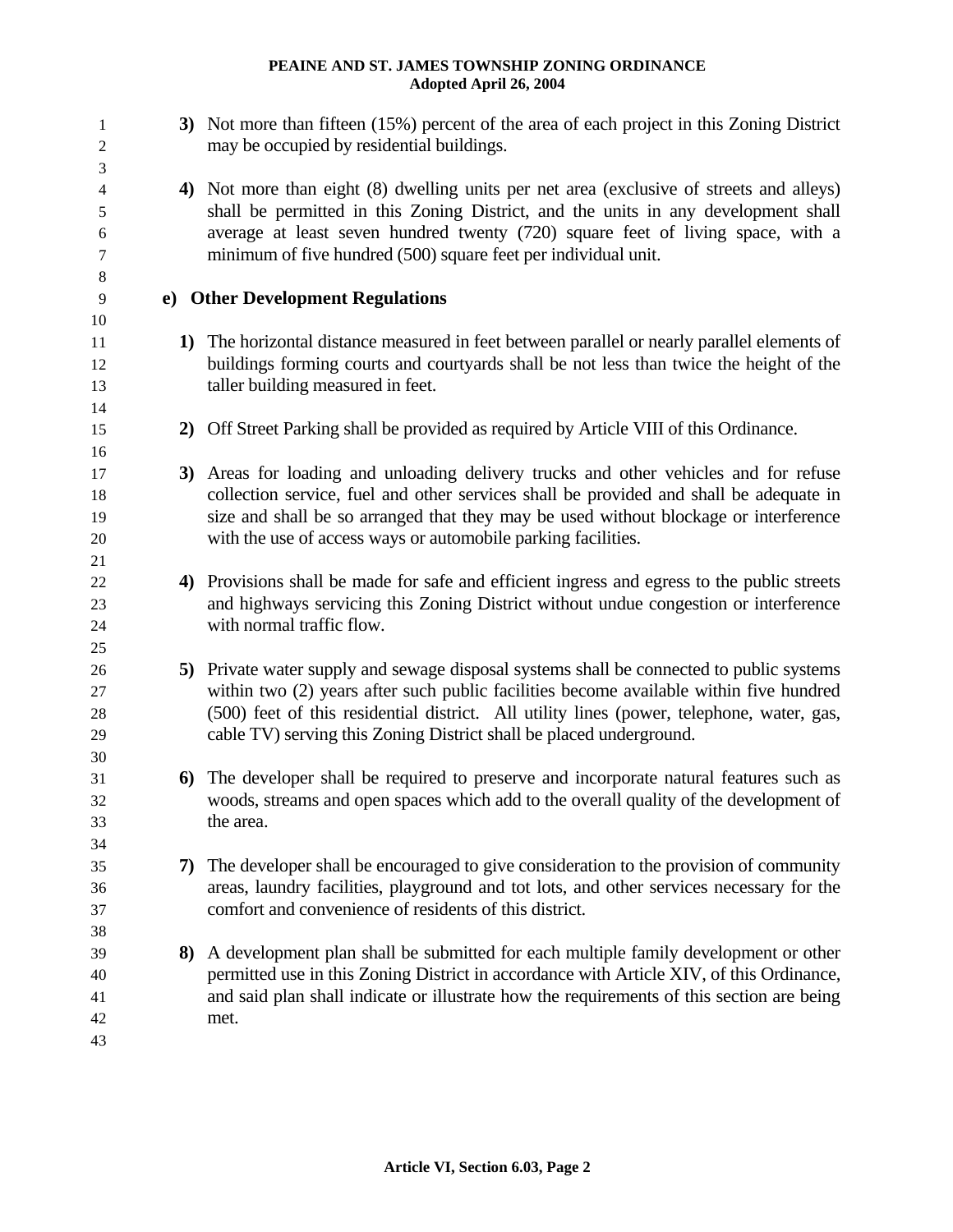**3)** Not more than fifteen (15%) percent of the area of each project in this Zoning District may be occupied by residential buildings.

**4)** Not more than eight (8) dwelling units per net area (exclusive of streets and alleys) shall be permitted in this Zoning District, and the units in any development shall average at least seven hundred twenty (720) square feet of living space, with a minimum of five hundred (500) square feet per individual unit.

**e) Other Development Regulations**

**1)** The horizontal distance measured in feet between parallel or nearly parallel elements of buildings forming courts and courtyards shall be not less than twice the height of the taller building measured in feet.

**2)** Off Street Parking shall be provided as required by Article VIII of this Ordinance.

**3)** Areas for loading and unloading delivery trucks and other vehicles and for refuse collection service, fuel and other services shall be provided and shall be adequate in size and shall be so arranged that they may be used without blockage or interference with the use of access ways or automobile parking facilities.

**4)** Provisions shall be made for safe and efficient ingress and egress to the public streets and highways servicing this Zoning District without undue congestion or interference with normal traffic flow.

**5)** Private water supply and sewage disposal systems shall be connected to public systems within two (2) years after such public facilities become available within five hundred (500) feet of this residential district. All utility lines (power, telephone, water, gas, cable TV) serving this Zoning District shall be placed underground.

**6)** The developer shall be required to preserve and incorporate natural features such as woods, streams and open spaces which add to the overall quality of the development of the area.

**7)** The developer shall be encouraged to give consideration to the provision of community areas, laundry facilities, playground and tot lots, and other services necessary for the comfort and convenience of residents of this district.

**8)** A development plan shall be submitted for each multiple family development or other permitted use in this Zoning District in accordance with Article XIV, of this Ordinance, and said plan shall indicate or illustrate how the requirements of this section are being met.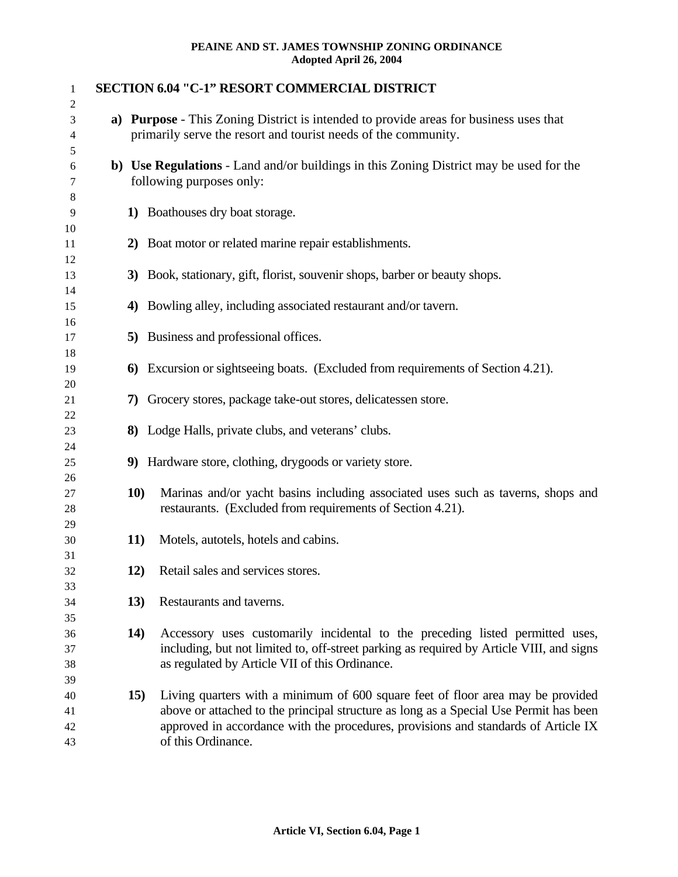## SECTION 6.04 "C-1" RESORT COMMERCIAL DISTRICT

**a) Purpose** - This Zoning District is intended to provide areas for business uses that primarily serve the resort and tourist needs of the community.

**b) Use Regulations** - Land and/or buildings in this Zoning District may be used for the following purposes only:

**1)** Boathouses dry boat storage.

**2)** Boat motor or related marine repair establishments.

**3)** Book, stationary, gift, florist, souvenir shops, barber or beauty shops.

**4)** Bowling alley, including associated restaurant and/or tavern.

**5)** Business and professional offices.

**6)** Excursion or sightseeing boats. (Excluded from requirements of Section 4.21).

**7)** Grocery stores, package take-out stores, delicatessen store.

**8)** Lodge Halls, private clubs, and veterans' clubs.

**9)** Hardware store, clothing, drygoods or variety store.

**10)** Marinas and/or yacht basins including associated uses such as taverns, shops and restaurants. (Excluded from requirements of Section 4.21).

**11)** Motels, autotels, hotels and cabins.

**12)** Retail sales and services stores.

**13)** Restaurants and taverns.

**14)** Accessory uses customarily incidental to the preceding listed permitted uses, including, but not limited to, off-street parking as required by Article VIII, and signs as regulated by Article VII of this Ordinance.

**15)** Living quarters with a minimum of 600 square feet of floor area may be provided above or attached to the principal structure as long as a Special Use Permit has been approved in accordance with the procedures, provisions and standards of Article IX of this Ordinance.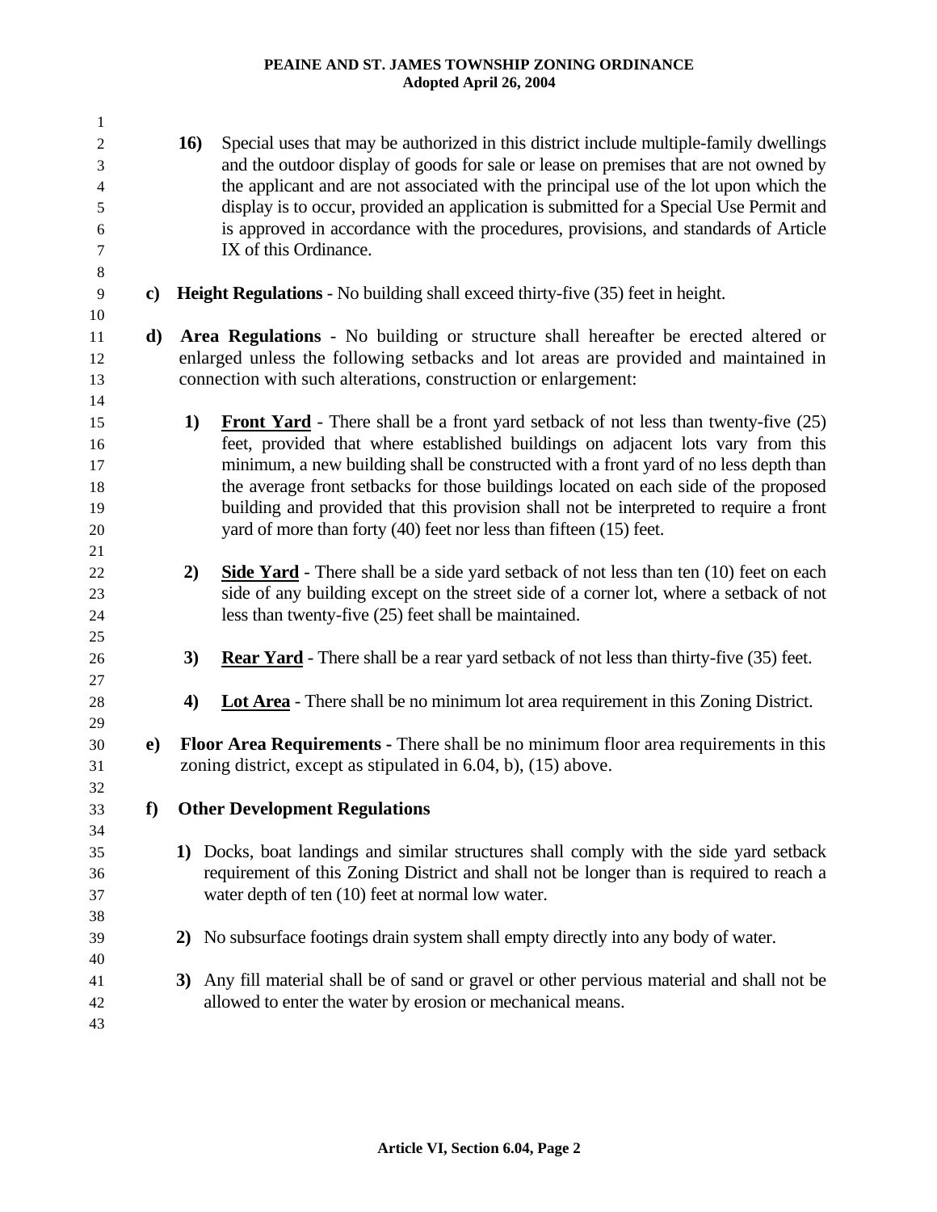**16)** Special uses that may be authorized in this district include multiple-family dwellings and the outdoor display of goods for sale or lease on premises that are not owned by the applicant and are not associated with the principal use of the lot upon which the display is to occur, provided an application is submitted for a Special Use Permit and is approved in accordance with the procedures, provisions, and standards of Article IX of this Ordinance.

**c) Height Regulations** - No building shall exceed thirty-five (35) feet in height.

**d) Area Regulations** - No building or structure shall hereafter be erected altered or enlarged unless the following setbacks and lot areas are provided and maintained in connection with such alterations, construction or enlargement:

**1)** **Front Yard** - There shall be a front yard setback of not less than twenty-five (25) feet, provided that where established buildings on adjacent lots vary from this minimum, a new building shall be constructed with a front yard of no less depth than the average front setbacks for those buildings located on each side of the proposed building and provided that this provision shall not be interpreted to require a front yard of more than forty (40) feet nor less than fifteen (15) feet.

**2)** **Side Yard** - There shall be a side yard setback of not less than ten (10) feet on each side of any building except on the street side of a corner lot, where a setback of not less than twenty-five (25) feet shall be maintained.

**3)** **Rear Yard** - There shall be a rear yard setback of not less than thirty-five (35) feet.

**4)** **Lot Area** - There shall be no minimum lot area requirement in this Zoning District.

**e) Floor Area Requirements -** There shall be no minimum floor area requirements in this zoning district, except as stipulated in 6.04, b), (15) above.

**f) Other Development Regulations**

**1)** Docks, boat landings and similar structures shall comply with the side yard setback requirement of this Zoning District and shall not be longer than is required to reach a water depth of ten (10) feet at normal low water.

**2)** No subsurface footings drain system shall empty directly into any body of water.

**3)** Any fill material shall be of sand or gravel or other pervious material and shall not be allowed to enter the water by erosion or mechanical means.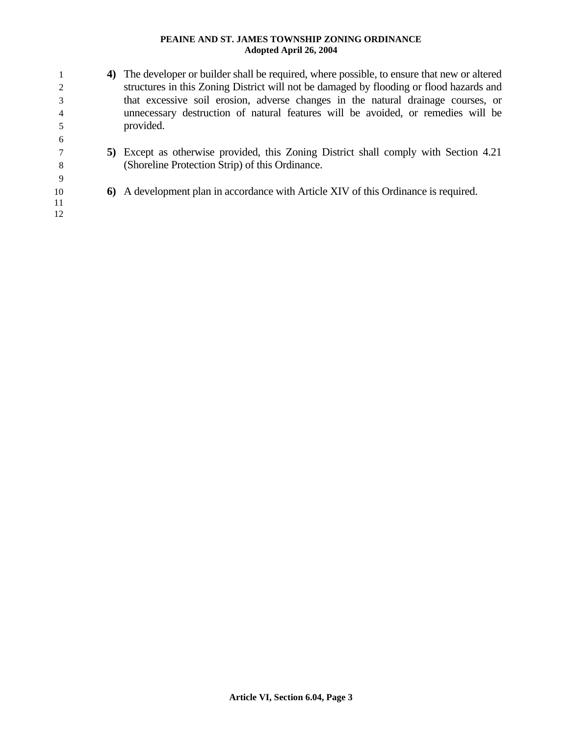**4)** The developer or builder shall be required, where possible, to ensure that new or altered structures in this Zoning District will not be damaged by flooding or flood hazards and that excessive soil erosion, adverse changes in the natural drainage courses, or unnecessary destruction of natural features will be avoided, or remedies will be provided.

**5)** Except as otherwise provided, this Zoning District shall comply with Section 4.21 (Shoreline Protection Strip) of this Ordinance.

**6)** A development plan in accordance with Article XIV of this Ordinance is required.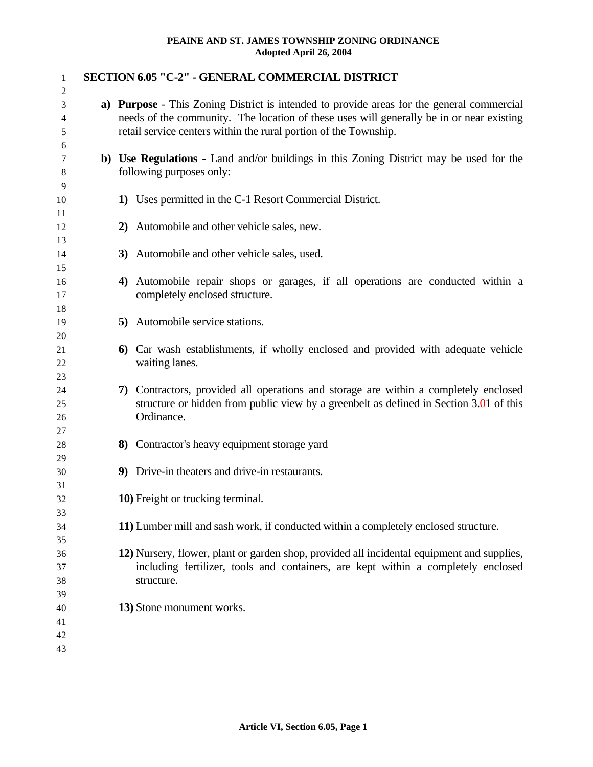## SECTION 6.05 "C-2" - GENERAL COMMERCIAL DISTRICT

**a) Purpose** - This Zoning District is intended to provide areas for the general commercial needs of the community. The location of these uses will generally be in or near existing retail service centers within the rural portion of the Township.

**b) Use Regulations** - Land and/or buildings in this Zoning District may be used for the following purposes only:

**1)** Uses permitted in the C-1 Resort Commercial District.

**2)** Automobile and other vehicle sales, new.

**3)** Automobile and other vehicle sales, used.

**4)** Automobile repair shops or garages, if all operations are conducted within a completely enclosed structure.

**5)** Automobile service stations.

**6)** Car wash establishments, if wholly enclosed and provided with adequate vehicle waiting lanes.

**7)** Contractors, provided all operations and storage are within a completely enclosed structure or hidden from public view by a greenbelt as defined in Section 3.01 of this Ordinance.

**8)** Contractor's heavy equipment storage yard

**9)** Drive-in theaters and drive-in restaurants.

**10)** Freight or trucking terminal.

**11)** Lumber mill and sash work, if conducted within a completely enclosed structure.

**12)** Nursery, flower, plant or garden shop, provided all incidental equipment and supplies, including fertilizer, tools and containers, are kept within a completely enclosed structure.

**13)** Stone monument works.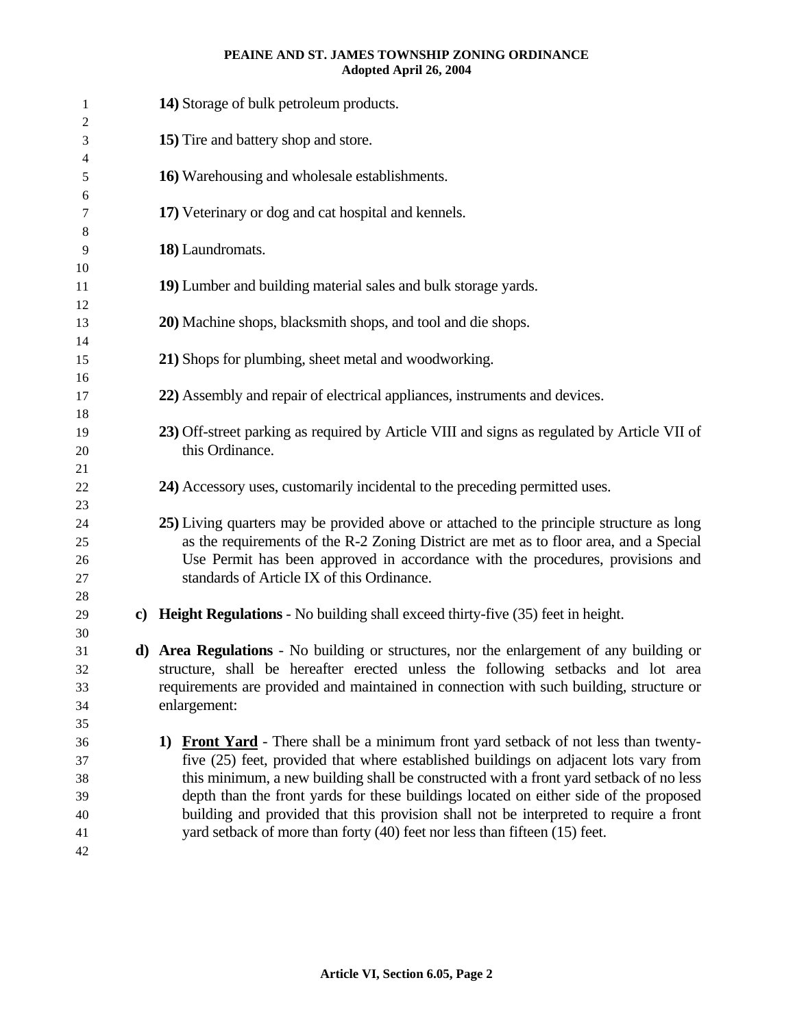**14)** Storage of bulk petroleum products.

**15)** Tire and battery shop and store.

**16)** Warehousing and wholesale establishments.

**17)** Veterinary or dog and cat hospital and kennels.

**18)** Laundromats.

**19)** Lumber and building material sales and bulk storage yards.

**20)** Machine shops, blacksmith shops, and tool and die shops.

**21)** Shops for plumbing, sheet metal and woodworking.

**22)** Assembly and repair of electrical appliances, instruments and devices.

**23)** Off-street parking as required by Article VIII and signs as regulated by Article VII of this Ordinance.

**24)** Accessory uses, customarily incidental to the preceding permitted uses.

**25)** Living quarters may be provided above or attached to the principle structure as long as the requirements of the R-2 Zoning District are met as to floor area, and a Special Use Permit has been approved in accordance with the procedures, provisions and standards of Article IX of this Ordinance.

**c) Height Regulations** - No building shall exceed thirty-five (35) feet in height.

**d) Area Regulations** - No building or structures, nor the enlargement of any building or structure, shall be hereafter erected unless the following setbacks and lot area requirements are provided and maintained in connection with such building, structure or enlargement:

**1) Front Yard** - There shall be a minimum front yard setback of not less than twenty-five (25) feet, provided that where established buildings on adjacent lots vary from this minimum, a new building shall be constructed with a front yard setback of no less depth than the front yards for these buildings located on either side of the proposed building and provided that this provision shall not be interpreted to require a front yard setback of more than forty (40) feet nor less than fifteen (15) feet.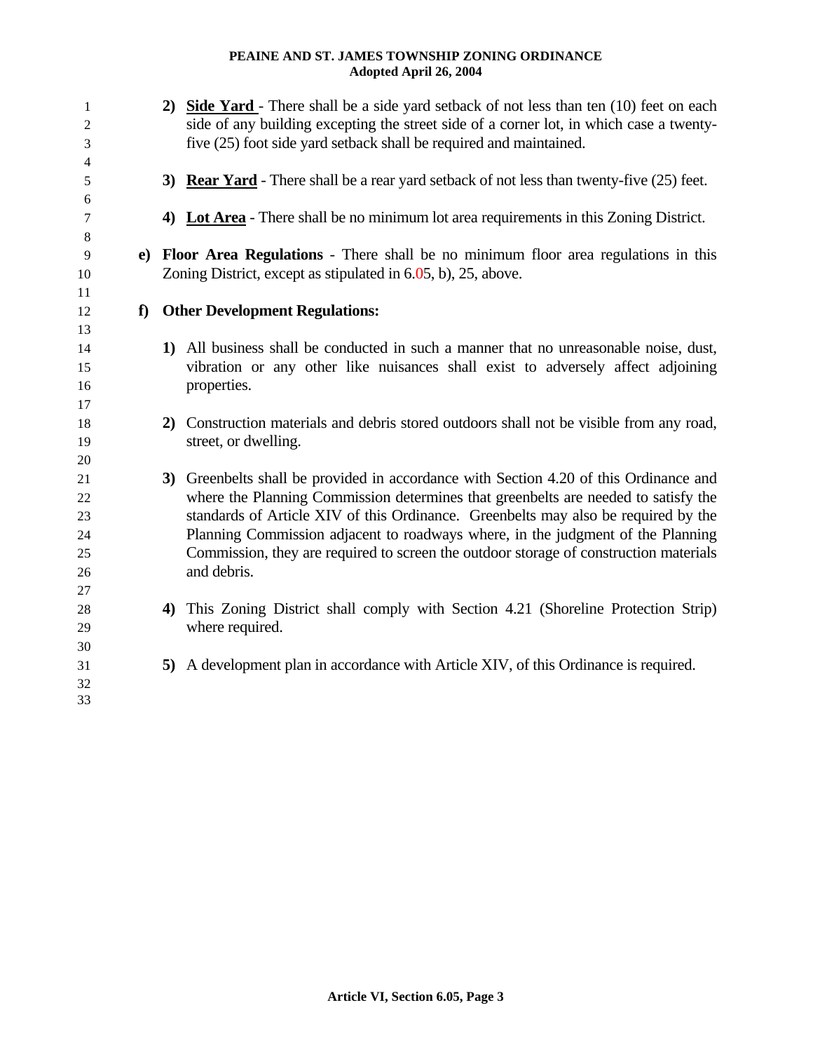2) **Side Yard** - There shall be a side yard setback of not less than ten (10) feet on each side of any building excepting the street side of a corner lot, in which case a twenty-five (25) foot side yard setback shall be required and maintained.

3) **Rear Yard** - There shall be a rear yard setback of not less than twenty-five (25) feet.

4) **Lot Area** - There shall be no minimum lot area requirements in this Zoning District.

**e) Floor Area Regulations** - There shall be no minimum floor area regulations in this Zoning District, except as stipulated in 6.05, b), 25, above.

**f) Other Development Regulations:**

1) All business shall be conducted in such a manner that no unreasonable noise, dust, vibration or any other like nuisances shall exist to adversely affect adjoining properties.

2) Construction materials and debris stored outdoors shall not be visible from any road, street, or dwelling.

3) Greenbelts shall be provided in accordance with Section 4.20 of this Ordinance and where the Planning Commission determines that greenbelts are needed to satisfy the standards of Article XIV of this Ordinance. Greenbelts may also be required by the Planning Commission adjacent to roadways where, in the judgment of the Planning Commission, they are required to screen the outdoor storage of construction materials and debris.

4) This Zoning District shall comply with Section 4.21 (Shoreline Protection Strip) where required.

5) A development plan in accordance with Article XIV, of this Ordinance is required.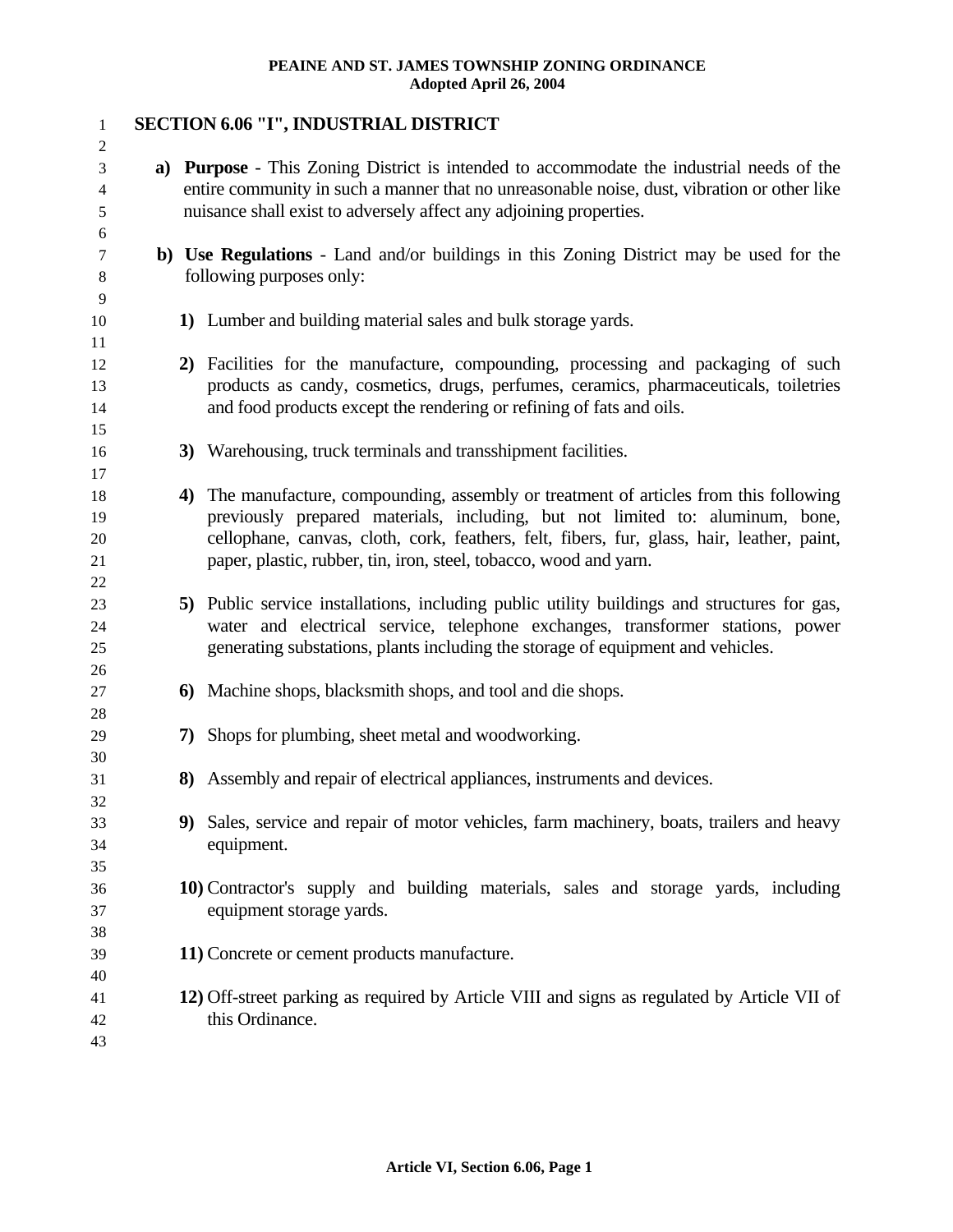## SECTION 6.06 "I", INDUSTRIAL DISTRICT

**a) Purpose** - This Zoning District is intended to accommodate the industrial needs of the entire community in such a manner that no unreasonable noise, dust, vibration or other like nuisance shall exist to adversely affect any adjoining properties.

**b) Use Regulations** - Land and/or buildings in this Zoning District may be used for the following purposes only:

**1)** Lumber and building material sales and bulk storage yards.

**2)** Facilities for the manufacture, compounding, processing and packaging of such products as candy, cosmetics, drugs, perfumes, ceramics, pharmaceuticals, toiletries and food products except the rendering or refining of fats and oils.

**3)** Warehousing, truck terminals and transshipment facilities.

**4)** The manufacture, compounding, assembly or treatment of articles from this following previously prepared materials, including, but not limited to: aluminum, bone, cellophane, canvas, cloth, cork, feathers, felt, fibers, fur, glass, hair, leather, paint, paper, plastic, rubber, tin, iron, steel, tobacco, wood and yarn.

**5)** Public service installations, including public utility buildings and structures for gas, water and electrical service, telephone exchanges, transformer stations, power generating substations, plants including the storage of equipment and vehicles.

**6)** Machine shops, blacksmith shops, and tool and die shops.

**7)** Shops for plumbing, sheet metal and woodworking.

**8)** Assembly and repair of electrical appliances, instruments and devices.

**9)** Sales, service and repair of motor vehicles, farm machinery, boats, trailers and heavy equipment.

**10)** Contractor's supply and building materials, sales and storage yards, including equipment storage yards.

**11)** Concrete or cement products manufacture.

**12)** Off-street parking as required by Article VIII and signs as regulated by Article VII of this Ordinance.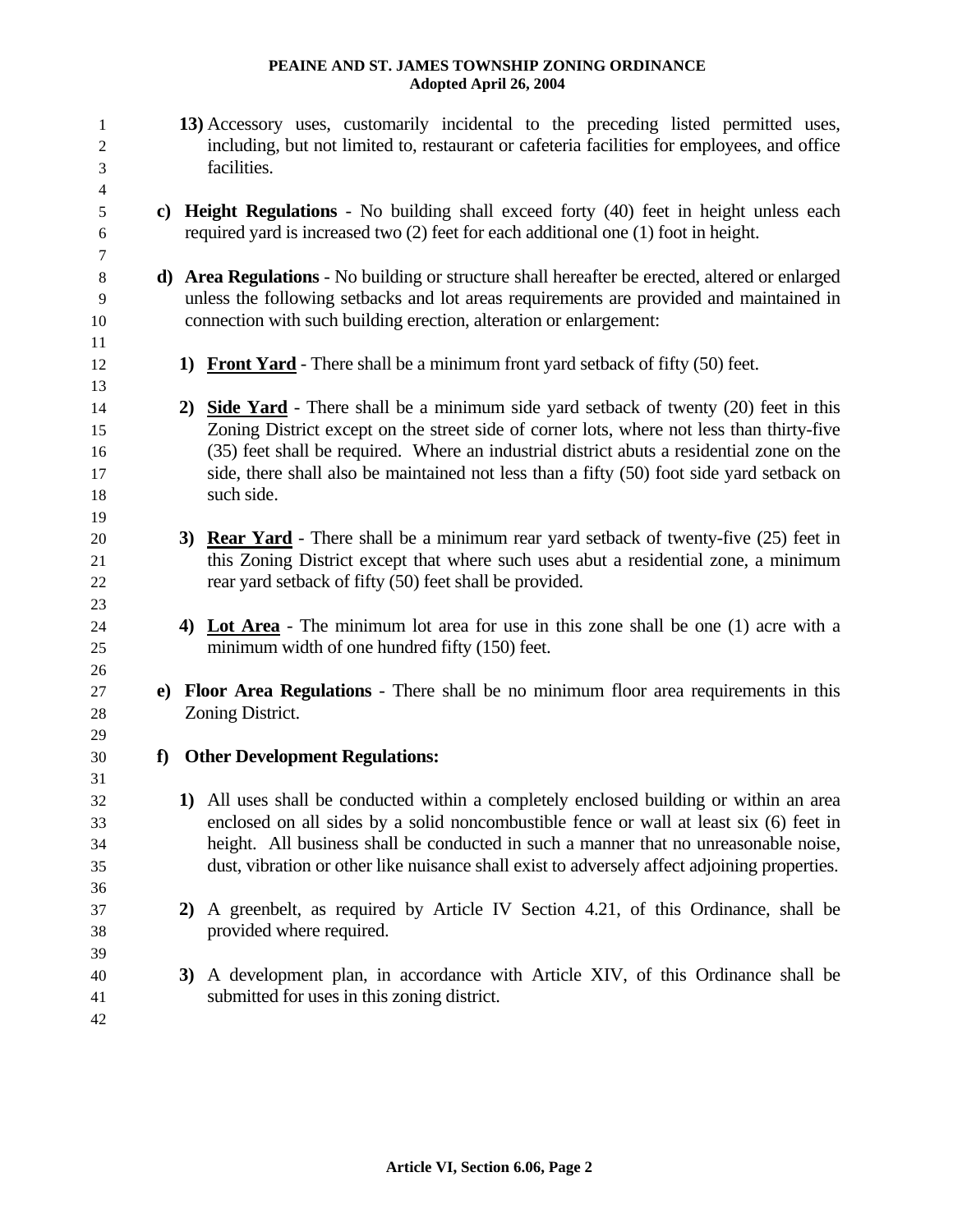13) Accessory uses, customarily incidental to the preceding listed permitted uses, including, but not limited to, restaurant or cafeteria facilities for employees, and office facilities.

c) **Height Regulations** - No building shall exceed forty (40) feet in height unless each required yard is increased two (2) feet for each additional one (1) foot in height.

d) **Area Regulations** - No building or structure shall hereafter be erected, altered or enlarged unless the following setbacks and lot areas requirements are provided and maintained in connection with such building erection, alteration or enlargement:

1) **Front Yard** - There shall be a minimum front yard setback of fifty (50) feet.

2) **Side Yard** - There shall be a minimum side yard setback of twenty (20) feet in this Zoning District except on the street side of corner lots, where not less than thirty-five (35) feet shall be required. Where an industrial district abuts a residential zone on the side, there shall also be maintained not less than a fifty (50) foot side yard setback on such side.

3) **Rear Yard** - There shall be a minimum rear yard setback of twenty-five (25) feet in this Zoning District except that where such uses abut a residential zone, a minimum rear yard setback of fifty (50) feet shall be provided.

4) **Lot Area** - The minimum lot area for use in this zone shall be one (1) acre with a minimum width of one hundred fifty (150) feet.

e) **Floor Area Regulations** - There shall be no minimum floor area requirements in this Zoning District.

f) **Other Development Regulations:**

1) All uses shall be conducted within a completely enclosed building or within an area enclosed on all sides by a solid noncombustible fence or wall at least six (6) feet in height. All business shall be conducted in such a manner that no unreasonable noise, dust, vibration or other like nuisance shall exist to adversely affect adjoining properties.

2) A greenbelt, as required by Article IV Section 4.21, of this Ordinance, shall be provided where required.

3) A development plan, in accordance with Article XIV, of this Ordinance shall be submitted for uses in this zoning district.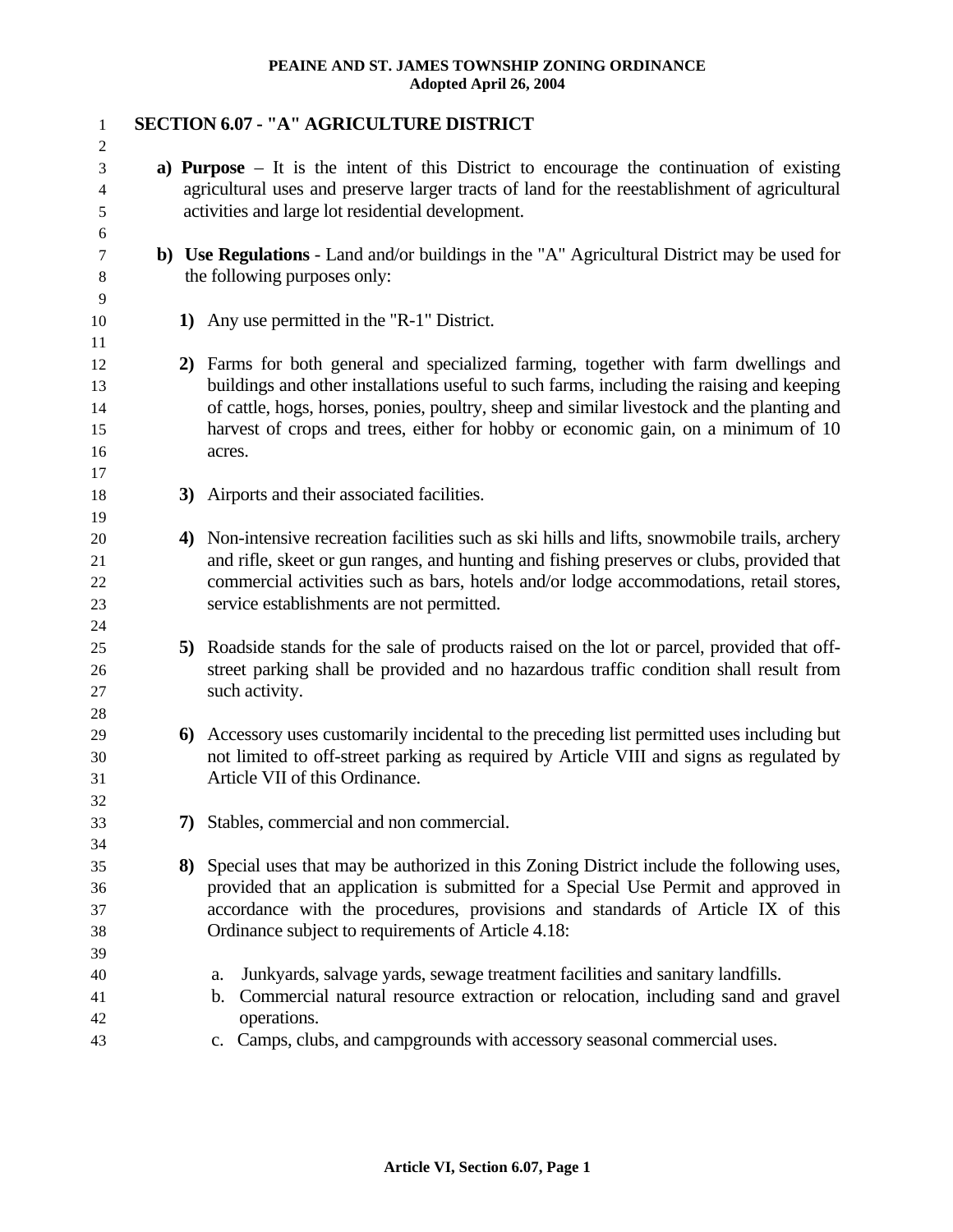## SECTION 6.07 - "A" AGRICULTURE DISTRICT

**a) Purpose** – It is the intent of this District to encourage the continuation of existing agricultural uses and preserve larger tracts of land for the reestablishment of agricultural activities and large lot residential development.

**b) Use Regulations** - Land and/or buildings in the "A" Agricultural District may be used for the following purposes only:

**1)** Any use permitted in the "R-1" District.

**2)** Farms for both general and specialized farming, together with farm dwellings and buildings and other installations useful to such farms, including the raising and keeping of cattle, hogs, horses, ponies, poultry, sheep and similar livestock and the planting and harvest of crops and trees, either for hobby or economic gain, on a minimum of 10 acres.

**3)** Airports and their associated facilities.

**4)** Non-intensive recreation facilities such as ski hills and lifts, snowmobile trails, archery and rifle, skeet or gun ranges, and hunting and fishing preserves or clubs, provided that commercial activities such as bars, hotels and/or lodge accommodations, retail stores, service establishments are not permitted.

**5)** Roadside stands for the sale of products raised on the lot or parcel, provided that off-street parking shall be provided and no hazardous traffic condition shall result from such activity.

**6)** Accessory uses customarily incidental to the preceding list permitted uses including but not limited to off-street parking as required by Article VIII and signs as regulated by Article VII of this Ordinance.

**7)** Stables, commercial and non commercial.

**8)** Special uses that may be authorized in this Zoning District include the following uses, provided that an application is submitted for a Special Use Permit and approved in accordance with the procedures, provisions and standards of Article IX of this Ordinance subject to requirements of Article 4.18:

a. Junkyards, salvage yards, sewage treatment facilities and sanitary landfills.
b. Commercial natural resource extraction or relocation, including sand and gravel operations.
c. Camps, clubs, and campgrounds with accessory seasonal commercial uses.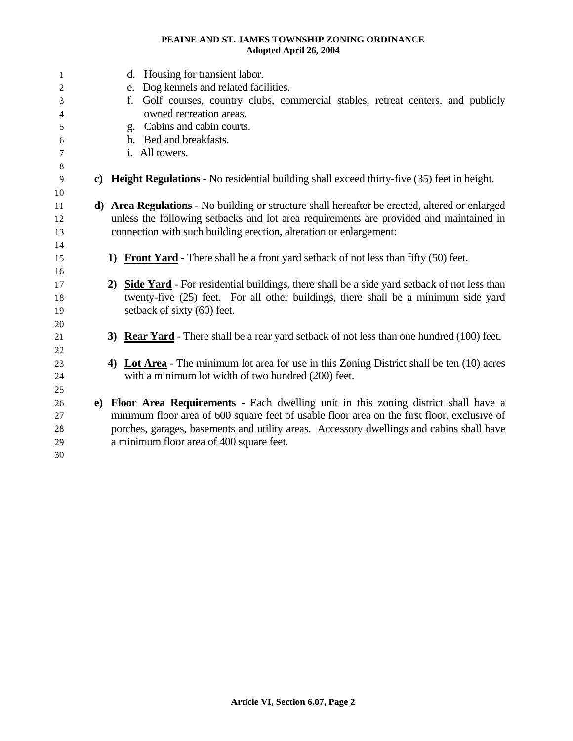d. Housing for transient labor.
e. Dog kennels and related facilities.
f. Golf courses, country clubs, commercial stables, retreat centers, and publicly owned recreation areas.
g. Cabins and cabin courts.
h. Bed and breakfasts.
i. All towers.

**c) Height Regulations** - No residential building shall exceed thirty-five (35) feet in height.

**d) Area Regulations** - No building or structure shall hereafter be erected, altered or enlarged unless the following setbacks and lot area requirements are provided and maintained in connection with such building erection, alteration or enlargement:

**1) <u>Front Yard</u>** - There shall be a front yard setback of not less than fifty (50) feet.

**2) <u>Side Yard</u>** - For residential buildings, there shall be a side yard setback of not less than twenty-five (25) feet. For all other buildings, there shall be a minimum side yard setback of sixty (60) feet.

**3) <u>Rear Yard</u>** - There shall be a rear yard setback of not less than one hundred (100) feet.

**4) <u>Lot Area</u>** - The minimum lot area for use in this Zoning District shall be ten (10) acres with a minimum lot width of two hundred (200) feet.

**e) Floor Area Requirements** - Each dwelling unit in this zoning district shall have a minimum floor area of 600 square feet of usable floor area on the first floor, exclusive of porches, garages, basements and utility areas. Accessory dwellings and cabins shall have a minimum floor area of 400 square feet.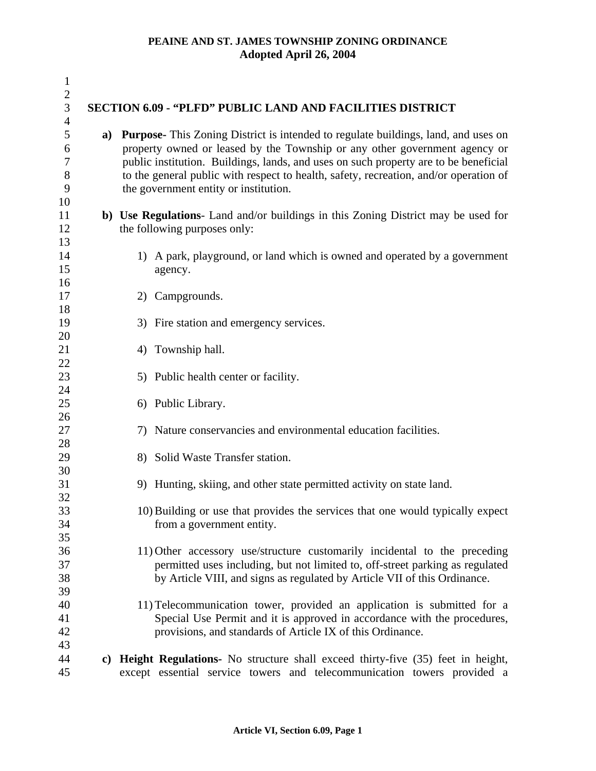## SECTION 6.09 - "PLFD" PUBLIC LAND AND FACILITIES DISTRICT

**a) Purpose-** This Zoning District is intended to regulate buildings, land, and uses on property owned or leased by the Township or any other government agency or public institution. Buildings, lands, and uses on such property are to be beneficial to the general public with respect to health, safety, recreation, and/or operation of the government entity or institution.

**b) Use Regulations-** Land and/or buildings in this Zoning District may be used for the following purposes only:

1) A park, playground, or land which is owned and operated by a government agency.

2) Campgrounds.

3) Fire station and emergency services.

4) Township hall.

5) Public health center or facility.

6) Public Library.

7) Nature conservancies and environmental education facilities.

8) Solid Waste Transfer station.

9) Hunting, skiing, and other state permitted activity on state land.

10) Building or use that provides the services that one would typically expect from a government entity.

11) Other accessory use/structure customarily incidental to the preceding permitted uses including, but not limited to, off-street parking as regulated by Article VIII, and signs as regulated by Article VII of this Ordinance.

11) Telecommunication tower, provided an application is submitted for a Special Use Permit and it is approved in accordance with the procedures, provisions, and standards of Article IX of this Ordinance.

**c) Height Regulations-** No structure shall exceed thirty-five (35) feet in height, except essential service towers and telecommunication towers provided a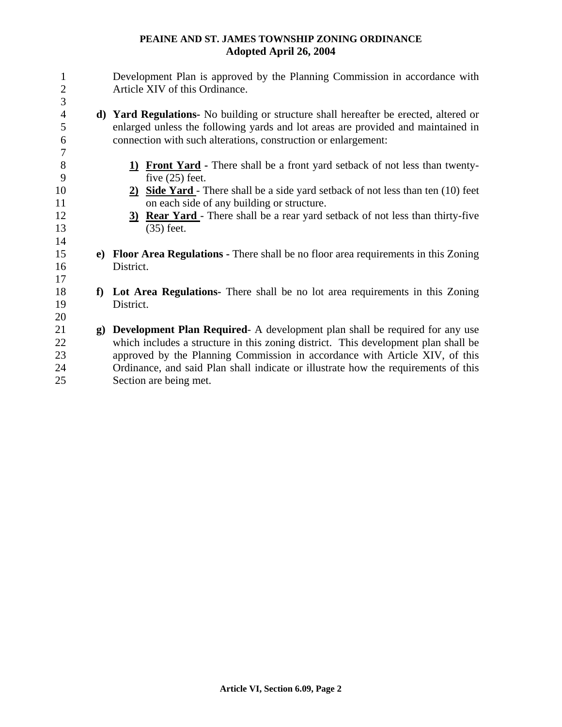Development Plan is approved by the Planning Commission in accordance with Article XIV of this Ordinance.

**d) Yard Regulations-** No building or structure shall hereafter be erected, altered or enlarged unless the following yards and lot areas are provided and maintained in connection with such alterations, construction or enlargement:

**1)** **Front Yard -** There shall be a front yard setback of not less than twenty-five (25) feet.

**2)** **Side Yard** - There shall be a side yard setback of not less than ten (10) feet on each side of any building or structure.

**3)** **Rear Yard** - There shall be a rear yard setback of not less than thirty-five (35) feet.

**e) Floor Area Regulations -** There shall be no floor area requirements in this Zoning District.

**f) Lot Area Regulations-** There shall be no lot area requirements in this Zoning District.

**g) Development Plan Required**- A development plan shall be required for any use which includes a structure in this zoning district. This development plan shall be approved by the Planning Commission in accordance with Article XIV, of this Ordinance, and said Plan shall indicate or illustrate how the requirements of this Section are being met.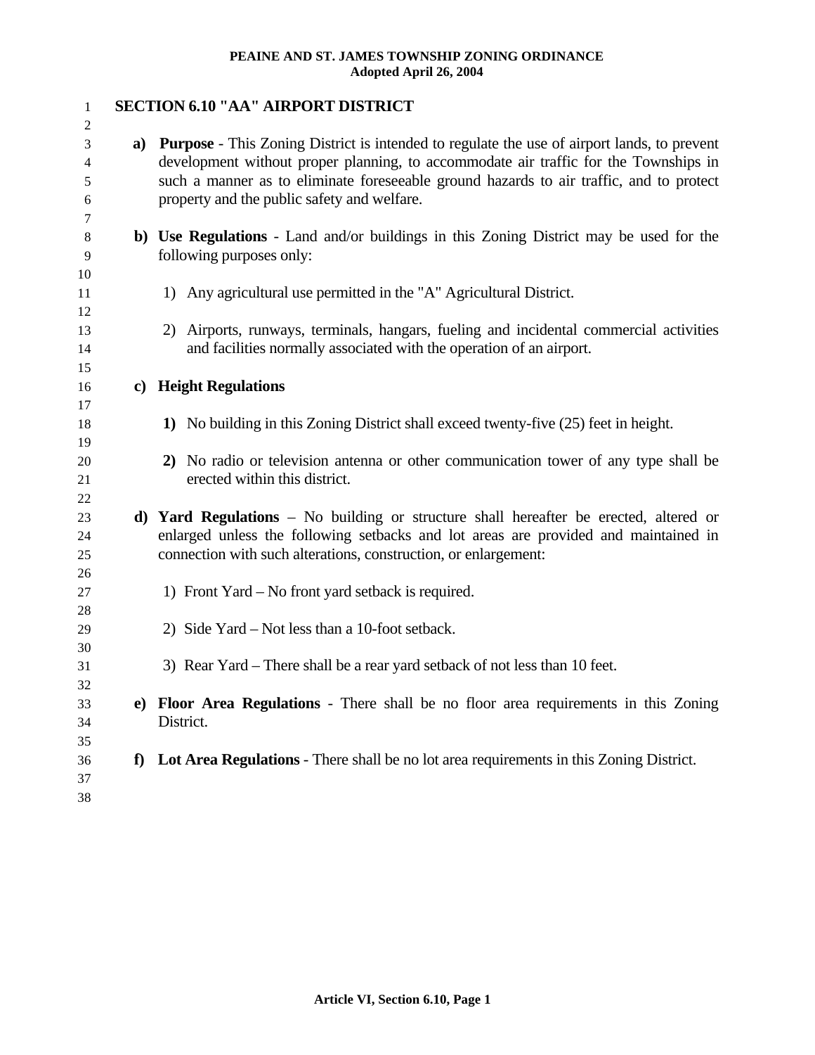## SECTION 6.10 "AA" AIRPORT DISTRICT

**a) Purpose** - This Zoning District is intended to regulate the use of airport lands, to prevent development without proper planning, to accommodate air traffic for the Townships in such a manner as to eliminate foreseeable ground hazards to air traffic, and to protect property and the public safety and welfare.

**b) Use Regulations** - Land and/or buildings in this Zoning District may be used for the following purposes only:

1) Any agricultural use permitted in the "A" Agricultural District.

2) Airports, runways, terminals, hangars, fueling and incidental commercial activities and facilities normally associated with the operation of an airport.

**c) Height Regulations**

**1)** No building in this Zoning District shall exceed twenty-five (25) feet in height.

**2)** No radio or television antenna or other communication tower of any type shall be erected within this district.

**d) Yard Regulations** – No building or structure shall hereafter be erected, altered or enlarged unless the following setbacks and lot areas are provided and maintained in connection with such alterations, construction, or enlargement:

1) Front Yard – No front yard setback is required.

2) Side Yard – Not less than a 10-foot setback.

3) Rear Yard – There shall be a rear yard setback of not less than 10 feet.

**e) Floor Area Regulations** - There shall be no floor area requirements in this Zoning District.

**f) Lot Area Regulations** - There shall be no lot area requirements in this Zoning District.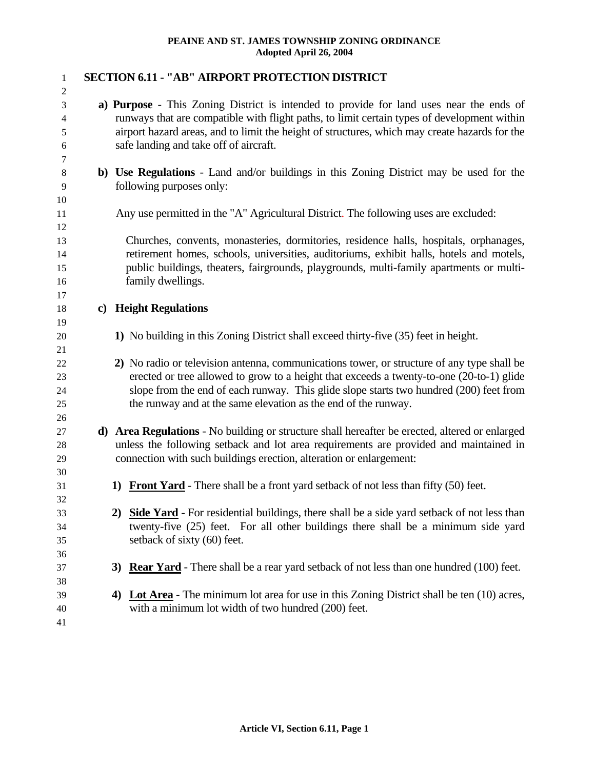## SECTION 6.11 - "AB" AIRPORT PROTECTION DISTRICT

**a) Purpose** - This Zoning District is intended to provide for land uses near the ends of runways that are compatible with flight paths, to limit certain types of development within airport hazard areas, and to limit the height of structures, which may create hazards for the safe landing and take off of aircraft.

**b) Use Regulations** - Land and/or buildings in this Zoning District may be used for the following purposes only:

Any use permitted in the "A" Agricultural District. The following uses are excluded:

Churches, convents, monasteries, dormitories, residence halls, hospitals, orphanages, retirement homes, schools, universities, auditoriums, exhibit halls, hotels and motels, public buildings, theaters, fairgrounds, playgrounds, multi-family apartments or multi-family dwellings.

**c) Height Regulations**

**1)** No building in this Zoning District shall exceed thirty-five (35) feet in height.

**2)** No radio or television antenna, communications tower, or structure of any type shall be erected or tree allowed to grow to a height that exceeds a twenty-to-one (20-to-1) glide slope from the end of each runway. This glide slope starts two hundred (200) feet from the runway and at the same elevation as the end of the runway.

**d) Area Regulations** - No building or structure shall hereafter be erected, altered or enlarged unless the following setback and lot area requirements are provided and maintained in connection with such buildings erection, alteration or enlargement:

**1) Front Yard** - There shall be a front yard setback of not less than fifty (50) feet.

**2) Side Yard** - For residential buildings, there shall be a side yard setback of not less than twenty-five (25) feet. For all other buildings there shall be a minimum side yard setback of sixty (60) feet.

**3) Rear Yard** - There shall be a rear yard setback of not less than one hundred (100) feet.

**4) Lot Area** - The minimum lot area for use in this Zoning District shall be ten (10) acres, with a minimum lot width of two hundred (200) feet.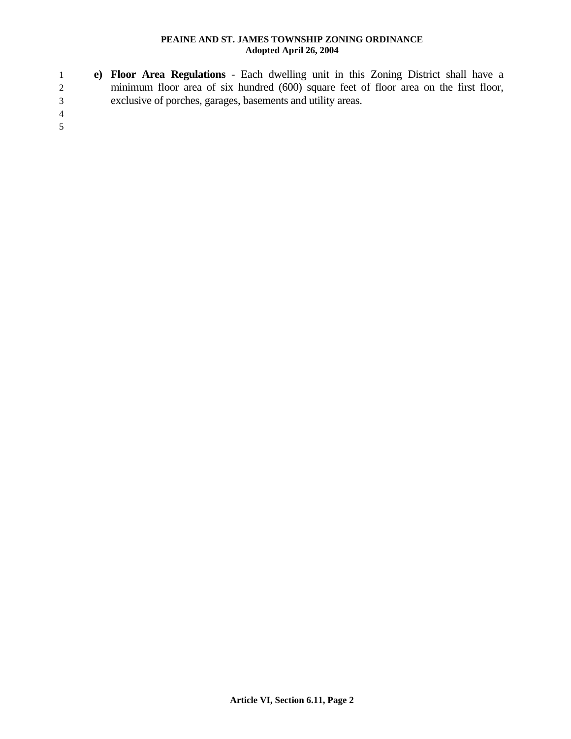e) **Floor Area Regulations** - Each dwelling unit in this Zoning District shall have a minimum floor area of six hundred (600) square feet of floor area on the first floor, exclusive of porches, garages, basements and utility areas.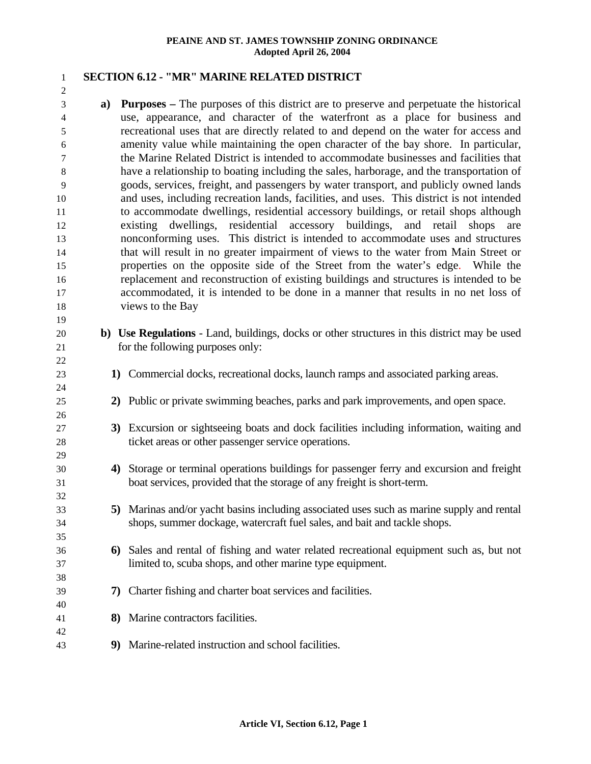## SECTION 6.12 - "MR" MARINE RELATED DISTRICT

**a) Purposes –** The purposes of this district are to preserve and perpetuate the historical use, appearance, and character of the waterfront as a place for business and recreational uses that are directly related to and depend on the water for access and amenity value while maintaining the open character of the bay shore. In particular, the Marine Related District is intended to accommodate businesses and facilities that have a relationship to boating including the sales, harborage, and the transportation of goods, services, freight, and passengers by water transport, and publicly owned lands and uses, including recreation lands, facilities, and uses. This district is not intended to accommodate dwellings, residential accessory buildings, or retail shops although existing dwellings, residential accessory buildings, and retail shops are nonconforming uses. This district is intended to accommodate uses and structures that will result in no greater impairment of views to the water from Main Street or properties on the opposite side of the Street from the water's edge. While the replacement and reconstruction of existing buildings and structures is intended to be accommodated, it is intended to be done in a manner that results in no net loss of views to the Bay

**b) Use Regulations** - Land, buildings, docks or other structures in this district may be used for the following purposes only:

**1)** Commercial docks, recreational docks, launch ramps and associated parking areas.

**2)** Public or private swimming beaches, parks and park improvements, and open space.

**3)** Excursion or sightseeing boats and dock facilities including information, waiting and ticket areas or other passenger service operations.

**4)** Storage or terminal operations buildings for passenger ferry and excursion and freight boat services, provided that the storage of any freight is short-term.

**5)** Marinas and/or yacht basins including associated uses such as marine supply and rental shops, summer dockage, watercraft fuel sales, and bait and tackle shops.

**6)** Sales and rental of fishing and water related recreational equipment such as, but not limited to, scuba shops, and other marine type equipment.

**7)** Charter fishing and charter boat services and facilities.

**8)** Marine contractors facilities.

**9)** Marine-related instruction and school facilities.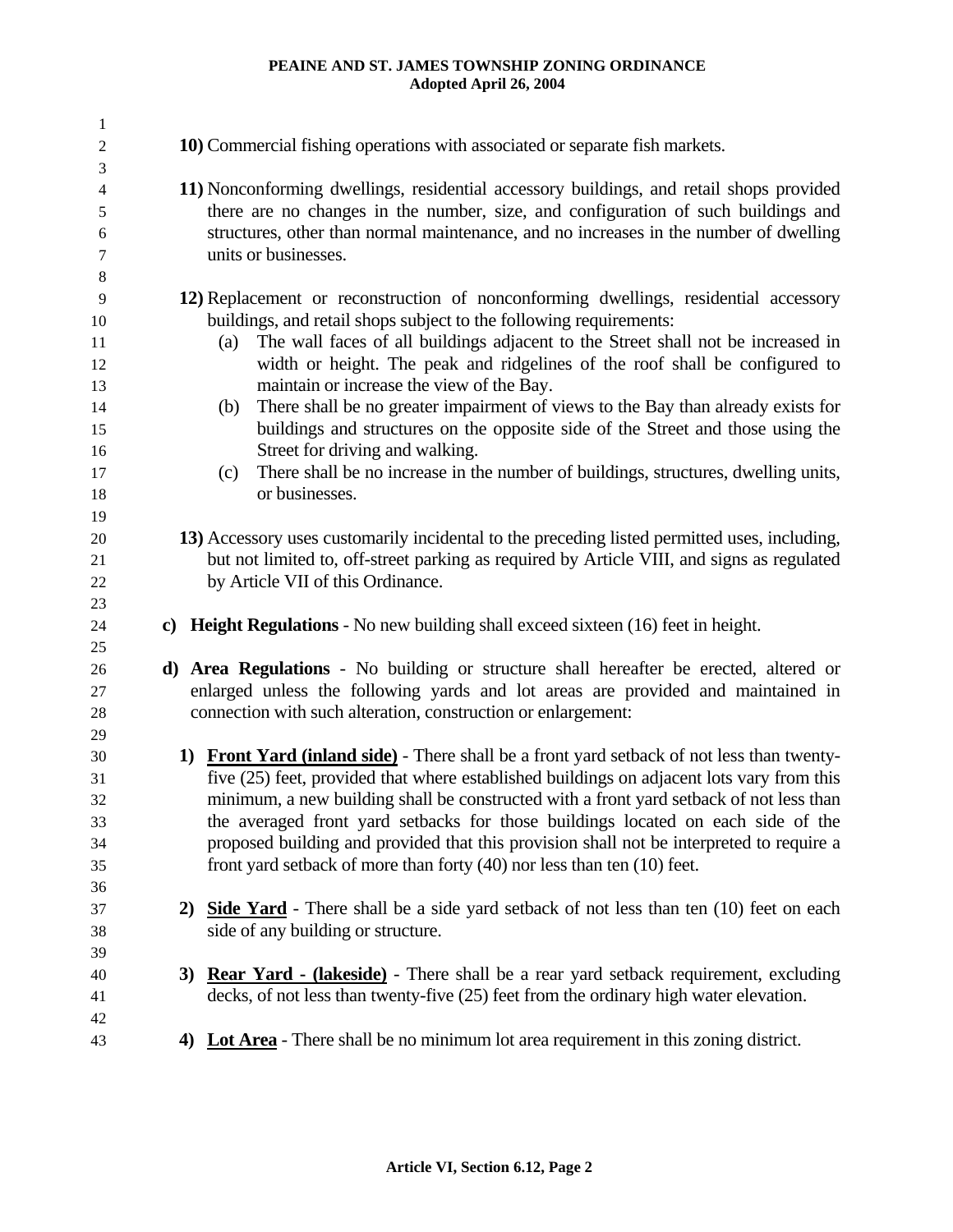**10)** Commercial fishing operations with associated or separate fish markets.

**11)** Nonconforming dwellings, residential accessory buildings, and retail shops provided there are no changes in the number, size, and configuration of such buildings and structures, other than normal maintenance, and no increases in the number of dwelling units or businesses.

**12)** Replacement or reconstruction of nonconforming dwellings, residential accessory buildings, and retail shops subject to the following requirements:

(a) The wall faces of all buildings adjacent to the Street shall not be increased in width or height. The peak and ridgelines of the roof shall be configured to maintain or increase the view of the Bay.

(b) There shall be no greater impairment of views to the Bay than already exists for buildings and structures on the opposite side of the Street and those using the Street for driving and walking.

(c) There shall be no increase in the number of buildings, structures, dwelling units, or businesses.

**13)** Accessory uses customarily incidental to the preceding listed permitted uses, including, but not limited to, off-street parking as required by Article VIII, and signs as regulated by Article VII of this Ordinance.

**c) Height Regulations** - No new building shall exceed sixteen (16) feet in height.

**d) Area Regulations** - No building or structure shall hereafter be erected, altered or enlarged unless the following yards and lot areas are provided and maintained in connection with such alteration, construction or enlargement:

**1) Front Yard (inland side)** - There shall be a front yard setback of not less than twenty-five (25) feet, provided that where established buildings on adjacent lots vary from this minimum, a new building shall be constructed with a front yard setback of not less than the averaged front yard setbacks for those buildings located on each side of the proposed building and provided that this provision shall not be interpreted to require a front yard setback of more than forty (40) nor less than ten (10) feet.

**2) Side Yard** - There shall be a side yard setback of not less than ten (10) feet on each side of any building or structure.

**3) Rear Yard - (lakeside)** - There shall be a rear yard setback requirement, excluding decks, of not less than twenty-five (25) feet from the ordinary high water elevation.

**4) Lot Area** - There shall be no minimum lot area requirement in this zoning district.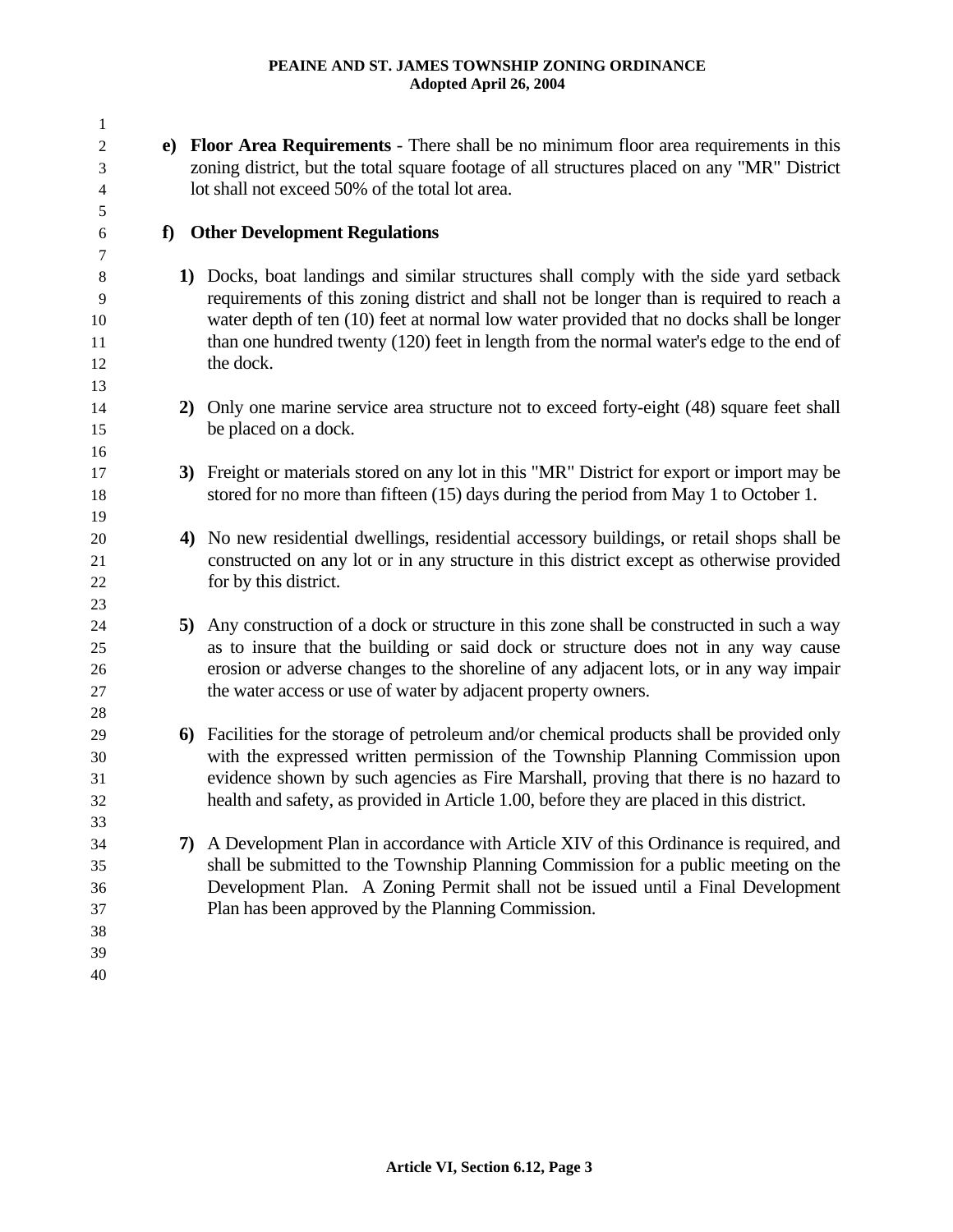**e) Floor Area Requirements** - There shall be no minimum floor area requirements in this zoning district, but the total square footage of all structures placed on any "MR" District lot shall not exceed 50% of the total lot area.

**f) Other Development Regulations**

**1)** Docks, boat landings and similar structures shall comply with the side yard setback requirements of this zoning district and shall not be longer than is required to reach a water depth of ten (10) feet at normal low water provided that no docks shall be longer than one hundred twenty (120) feet in length from the normal water's edge to the end of the dock.

**2)** Only one marine service area structure not to exceed forty-eight (48) square feet shall be placed on a dock.

**3)** Freight or materials stored on any lot in this "MR" District for export or import may be stored for no more than fifteen (15) days during the period from May 1 to October 1.

**4)** No new residential dwellings, residential accessory buildings, or retail shops shall be constructed on any lot or in any structure in this district except as otherwise provided for by this district.

**5)** Any construction of a dock or structure in this zone shall be constructed in such a way as to insure that the building or said dock or structure does not in any way cause erosion or adverse changes to the shoreline of any adjacent lots, or in any way impair the water access or use of water by adjacent property owners.

**6)** Facilities for the storage of petroleum and/or chemical products shall be provided only with the expressed written permission of the Township Planning Commission upon evidence shown by such agencies as Fire Marshall, proving that there is no hazard to health and safety, as provided in Article 1.00, before they are placed in this district.

**7)** A Development Plan in accordance with Article XIV of this Ordinance is required, and shall be submitted to the Township Planning Commission for a public meeting on the Development Plan. A Zoning Permit shall not be issued until a Final Development Plan has been approved by the Planning Commission.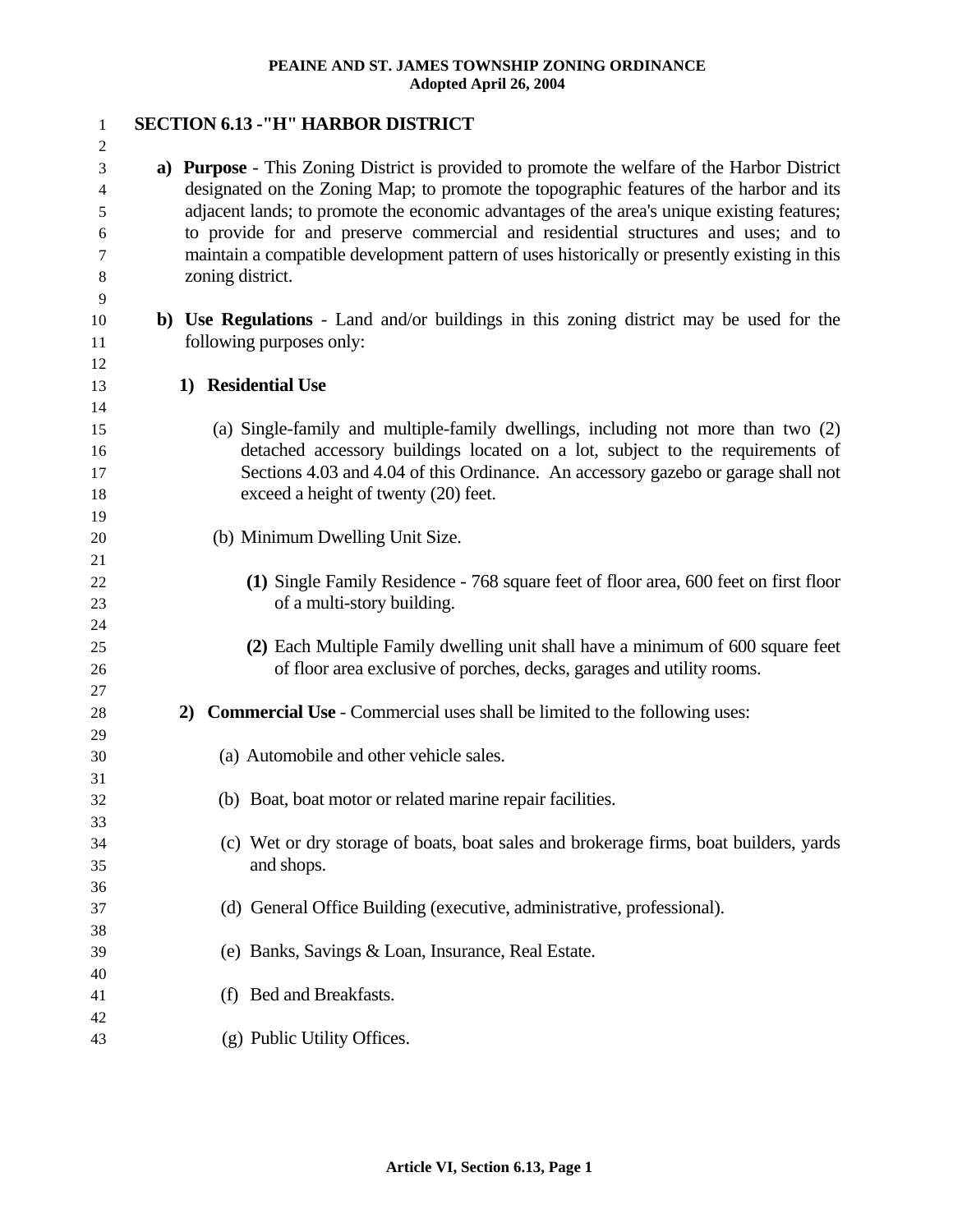## SECTION 6.13 -"H" HARBOR DISTRICT

**a) Purpose** - This Zoning District is provided to promote the welfare of the Harbor District designated on the Zoning Map; to promote the topographic features of the harbor and its adjacent lands; to promote the economic advantages of the area's unique existing features; to provide for and preserve commercial and residential structures and uses; and to maintain a compatible development pattern of uses historically or presently existing in this zoning district.

**b) Use Regulations** - Land and/or buildings in this zoning district may be used for the following purposes only:

**1) Residential Use**

(a) Single-family and multiple-family dwellings, including not more than two (2) detached accessory buildings located on a lot, subject to the requirements of Sections 4.03 and 4.04 of this Ordinance. An accessory gazebo or garage shall not exceed a height of twenty (20) feet.

(b) Minimum Dwelling Unit Size.

**(1)** Single Family Residence - 768 square feet of floor area, 600 feet on first floor of a multi-story building.

**(2)** Each Multiple Family dwelling unit shall have a minimum of 600 square feet of floor area exclusive of porches, decks, garages and utility rooms.

**2) Commercial Use** - Commercial uses shall be limited to the following uses:

(a) Automobile and other vehicle sales.

(b) Boat, boat motor or related marine repair facilities.

(c) Wet or dry storage of boats, boat sales and brokerage firms, boat builders, yards and shops.

(d) General Office Building (executive, administrative, professional).

(e) Banks, Savings & Loan, Insurance, Real Estate.

(f) Bed and Breakfasts.

(g) Public Utility Offices.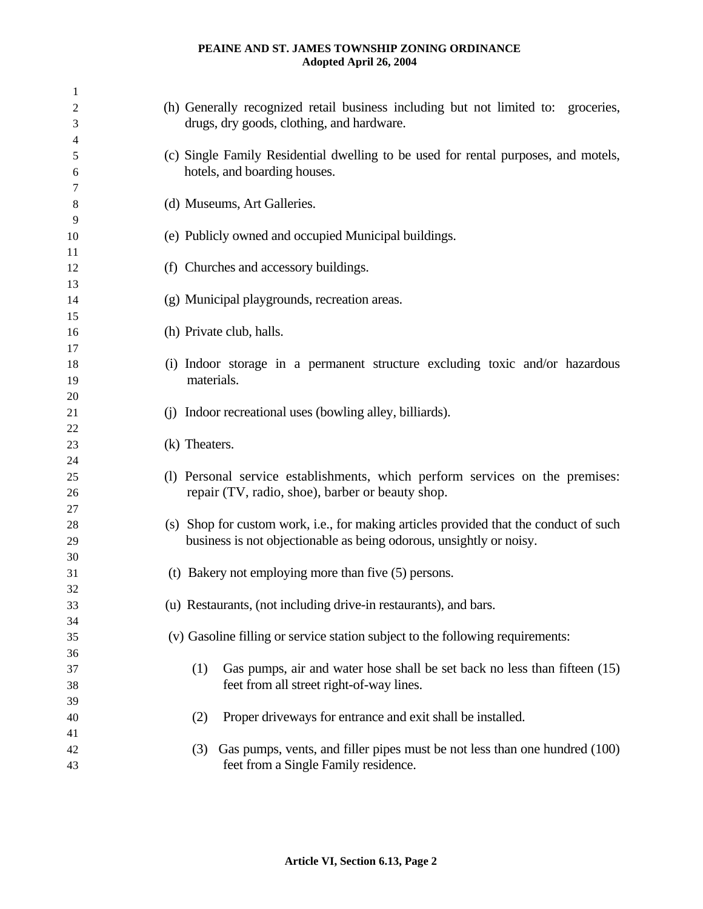(h) Generally recognized retail business including but not limited to: groceries, drugs, dry goods, clothing, and hardware.

(c) Single Family Residential dwelling to be used for rental purposes, and motels, hotels, and boarding houses.

(d) Museums, Art Galleries.

(e) Publicly owned and occupied Municipal buildings.

(f) Churches and accessory buildings.

(g) Municipal playgrounds, recreation areas.

(h) Private club, halls.

(i) Indoor storage in a permanent structure excluding toxic and/or hazardous materials.

(j) Indoor recreational uses (bowling alley, billiards).

(k) Theaters.

(l) Personal service establishments, which perform services on the premises: repair (TV, radio, shoe), barber or beauty shop.

(s) Shop for custom work, i.e., for making articles provided that the conduct of such business is not objectionable as being odorous, unsightly or noisy.

(t) Bakery not employing more than five (5) persons.

(u) Restaurants, (not including drive-in restaurants), and bars.

(v) Gasoline filling or service station subject to the following requirements:

(1) Gas pumps, air and water hose shall be set back no less than fifteen (15) feet from all street right-of-way lines.

(2) Proper driveways for entrance and exit shall be installed.

(3) Gas pumps, vents, and filler pipes must be not less than one hundred (100) feet from a Single Family residence.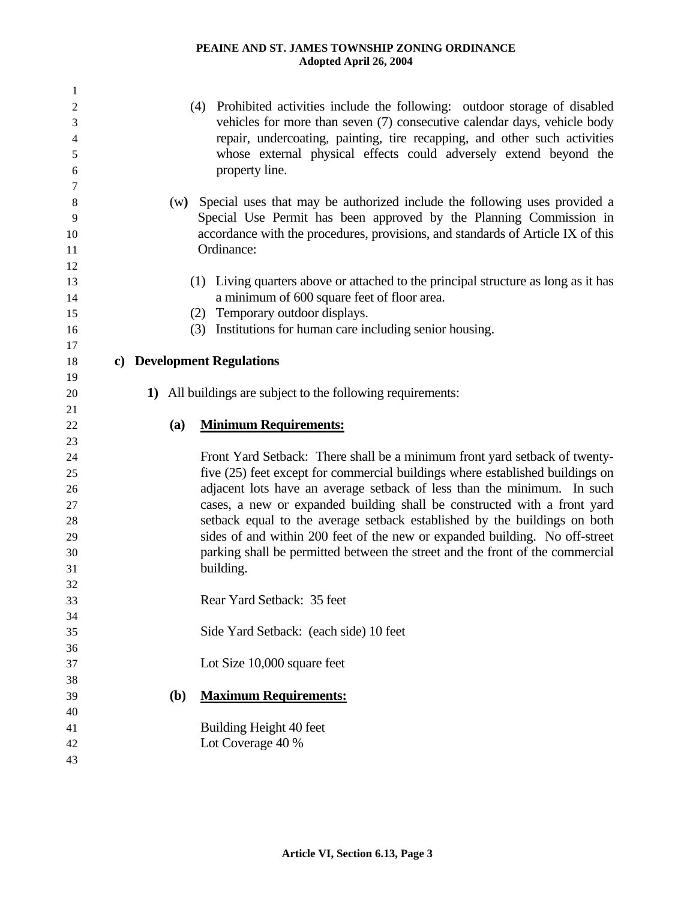(4) Prohibited activities include the following: outdoor storage of disabled vehicles for more than seven (7) consecutive calendar days, vehicle body repair, undercoating, painting, tire recapping, and other such activities whose external physical effects could adversely extend beyond the property line.

(w) Special uses that may be authorized include the following uses provided a Special Use Permit has been approved by the Planning Commission in accordance with the procedures, provisions, and standards of Article IX of this Ordinance:

(1) Living quarters above or attached to the principal structure as long as it has a minimum of 600 square feet of floor area.
(2) Temporary outdoor displays.
(3) Institutions for human care including senior housing.

**c) Development Regulations**

**1)** All buildings are subject to the following requirements:

**(a)** **<u>Minimum Requirements:</u>**

Front Yard Setback: There shall be a minimum front yard setback of twenty-five (25) feet except for commercial buildings where established buildings on adjacent lots have an average setback of less than the minimum. In such cases, a new or expanded building shall be constructed with a front yard setback equal to the average setback established by the buildings on both sides of and within 200 feet of the new or expanded building. No off-street parking shall be permitted between the street and the front of the commercial building.

Rear Yard Setback: 35 feet

Side Yard Setback: (each side) 10 feet

Lot Size 10,000 square feet

**(b)** **<u>Maximum Requirements:</u>**

Building Height 40 feet
Lot Coverage 40 %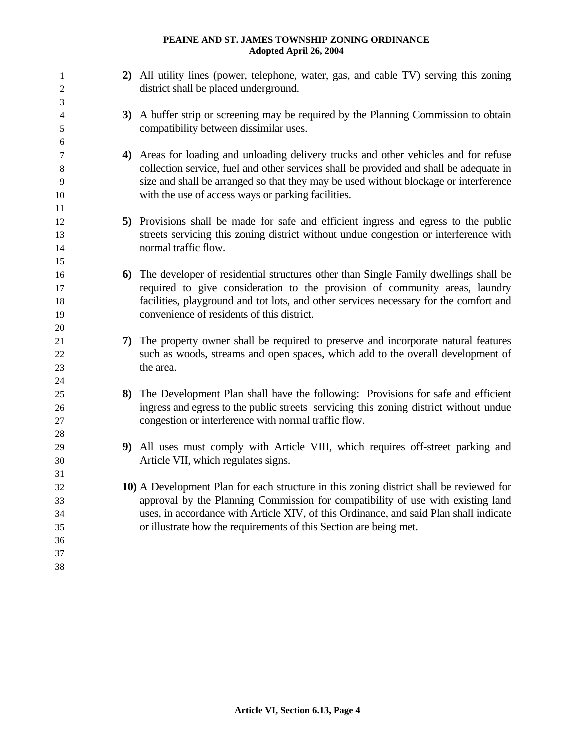**2)** All utility lines (power, telephone, water, gas, and cable TV) serving this zoning district shall be placed underground.

**3)** A buffer strip or screening may be required by the Planning Commission to obtain compatibility between dissimilar uses.

**4)** Areas for loading and unloading delivery trucks and other vehicles and for refuse collection service, fuel and other services shall be provided and shall be adequate in size and shall be arranged so that they may be used without blockage or interference with the use of access ways or parking facilities.

**5)** Provisions shall be made for safe and efficient ingress and egress to the public streets servicing this zoning district without undue congestion or interference with normal traffic flow.

**6)** The developer of residential structures other than Single Family dwellings shall be required to give consideration to the provision of community areas, laundry facilities, playground and tot lots, and other services necessary for the comfort and convenience of residents of this district.

**7)** The property owner shall be required to preserve and incorporate natural features such as woods, streams and open spaces, which add to the overall development of the area.

**8)** The Development Plan shall have the following: Provisions for safe and efficient ingress and egress to the public streets servicing this zoning district without undue congestion or interference with normal traffic flow.

**9)** All uses must comply with Article VIII, which requires off-street parking and Article VII, which regulates signs.

**10)** A Development Plan for each structure in this zoning district shall be reviewed for approval by the Planning Commission for compatibility of use with existing land uses, in accordance with Article XIV, of this Ordinance, and said Plan shall indicate or illustrate how the requirements of this Section are being met.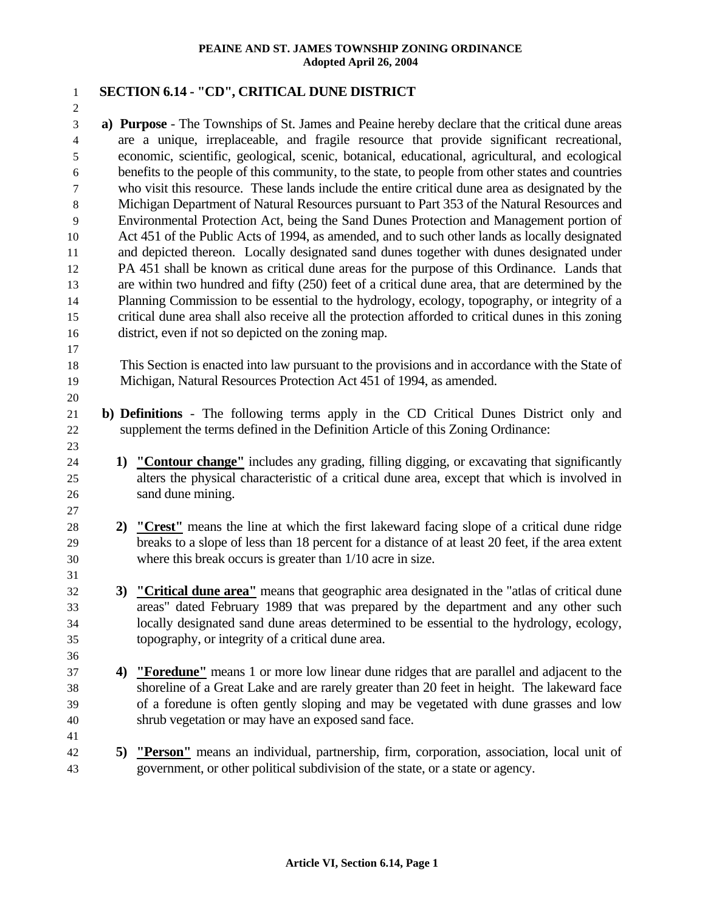## SECTION 6.14 - "CD", CRITICAL DUNE DISTRICT

**a) Purpose** - The Townships of St. James and Peaine hereby declare that the critical dune areas are a unique, irreplaceable, and fragile resource that provide significant recreational, economic, scientific, geological, scenic, botanical, educational, agricultural, and ecological benefits to the people of this community, to the state, to people from other states and countries who visit this resource. These lands include the entire critical dune area as designated by the Michigan Department of Natural Resources pursuant to Part 353 of the Natural Resources and Environmental Protection Act, being the Sand Dunes Protection and Management portion of Act 451 of the Public Acts of 1994, as amended, and to such other lands as locally designated and depicted thereon. Locally designated sand dunes together with dunes designated under PA 451 shall be known as critical dune areas for the purpose of this Ordinance. Lands that are within two hundred and fifty (250) feet of a critical dune area, that are determined by the Planning Commission to be essential to the hydrology, ecology, topography, or integrity of a critical dune area shall also receive all the protection afforded to critical dunes in this zoning district, even if not so depicted on the zoning map.

This Section is enacted into law pursuant to the provisions and in accordance with the State of Michigan, Natural Resources Protection Act 451 of 1994, as amended.

**b) Definitions** - The following terms apply in the CD Critical Dunes District only and supplement the terms defined in the Definition Article of this Zoning Ordinance:

**1) "Contour change"** includes any grading, filling digging, or excavating that significantly alters the physical characteristic of a critical dune area, except that which is involved in sand dune mining.

**2) "Crest"** means the line at which the first lakeward facing slope of a critical dune ridge breaks to a slope of less than 18 percent for a distance of at least 20 feet, if the area extent where this break occurs is greater than 1/10 acre in size.

**3) "Critical dune area"** means that geographic area designated in the "atlas of critical dune areas" dated February 1989 that was prepared by the department and any other such locally designated sand dune areas determined to be essential to the hydrology, ecology, topography, or integrity of a critical dune area.

**4) "Foredune"** means 1 or more low linear dune ridges that are parallel and adjacent to the shoreline of a Great Lake and are rarely greater than 20 feet in height. The lakeward face of a foredune is often gently sloping and may be vegetated with dune grasses and low shrub vegetation or may have an exposed sand face.

**5) "Person"** means an individual, partnership, firm, corporation, association, local unit of government, or other political subdivision of the state, or a state or agency.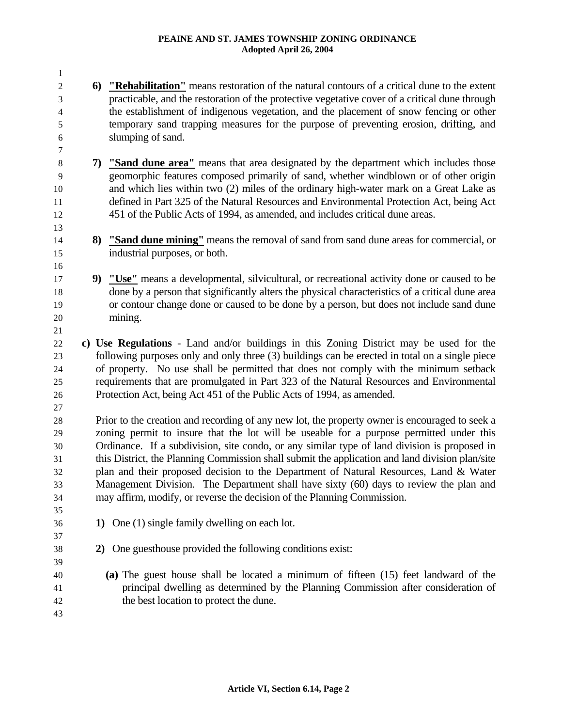6) **"Rehabilitation"** means restoration of the natural contours of a critical dune to the extent practicable, and the restoration of the protective vegetative cover of a critical dune through the establishment of indigenous vegetation, and the placement of snow fencing or other temporary sand trapping measures for the purpose of preventing erosion, drifting, and slumping of sand.

7) **"Sand dune area"** means that area designated by the department which includes those geomorphic features composed primarily of sand, whether windblown or of other origin and which lies within two (2) miles of the ordinary high-water mark on a Great Lake as defined in Part 325 of the Natural Resources and Environmental Protection Act, being Act 451 of the Public Acts of 1994, as amended, and includes critical dune areas.

8) **"Sand dune mining"** means the removal of sand from sand dune areas for commercial, or industrial purposes, or both.

9) **"Use"** means a developmental, silvicultural, or recreational activity done or caused to be done by a person that significantly alters the physical characteristics of a critical dune area or contour change done or caused to be done by a person, but does not include sand dune mining.

**c) Use Regulations** - Land and/or buildings in this Zoning District may be used for the following purposes only and only three (3) buildings can be erected in total on a single piece of property. No use shall be permitted that does not comply with the minimum setback requirements that are promulgated in Part 323 of the Natural Resources and Environmental Protection Act, being Act 451 of the Public Acts of 1994, as amended.

Prior to the creation and recording of any new lot, the property owner is encouraged to seek a zoning permit to insure that the lot will be useable for a purpose permitted under this Ordinance. If a subdivision, site condo, or any similar type of land division is proposed in this District, the Planning Commission shall submit the application and land division plan/site plan and their proposed decision to the Department of Natural Resources, Land & Water Management Division. The Department shall have sixty (60) days to review the plan and may affirm, modify, or reverse the decision of the Planning Commission.

**1)** One (1) single family dwelling on each lot.

**2)** One guesthouse provided the following conditions exist:

**(a)** The guest house shall be located a minimum of fifteen (15) feet landward of the principal dwelling as determined by the Planning Commission after consideration of the best location to protect the dune.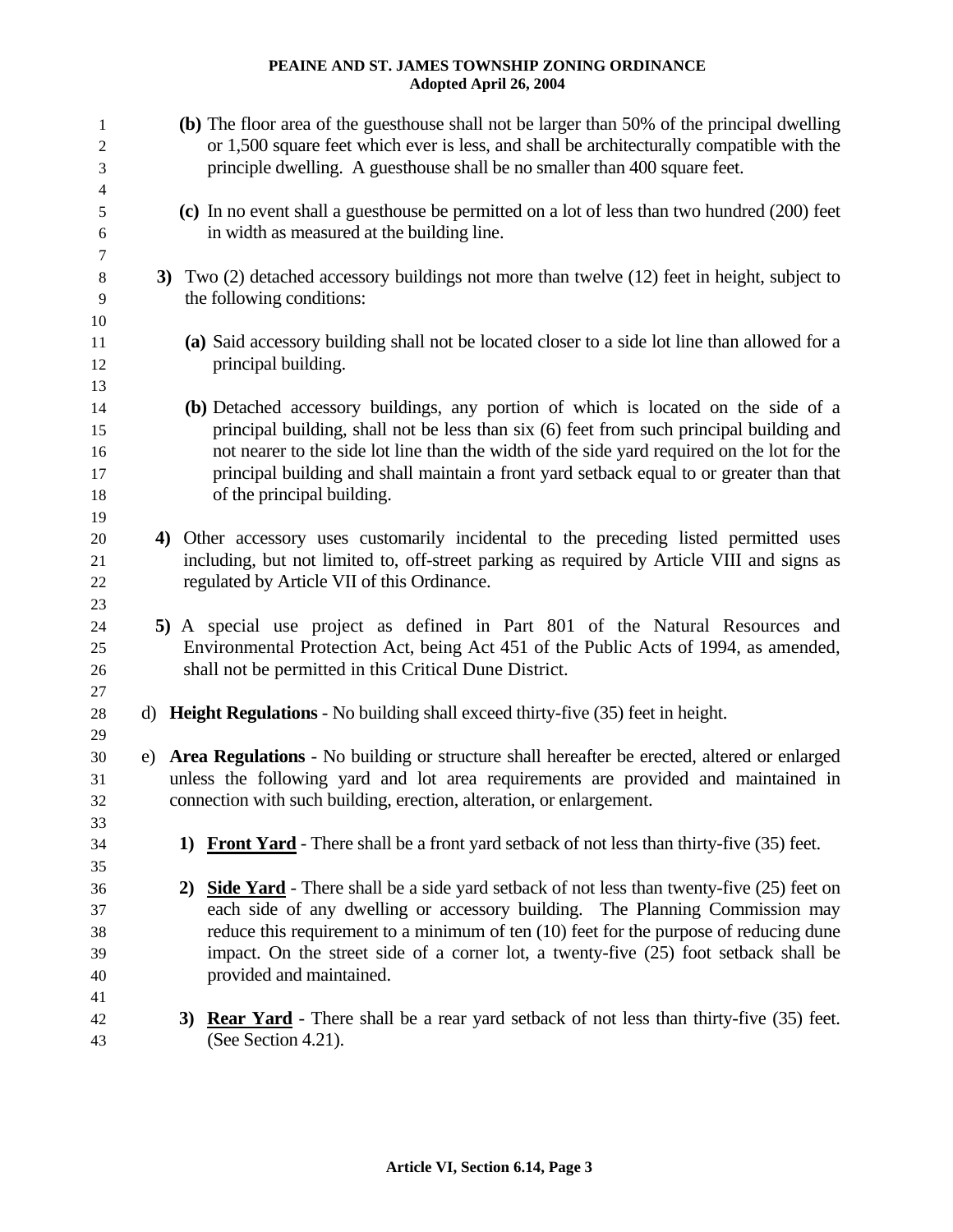**(b)** The floor area of the guesthouse shall not be larger than 50% of the principal dwelling or 1,500 square feet which ever is less, and shall be architecturally compatible with the principle dwelling. A guesthouse shall be no smaller than 400 square feet.

**(c)** In no event shall a guesthouse be permitted on a lot of less than two hundred (200) feet in width as measured at the building line.

**3)** Two (2) detached accessory buildings not more than twelve (12) feet in height, subject to the following conditions:

**(a)** Said accessory building shall not be located closer to a side lot line than allowed for a principal building.

**(b)** Detached accessory buildings, any portion of which is located on the side of a principal building, shall not be less than six (6) feet from such principal building and not nearer to the side lot line than the width of the side yard required on the lot for the principal building and shall maintain a front yard setback equal to or greater than that of the principal building.

**4)** Other accessory uses customarily incidental to the preceding listed permitted uses including, but not limited to, off-street parking as required by Article VIII and signs as regulated by Article VII of this Ordinance.

**5)** A special use project as defined in Part 801 of the Natural Resources and Environmental Protection Act, being Act 451 of the Public Acts of 1994, as amended, shall not be permitted in this Critical Dune District.

d) **Height Regulations** - No building shall exceed thirty-five (35) feet in height.

e) **Area Regulations** - No building or structure shall hereafter be erected, altered or enlarged unless the following yard and lot area requirements are provided and maintained in connection with such building, erection, alteration, or enlargement.

**1)** **Front Yard** - There shall be a front yard setback of not less than thirty-five (35) feet.

**2)** **Side Yard** - There shall be a side yard setback of not less than twenty-five (25) feet on each side of any dwelling or accessory building. The Planning Commission may reduce this requirement to a minimum of ten (10) feet for the purpose of reducing dune impact. On the street side of a corner lot, a twenty-five (25) foot setback shall be provided and maintained.

**3)** **Rear Yard** - There shall be a rear yard setback of not less than thirty-five (35) feet. (See Section 4.21).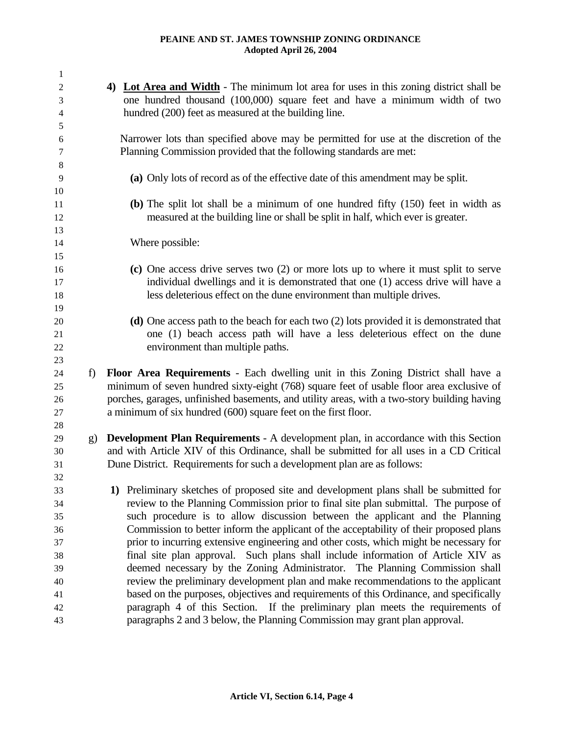4) **Lot Area and Width** - The minimum lot area for uses in this zoning district shall be one hundred thousand (100,000) square feet and have a minimum width of two hundred (200) feet as measured at the building line.

Narrower lots than specified above may be permitted for use at the discretion of the Planning Commission provided that the following standards are met:

**(a)** Only lots of record as of the effective date of this amendment may be split.

**(b)** The split lot shall be a minimum of one hundred fifty (150) feet in width as measured at the building line or shall be split in half, which ever is greater.

Where possible:

**(c)** One access drive serves two (2) or more lots up to where it must split to serve individual dwellings and it is demonstrated that one (1) access drive will have a less deleterious effect on the dune environment than multiple drives.

**(d)** One access path to the beach for each two (2) lots provided it is demonstrated that one (1) beach access path will have a less deleterious effect on the dune environment than multiple paths.

f) **Floor Area Requirements** - Each dwelling unit in this Zoning District shall have a minimum of seven hundred sixty-eight (768) square feet of usable floor area exclusive of porches, garages, unfinished basements, and utility areas, with a two-story building having a minimum of six hundred (600) square feet on the first floor.

g) **Development Plan Requirements** - A development plan, in accordance with this Section and with Article XIV of this Ordinance, shall be submitted for all uses in a CD Critical Dune District. Requirements for such a development plan are as follows:

**1)** Preliminary sketches of proposed site and development plans shall be submitted for review to the Planning Commission prior to final site plan submittal. The purpose of such procedure is to allow discussion between the applicant and the Planning Commission to better inform the applicant of the acceptability of their proposed plans prior to incurring extensive engineering and other costs, which might be necessary for final site plan approval. Such plans shall include information of Article XIV as deemed necessary by the Zoning Administrator. The Planning Commission shall review the preliminary development plan and make recommendations to the applicant based on the purposes, objectives and requirements of this Ordinance, and specifically paragraph 4 of this Section. If the preliminary plan meets the requirements of paragraphs 2 and 3 below, the Planning Commission may grant plan approval.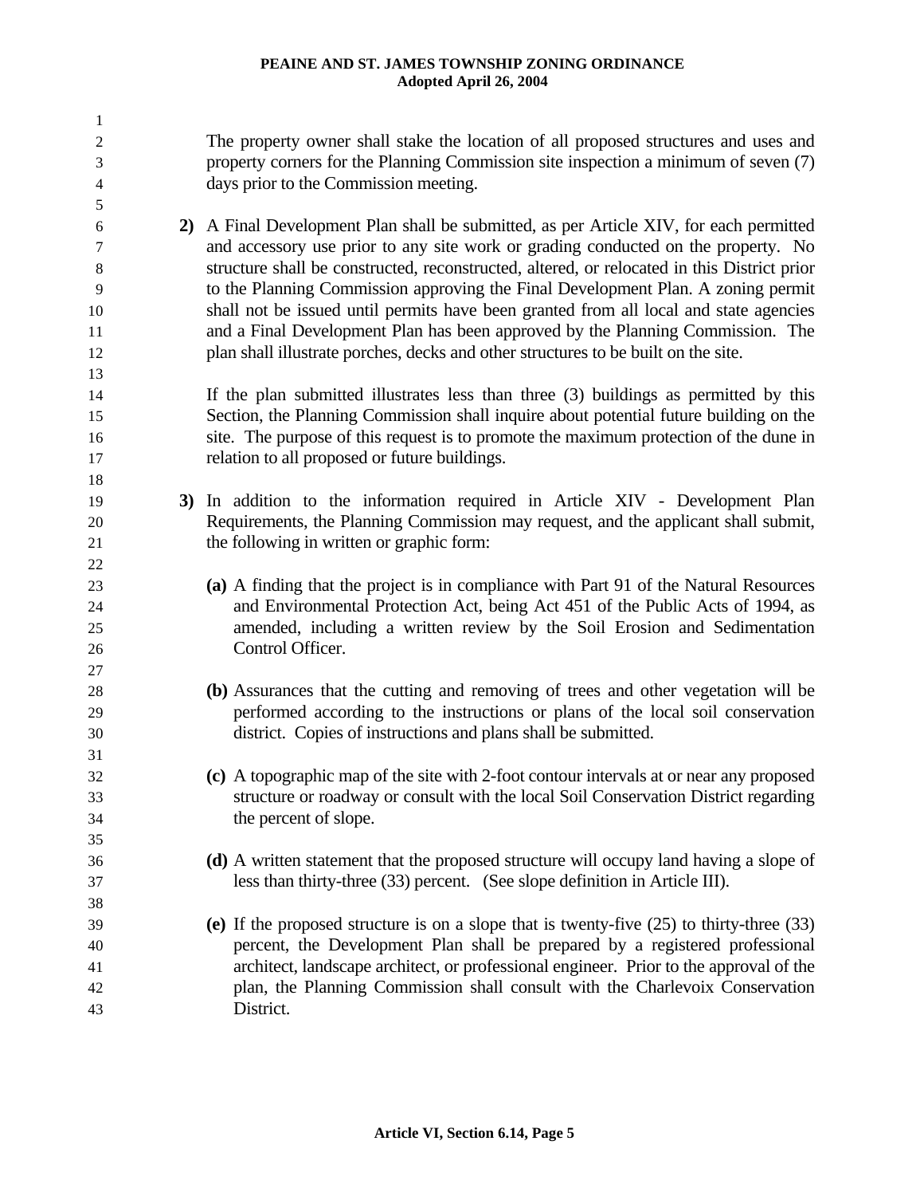The property owner shall stake the location of all proposed structures and uses and property corners for the Planning Commission site inspection a minimum of seven (7) days prior to the Commission meeting.

**2)** A Final Development Plan shall be submitted, as per Article XIV, for each permitted and accessory use prior to any site work or grading conducted on the property. No structure shall be constructed, reconstructed, altered, or relocated in this District prior to the Planning Commission approving the Final Development Plan. A zoning permit shall not be issued until permits have been granted from all local and state agencies and a Final Development Plan has been approved by the Planning Commission. The plan shall illustrate porches, decks and other structures to be built on the site.

If the plan submitted illustrates less than three (3) buildings as permitted by this Section, the Planning Commission shall inquire about potential future building on the site. The purpose of this request is to promote the maximum protection of the dune in relation to all proposed or future buildings.

**3)** In addition to the information required in Article XIV - Development Plan Requirements, the Planning Commission may request, and the applicant shall submit, the following in written or graphic form:

**(a)** A finding that the project is in compliance with Part 91 of the Natural Resources and Environmental Protection Act, being Act 451 of the Public Acts of 1994, as amended, including a written review by the Soil Erosion and Sedimentation Control Officer.

**(b)** Assurances that the cutting and removing of trees and other vegetation will be performed according to the instructions or plans of the local soil conservation district. Copies of instructions and plans shall be submitted.

**(c)** A topographic map of the site with 2-foot contour intervals at or near any proposed structure or roadway or consult with the local Soil Conservation District regarding the percent of slope.

**(d)** A written statement that the proposed structure will occupy land having a slope of less than thirty-three (33) percent. (See slope definition in Article III).

**(e)** If the proposed structure is on a slope that is twenty-five (25) to thirty-three (33) percent, the Development Plan shall be prepared by a registered professional architect, landscape architect, or professional engineer. Prior to the approval of the plan, the Planning Commission shall consult with the Charlevoix Conservation District.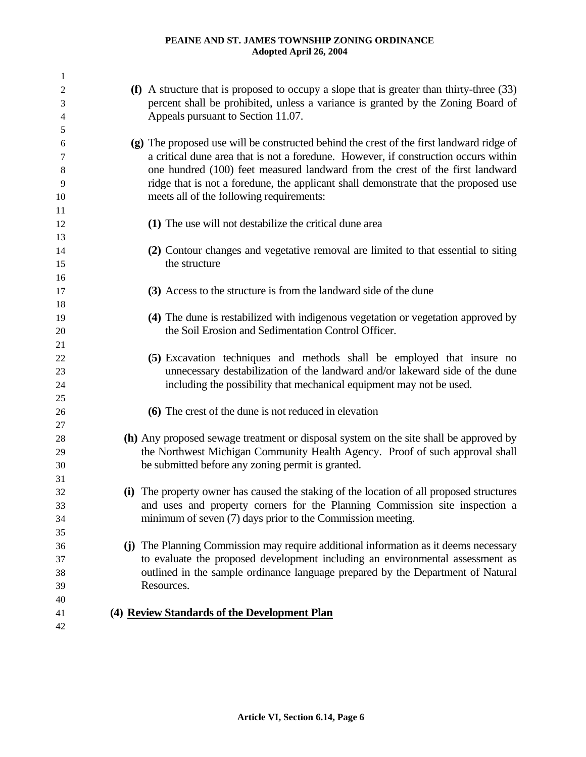**(f)** A structure that is proposed to occupy a slope that is greater than thirty-three (33) percent shall be prohibited, unless a variance is granted by the Zoning Board of Appeals pursuant to Section 11.07.

**(g)** The proposed use will be constructed behind the crest of the first landward ridge of a critical dune area that is not a foredune. However, if construction occurs within one hundred (100) feet measured landward from the crest of the first landward ridge that is not a foredune, the applicant shall demonstrate that the proposed use meets all of the following requirements:

**(1)** The use will not destabilize the critical dune area

**(2)** Contour changes and vegetative removal are limited to that essential to siting the structure

**(3)** Access to the structure is from the landward side of the dune

**(4)** The dune is restabilized with indigenous vegetation or vegetation approved by the Soil Erosion and Sedimentation Control Officer.

**(5)** Excavation techniques and methods shall be employed that insure no unnecessary destabilization of the landward and/or lakeward side of the dune including the possibility that mechanical equipment may not be used.

**(6)** The crest of the dune is not reduced in elevation

**(h)** Any proposed sewage treatment or disposal system on the site shall be approved by the Northwest Michigan Community Health Agency. Proof of such approval shall be submitted before any zoning permit is granted.

**(i)** The property owner has caused the staking of the location of all proposed structures and uses and property corners for the Planning Commission site inspection a minimum of seven (7) days prior to the Commission meeting.

**(j)** The Planning Commission may require additional information as it deems necessary to evaluate the proposed development including an environmental assessment as outlined in the sample ordinance language prepared by the Department of Natural Resources.

**(4) Review Standards of the Development Plan**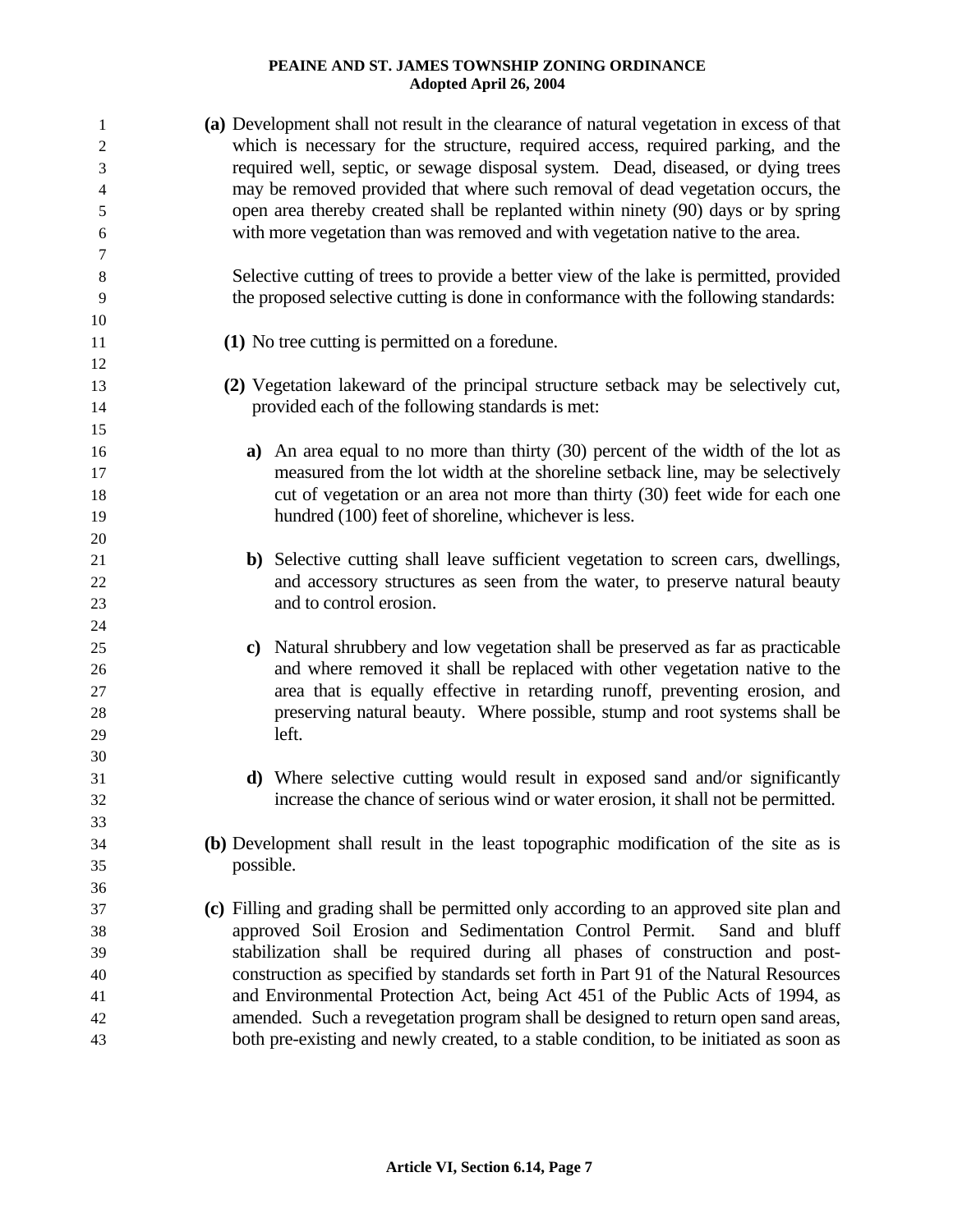**(a)** Development shall not result in the clearance of natural vegetation in excess of that which is necessary for the structure, required access, required parking, and the required well, septic, or sewage disposal system. Dead, diseased, or dying trees may be removed provided that where such removal of dead vegetation occurs, the open area thereby created shall be replanted within ninety (90) days or by spring with more vegetation than was removed and with vegetation native to the area.

Selective cutting of trees to provide a better view of the lake is permitted, provided the proposed selective cutting is done in conformance with the following standards:

**(1)** No tree cutting is permitted on a foredune.

**(2)** Vegetation lakeward of the principal structure setback may be selectively cut, provided each of the following standards is met:

**a)** An area equal to no more than thirty (30) percent of the width of the lot as measured from the lot width at the shoreline setback line, may be selectively cut of vegetation or an area not more than thirty (30) feet wide for each one hundred (100) feet of shoreline, whichever is less.

**b)** Selective cutting shall leave sufficient vegetation to screen cars, dwellings, and accessory structures as seen from the water, to preserve natural beauty and to control erosion.

**c)** Natural shrubbery and low vegetation shall be preserved as far as practicable and where removed it shall be replaced with other vegetation native to the area that is equally effective in retarding runoff, preventing erosion, and preserving natural beauty. Where possible, stump and root systems shall be left.

**d)** Where selective cutting would result in exposed sand and/or significantly increase the chance of serious wind or water erosion, it shall not be permitted.

**(b)** Development shall result in the least topographic modification of the site as is possible.

**(c)** Filling and grading shall be permitted only according to an approved site plan and approved Soil Erosion and Sedimentation Control Permit. Sand and bluff stabilization shall be required during all phases of construction and post-construction as specified by standards set forth in Part 91 of the Natural Resources and Environmental Protection Act, being Act 451 of the Public Acts of 1994, as amended. Such a revegetation program shall be designed to return open sand areas, both pre-existing and newly created, to a stable condition, to be initiated as soon as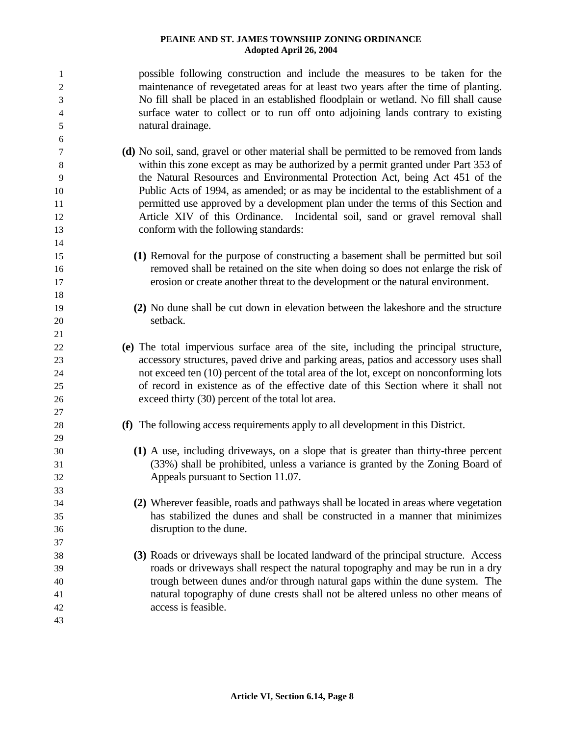possible following construction and include the measures to be taken for the maintenance of revegetated areas for at least two years after the time of planting. No fill shall be placed in an established floodplain or wetland. No fill shall cause surface water to collect or to run off onto adjoining lands contrary to existing natural drainage.

**(d)** No soil, sand, gravel or other material shall be permitted to be removed from lands within this zone except as may be authorized by a permit granted under Part 353 of the Natural Resources and Environmental Protection Act, being Act 451 of the Public Acts of 1994, as amended; or as may be incidental to the establishment of a permitted use approved by a development plan under the terms of this Section and Article XIV of this Ordinance. Incidental soil, sand or gravel removal shall conform with the following standards:

**(1)** Removal for the purpose of constructing a basement shall be permitted but soil removed shall be retained on the site when doing so does not enlarge the risk of erosion or create another threat to the development or the natural environment.

**(2)** No dune shall be cut down in elevation between the lakeshore and the structure setback.

**(e)** The total impervious surface area of the site, including the principal structure, accessory structures, paved drive and parking areas, patios and accessory uses shall not exceed ten (10) percent of the total area of the lot, except on nonconforming lots of record in existence as of the effective date of this Section where it shall not exceed thirty (30) percent of the total lot area.

**(f)** The following access requirements apply to all development in this District.

**(1)** A use, including driveways, on a slope that is greater than thirty-three percent (33%) shall be prohibited, unless a variance is granted by the Zoning Board of Appeals pursuant to Section 11.07.

**(2)** Wherever feasible, roads and pathways shall be located in areas where vegetation has stabilized the dunes and shall be constructed in a manner that minimizes disruption to the dune.

**(3)** Roads or driveways shall be located landward of the principal structure. Access roads or driveways shall respect the natural topography and may be run in a dry trough between dunes and/or through natural gaps within the dune system. The natural topography of dune crests shall not be altered unless no other means of access is feasible.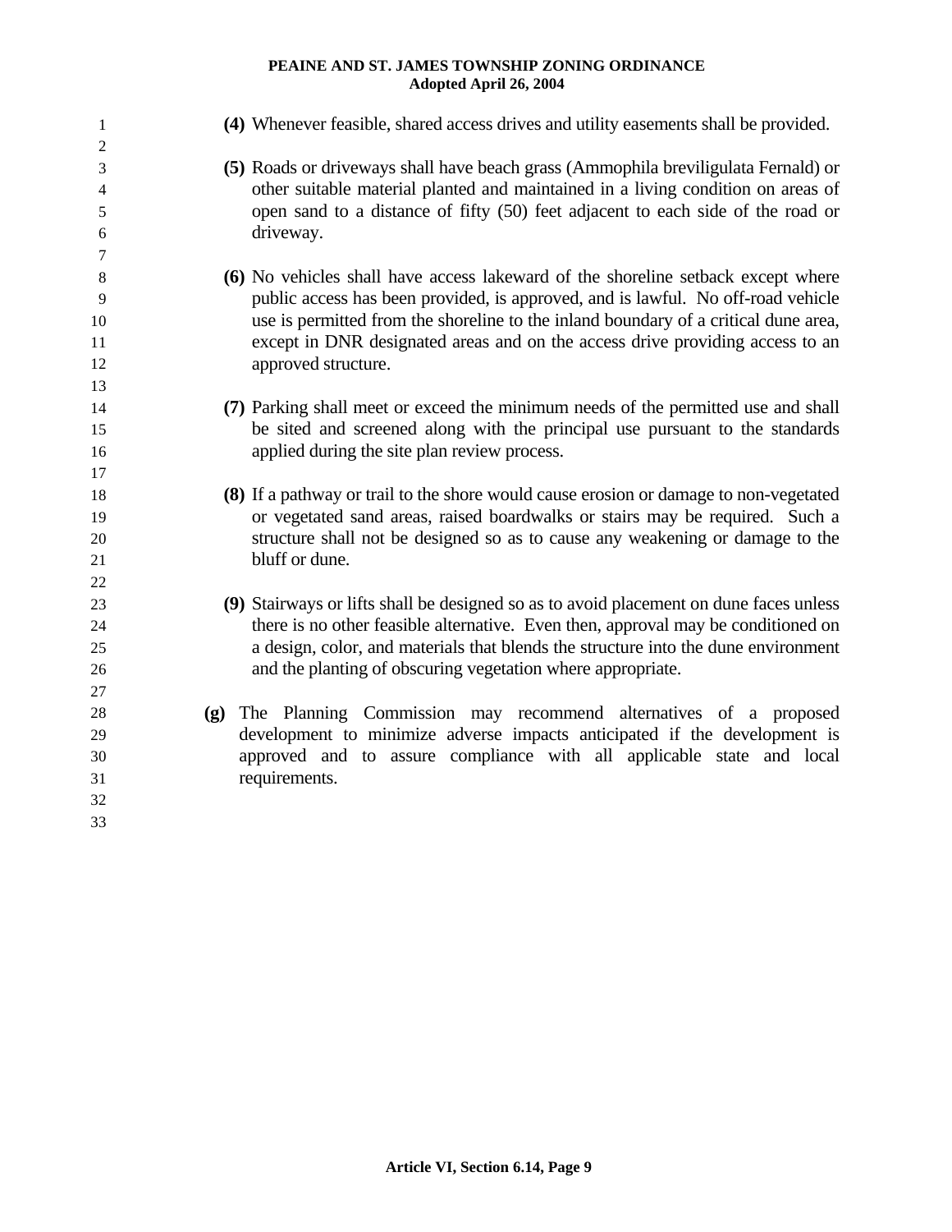**(4)** Whenever feasible, shared access drives and utility easements shall be provided.

**(5)** Roads or driveways shall have beach grass (Ammophila breviligulata Fernald) or other suitable material planted and maintained in a living condition on areas of open sand to a distance of fifty (50) feet adjacent to each side of the road or driveway.

**(6)** No vehicles shall have access lakeward of the shoreline setback except where public access has been provided, is approved, and is lawful. No off-road vehicle use is permitted from the shoreline to the inland boundary of a critical dune area, except in DNR designated areas and on the access drive providing access to an approved structure.

**(7)** Parking shall meet or exceed the minimum needs of the permitted use and shall be sited and screened along with the principal use pursuant to the standards applied during the site plan review process.

**(8)** If a pathway or trail to the shore would cause erosion or damage to non-vegetated or vegetated sand areas, raised boardwalks or stairs may be required. Such a structure shall not be designed so as to cause any weakening or damage to the bluff or dune.

**(9)** Stairways or lifts shall be designed so as to avoid placement on dune faces unless there is no other feasible alternative. Even then, approval may be conditioned on a design, color, and materials that blends the structure into the dune environment and the planting of obscuring vegetation where appropriate.

**(g)** The Planning Commission may recommend alternatives of a proposed development to minimize adverse impacts anticipated if the development is approved and to assure compliance with all applicable state and local requirements.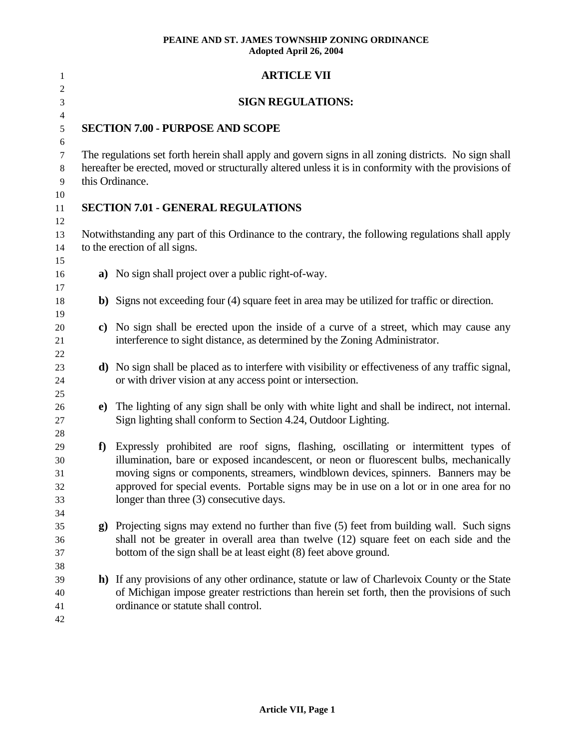# ARTICLE VII

## SIGN REGULATIONS:

### SECTION 7.00 - PURPOSE AND SCOPE

The regulations set forth herein shall apply and govern signs in all zoning districts. No sign shall hereafter be erected, moved or structurally altered unless it is in conformity with the provisions of this Ordinance.

### SECTION 7.01 - GENERAL REGULATIONS

Notwithstanding any part of this Ordinance to the contrary, the following regulations shall apply to the erection of all signs.

**a)** No sign shall project over a public right-of-way.

**b)** Signs not exceeding four (4) square feet in area may be utilized for traffic or direction.

**c)** No sign shall be erected upon the inside of a curve of a street, which may cause any interference to sight distance, as determined by the Zoning Administrator.

**d)** No sign shall be placed as to interfere with visibility or effectiveness of any traffic signal, or with driver vision at any access point or intersection.

**e)** The lighting of any sign shall be only with white light and shall be indirect, not internal. Sign lighting shall conform to Section 4.24, Outdoor Lighting.

**f)** Expressly prohibited are roof signs, flashing, oscillating or intermittent types of illumination, bare or exposed incandescent, or neon or fluorescent bulbs, mechanically moving signs or components, streamers, windblown devices, spinners. Banners may be approved for special events. Portable signs may be in use on a lot or in one area for no longer than three (3) consecutive days.

**g)** Projecting signs may extend no further than five (5) feet from building wall. Such signs shall not be greater in overall area than twelve (12) square feet on each side and the bottom of the sign shall be at least eight (8) feet above ground.

**h)** If any provisions of any other ordinance, statute or law of Charlevoix County or the State of Michigan impose greater restrictions than herein set forth, then the provisions of such ordinance or statute shall control.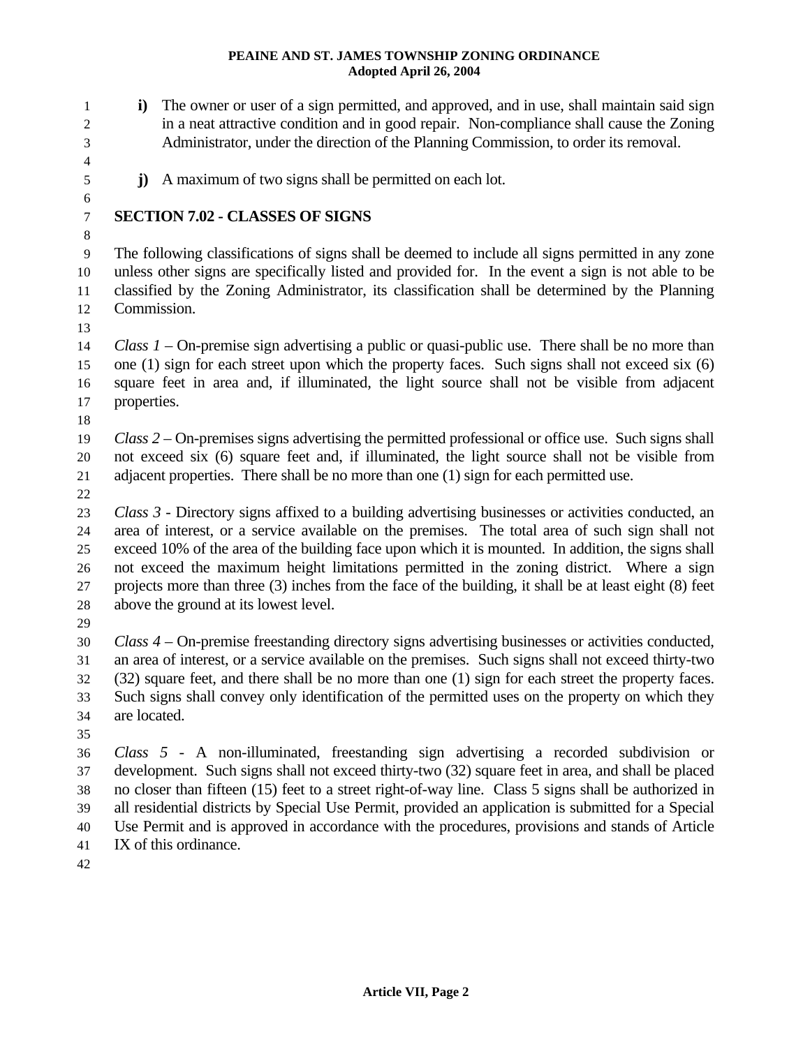**i)** The owner or user of a sign permitted, and approved, and in use, shall maintain said sign in a neat attractive condition and in good repair. Non-compliance shall cause the Zoning Administrator, under the direction of the Planning Commission, to order its removal.

**j)** A maximum of two signs shall be permitted on each lot.

## SECTION 7.02 - CLASSES OF SIGNS

The following classifications of signs shall be deemed to include all signs permitted in any zone unless other signs are specifically listed and provided for. In the event a sign is not able to be classified by the Zoning Administrator, its classification shall be determined by the Planning Commission.

*Class 1* – On-premise sign advertising a public or quasi-public use. There shall be no more than one (1) sign for each street upon which the property faces. Such signs shall not exceed six (6) square feet in area and, if illuminated, the light source shall not be visible from adjacent properties.

*Class 2* – On-premises signs advertising the permitted professional or office use. Such signs shall not exceed six (6) square feet and, if illuminated, the light source shall not be visible from adjacent properties. There shall be no more than one (1) sign for each permitted use.

*Class 3* - Directory signs affixed to a building advertising businesses or activities conducted, an area of interest, or a service available on the premises. The total area of such sign shall not exceed 10% of the area of the building face upon which it is mounted. In addition, the signs shall not exceed the maximum height limitations permitted in the zoning district. Where a sign projects more than three (3) inches from the face of the building, it shall be at least eight (8) feet above the ground at its lowest level.

*Class 4* – On-premise freestanding directory signs advertising businesses or activities conducted, an area of interest, or a service available on the premises. Such signs shall not exceed thirty-two (32) square feet, and there shall be no more than one (1) sign for each street the property faces. Such signs shall convey only identification of the permitted uses on the property on which they are located.

*Class 5* - A non-illuminated, freestanding sign advertising a recorded subdivision or development. Such signs shall not exceed thirty-two (32) square feet in area, and shall be placed no closer than fifteen (15) feet to a street right-of-way line. Class 5 signs shall be authorized in all residential districts by Special Use Permit, provided an application is submitted for a Special Use Permit and is approved in accordance with the procedures, provisions and stands of Article IX of this ordinance.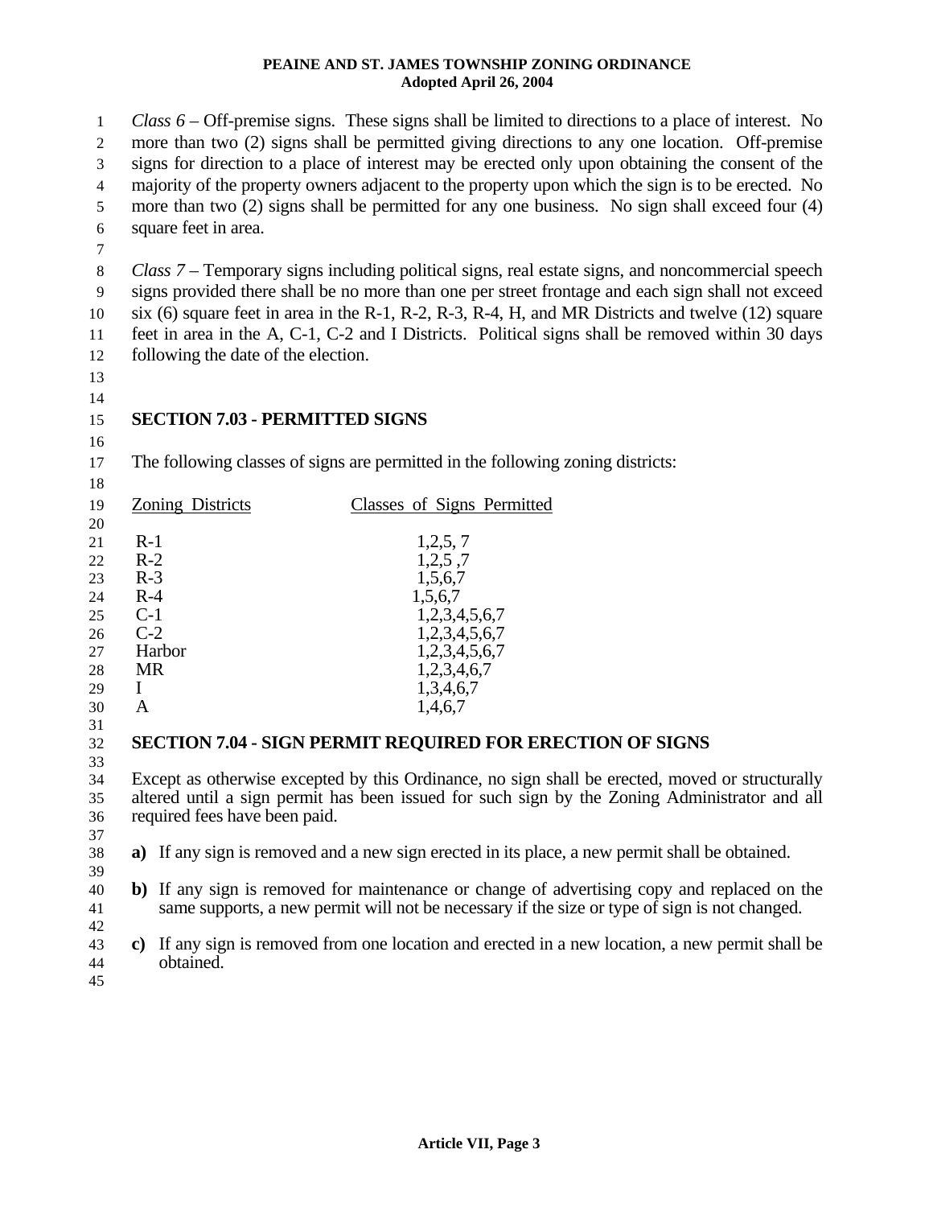*Class 6* – Off-premise signs. These signs shall be limited to directions to a place of interest. No more than two (2) signs shall be permitted giving directions to any one location. Off-premise signs for direction to a place of interest may be erected only upon obtaining the consent of the majority of the property owners adjacent to the property upon which the sign is to be erected. No more than two (2) signs shall be permitted for any one business. No sign shall exceed four (4) square feet in area.

*Class 7* – Temporary signs including political signs, real estate signs, and noncommercial speech signs provided there shall be no more than one per street frontage and each sign shall not exceed six (6) square feet in area in the R-1, R-2, R-3, R-4, H, and MR Districts and twelve (12) square feet in area in the A, C-1, C-2 and I Districts. Political signs shall be removed within 30 days following the date of the election.

## SECTION 7.03 - PERMITTED SIGNS

The following classes of signs are permitted in the following zoning districts:

| Zoning Districts | Classes of Signs Permitted |
|---|---|
| R-1 | 1,2,5, 7 |
| R-2 | 1,2,5 ,7 |
| R-3 | 1,5,6,7 |
| R-4 | 1,5,6,7 |
| C-1 | 1,2,3,4,5,6,7 |
| C-2 | 1,2,3,4,5,6,7 |
| Harbor | 1,2,3,4,5,6,7 |
| MR | 1,2,3,4,6,7 |
| I | 1,3,4,6,7 |
| A | 1,4,6,7 |

## SECTION 7.04 - SIGN PERMIT REQUIRED FOR ERECTION OF SIGNS

Except as otherwise excepted by this Ordinance, no sign shall be erected, moved or structurally altered until a sign permit has been issued for such sign by the Zoning Administrator and all required fees have been paid.

**a)** If any sign is removed and a new sign erected in its place, a new permit shall be obtained.

**b)** If any sign is removed for maintenance or change of advertising copy and replaced on the same supports, a new permit will not be necessary if the size or type of sign is not changed.

**c)** If any sign is removed from one location and erected in a new location, a new permit shall be obtained.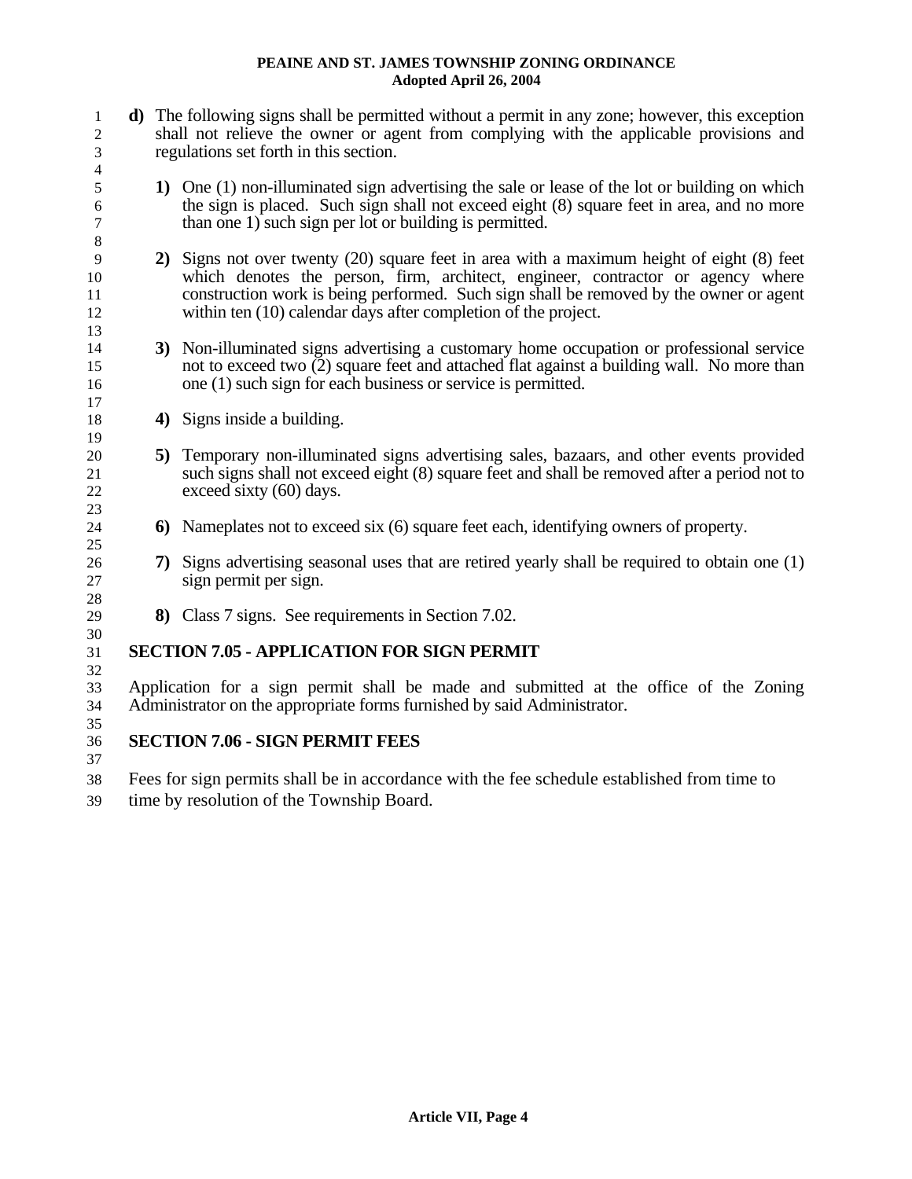**d)** The following signs shall be permitted without a permit in any zone; however, this exception shall not relieve the owner or agent from complying with the applicable provisions and regulations set forth in this section.

**1)** One (1) non-illuminated sign advertising the sale or lease of the lot or building on which the sign is placed. Such sign shall not exceed eight (8) square feet in area, and no more than one 1) such sign per lot or building is permitted.

**2)** Signs not over twenty (20) square feet in area with a maximum height of eight (8) feet which denotes the person, firm, architect, engineer, contractor or agency where construction work is being performed. Such sign shall be removed by the owner or agent within ten (10) calendar days after completion of the project.

**3)** Non-illuminated signs advertising a customary home occupation or professional service not to exceed two (2) square feet and attached flat against a building wall. No more than one (1) such sign for each business or service is permitted.

**4)** Signs inside a building.

**5)** Temporary non-illuminated signs advertising sales, bazaars, and other events provided such signs shall not exceed eight (8) square feet and shall be removed after a period not to exceed sixty (60) days.

**6)** Nameplates not to exceed six (6) square feet each, identifying owners of property.

**7)** Signs advertising seasonal uses that are retired yearly shall be required to obtain one (1) sign permit per sign.

**8)** Class 7 signs. See requirements in Section 7.02.

## SECTION 7.05 - APPLICATION FOR SIGN PERMIT

Application for a sign permit shall be made and submitted at the office of the Zoning Administrator on the appropriate forms furnished by said Administrator.

## SECTION 7.06 - SIGN PERMIT FEES

Fees for sign permits shall be in accordance with the fee schedule established from time to time by resolution of the Township Board.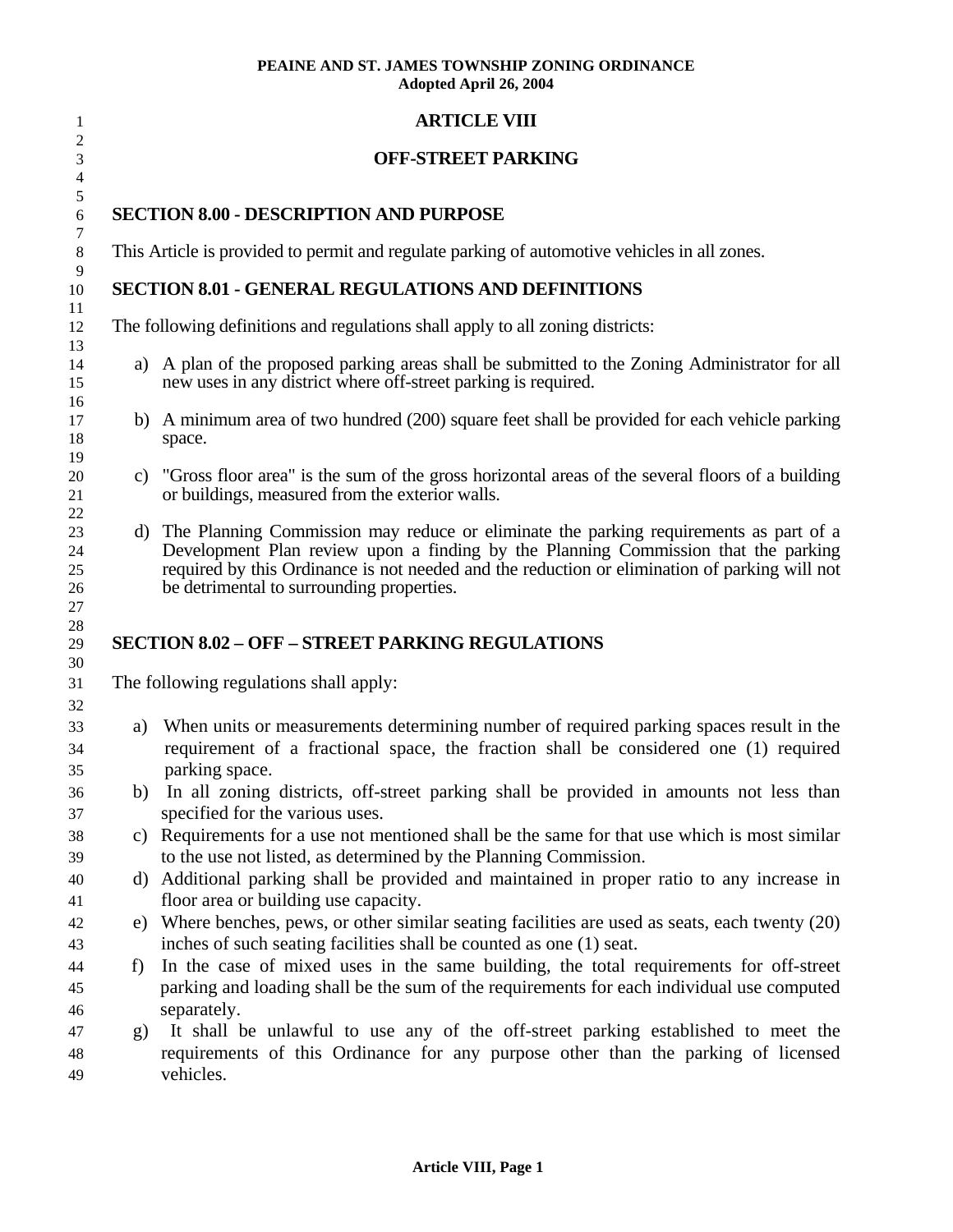# ARTICLE VIII

# OFF-STREET PARKING

## SECTION 8.00 - DESCRIPTION AND PURPOSE

This Article is provided to permit and regulate parking of automotive vehicles in all zones.

## SECTION 8.01 - GENERAL REGULATIONS AND DEFINITIONS

The following definitions and regulations shall apply to all zoning districts:

a) A plan of the proposed parking areas shall be submitted to the Zoning Administrator for all new uses in any district where off-street parking is required.

b) A minimum area of two hundred (200) square feet shall be provided for each vehicle parking space.

c) "Gross floor area" is the sum of the gross horizontal areas of the several floors of a building or buildings, measured from the exterior walls.

d) The Planning Commission may reduce or eliminate the parking requirements as part of a Development Plan review upon a finding by the Planning Commission that the parking required by this Ordinance is not needed and the reduction or elimination of parking will not be detrimental to surrounding properties.

## SECTION 8.02 – OFF – STREET PARKING REGULATIONS

The following regulations shall apply:

a) When units or measurements determining number of required parking spaces result in the requirement of a fractional space, the fraction shall be considered one (1) required parking space.

b) In all zoning districts, off-street parking shall be provided in amounts not less than specified for the various uses.

c) Requirements for a use not mentioned shall be the same for that use which is most similar to the use not listed, as determined by the Planning Commission.

d) Additional parking shall be provided and maintained in proper ratio to any increase in floor area or building use capacity.

e) Where benches, pews, or other similar seating facilities are used as seats, each twenty (20) inches of such seating facilities shall be counted as one (1) seat.

f) In the case of mixed uses in the same building, the total requirements for off-street parking and loading shall be the sum of the requirements for each individual use computed separately.

g) It shall be unlawful to use any of the off-street parking established to meet the requirements of this Ordinance for any purpose other than the parking of licensed vehicles.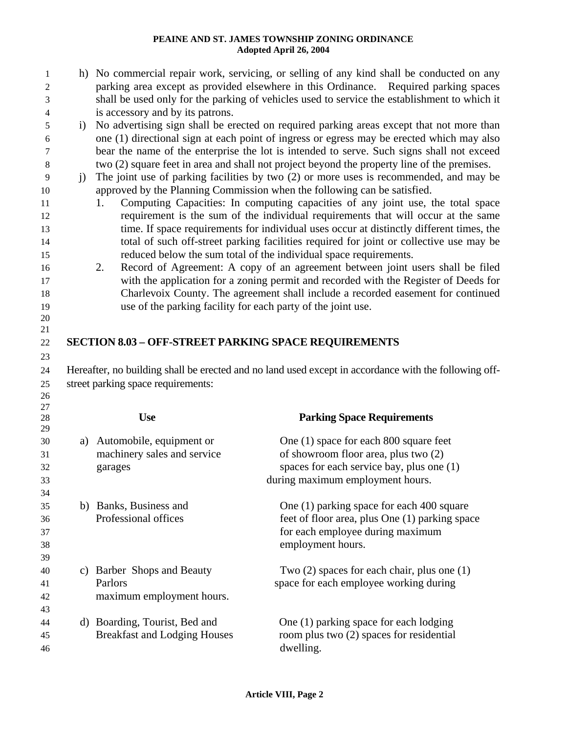h) No commercial repair work, servicing, or selling of any kind shall be conducted on any parking area except as provided elsewhere in this Ordinance. Required parking spaces shall be used only for the parking of vehicles used to service the establishment to which it is accessory and by its patrons.

i) No advertising sign shall be erected on required parking areas except that not more than one (1) directional sign at each point of ingress or egress may be erected which may also bear the name of the enterprise the lot is intended to serve. Such signs shall not exceed two (2) square feet in area and shall not project beyond the property line of the premises.

j) The joint use of parking facilities by two (2) or more uses is recommended, and may be approved by the Planning Commission when the following can be satisfied.

1. Computing Capacities: In computing capacities of any joint use, the total space requirement is the sum of the individual requirements that will occur at the same time. If space requirements for individual uses occur at distinctly different times, the total of such off-street parking facilities required for joint or collective use may be reduced below the sum total of the individual space requirements.
2. Record of Agreement: A copy of an agreement between joint users shall be filed with the application for a zoning permit and recorded with the Register of Deeds for Charlevoix County. The agreement shall include a recorded easement for continued use of the parking facility for each party of the joint use.

## SECTION 8.03 – OFF-STREET PARKING SPACE REQUIREMENTS

Hereafter, no building shall be erected and no land used except in accordance with the following off-street parking space requirements:

| Use | Parking Space Requirements |
|---|---|
| a) Automobile, equipment or machinery sales and service garages | One (1) space for each 800 square feet of showroom floor area, plus two (2) spaces for each service bay, plus one (1) during maximum employment hours. |
| b) Banks, Business and Professional offices | One (1) parking space for each 400 square feet of floor area, plus One (1) parking space for each employee during maximum employment hours. |
| c) Barber Shops and Beauty Parlors | Two (2) spaces for each chair, plus one (1) space for each employee working during maximum employment hours. |
| d) Boarding, Tourist, Bed and Breakfast and Lodging Houses | One (1) parking space for each lodging room plus two (2) spaces for residential dwelling. |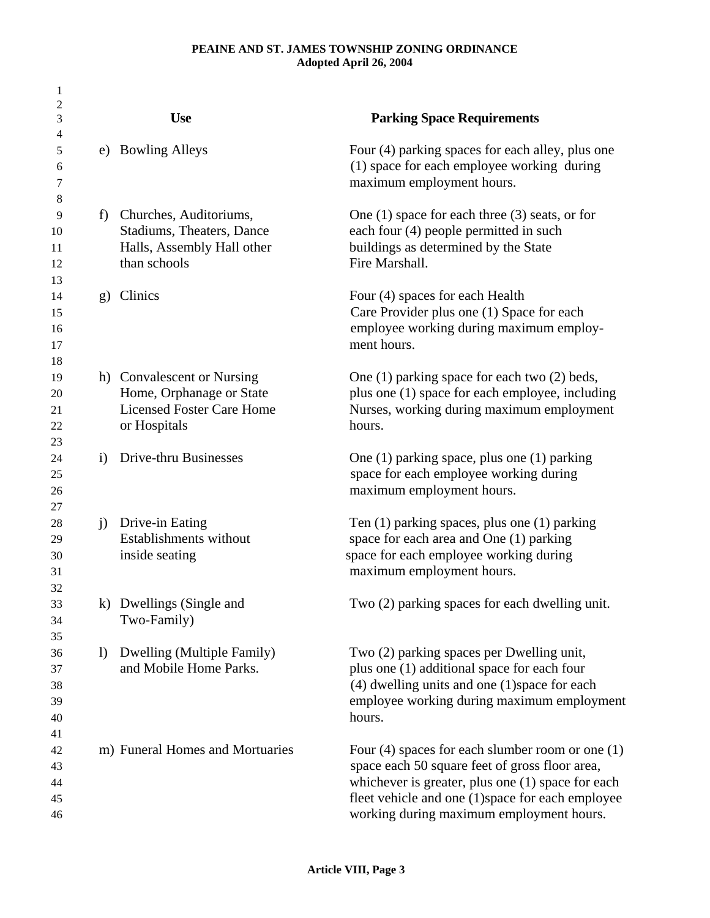| Use | Parking Space Requirements |
|---|---|
| e) Bowling Alleys | Four (4) parking spaces for each alley, plus one (1) space for each employee working during maximum employment hours. |
| f) Churches, Auditoriums, Stadiums, Theaters, Dance Halls, Assembly Hall other than schools | One (1) space for each three (3) seats, or for each four (4) people permitted in such buildings as determined by the State Fire Marshall. |
| g) Clinics | Four (4) spaces for each Health Care Provider plus one (1) Space for each employee working during maximum employment hours. |
| h) Convalescent or Nursing Home, Orphanage or State Licensed Foster Care Home or Hospitals | One (1) parking space for each two (2) beds, plus one (1) space for each employee, including Nurses, working during maximum employment hours. |
| i) Drive-thru Businesses | One (1) parking space, plus one (1) parking space for each employee working during maximum employment hours. |
| j) Drive-in Eating Establishments without inside seating | Ten (1) parking spaces, plus one (1) parking space for each area and One (1) parking space for each employee working during maximum employment hours. |
| k) Dwellings (Single and Two-Family) | Two (2) parking spaces for each dwelling unit. |
| l) Dwelling (Multiple Family) and Mobile Home Parks. | Two (2) parking spaces per Dwelling unit, plus one (1) additional space for each four (4) dwelling units and one (1)space for each employee working during maximum employment hours. |
| m) Funeral Homes and Mortuaries | Four (4) spaces for each slumber room or one (1) space each 50 square feet of gross floor area, whichever is greater, plus one (1) space for each fleet vehicle and one (1)space for each employee working during maximum employment hours. |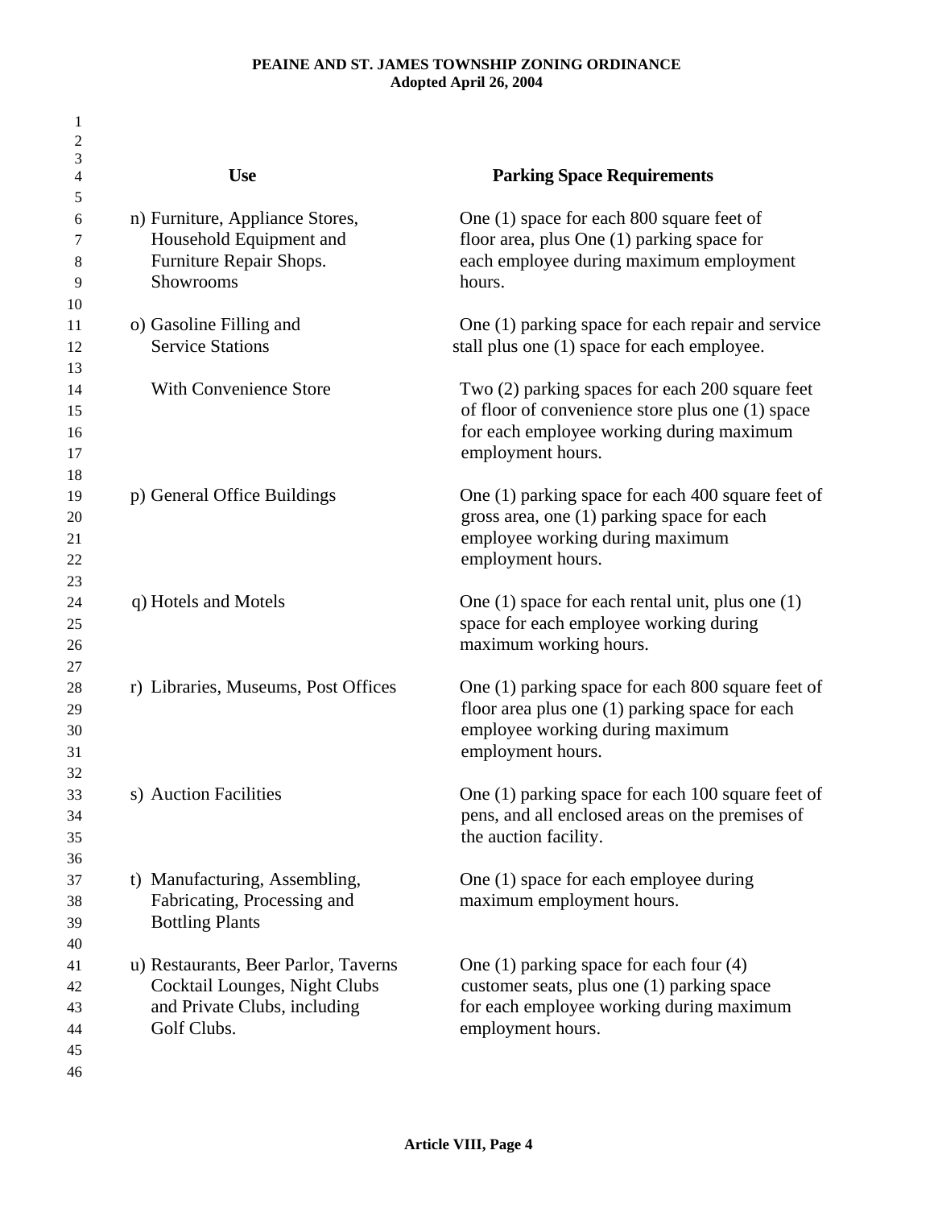| Use | Parking Space Requirements |
|---|---|
| n) Furniture, Appliance Stores, Household Equipment and Furniture Repair Shops. Showrooms | One (1) space for each 800 square feet of floor area, plus One (1) parking space for each employee during maximum employment hours. |
| o) Gasoline Filling and Service Stations | One (1) parking space for each repair and service stall plus one (1) space for each employee. |
| With Convenience Store | Two (2) parking spaces for each 200 square feet of floor of convenience store plus one (1) space for each employee working during maximum employment hours. |
| p) General Office Buildings | One (1) parking space for each 400 square feet of gross area, one (1) parking space for each employee working during maximum employment hours. |
| q) Hotels and Motels | One (1) space for each rental unit, plus one (1) space for each employee working during maximum working hours. |
| r) Libraries, Museums, Post Offices | One (1) parking space for each 800 square feet of floor area plus one (1) parking space for each employee working during maximum employment hours. |
| s) Auction Facilities | One (1) parking space for each 100 square feet of pens, and all enclosed areas on the premises of the auction facility. |
| t) Manufacturing, Assembling, Fabricating, Processing and Bottling Plants | One (1) space for each employee during maximum employment hours. |
| u) Restaurants, Beer Parlor, Taverns Cocktail Lounges, Night Clubs and Private Clubs, including Golf Clubs. | One (1) parking space for each four (4) customer seats, plus one (1) parking space for each employee working during maximum employment hours. |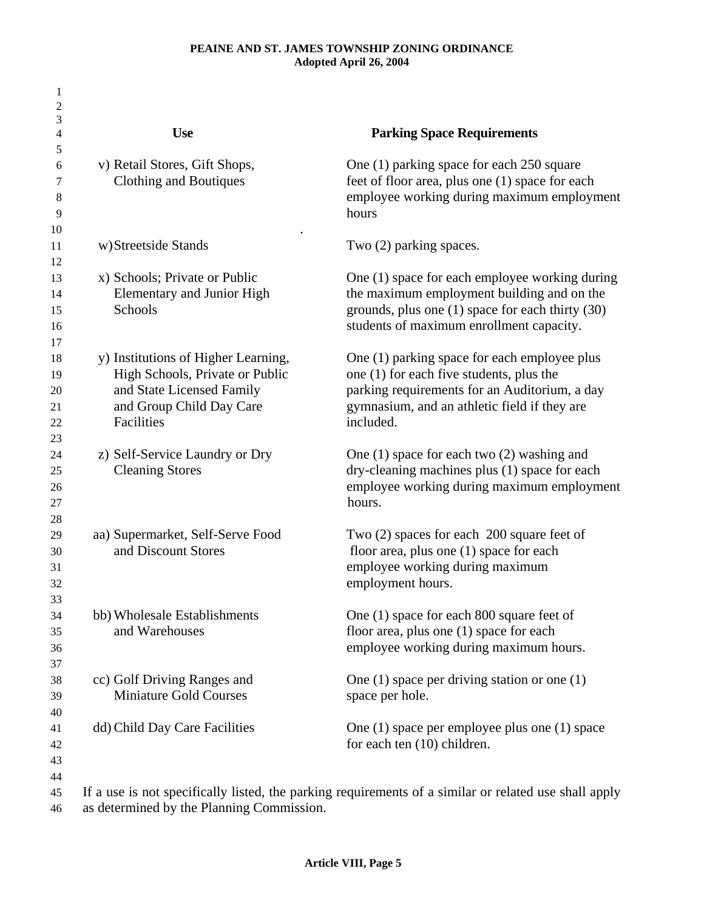| Use | Parking Space Requirements |
|---|---|
| v) Retail Stores, Gift Shops, Clothing and Boutiques | One (1) parking space for each 250 square feet of floor area, plus one (1) space for each employee working during maximum employment hours |
| w) Streetside Stands | Two (2) parking spaces. |
| x) Schools; Private or Public Elementary and Junior High Schools | One (1) space for each employee working during the maximum employment building and on the grounds, plus one (1) space for each thirty (30) students of maximum enrollment capacity. |
| y) Institutions of Higher Learning, High Schools, Private or Public and State Licensed Family and Group Child Day Care Facilities | One (1) parking space for each employee plus one (1) for each five students, plus the parking requirements for an Auditorium, a day gymnasium, and an athletic field if they are included. |
| z) Self-Service Laundry or Dry Cleaning Stores | One (1) space for each two (2) washing and dry-cleaning machines plus (1) space for each employee working during maximum employment hours. |
| aa) Supermarket, Self-Serve Food and Discount Stores | Two (2) spaces for each 200 square feet of floor area, plus one (1) space for each employee working during maximum employment hours. |
| bb) Wholesale Establishments and Warehouses | One (1) space for each 800 square feet of floor area, plus one (1) space for each employee working during maximum hours. |
| cc) Golf Driving Ranges and Miniature Gold Courses | One (1) space per driving station or one (1) space per hole. |
| dd) Child Day Care Facilities | One (1) space per employee plus one (1) space for each ten (10) children. |

If a use is not specifically listed, the parking requirements of a similar or related use shall apply as determined by the Planning Commission.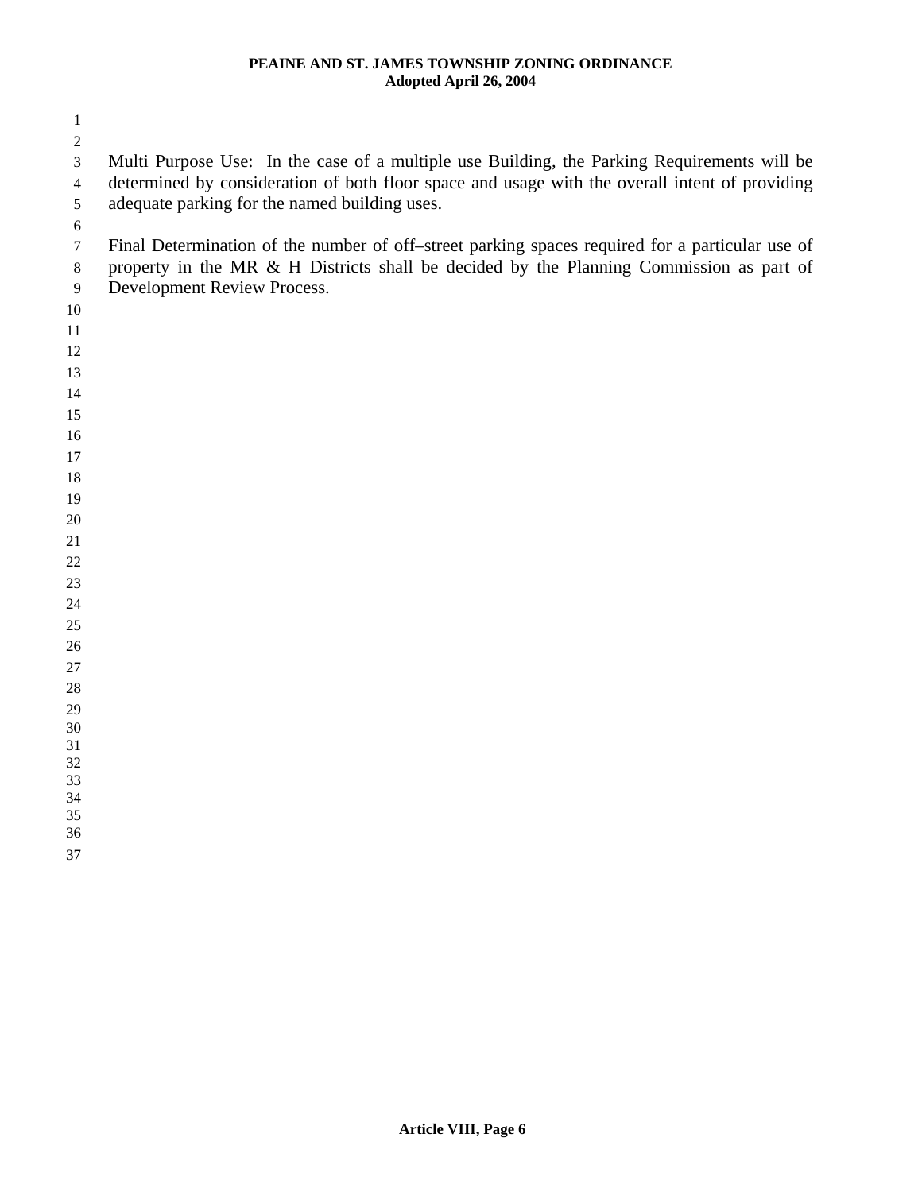Multi Purpose Use: In the case of a multiple use Building, the Parking Requirements will be determined by consideration of both floor space and usage with the overall intent of providing adequate parking for the named building uses.

Final Determination of the number of off–street parking spaces required for a particular use of property in the MR & H Districts shall be decided by the Planning Commission as part of Development Review Process.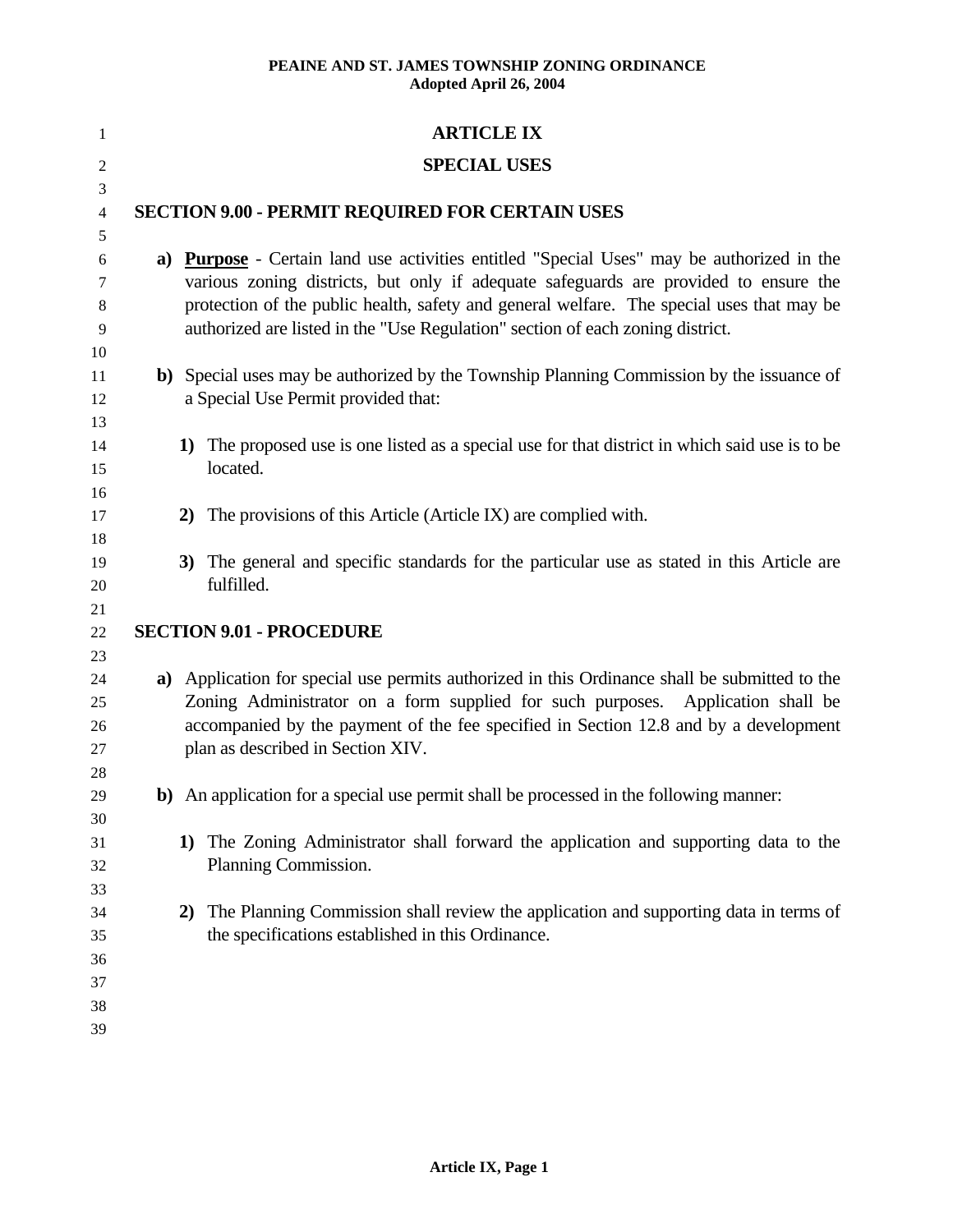# ARTICLE IX

# SPECIAL USES

## SECTION 9.00 - PERMIT REQUIRED FOR CERTAIN USES

**a)** **Purpose** - Certain land use activities entitled "Special Uses" may be authorized in the various zoning districts, but only if adequate safeguards are provided to ensure the protection of the public health, safety and general welfare. The special uses that may be authorized are listed in the "Use Regulation" section of each zoning district.

**b)** Special uses may be authorized by the Township Planning Commission by the issuance of a Special Use Permit provided that:

**1)** The proposed use is one listed as a special use for that district in which said use is to be located.

**2)** The provisions of this Article (Article IX) are complied with.

**3)** The general and specific standards for the particular use as stated in this Article are fulfilled.

## SECTION 9.01 - PROCEDURE

**a)** Application for special use permits authorized in this Ordinance shall be submitted to the Zoning Administrator on a form supplied for such purposes. Application shall be accompanied by the payment of the fee specified in Section 12.8 and by a development plan as described in Section XIV.

**b)** An application for a special use permit shall be processed in the following manner:

**1)** The Zoning Administrator shall forward the application and supporting data to the Planning Commission.

**2)** The Planning Commission shall review the application and supporting data in terms of the specifications established in this Ordinance.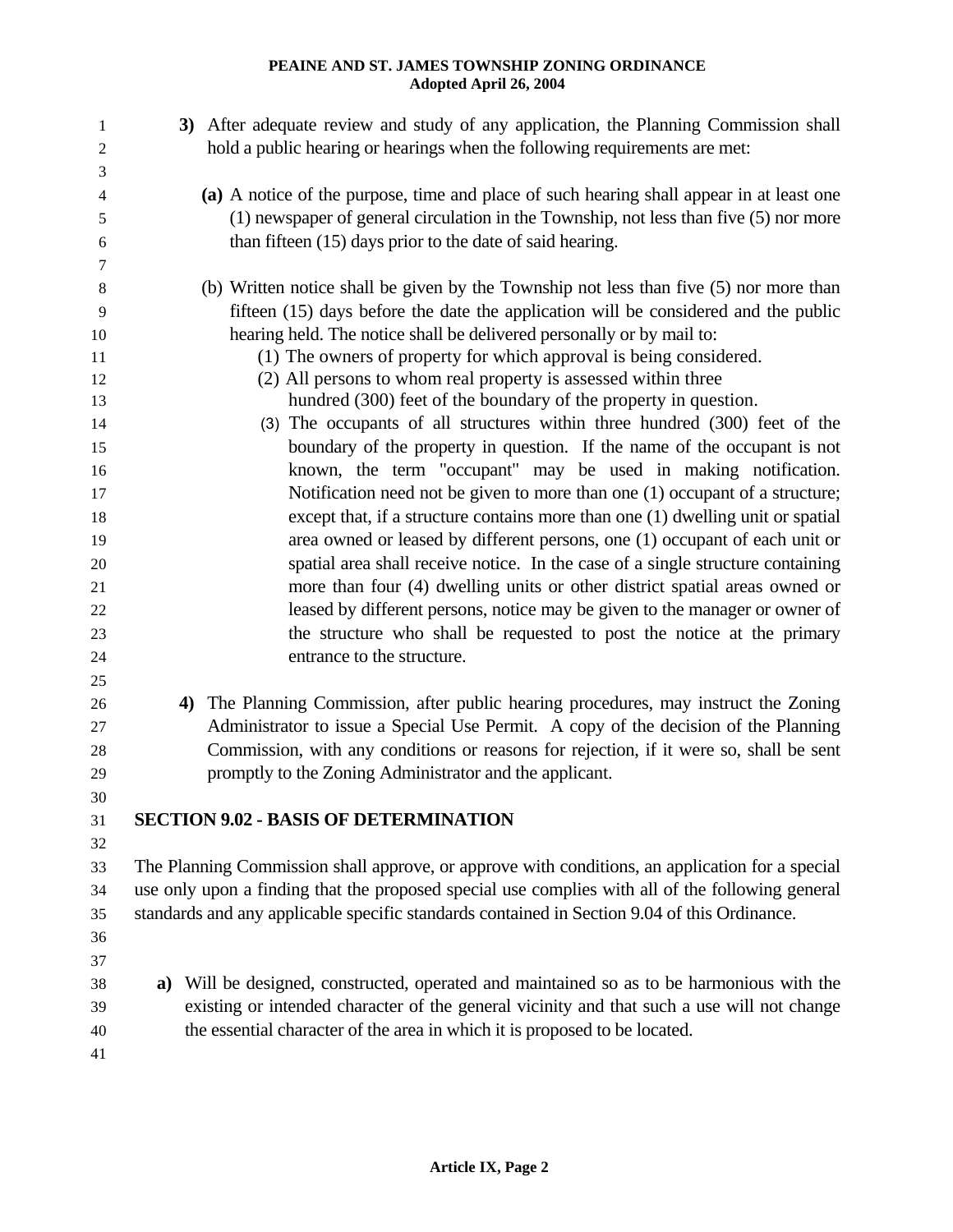**3)** After adequate review and study of any application, the Planning Commission shall hold a public hearing or hearings when the following requirements are met:

**(a)** A notice of the purpose, time and place of such hearing shall appear in at least one (1) newspaper of general circulation in the Township, not less than five (5) nor more than fifteen (15) days prior to the date of said hearing.

(b) Written notice shall be given by the Township not less than five (5) nor more than fifteen (15) days before the date the application will be considered and the public hearing held. The notice shall be delivered personally or by mail to:

(1) The owners of property for which approval is being considered.

(2) All persons to whom real property is assessed within three hundred (300) feet of the boundary of the property in question.

(3) The occupants of all structures within three hundred (300) feet of the boundary of the property in question. If the name of the occupant is not known, the term "occupant" may be used in making notification. Notification need not be given to more than one (1) occupant of a structure; except that, if a structure contains more than one (1) dwelling unit or spatial area owned or leased by different persons, one (1) occupant of each unit or spatial area shall receive notice. In the case of a single structure containing more than four (4) dwelling units or other district spatial areas owned or leased by different persons, notice may be given to the manager or owner of the structure who shall be requested to post the notice at the primary entrance to the structure.

**4)** The Planning Commission, after public hearing procedures, may instruct the Zoning Administrator to issue a Special Use Permit. A copy of the decision of the Planning Commission, with any conditions or reasons for rejection, if it were so, shall be sent promptly to the Zoning Administrator and the applicant.

## SECTION 9.02 - BASIS OF DETERMINATION

The Planning Commission shall approve, or approve with conditions, an application for a special use only upon a finding that the proposed special use complies with all of the following general standards and any applicable specific standards contained in Section 9.04 of this Ordinance.

**a)** Will be designed, constructed, operated and maintained so as to be harmonious with the existing or intended character of the general vicinity and that such a use will not change the essential character of the area in which it is proposed to be located.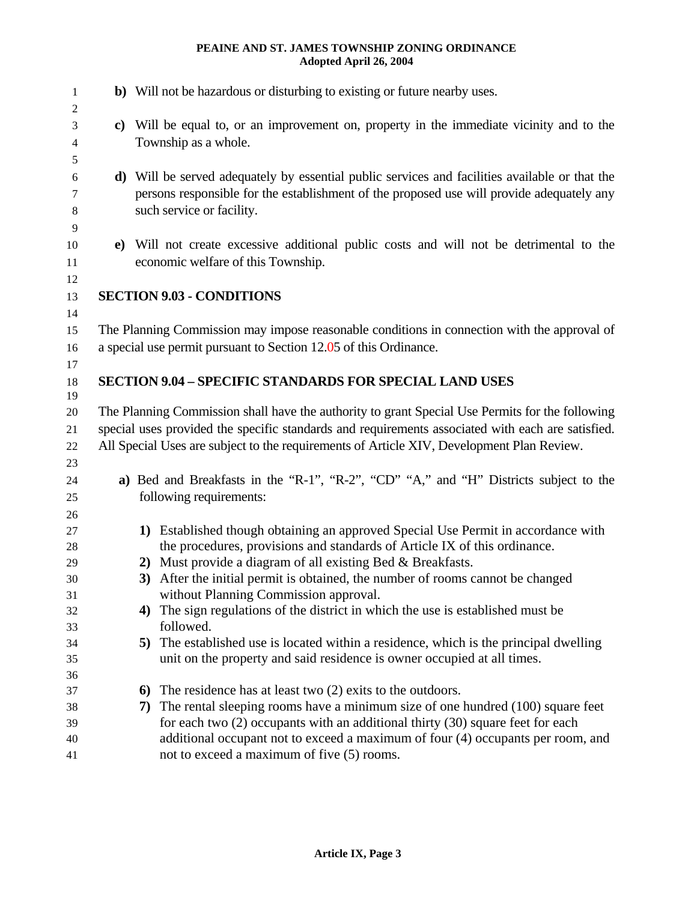**b)** Will not be hazardous or disturbing to existing or future nearby uses.

**c)** Will be equal to, or an improvement on, property in the immediate vicinity and to the Township as a whole.

**d)** Will be served adequately by essential public services and facilities available or that the persons responsible for the establishment of the proposed use will provide adequately any such service or facility.

**e)** Will not create excessive additional public costs and will not be detrimental to the economic welfare of this Township.

## SECTION 9.03 - CONDITIONS

The Planning Commission may impose reasonable conditions in connection with the approval of a special use permit pursuant to Section 12.05 of this Ordinance.

## SECTION 9.04 – SPECIFIC STANDARDS FOR SPECIAL LAND USES

The Planning Commission shall have the authority to grant Special Use Permits for the following special uses provided the specific standards and requirements associated with each are satisfied. All Special Uses are subject to the requirements of Article XIV, Development Plan Review.

**a)** Bed and Breakfasts in the "R-1", "R-2", "CD" "A," and "H" Districts subject to the following requirements:

**1)** Established though obtaining an approved Special Use Permit in accordance with the procedures, provisions and standards of Article IX of this ordinance.
**2)** Must provide a diagram of all existing Bed & Breakfasts.
**3)** After the initial permit is obtained, the number of rooms cannot be changed without Planning Commission approval.
**4)** The sign regulations of the district in which the use is established must be followed.
**5)** The established use is located within a residence, which is the principal dwelling unit on the property and said residence is owner occupied at all times.

**6)** The residence has at least two (2) exits to the outdoors.
**7)** The rental sleeping rooms have a minimum size of one hundred (100) square feet for each two (2) occupants with an additional thirty (30) square feet for each additional occupant not to exceed a maximum of four (4) occupants per room, and not to exceed a maximum of five (5) rooms.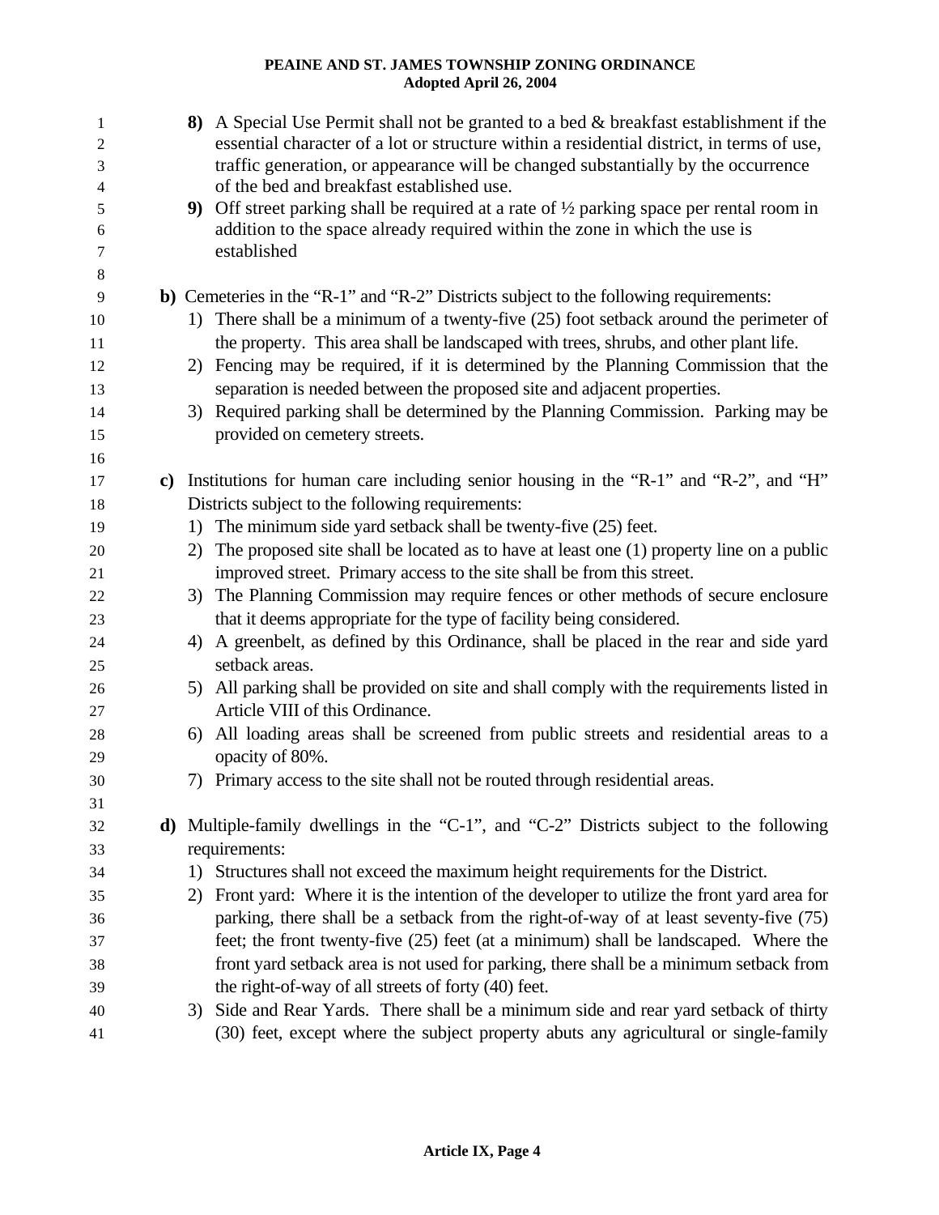**8)** A Special Use Permit shall not be granted to a bed & breakfast establishment if the essential character of a lot or structure within a residential district, in terms of use, traffic generation, or appearance will be changed substantially by the occurrence of the bed and breakfast established use.

**9)** Off street parking shall be required at a rate of ½ parking space per rental room in addition to the space already required within the zone in which the use is established

**b)** Cemeteries in the "R-1" and "R-2" Districts subject to the following requirements:

1) There shall be a minimum of a twenty-five (25) foot setback around the perimeter of the property. This area shall be landscaped with trees, shrubs, and other plant life.
2) Fencing may be required, if it is determined by the Planning Commission that the separation is needed between the proposed site and adjacent properties.
3) Required parking shall be determined by the Planning Commission. Parking may be provided on cemetery streets.

**c)** Institutions for human care including senior housing in the "R-1" and "R-2", and "H" Districts subject to the following requirements:

1) The minimum side yard setback shall be twenty-five (25) feet.
2) The proposed site shall be located as to have at least one (1) property line on a public improved street. Primary access to the site shall be from this street.
3) The Planning Commission may require fences or other methods of secure enclosure that it deems appropriate for the type of facility being considered.
4) A greenbelt, as defined by this Ordinance, shall be placed in the rear and side yard setback areas.
5) All parking shall be provided on site and shall comply with the requirements listed in Article VIII of this Ordinance.
6) All loading areas shall be screened from public streets and residential areas to a opacity of 80%.
7) Primary access to the site shall not be routed through residential areas.

**d)** Multiple-family dwellings in the "C-1", and "C-2" Districts subject to the following requirements:

1) Structures shall not exceed the maximum height requirements for the District.
2) Front yard: Where it is the intention of the developer to utilize the front yard area for parking, there shall be a setback from the right-of-way of at least seventy-five (75) feet; the front twenty-five (25) feet (at a minimum) shall be landscaped. Where the front yard setback area is not used for parking, there shall be a minimum setback from the right-of-way of all streets of forty (40) feet.
3) Side and Rear Yards. There shall be a minimum side and rear yard setback of thirty (30) feet, except where the subject property abuts any agricultural or single-family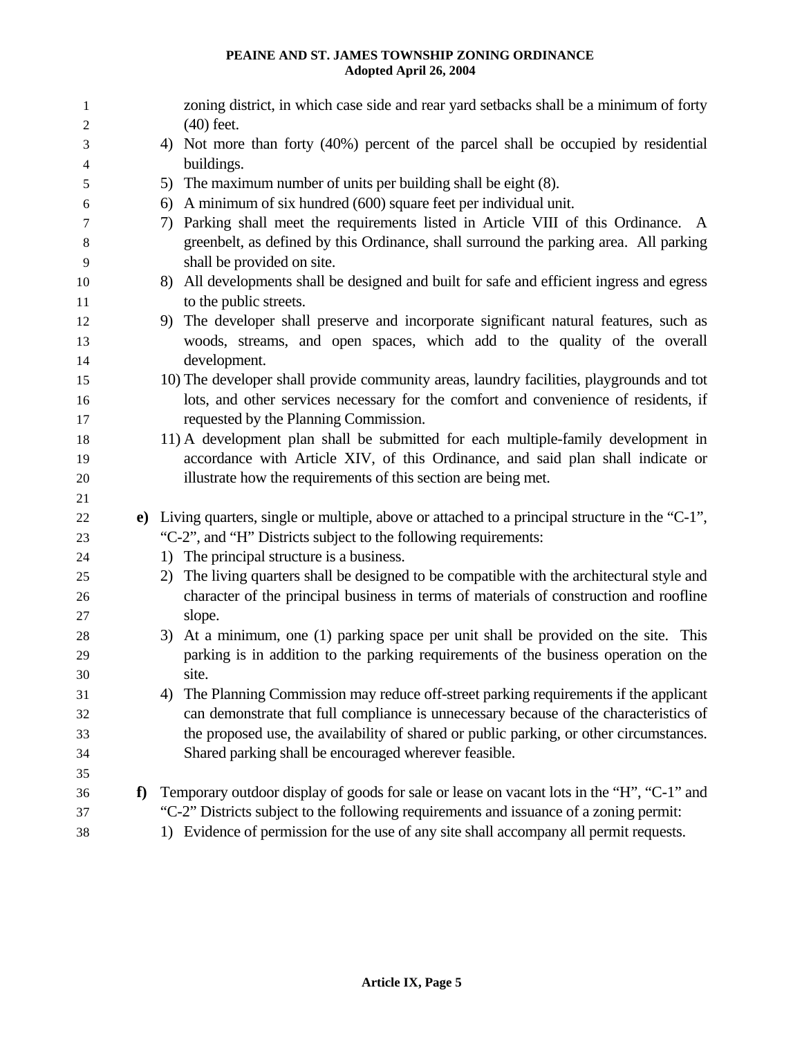zoning district, in which case side and rear yard setbacks shall be a minimum of forty (40) feet.

4) Not more than forty (40%) percent of the parcel shall be occupied by residential buildings.
5) The maximum number of units per building shall be eight (8).
6) A minimum of six hundred (600) square feet per individual unit.
7) Parking shall meet the requirements listed in Article VIII of this Ordinance. A greenbelt, as defined by this Ordinance, shall surround the parking area. All parking shall be provided on site.
8) All developments shall be designed and built for safe and efficient ingress and egress to the public streets.
9) The developer shall preserve and incorporate significant natural features, such as woods, streams, and open spaces, which add to the quality of the overall development.
10) The developer shall provide community areas, laundry facilities, playgrounds and tot lots, and other services necessary for the comfort and convenience of residents, if requested by the Planning Commission.
11) A development plan shall be submitted for each multiple-family development in accordance with Article XIV, of this Ordinance, and said plan shall indicate or illustrate how the requirements of this section are being met.

**e)** Living quarters, single or multiple, above or attached to a principal structure in the "C-1", "C-2", and "H" Districts subject to the following requirements:

1) The principal structure is a business.
2) The living quarters shall be designed to be compatible with the architectural style and character of the principal business in terms of materials of construction and roofline slope.
3) At a minimum, one (1) parking space per unit shall be provided on the site. This parking is in addition to the parking requirements of the business operation on the site.
4) The Planning Commission may reduce off-street parking requirements if the applicant can demonstrate that full compliance is unnecessary because of the characteristics of the proposed use, the availability of shared or public parking, or other circumstances. Shared parking shall be encouraged wherever feasible.

**f)** Temporary outdoor display of goods for sale or lease on vacant lots in the "H", "C-1" and "C-2" Districts subject to the following requirements and issuance of a zoning permit:

1) Evidence of permission for the use of any site shall accompany all permit requests.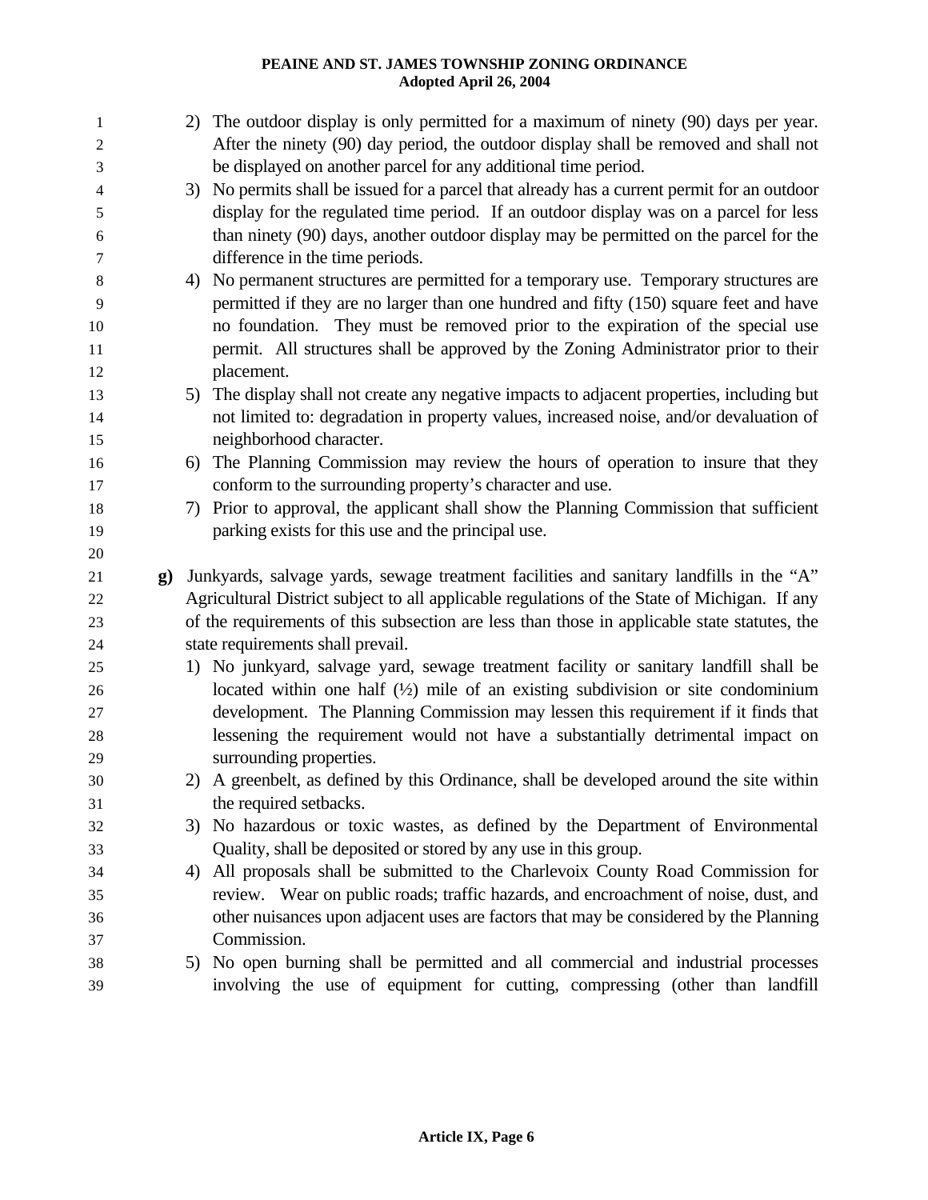2) The outdoor display is only permitted for a maximum of ninety (90) days per year. After the ninety (90) day period, the outdoor display shall be removed and shall not be displayed on another parcel for any additional time period.
3) No permits shall be issued for a parcel that already has a current permit for an outdoor display for the regulated time period. If an outdoor display was on a parcel for less than ninety (90) days, another outdoor display may be permitted on the parcel for the difference in the time periods.
4) No permanent structures are permitted for a temporary use. Temporary structures are permitted if they are no larger than one hundred and fifty (150) square feet and have no foundation. They must be removed prior to the expiration of the special use permit. All structures shall be approved by the Zoning Administrator prior to their placement.
5) The display shall not create any negative impacts to adjacent properties, including but not limited to: degradation in property values, increased noise, and/or devaluation of neighborhood character.
6) The Planning Commission may review the hours of operation to insure that they conform to the surrounding property's character and use.
7) Prior to approval, the applicant shall show the Planning Commission that sufficient parking exists for this use and the principal use.

**g)** Junkyards, salvage yards, sewage treatment facilities and sanitary landfills in the "A" Agricultural District subject to all applicable regulations of the State of Michigan. If any of the requirements of this subsection are less than those in applicable state statutes, the state requirements shall prevail.

1) No junkyard, salvage yard, sewage treatment facility or sanitary landfill shall be located within one half (½) mile of an existing subdivision or site condominium development. The Planning Commission may lessen this requirement if it finds that lessening the requirement would not have a substantially detrimental impact on surrounding properties.
2) A greenbelt, as defined by this Ordinance, shall be developed around the site within the required setbacks.
3) No hazardous or toxic wastes, as defined by the Department of Environmental Quality, shall be deposited or stored by any use in this group.
4) All proposals shall be submitted to the Charlevoix County Road Commission for review. Wear on public roads; traffic hazards, and encroachment of noise, dust, and other nuisances upon adjacent uses are factors that may be considered by the Planning Commission.
5) No open burning shall be permitted and all commercial and industrial processes involving the use of equipment for cutting, compressing (other than landfill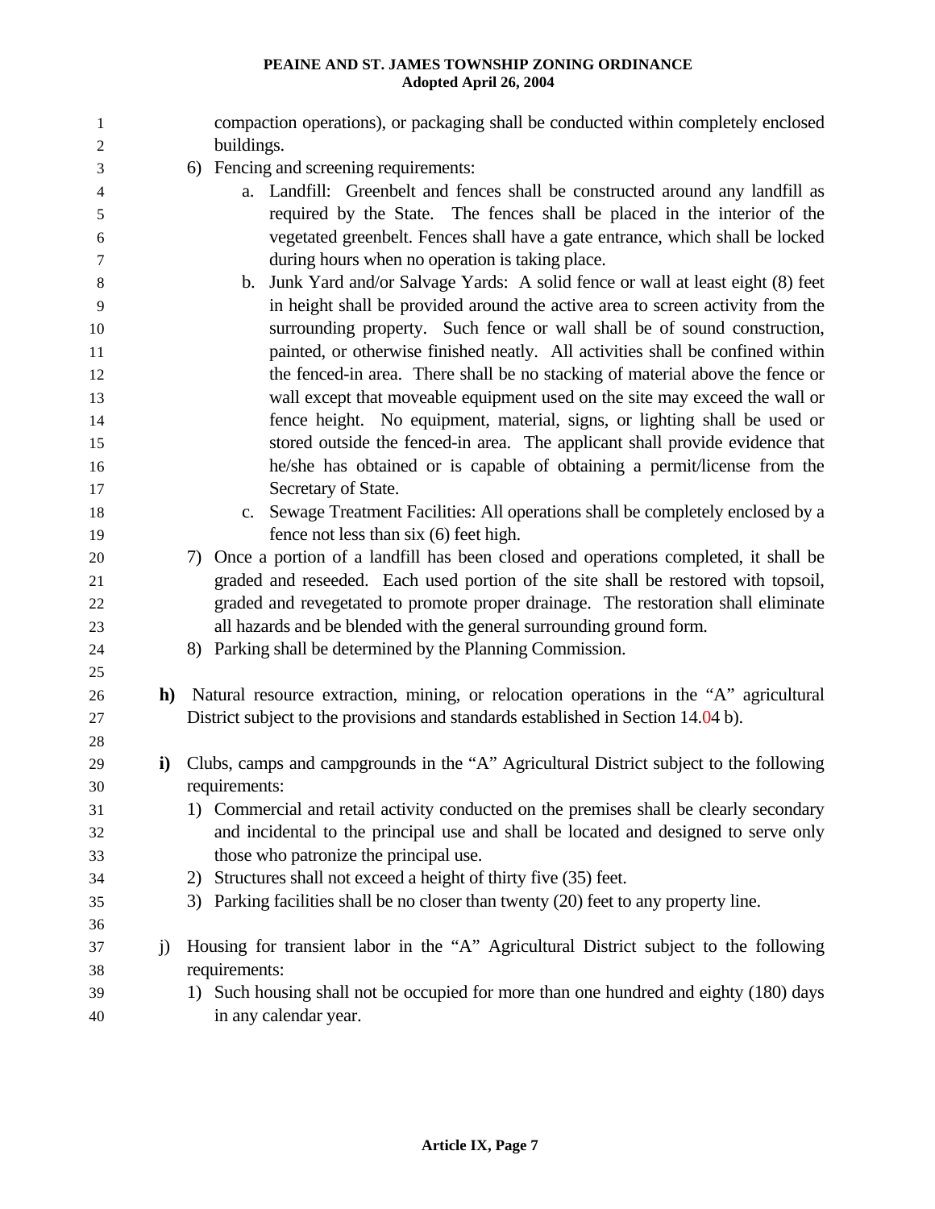compaction operations), or packaging shall be conducted within completely enclosed buildings.

6) Fencing and screening requirements:
   a. Landfill: Greenbelt and fences shall be constructed around any landfill as required by the State. The fences shall be placed in the interior of the vegetated greenbelt. Fences shall have a gate entrance, which shall be locked during hours when no operation is taking place.
   b. Junk Yard and/or Salvage Yards: A solid fence or wall at least eight (8) feet in height shall be provided around the active area to screen activity from the surrounding property. Such fence or wall shall be of sound construction, painted, or otherwise finished neatly. All activities shall be confined within the fenced-in area. There shall be no stacking of material above the fence or wall except that moveable equipment used on the site may exceed the wall or fence height. No equipment, material, signs, or lighting shall be used or stored outside the fenced-in area. The applicant shall provide evidence that he/she has obtained or is capable of obtaining a permit/license from the Secretary of State.
   c. Sewage Treatment Facilities: All operations shall be completely enclosed by a fence not less than six (6) feet high.

7) Once a portion of a landfill has been closed and operations completed, it shall be graded and reseeded. Each used portion of the site shall be restored with topsoil, graded and revegetated to promote proper drainage. The restoration shall eliminate all hazards and be blended with the general surrounding ground form.

8) Parking shall be determined by the Planning Commission.

**h)** Natural resource extraction, mining, or relocation operations in the "A" agricultural District subject to the provisions and standards established in Section 14.04 b).

**i)** Clubs, camps and campgrounds in the "A" Agricultural District subject to the following requirements:

1) Commercial and retail activity conducted on the premises shall be clearly secondary and incidental to the principal use and shall be located and designed to serve only those who patronize the principal use.
2) Structures shall not exceed a height of thirty five (35) feet.
3) Parking facilities shall be no closer than twenty (20) feet to any property line.

j) Housing for transient labor in the "A" Agricultural District subject to the following requirements:

1) Such housing shall not be occupied for more than one hundred and eighty (180) days in any calendar year.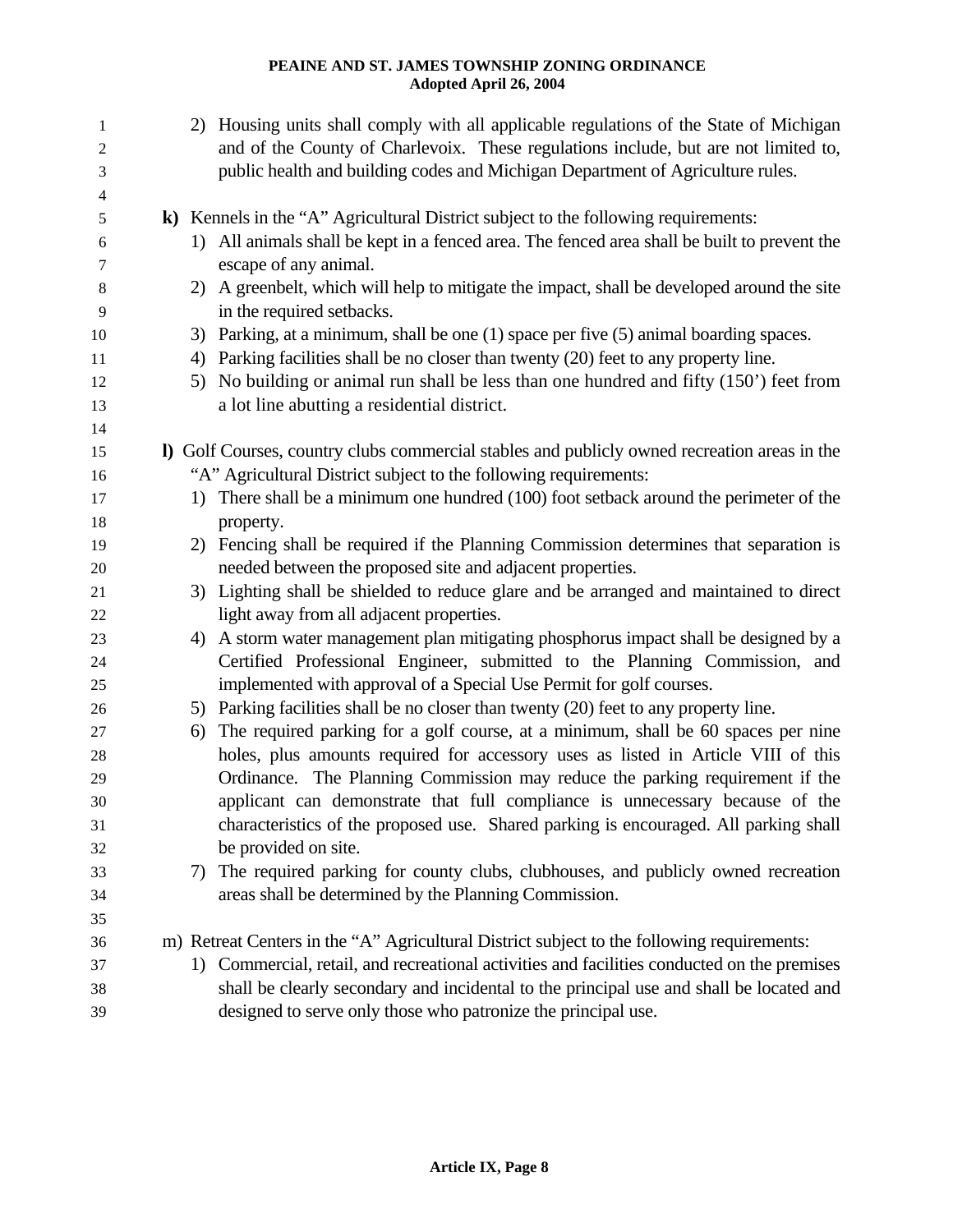2) Housing units shall comply with all applicable regulations of the State of Michigan and of the County of Charlevoix. These regulations include, but are not limited to, public health and building codes and Michigan Department of Agriculture rules.

**k)** Kennels in the "A" Agricultural District subject to the following requirements:

1) All animals shall be kept in a fenced area. The fenced area shall be built to prevent the escape of any animal.
2) A greenbelt, which will help to mitigate the impact, shall be developed around the site in the required setbacks.
3) Parking, at a minimum, shall be one (1) space per five (5) animal boarding spaces.
4) Parking facilities shall be no closer than twenty (20) feet to any property line.
5) No building or animal run shall be less than one hundred and fifty (150') feet from a lot line abutting a residential district.

**l)** Golf Courses, country clubs commercial stables and publicly owned recreation areas in the "A" Agricultural District subject to the following requirements:

1) There shall be a minimum one hundred (100) foot setback around the perimeter of the property.
2) Fencing shall be required if the Planning Commission determines that separation is needed between the proposed site and adjacent properties.
3) Lighting shall be shielded to reduce glare and be arranged and maintained to direct light away from all adjacent properties.
4) A storm water management plan mitigating phosphorus impact shall be designed by a Certified Professional Engineer, submitted to the Planning Commission, and implemented with approval of a Special Use Permit for golf courses.
5) Parking facilities shall be no closer than twenty (20) feet to any property line.
6) The required parking for a golf course, at a minimum, shall be 60 spaces per nine holes, plus amounts required for accessory uses as listed in Article VIII of this Ordinance. The Planning Commission may reduce the parking requirement if the applicant can demonstrate that full compliance is unnecessary because of the characteristics of the proposed use. Shared parking is encouraged. All parking shall be provided on site.
7) The required parking for county clubs, clubhouses, and publicly owned recreation areas shall be determined by the Planning Commission.

m) Retreat Centers in the "A" Agricultural District subject to the following requirements:

1) Commercial, retail, and recreational activities and facilities conducted on the premises shall be clearly secondary and incidental to the principal use and shall be located and designed to serve only those who patronize the principal use.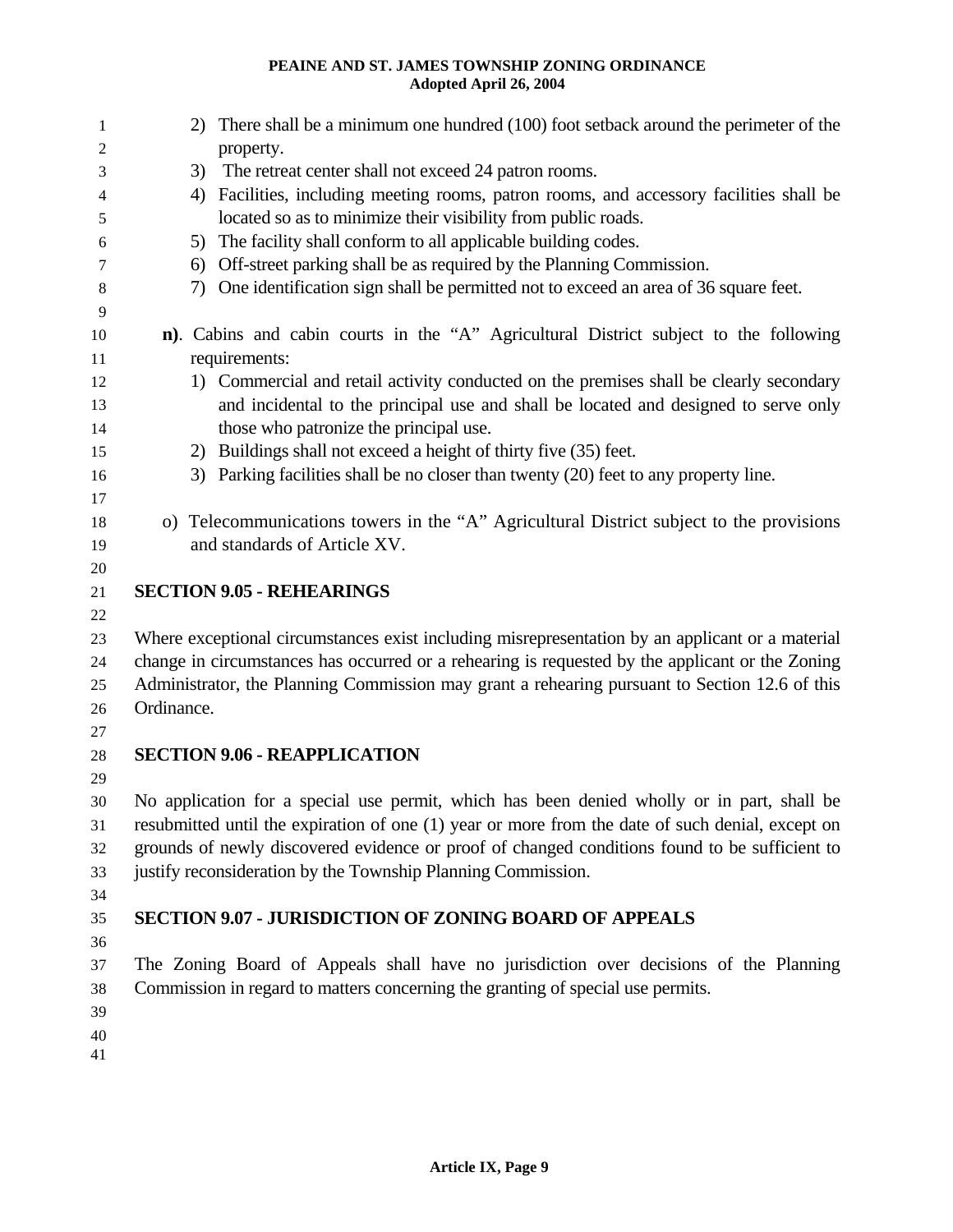2) There shall be a minimum one hundred (100) foot setback around the perimeter of the property.
3) The retreat center shall not exceed 24 patron rooms.
4) Facilities, including meeting rooms, patron rooms, and accessory facilities shall be located so as to minimize their visibility from public roads.
5) The facility shall conform to all applicable building codes.
6) Off-street parking shall be as required by the Planning Commission.
7) One identification sign shall be permitted not to exceed an area of 36 square feet.

**n)**. Cabins and cabin courts in the “A” Agricultural District subject to the following requirements:
1) Commercial and retail activity conducted on the premises shall be clearly secondary and incidental to the principal use and shall be located and designed to serve only those who patronize the principal use.
2) Buildings shall not exceed a height of thirty five (35) feet.
3) Parking facilities shall be no closer than twenty (20) feet to any property line.

o) Telecommunications towers in the “A” Agricultural District subject to the provisions and standards of Article XV.

## SECTION 9.05 - REHEARINGS

Where exceptional circumstances exist including misrepresentation by an applicant or a material change in circumstances has occurred or a rehearing is requested by the applicant or the Zoning Administrator, the Planning Commission may grant a rehearing pursuant to Section 12.6 of this Ordinance.

## SECTION 9.06 - REAPPLICATION

No application for a special use permit, which has been denied wholly or in part, shall be resubmitted until the expiration of one (1) year or more from the date of such denial, except on grounds of newly discovered evidence or proof of changed conditions found to be sufficient to justify reconsideration by the Township Planning Commission.

## SECTION 9.07 - JURISDICTION OF ZONING BOARD OF APPEALS

The Zoning Board of Appeals shall have no jurisdiction over decisions of the Planning Commission in regard to matters concerning the granting of special use permits.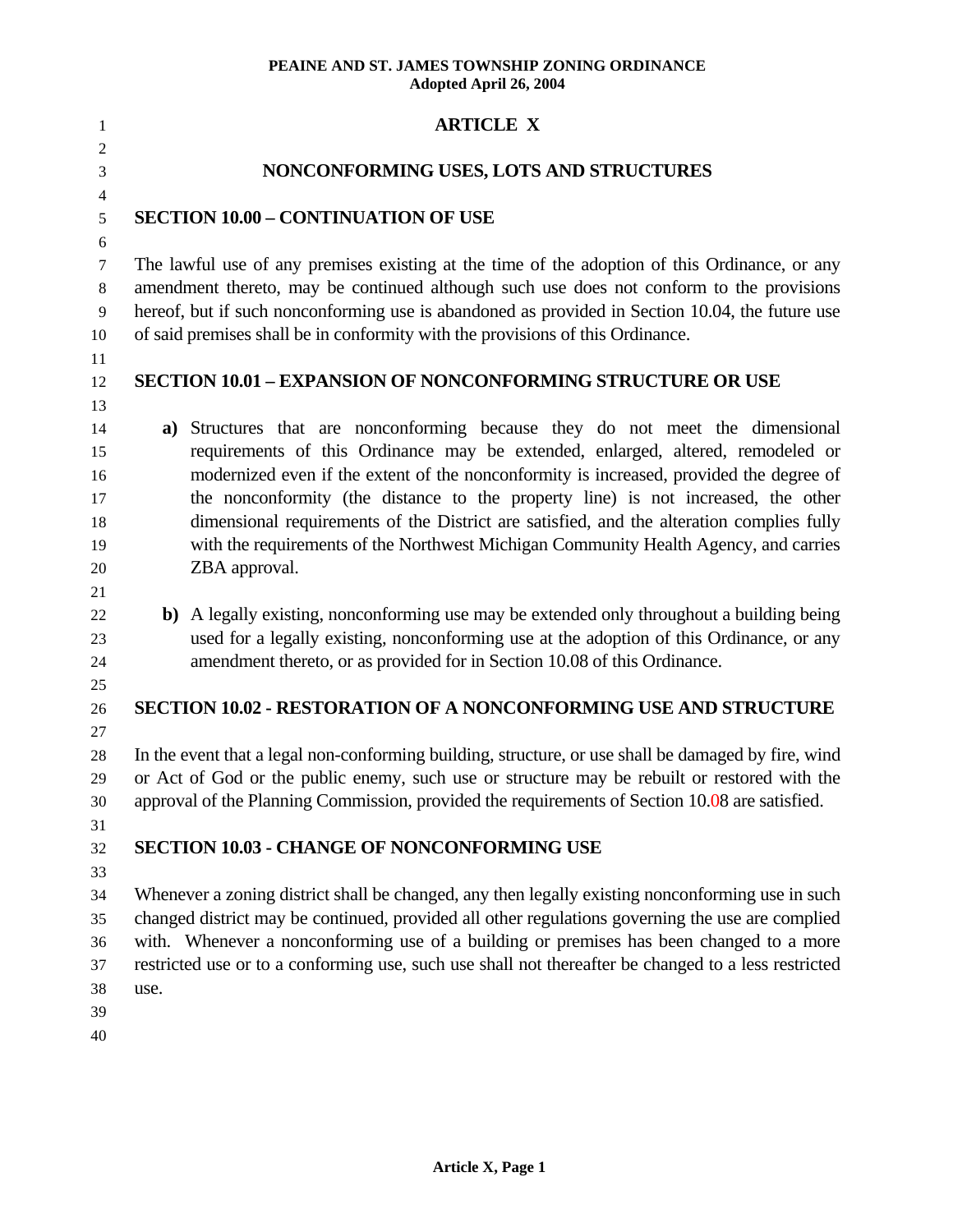# ARTICLE X

## NONCONFORMING USES, LOTS AND STRUCTURES

### SECTION 10.00 – CONTINUATION OF USE

The lawful use of any premises existing at the time of the adoption of this Ordinance, or any amendment thereto, may be continued although such use does not conform to the provisions hereof, but if such nonconforming use is abandoned as provided in Section 10.04, the future use of said premises shall be in conformity with the provisions of this Ordinance.

### SECTION 10.01 – EXPANSION OF NONCONFORMING STRUCTURE OR USE

**a)** Structures that are nonconforming because they do not meet the dimensional requirements of this Ordinance may be extended, enlarged, altered, remodeled or modernized even if the extent of the nonconformity is increased, provided the degree of the nonconformity (the distance to the property line) is not increased, the other dimensional requirements of the District are satisfied, and the alteration complies fully with the requirements of the Northwest Michigan Community Health Agency, and carries ZBA approval.

**b)** A legally existing, nonconforming use may be extended only throughout a building being used for a legally existing, nonconforming use at the adoption of this Ordinance, or any amendment thereto, or as provided for in Section 10.08 of this Ordinance.

### SECTION 10.02 - RESTORATION OF A NONCONFORMING USE AND STRUCTURE

In the event that a legal non-conforming building, structure, or use shall be damaged by fire, wind or Act of God or the public enemy, such use or structure may be rebuilt or restored with the approval of the Planning Commission, provided the requirements of Section 10.08 are satisfied.

### SECTION 10.03 - CHANGE OF NONCONFORMING USE

Whenever a zoning district shall be changed, any then legally existing nonconforming use in such changed district may be continued, provided all other regulations governing the use are complied with. Whenever a nonconforming use of a building or premises has been changed to a more restricted use or to a conforming use, such use shall not thereafter be changed to a less restricted use.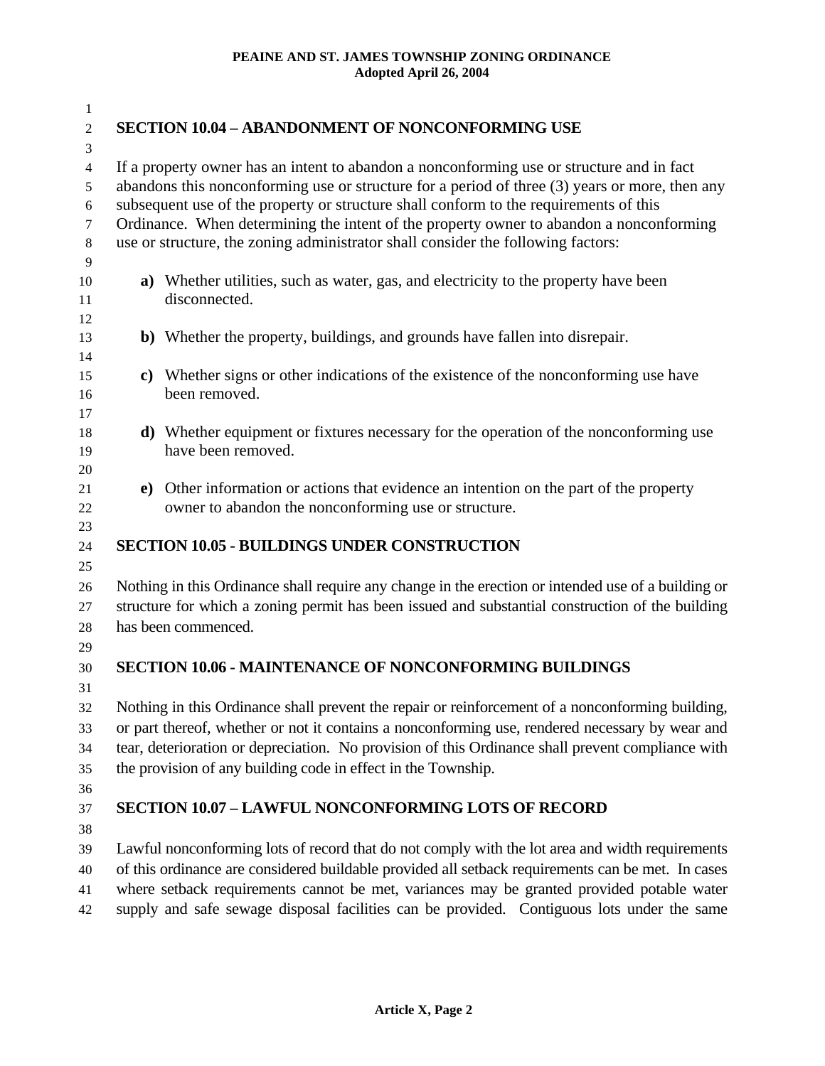## SECTION 10.04 – ABANDONMENT OF NONCONFORMING USE

If a property owner has an intent to abandon a nonconforming use or structure and in fact abandons this nonconforming use or structure for a period of three (3) years or more, then any subsequent use of the property or structure shall conform to the requirements of this Ordinance. When determining the intent of the property owner to abandon a nonconforming use or structure, the zoning administrator shall consider the following factors:

**a)** Whether utilities, such as water, gas, and electricity to the property have been disconnected.

**b)** Whether the property, buildings, and grounds have fallen into disrepair.

**c)** Whether signs or other indications of the existence of the nonconforming use have been removed.

**d)** Whether equipment or fixtures necessary for the operation of the nonconforming use have been removed.

**e)** Other information or actions that evidence an intention on the part of the property owner to abandon the nonconforming use or structure.

## SECTION 10.05 - BUILDINGS UNDER CONSTRUCTION

Nothing in this Ordinance shall require any change in the erection or intended use of a building or structure for which a zoning permit has been issued and substantial construction of the building has been commenced.

## SECTION 10.06 - MAINTENANCE OF NONCONFORMING BUILDINGS

Nothing in this Ordinance shall prevent the repair or reinforcement of a nonconforming building, or part thereof, whether or not it contains a nonconforming use, rendered necessary by wear and tear, deterioration or depreciation. No provision of this Ordinance shall prevent compliance with the provision of any building code in effect in the Township.

## SECTION 10.07 – LAWFUL NONCONFORMING LOTS OF RECORD

Lawful nonconforming lots of record that do not comply with the lot area and width requirements of this ordinance are considered buildable provided all setback requirements can be met. In cases where setback requirements cannot be met, variances may be granted provided potable water supply and safe sewage disposal facilities can be provided. Contiguous lots under the same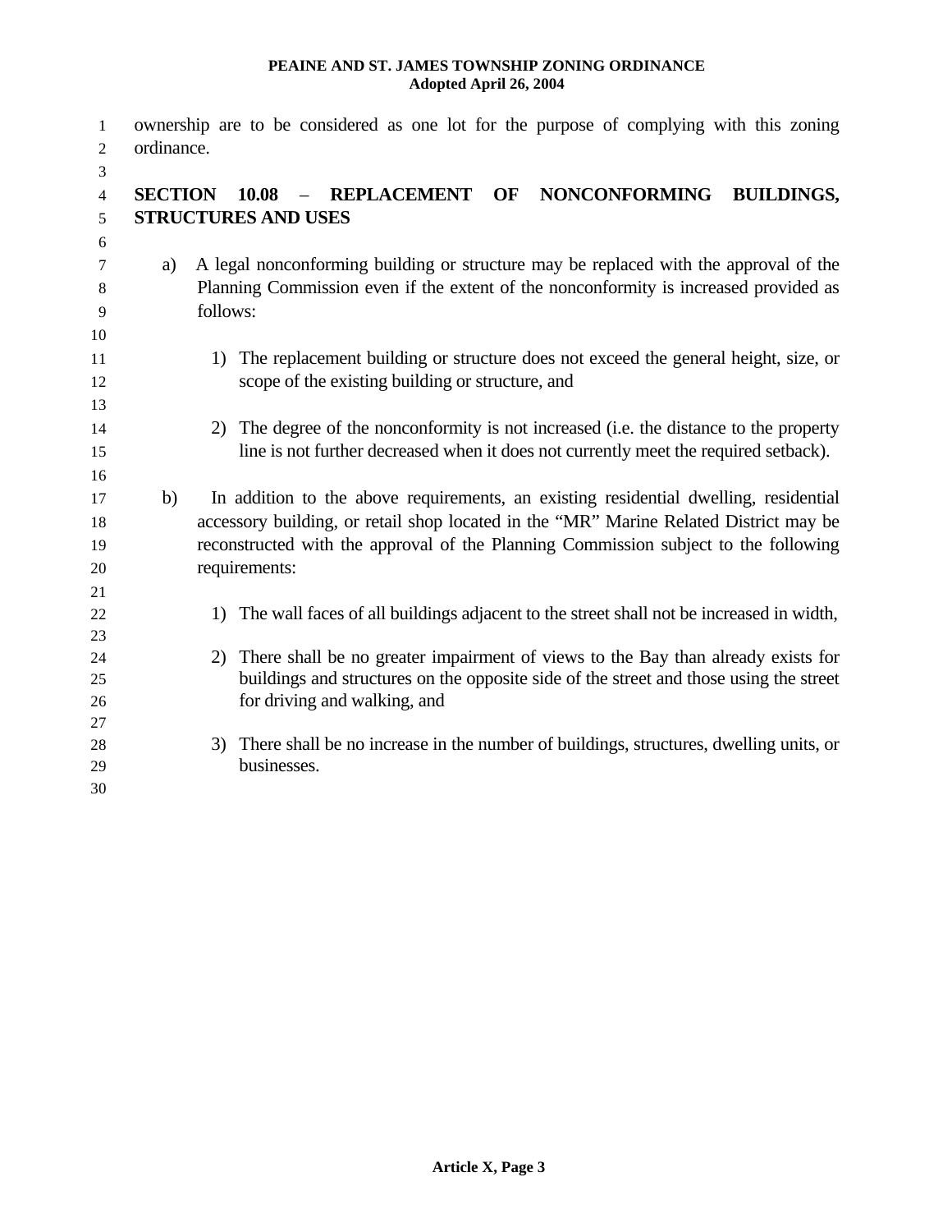ownership are to be considered as one lot for the purpose of complying with this zoning ordinance.

## SECTION 10.08 – REPLACEMENT OF NONCONFORMING BUILDINGS, STRUCTURES AND USES

a) A legal nonconforming building or structure may be replaced with the approval of the Planning Commission even if the extent of the nonconformity is increased provided as follows:

   1) The replacement building or structure does not exceed the general height, size, or scope of the existing building or structure, and

   2) The degree of the nonconformity is not increased (i.e. the distance to the property line is not further decreased when it does not currently meet the required setback).

b) In addition to the above requirements, an existing residential dwelling, residential accessory building, or retail shop located in the "MR" Marine Related District may be reconstructed with the approval of the Planning Commission subject to the following requirements:

   1) The wall faces of all buildings adjacent to the street shall not be increased in width,

   2) There shall be no greater impairment of views to the Bay than already exists for buildings and structures on the opposite side of the street and those using the street for driving and walking, and

   3) There shall be no increase in the number of buildings, structures, dwelling units, or businesses.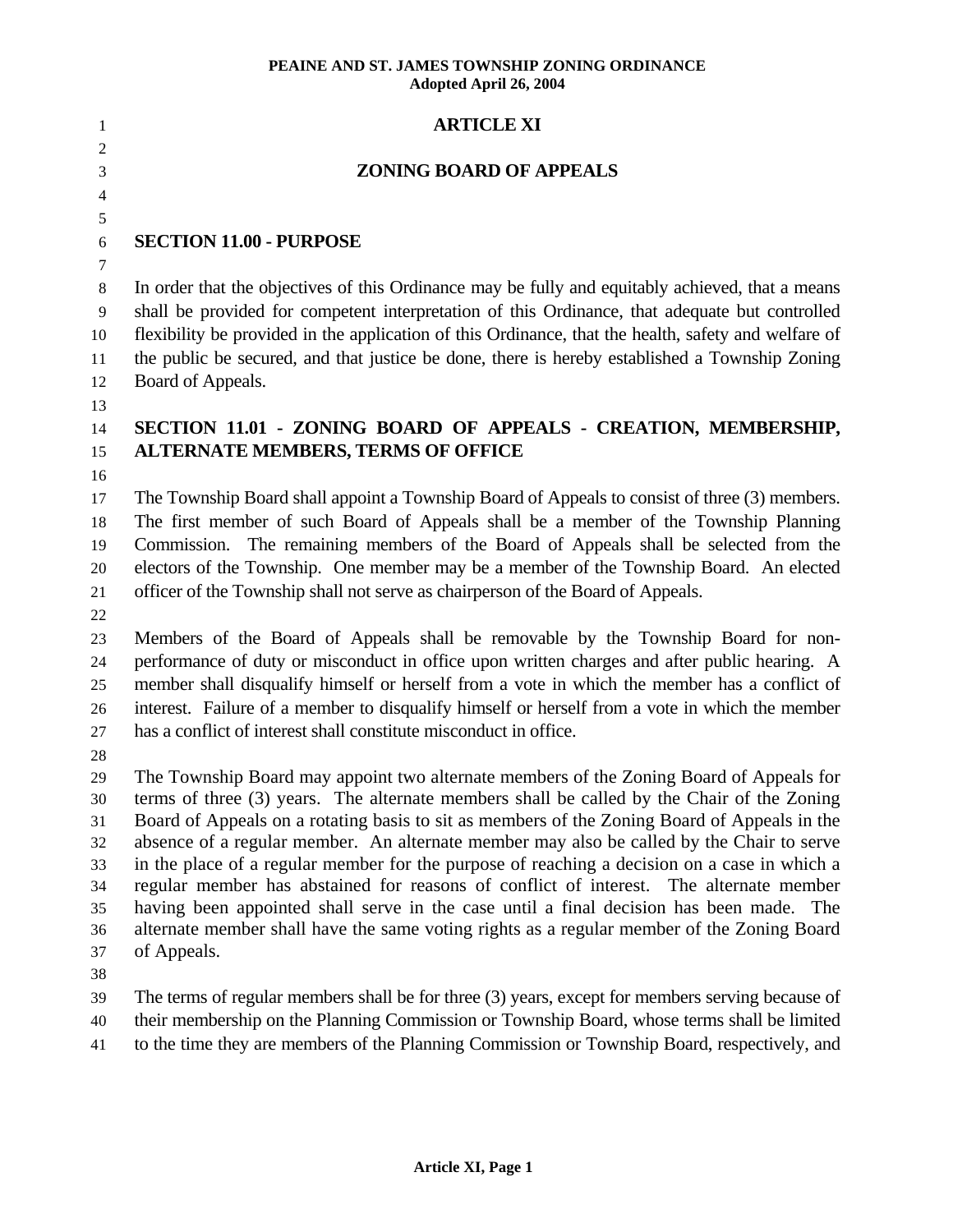# ARTICLE XI

# ZONING BOARD OF APPEALS

## SECTION 11.00 - PURPOSE

In order that the objectives of this Ordinance may be fully and equitably achieved, that a means shall be provided for competent interpretation of this Ordinance, that adequate but controlled flexibility be provided in the application of this Ordinance, that the health, safety and welfare of the public be secured, and that justice be done, there is hereby established a Township Zoning Board of Appeals.

## SECTION 11.01 - ZONING BOARD OF APPEALS - CREATION, MEMBERSHIP, ALTERNATE MEMBERS, TERMS OF OFFICE

The Township Board shall appoint a Township Board of Appeals to consist of three (3) members. The first member of such Board of Appeals shall be a member of the Township Planning Commission. The remaining members of the Board of Appeals shall be selected from the electors of the Township. One member may be a member of the Township Board. An elected officer of the Township shall not serve as chairperson of the Board of Appeals.

Members of the Board of Appeals shall be removable by the Township Board for non-performance of duty or misconduct in office upon written charges and after public hearing. A member shall disqualify himself or herself from a vote in which the member has a conflict of interest. Failure of a member to disqualify himself or herself from a vote in which the member has a conflict of interest shall constitute misconduct in office.

The Township Board may appoint two alternate members of the Zoning Board of Appeals for terms of three (3) years. The alternate members shall be called by the Chair of the Zoning Board of Appeals on a rotating basis to sit as members of the Zoning Board of Appeals in the absence of a regular member. An alternate member may also be called by the Chair to serve in the place of a regular member for the purpose of reaching a decision on a case in which a regular member has abstained for reasons of conflict of interest. The alternate member having been appointed shall serve in the case until a final decision has been made. The alternate member shall have the same voting rights as a regular member of the Zoning Board of Appeals.

The terms of regular members shall be for three (3) years, except for members serving because of their membership on the Planning Commission or Township Board, whose terms shall be limited to the time they are members of the Planning Commission or Township Board, respectively, and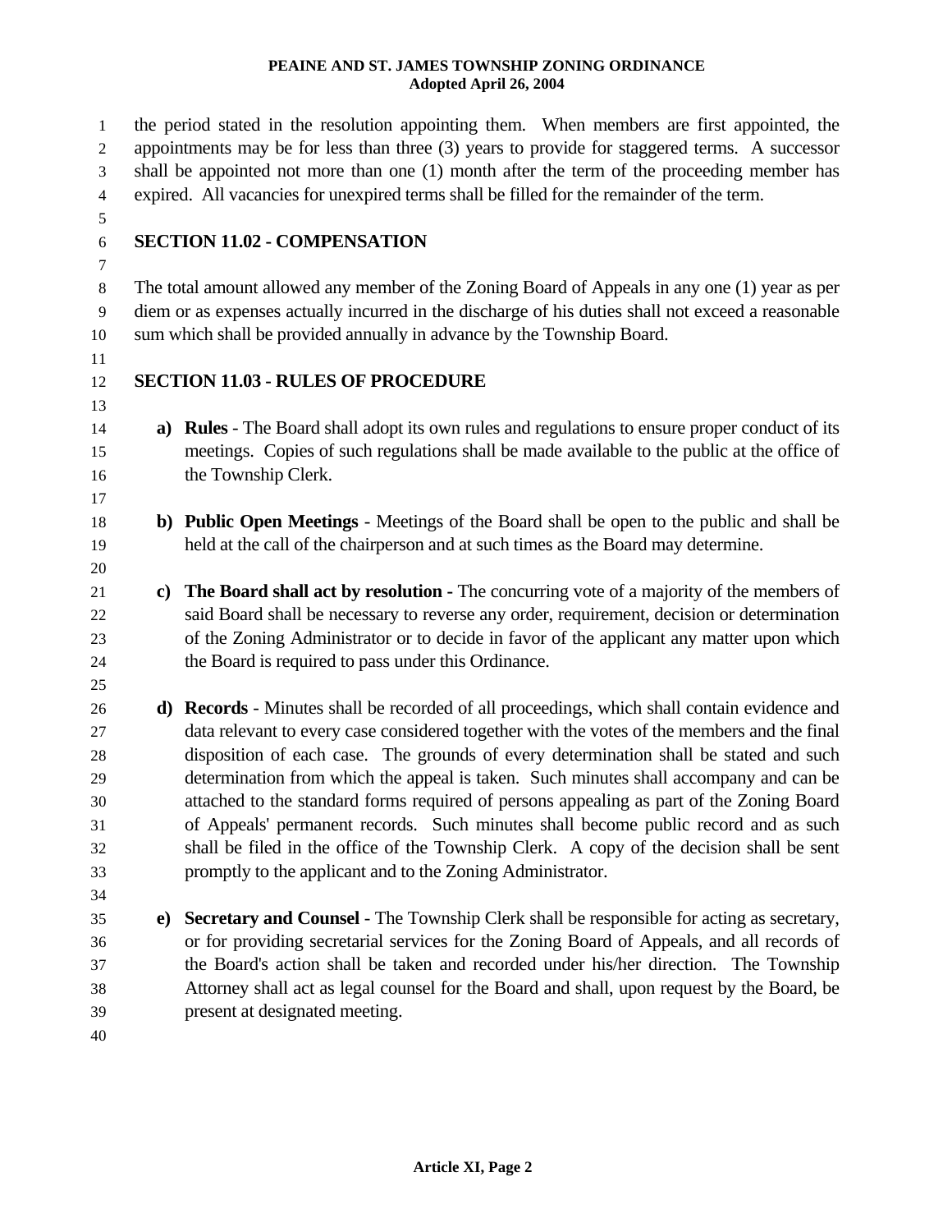the period stated in the resolution appointing them. When members are first appointed, the appointments may be for less than three (3) years to provide for staggered terms. A successor shall be appointed not more than one (1) month after the term of the proceeding member has expired. All vacancies for unexpired terms shall be filled for the remainder of the term.

## SECTION 11.02 - COMPENSATION

The total amount allowed any member of the Zoning Board of Appeals in any one (1) year as per diem or as expenses actually incurred in the discharge of his duties shall not exceed a reasonable sum which shall be provided annually in advance by the Township Board.

## SECTION 11.03 - RULES OF PROCEDURE

a) **Rules** - The Board shall adopt its own rules and regulations to ensure proper conduct of its meetings. Copies of such regulations shall be made available to the public at the office of the Township Clerk.

b) **Public Open Meetings** - Meetings of the Board shall be open to the public and shall be held at the call of the chairperson and at such times as the Board may determine.

c) **The Board shall act by resolution** - The concurring vote of a majority of the members of said Board shall be necessary to reverse any order, requirement, decision or determination of the Zoning Administrator or to decide in favor of the applicant any matter upon which the Board is required to pass under this Ordinance.

d) **Records** - Minutes shall be recorded of all proceedings, which shall contain evidence and data relevant to every case considered together with the votes of the members and the final disposition of each case. The grounds of every determination shall be stated and such determination from which the appeal is taken. Such minutes shall accompany and can be attached to the standard forms required of persons appealing as part of the Zoning Board of Appeals' permanent records. Such minutes shall become public record and as such shall be filed in the office of the Township Clerk. A copy of the decision shall be sent promptly to the applicant and to the Zoning Administrator.

e) **Secretary and Counsel** - The Township Clerk shall be responsible for acting as secretary, or for providing secretarial services for the Zoning Board of Appeals, and all records of the Board's action shall be taken and recorded under his/her direction. The Township Attorney shall act as legal counsel for the Board and shall, upon request by the Board, be present at designated meeting.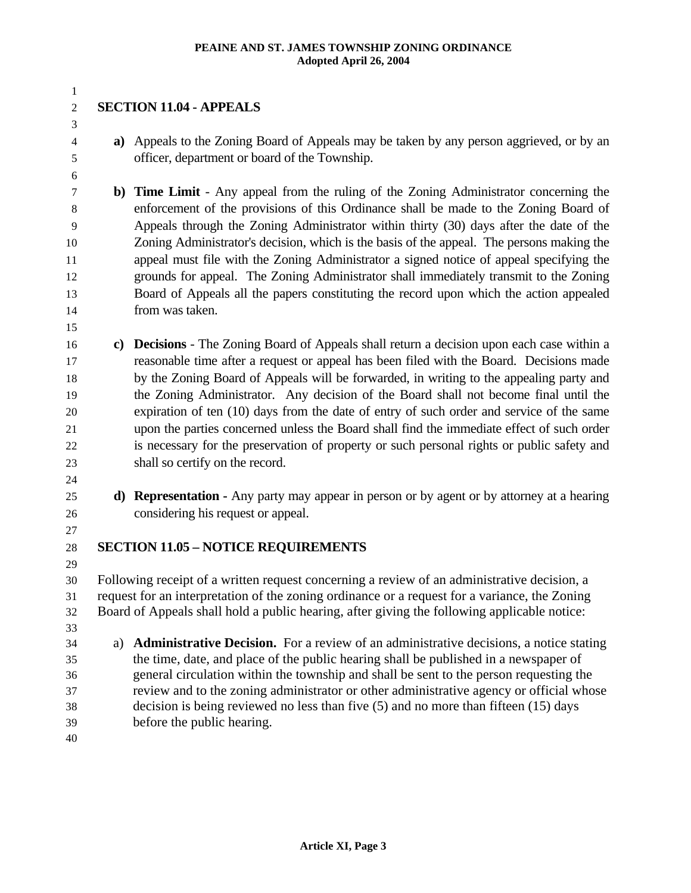## SECTION 11.04 - APPEALS

**a)** Appeals to the Zoning Board of Appeals may be taken by any person aggrieved, or by an officer, department or board of the Township.

**b)** **Time Limit** - Any appeal from the ruling of the Zoning Administrator concerning the enforcement of the provisions of this Ordinance shall be made to the Zoning Board of Appeals through the Zoning Administrator within thirty (30) days after the date of the Zoning Administrator's decision, which is the basis of the appeal. The persons making the appeal must file with the Zoning Administrator a signed notice of appeal specifying the grounds for appeal. The Zoning Administrator shall immediately transmit to the Zoning Board of Appeals all the papers constituting the record upon which the action appealed from was taken.

**c)** **Decisions** - The Zoning Board of Appeals shall return a decision upon each case within a reasonable time after a request or appeal has been filed with the Board. Decisions made by the Zoning Board of Appeals will be forwarded, in writing to the appealing party and the Zoning Administrator. Any decision of the Board shall not become final until the expiration of ten (10) days from the date of entry of such order and service of the same upon the parties concerned unless the Board shall find the immediate effect of such order is necessary for the preservation of property or such personal rights or public safety and shall so certify on the record.

**d)** **Representation -** Any party may appear in person or by agent or by attorney at a hearing considering his request or appeal.

## SECTION 11.05 – NOTICE REQUIREMENTS

Following receipt of a written request concerning a review of an administrative decision, a request for an interpretation of the zoning ordinance or a request for a variance, the Zoning Board of Appeals shall hold a public hearing, after giving the following applicable notice:

a) **Administrative Decision.** For a review of an administrative decisions, a notice stating the time, date, and place of the public hearing shall be published in a newspaper of general circulation within the township and shall be sent to the person requesting the review and to the zoning administrator or other administrative agency or official whose decision is being reviewed no less than five (5) and no more than fifteen (15) days before the public hearing.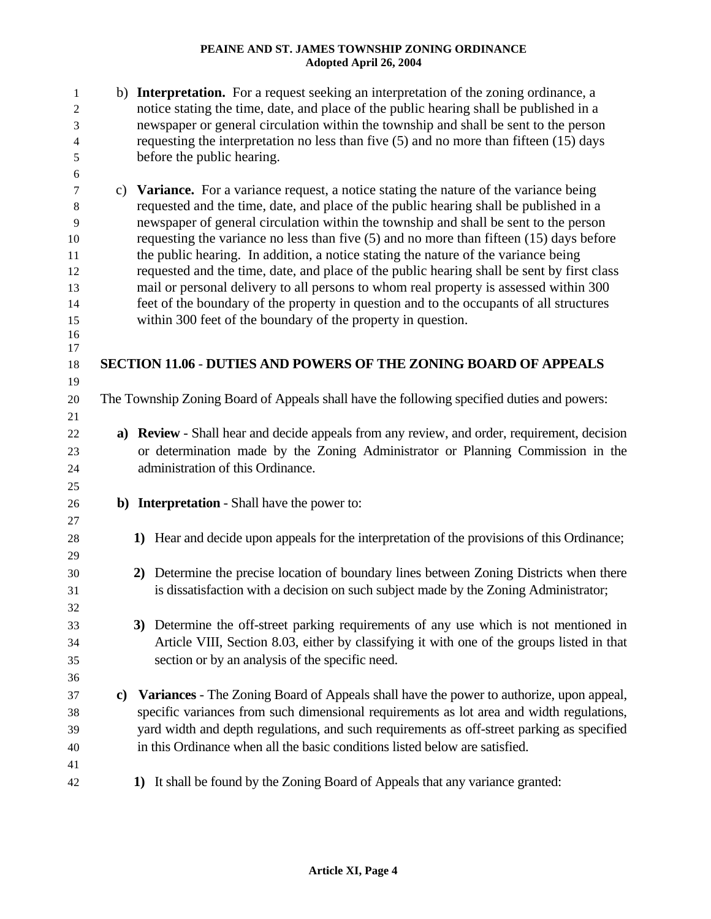b) **Interpretation.** For a request seeking an interpretation of the zoning ordinance, a notice stating the time, date, and place of the public hearing shall be published in a newspaper or general circulation within the township and shall be sent to the person requesting the interpretation no less than five (5) and no more than fifteen (15) days before the public hearing.

c) **Variance.** For a variance request, a notice stating the nature of the variance being requested and the time, date, and place of the public hearing shall be published in a newspaper of general circulation within the township and shall be sent to the person requesting the variance no less than five (5) and no more than fifteen (15) days before the public hearing. In addition, a notice stating the nature of the variance being requested and the time, date, and place of the public hearing shall be sent by first class mail or personal delivery to all persons to whom real property is assessed within 300 feet of the boundary of the property in question and to the occupants of all structures within 300 feet of the boundary of the property in question.

## SECTION 11.06 - DUTIES AND POWERS OF THE ZONING BOARD OF APPEALS

The Township Zoning Board of Appeals shall have the following specified duties and powers:

**a) Review** - Shall hear and decide appeals from any review, and order, requirement, decision or determination made by the Zoning Administrator or Planning Commission in the administration of this Ordinance.

**b) Interpretation** - Shall have the power to:

**1)** Hear and decide upon appeals for the interpretation of the provisions of this Ordinance;

**2)** Determine the precise location of boundary lines between Zoning Districts when there is dissatisfaction with a decision on such subject made by the Zoning Administrator;

**3)** Determine the off-street parking requirements of any use which is not mentioned in Article VIII, Section 8.03, either by classifying it with one of the groups listed in that section or by an analysis of the specific need.

**c) Variances** - The Zoning Board of Appeals shall have the power to authorize, upon appeal, specific variances from such dimensional requirements as lot area and width regulations, yard width and depth regulations, and such requirements as off-street parking as specified in this Ordinance when all the basic conditions listed below are satisfied.

**1)** It shall be found by the Zoning Board of Appeals that any variance granted: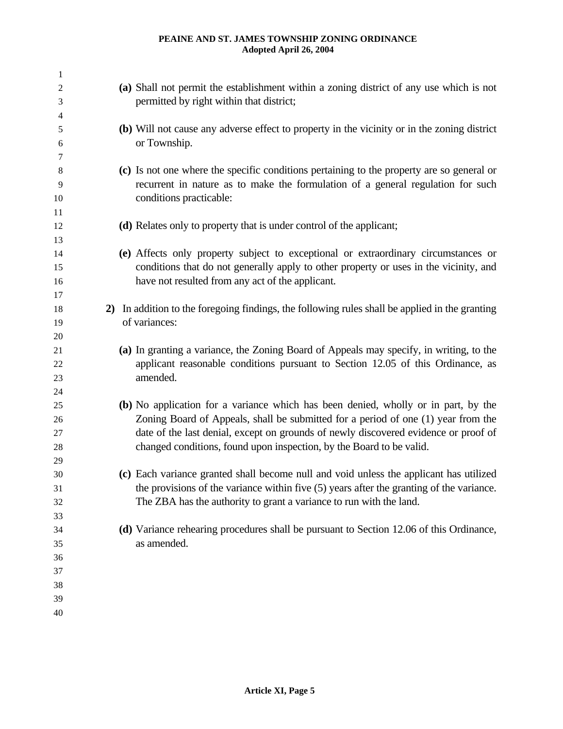**(a)** Shall not permit the establishment within a zoning district of any use which is not permitted by right within that district;

**(b)** Will not cause any adverse effect to property in the vicinity or in the zoning district or Township.

**(c)** Is not one where the specific conditions pertaining to the property are so general or recurrent in nature as to make the formulation of a general regulation for such conditions practicable:

**(d)** Relates only to property that is under control of the applicant;

**(e)** Affects only property subject to exceptional or extraordinary circumstances or conditions that do not generally apply to other property or uses in the vicinity, and have not resulted from any act of the applicant.

**2)** In addition to the foregoing findings, the following rules shall be applied in the granting of variances:

**(a)** In granting a variance, the Zoning Board of Appeals may specify, in writing, to the applicant reasonable conditions pursuant to Section 12.05 of this Ordinance, as amended.

**(b)** No application for a variance which has been denied, wholly or in part, by the Zoning Board of Appeals, shall be submitted for a period of one (1) year from the date of the last denial, except on grounds of newly discovered evidence or proof of changed conditions, found upon inspection, by the Board to be valid.

**(c)** Each variance granted shall become null and void unless the applicant has utilized the provisions of the variance within five (5) years after the granting of the variance. The ZBA has the authority to grant a variance to run with the land.

**(d)** Variance rehearing procedures shall be pursuant to Section 12.06 of this Ordinance, as amended.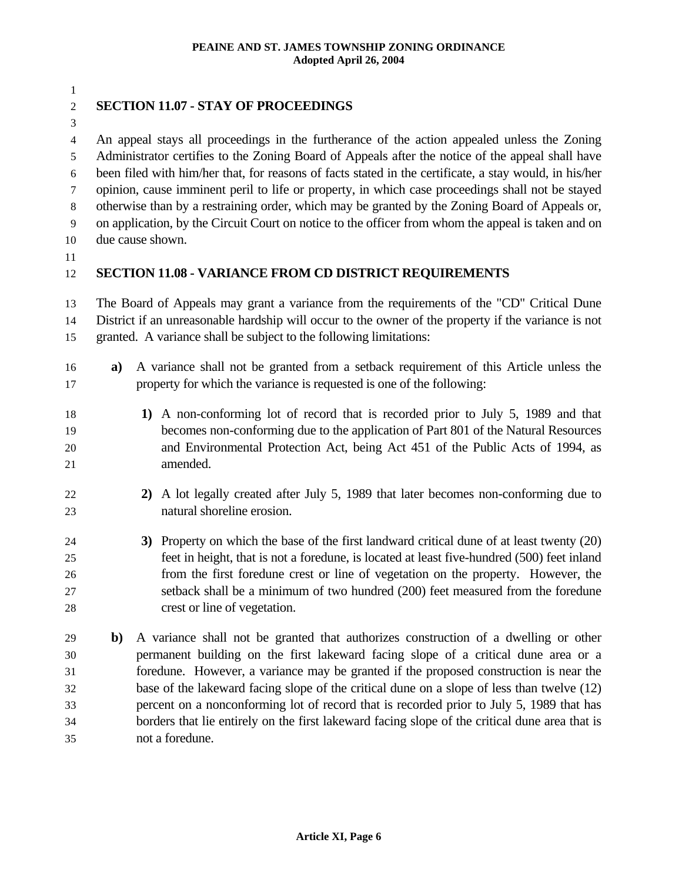## SECTION 11.07 - STAY OF PROCEEDINGS

An appeal stays all proceedings in the furtherance of the action appealed unless the Zoning Administrator certifies to the Zoning Board of Appeals after the notice of the appeal shall have been filed with him/her that, for reasons of facts stated in the certificate, a stay would, in his/her opinion, cause imminent peril to life or property, in which case proceedings shall not be stayed otherwise than by a restraining order, which may be granted by the Zoning Board of Appeals or, on application, by the Circuit Court on notice to the officer from whom the appeal is taken and on due cause shown.

## SECTION 11.08 - VARIANCE FROM CD DISTRICT REQUIREMENTS

The Board of Appeals may grant a variance from the requirements of the "CD" Critical Dune District if an unreasonable hardship will occur to the owner of the property if the variance is not granted. A variance shall be subject to the following limitations:

**a)** A variance shall not be granted from a setback requirement of this Article unless the property for which the variance is requested is one of the following:

   **1)** A non-conforming lot of record that is recorded prior to July 5, 1989 and that becomes non-conforming due to the application of Part 801 of the Natural Resources and Environmental Protection Act, being Act 451 of the Public Acts of 1994, as amended.

   **2)** A lot legally created after July 5, 1989 that later becomes non-conforming due to natural shoreline erosion.

   **3)** Property on which the base of the first landward critical dune of at least twenty (20) feet in height, that is not a foredune, is located at least five-hundred (500) feet inland from the first foredune crest or line of vegetation on the property. However, the setback shall be a minimum of two hundred (200) feet measured from the foredune crest or line of vegetation.

**b)** A variance shall not be granted that authorizes construction of a dwelling or other permanent building on the first lakeward facing slope of a critical dune area or a foredune. However, a variance may be granted if the proposed construction is near the base of the lakeward facing slope of the critical dune on a slope of less than twelve (12) percent on a nonconforming lot of record that is recorded prior to July 5, 1989 that has borders that lie entirely on the first lakeward facing slope of the critical dune area that is not a foredune.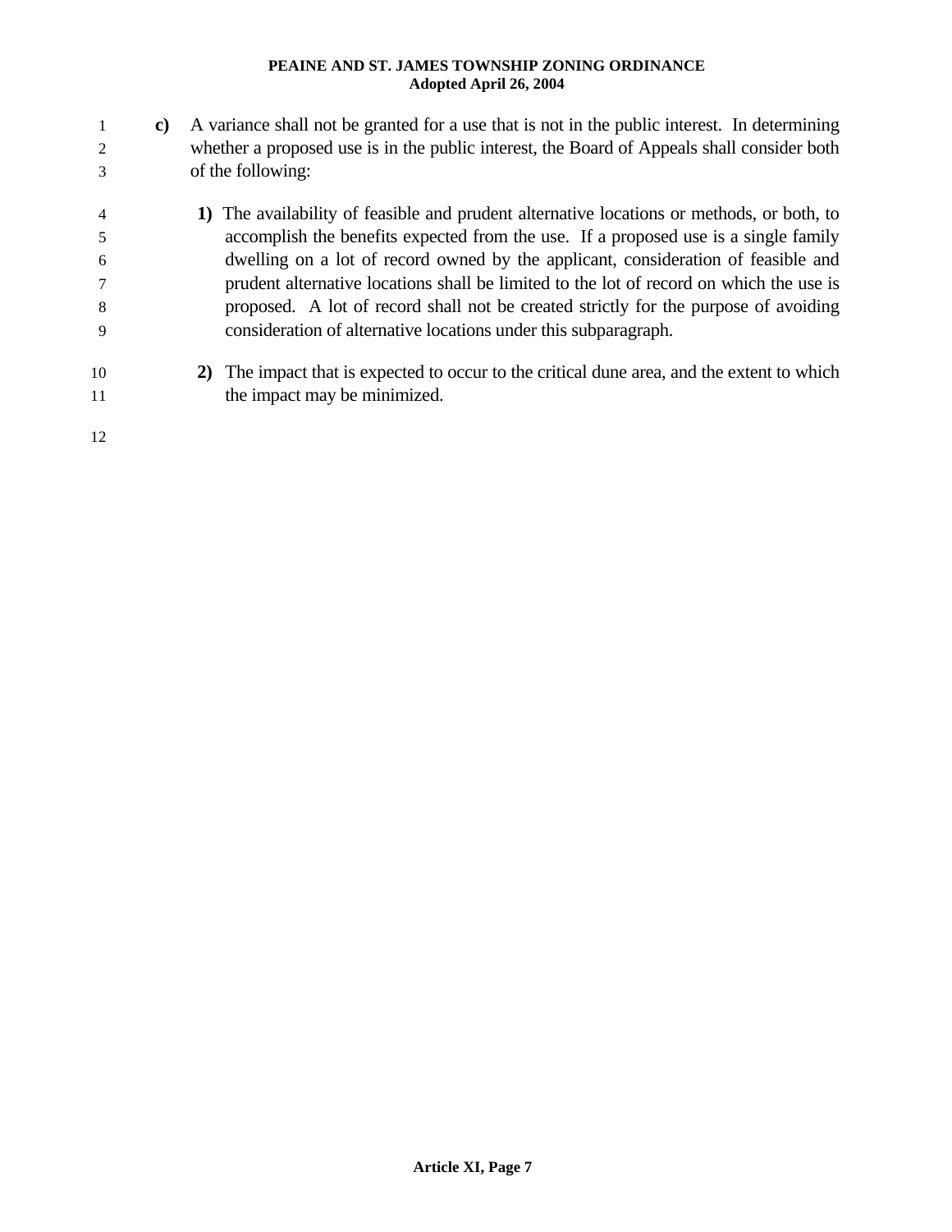**c)** A variance shall not be granted for a use that is not in the public interest. In determining whether a proposed use is in the public interest, the Board of Appeals shall consider both of the following:

**1)** The availability of feasible and prudent alternative locations or methods, or both, to accomplish the benefits expected from the use. If a proposed use is a single family dwelling on a lot of record owned by the applicant, consideration of feasible and prudent alternative locations shall be limited to the lot of record on which the use is proposed. A lot of record shall not be created strictly for the purpose of avoiding consideration of alternative locations under this subparagraph.

**2)** The impact that is expected to occur to the critical dune area, and the extent to which the impact may be minimized.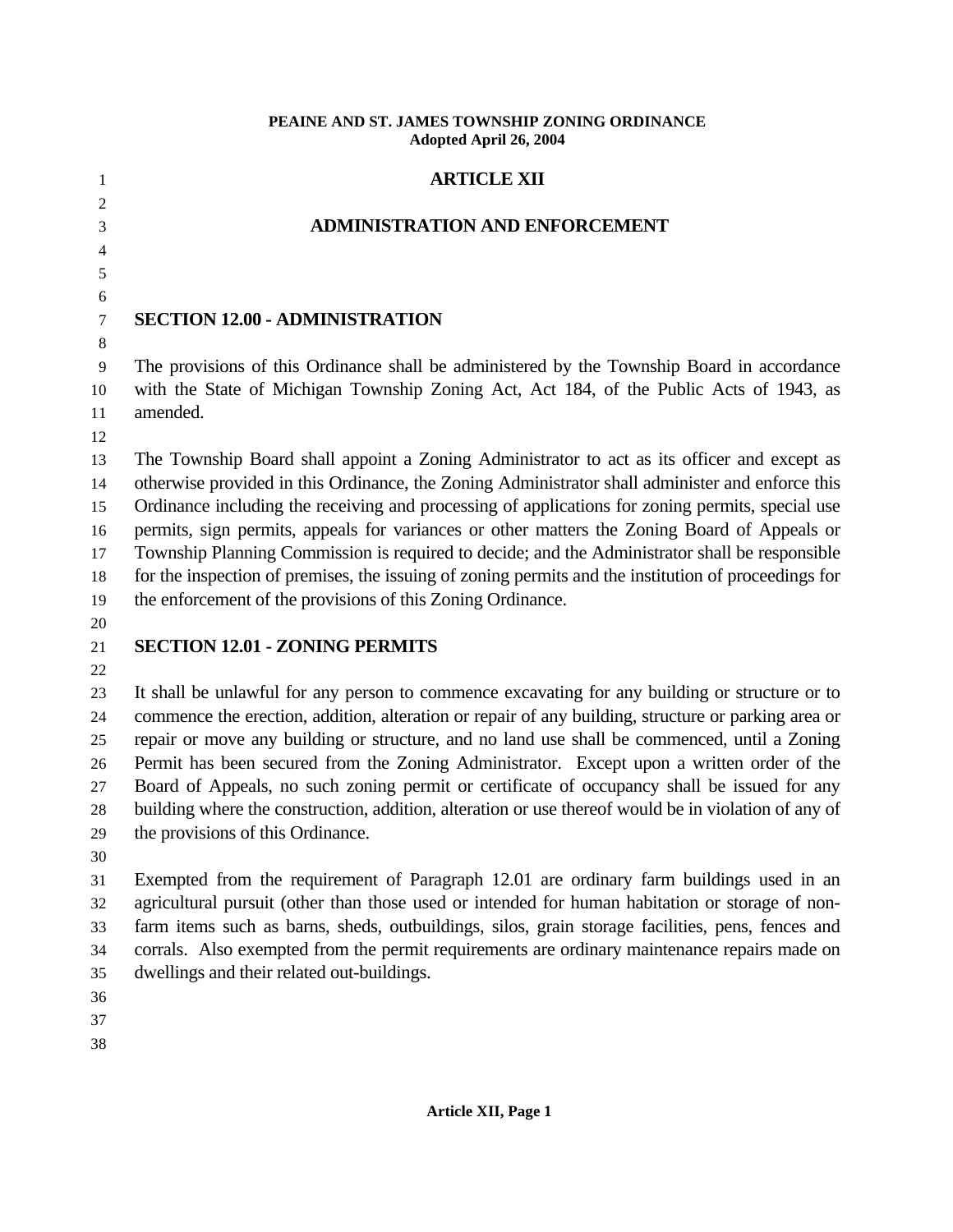# ARTICLE XII

# ADMINISTRATION AND ENFORCEMENT

## SECTION 12.00 - ADMINISTRATION

The provisions of this Ordinance shall be administered by the Township Board in accordance with the State of Michigan Township Zoning Act, Act 184, of the Public Acts of 1943, as amended.

The Township Board shall appoint a Zoning Administrator to act as its officer and except as otherwise provided in this Ordinance, the Zoning Administrator shall administer and enforce this Ordinance including the receiving and processing of applications for zoning permits, special use permits, sign permits, appeals for variances or other matters the Zoning Board of Appeals or Township Planning Commission is required to decide; and the Administrator shall be responsible for the inspection of premises, the issuing of zoning permits and the institution of proceedings for the enforcement of the provisions of this Zoning Ordinance.

## SECTION 12.01 - ZONING PERMITS

It shall be unlawful for any person to commence excavating for any building or structure or to commence the erection, addition, alteration or repair of any building, structure or parking area or repair or move any building or structure, and no land use shall be commenced, until a Zoning Permit has been secured from the Zoning Administrator. Except upon a written order of the Board of Appeals, no such zoning permit or certificate of occupancy shall be issued for any building where the construction, addition, alteration or use thereof would be in violation of any of the provisions of this Ordinance.

Exempted from the requirement of Paragraph 12.01 are ordinary farm buildings used in an agricultural pursuit (other than those used or intended for human habitation or storage of non-farm items such as barns, sheds, outbuildings, silos, grain storage facilities, pens, fences and corrals. Also exempted from the permit requirements are ordinary maintenance repairs made on dwellings and their related out-buildings.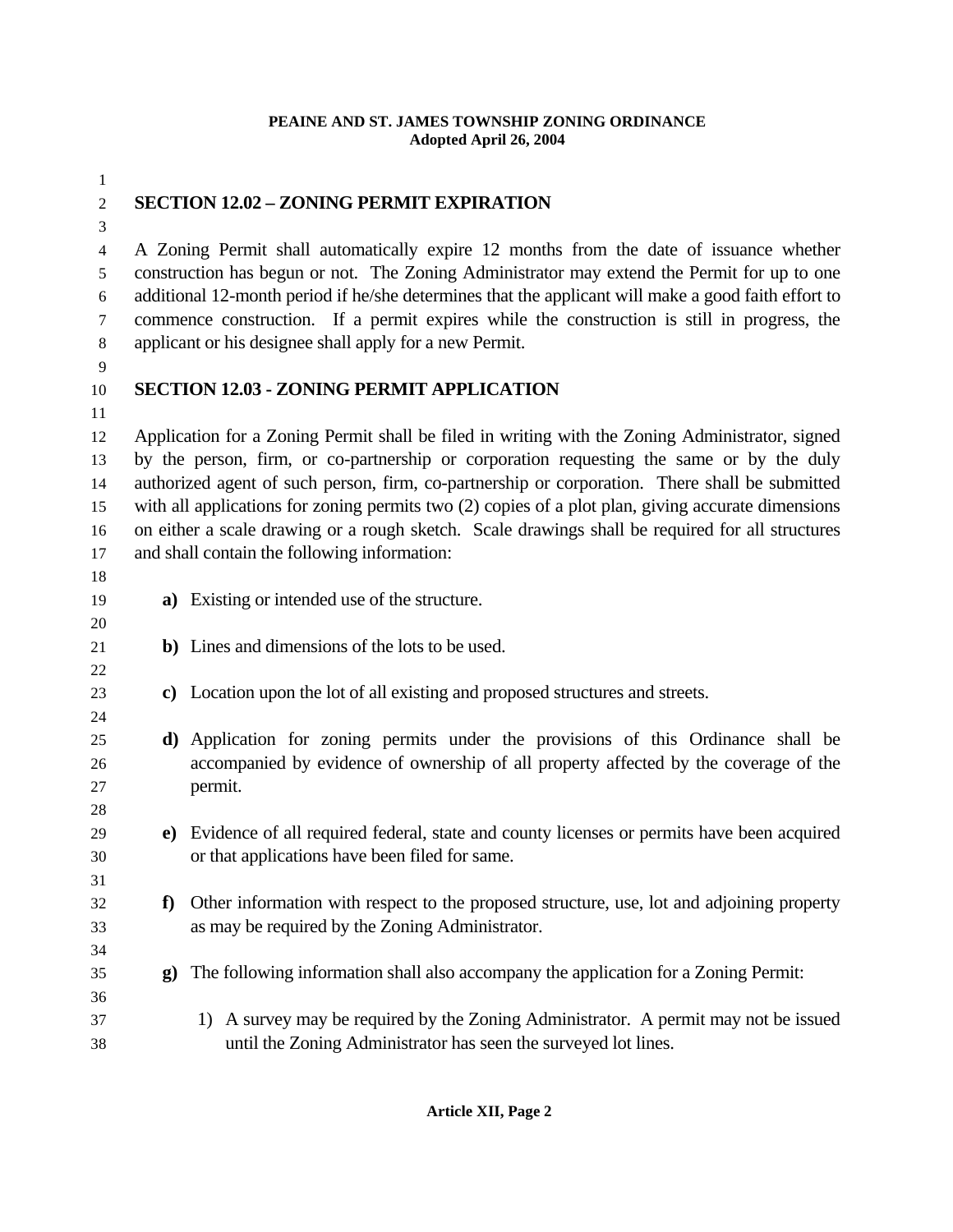## SECTION 12.02 – ZONING PERMIT EXPIRATION

A Zoning Permit shall automatically expire 12 months from the date of issuance whether construction has begun or not. The Zoning Administrator may extend the Permit for up to one additional 12-month period if he/she determines that the applicant will make a good faith effort to commence construction. If a permit expires while the construction is still in progress, the applicant or his designee shall apply for a new Permit.

## SECTION 12.03 - ZONING PERMIT APPLICATION

Application for a Zoning Permit shall be filed in writing with the Zoning Administrator, signed by the person, firm, or co-partnership or corporation requesting the same or by the duly authorized agent of such person, firm, co-partnership or corporation. There shall be submitted with all applications for zoning permits two (2) copies of a plot plan, giving accurate dimensions on either a scale drawing or a rough sketch. Scale drawings shall be required for all structures and shall contain the following information:

**a)** Existing or intended use of the structure.

**b)** Lines and dimensions of the lots to be used.

**c)** Location upon the lot of all existing and proposed structures and streets.

**d)** Application for zoning permits under the provisions of this Ordinance shall be accompanied by evidence of ownership of all property affected by the coverage of the permit.

**e)** Evidence of all required federal, state and county licenses or permits have been acquired or that applications have been filed for same.

**f)** Other information with respect to the proposed structure, use, lot and adjoining property as may be required by the Zoning Administrator.

**g)** The following information shall also accompany the application for a Zoning Permit:

1) A survey may be required by the Zoning Administrator. A permit may not be issued until the Zoning Administrator has seen the surveyed lot lines.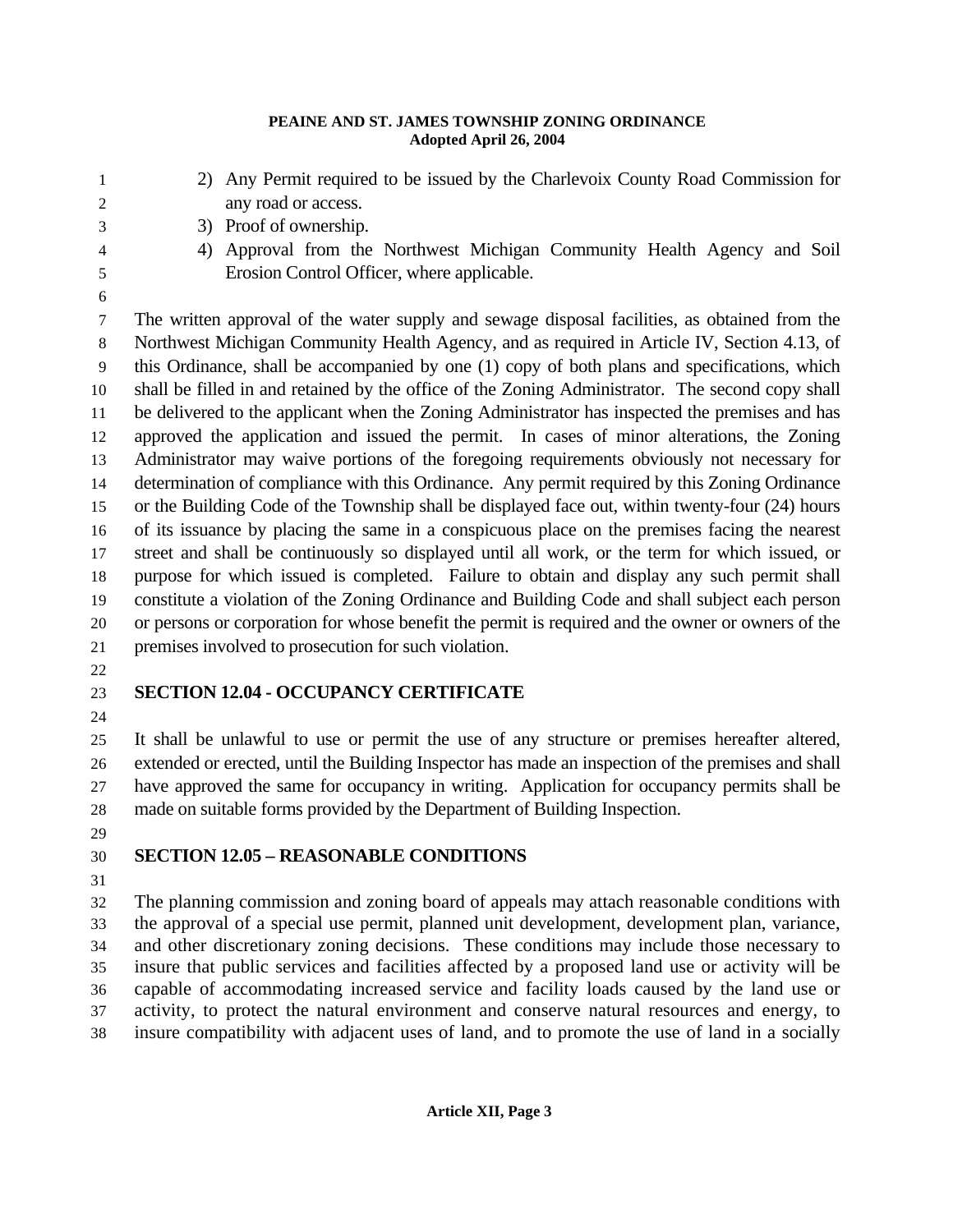2) Any Permit required to be issued by the Charlevoix County Road Commission for any road or access.
3) Proof of ownership.
4) Approval from the Northwest Michigan Community Health Agency and Soil Erosion Control Officer, where applicable.

The written approval of the water supply and sewage disposal facilities, as obtained from the Northwest Michigan Community Health Agency, and as required in Article IV, Section 4.13, of this Ordinance, shall be accompanied by one (1) copy of both plans and specifications, which shall be filled in and retained by the office of the Zoning Administrator. The second copy shall be delivered to the applicant when the Zoning Administrator has inspected the premises and has approved the application and issued the permit. In cases of minor alterations, the Zoning Administrator may waive portions of the foregoing requirements obviously not necessary for determination of compliance with this Ordinance. Any permit required by this Zoning Ordinance or the Building Code of the Township shall be displayed face out, within twenty-four (24) hours of its issuance by placing the same in a conspicuous place on the premises facing the nearest street and shall be continuously so displayed until all work, or the term for which issued, or purpose for which issued is completed. Failure to obtain and display any such permit shall constitute a violation of the Zoning Ordinance and Building Code and shall subject each person or persons or corporation for whose benefit the permit is required and the owner or owners of the premises involved to prosecution for such violation.

## SECTION 12.04 - OCCUPANCY CERTIFICATE

It shall be unlawful to use or permit the use of any structure or premises hereafter altered, extended or erected, until the Building Inspector has made an inspection of the premises and shall have approved the same for occupancy in writing. Application for occupancy permits shall be made on suitable forms provided by the Department of Building Inspection.

## SECTION 12.05 – REASONABLE CONDITIONS

The planning commission and zoning board of appeals may attach reasonable conditions with the approval of a special use permit, planned unit development, development plan, variance, and other discretionary zoning decisions. These conditions may include those necessary to insure that public services and facilities affected by a proposed land use or activity will be capable of accommodating increased service and facility loads caused by the land use or activity, to protect the natural environment and conserve natural resources and energy, to insure compatibility with adjacent uses of land, and to promote the use of land in a socially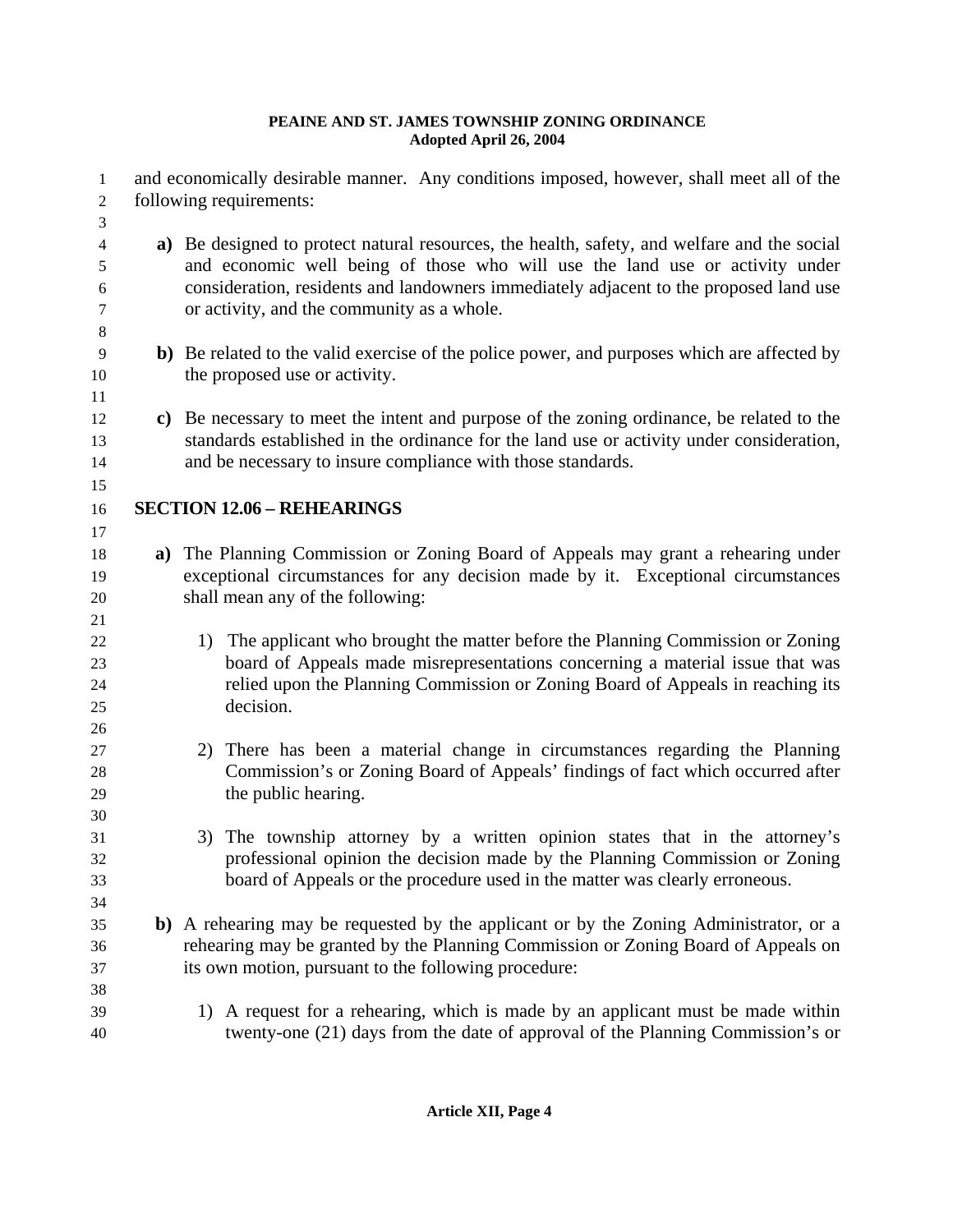and economically desirable manner. Any conditions imposed, however, shall meet all of the following requirements:

**a)** Be designed to protect natural resources, the health, safety, and welfare and the social and economic well being of those who will use the land use or activity under consideration, residents and landowners immediately adjacent to the proposed land use or activity, and the community as a whole.

**b)** Be related to the valid exercise of the police power, and purposes which are affected by the proposed use or activity.

**c)** Be necessary to meet the intent and purpose of the zoning ordinance, be related to the standards established in the ordinance for the land use or activity under consideration, and be necessary to insure compliance with those standards.

## SECTION 12.06 – REHEARINGS

**a)** The Planning Commission or Zoning Board of Appeals may grant a rehearing under exceptional circumstances for any decision made by it. Exceptional circumstances shall mean any of the following:

1) The applicant who brought the matter before the Planning Commission or Zoning board of Appeals made misrepresentations concerning a material issue that was relied upon the Planning Commission or Zoning Board of Appeals in reaching its decision.

2) There has been a material change in circumstances regarding the Planning Commission's or Zoning Board of Appeals' findings of fact which occurred after the public hearing.

3) The township attorney by a written opinion states that in the attorney's professional opinion the decision made by the Planning Commission or Zoning board of Appeals or the procedure used in the matter was clearly erroneous.

**b)** A rehearing may be requested by the applicant or by the Zoning Administrator, or a rehearing may be granted by the Planning Commission or Zoning Board of Appeals on its own motion, pursuant to the following procedure:

1) A request for a rehearing, which is made by an applicant must be made within twenty-one (21) days from the date of approval of the Planning Commission's or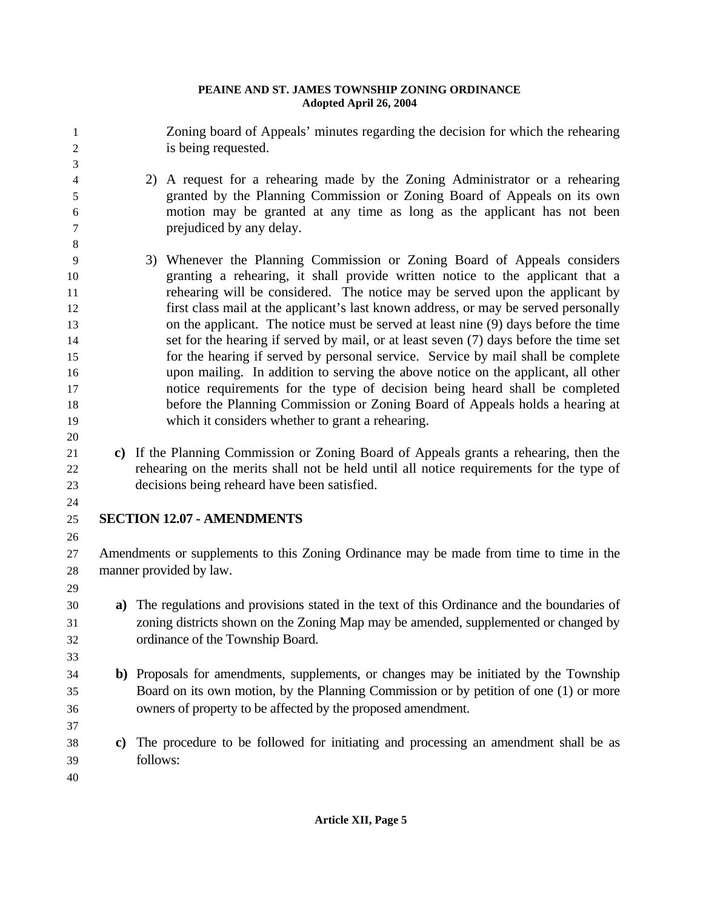Zoning board of Appeals' minutes regarding the decision for which the rehearing is being requested.

2) A request for a rehearing made by the Zoning Administrator or a rehearing granted by the Planning Commission or Zoning Board of Appeals on its own motion may be granted at any time as long as the applicant has not been prejudiced by any delay.

3) Whenever the Planning Commission or Zoning Board of Appeals considers granting a rehearing, it shall provide written notice to the applicant that a rehearing will be considered. The notice may be served upon the applicant by first class mail at the applicant's last known address, or may be served personally on the applicant. The notice must be served at least nine (9) days before the time set for the hearing if served by mail, or at least seven (7) days before the time set for the hearing if served by personal service. Service by mail shall be complete upon mailing. In addition to serving the above notice on the applicant, all other notice requirements for the type of decision being heard shall be completed before the Planning Commission or Zoning Board of Appeals holds a hearing at which it considers whether to grant a rehearing.

**c)** If the Planning Commission or Zoning Board of Appeals grants a rehearing, then the rehearing on the merits shall not be held until all notice requirements for the type of decisions being reheard have been satisfied.

## SECTION 12.07 - AMENDMENTS

Amendments or supplements to this Zoning Ordinance may be made from time to time in the manner provided by law.

**a)** The regulations and provisions stated in the text of this Ordinance and the boundaries of zoning districts shown on the Zoning Map may be amended, supplemented or changed by ordinance of the Township Board.

**b)** Proposals for amendments, supplements, or changes may be initiated by the Township Board on its own motion, by the Planning Commission or by petition of one (1) or more owners of property to be affected by the proposed amendment.

**c)** The procedure to be followed for initiating and processing an amendment shall be as follows: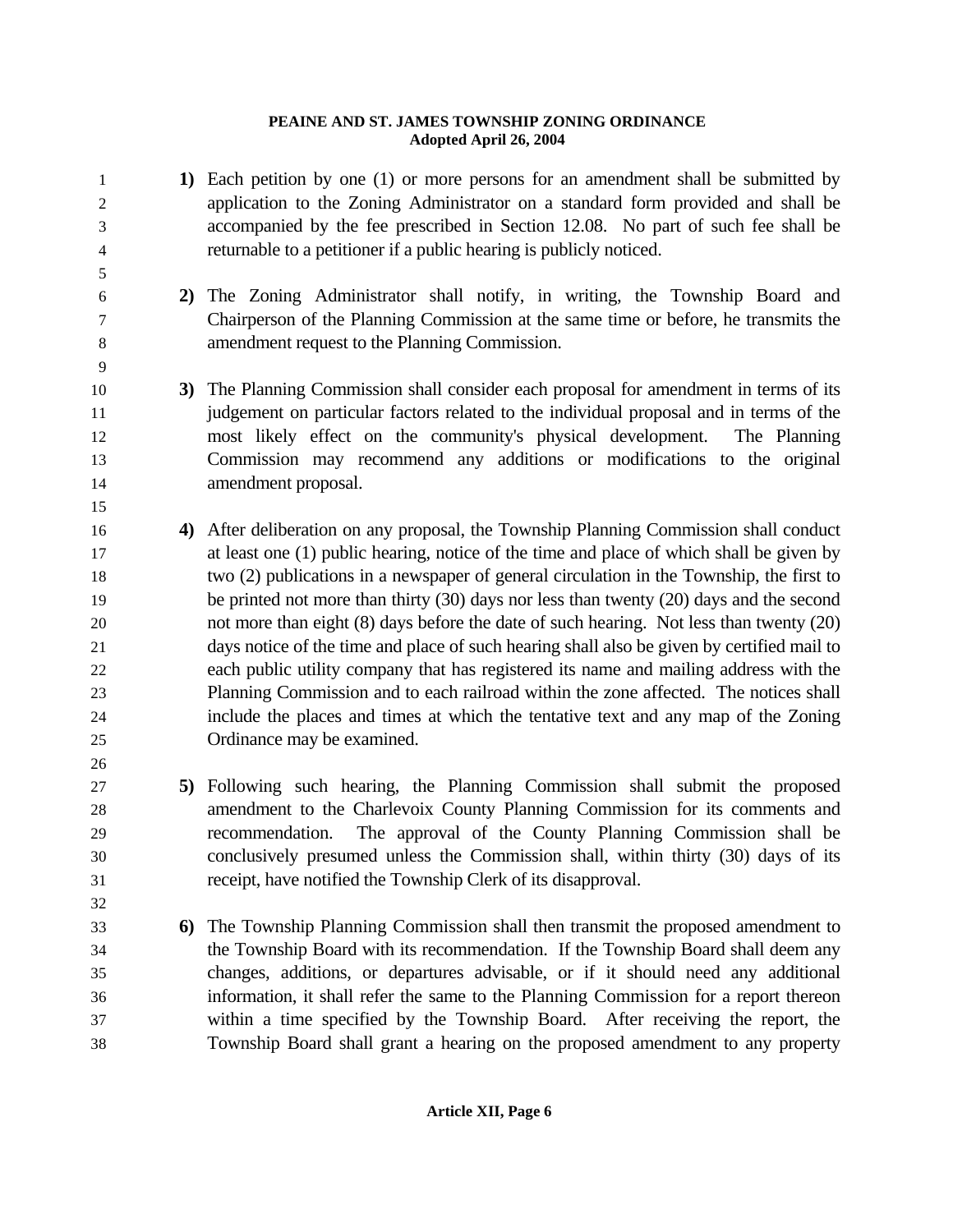**1)** Each petition by one (1) or more persons for an amendment shall be submitted by application to the Zoning Administrator on a standard form provided and shall be accompanied by the fee prescribed in Section 12.08. No part of such fee shall be returnable to a petitioner if a public hearing is publicly noticed.

**2)** The Zoning Administrator shall notify, in writing, the Township Board and Chairperson of the Planning Commission at the same time or before, he transmits the amendment request to the Planning Commission.

**3)** The Planning Commission shall consider each proposal for amendment in terms of its judgement on particular factors related to the individual proposal and in terms of the most likely effect on the community's physical development. The Planning Commission may recommend any additions or modifications to the original amendment proposal.

**4)** After deliberation on any proposal, the Township Planning Commission shall conduct at least one (1) public hearing, notice of the time and place of which shall be given by two (2) publications in a newspaper of general circulation in the Township, the first to be printed not more than thirty (30) days nor less than twenty (20) days and the second not more than eight (8) days before the date of such hearing. Not less than twenty (20) days notice of the time and place of such hearing shall also be given by certified mail to each public utility company that has registered its name and mailing address with the Planning Commission and to each railroad within the zone affected. The notices shall include the places and times at which the tentative text and any map of the Zoning Ordinance may be examined.

**5)** Following such hearing, the Planning Commission shall submit the proposed amendment to the Charlevoix County Planning Commission for its comments and recommendation. The approval of the County Planning Commission shall be conclusively presumed unless the Commission shall, within thirty (30) days of its receipt, have notified the Township Clerk of its disapproval.

**6)** The Township Planning Commission shall then transmit the proposed amendment to the Township Board with its recommendation. If the Township Board shall deem any changes, additions, or departures advisable, or if it should need any additional information, it shall refer the same to the Planning Commission for a report thereon within a time specified by the Township Board. After receiving the report, the Township Board shall grant a hearing on the proposed amendment to any property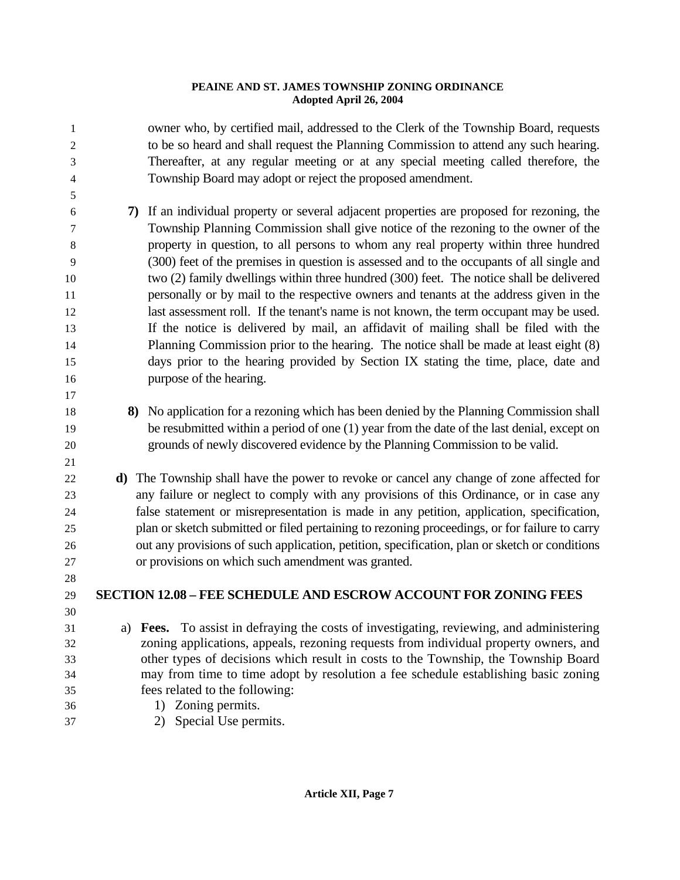owner who, by certified mail, addressed to the Clerk of the Township Board, requests to be so heard and shall request the Planning Commission to attend any such hearing. Thereafter, at any regular meeting or at any special meeting called therefore, the Township Board may adopt or reject the proposed amendment.

**7)** If an individual property or several adjacent properties are proposed for rezoning, the Township Planning Commission shall give notice of the rezoning to the owner of the property in question, to all persons to whom any real property within three hundred (300) feet of the premises in question is assessed and to the occupants of all single and two (2) family dwellings within three hundred (300) feet. The notice shall be delivered personally or by mail to the respective owners and tenants at the address given in the last assessment roll. If the tenant's name is not known, the term occupant may be used. If the notice is delivered by mail, an affidavit of mailing shall be filed with the Planning Commission prior to the hearing. The notice shall be made at least eight (8) days prior to the hearing provided by Section IX stating the time, place, date and purpose of the hearing.

**8)** No application for a rezoning which has been denied by the Planning Commission shall be resubmitted within a period of one (1) year from the date of the last denial, except on grounds of newly discovered evidence by the Planning Commission to be valid.

**d)** The Township shall have the power to revoke or cancel any change of zone affected for any failure or neglect to comply with any provisions of this Ordinance, or in case any false statement or misrepresentation is made in any petition, application, specification, plan or sketch submitted or filed pertaining to rezoning proceedings, or for failure to carry out any provisions of such application, petition, specification, plan or sketch or conditions or provisions on which such amendment was granted.

## SECTION 12.08 – FEE SCHEDULE AND ESCROW ACCOUNT FOR ZONING FEES

a) **Fees.** To assist in defraying the costs of investigating, reviewing, and administering zoning applications, appeals, rezoning requests from individual property owners, and other types of decisions which result in costs to the Township, the Township Board may from time to time adopt by resolution a fee schedule establishing basic zoning fees related to the following:

1) Zoning permits.
2) Special Use permits.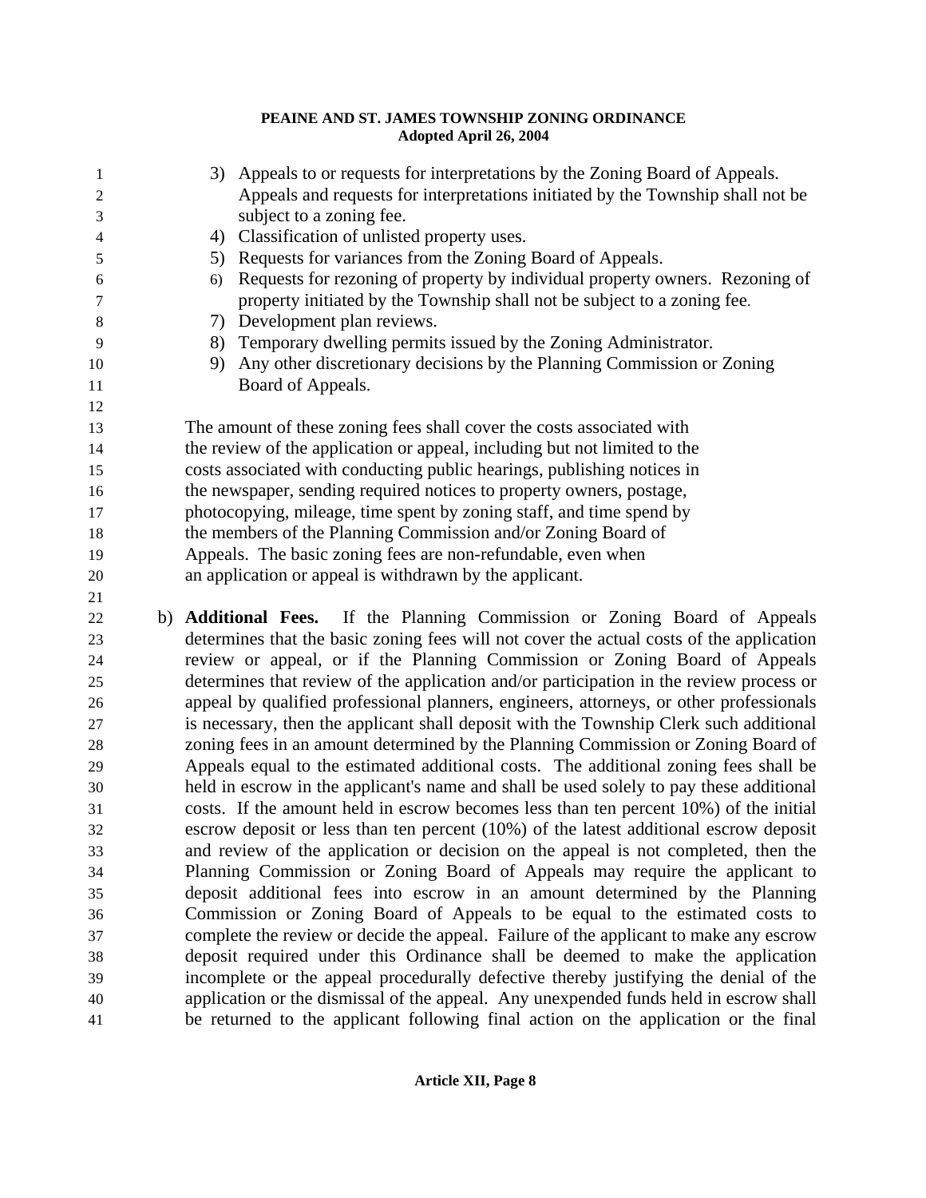3) Appeals to or requests for interpretations by the Zoning Board of Appeals. Appeals and requests for interpretations initiated by the Township shall not be subject to a zoning fee.
4) Classification of unlisted property uses.
5) Requests for variances from the Zoning Board of Appeals.
6) Requests for rezoning of property by individual property owners. Rezoning of property initiated by the Township shall not be subject to a zoning fee.
7) Development plan reviews.
8) Temporary dwelling permits issued by the Zoning Administrator.
9) Any other discretionary decisions by the Planning Commission or Zoning Board of Appeals.

The amount of these zoning fees shall cover the costs associated with the review of the application or appeal, including but not limited to the costs associated with conducting public hearings, publishing notices in the newspaper, sending required notices to property owners, postage, photocopying, mileage, time spent by zoning staff, and time spend by the members of the Planning Commission and/or Zoning Board of Appeals. The basic zoning fees are non-refundable, even when an application or appeal is withdrawn by the applicant.

b) **Additional Fees.** If the Planning Commission or Zoning Board of Appeals determines that the basic zoning fees will not cover the actual costs of the application review or appeal, or if the Planning Commission or Zoning Board of Appeals determines that review of the application and/or participation in the review process or appeal by qualified professional planners, engineers, attorneys, or other professionals is necessary, then the applicant shall deposit with the Township Clerk such additional zoning fees in an amount determined by the Planning Commission or Zoning Board of Appeals equal to the estimated additional costs. The additional zoning fees shall be held in escrow in the applicant's name and shall be used solely to pay these additional costs. If the amount held in escrow becomes less than ten percent 10%) of the initial escrow deposit or less than ten percent (10%) of the latest additional escrow deposit and review of the application or decision on the appeal is not completed, then the Planning Commission or Zoning Board of Appeals may require the applicant to deposit additional fees into escrow in an amount determined by the Planning Commission or Zoning Board of Appeals to be equal to the estimated costs to complete the review or decide the appeal. Failure of the applicant to make any escrow deposit required under this Ordinance shall be deemed to make the application incomplete or the appeal procedurally defective thereby justifying the denial of the application or the dismissal of the appeal. Any unexpended funds held in escrow shall be returned to the applicant following final action on the application or the final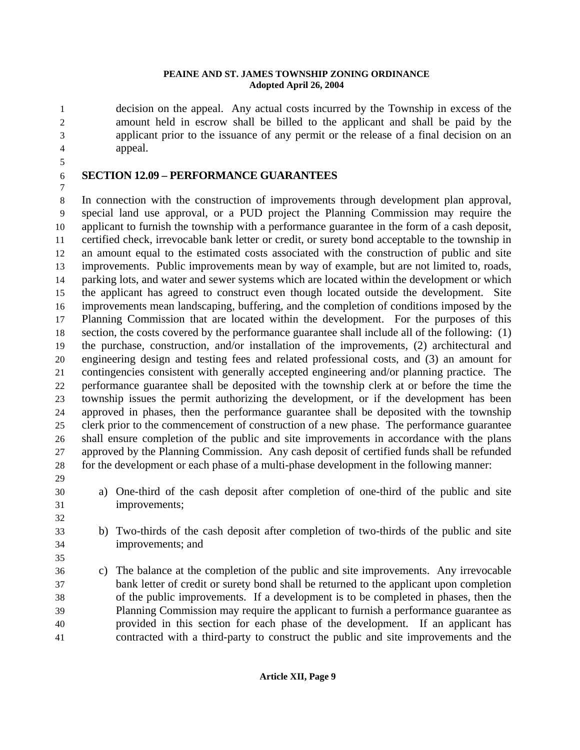decision on the appeal. Any actual costs incurred by the Township in excess of the amount held in escrow shall be billed to the applicant and shall be paid by the applicant prior to the issuance of any permit or the release of a final decision on an appeal.

## SECTION 12.09 – PERFORMANCE GUARANTEES

In connection with the construction of improvements through development plan approval, special land use approval, or a PUD project the Planning Commission may require the applicant to furnish the township with a performance guarantee in the form of a cash deposit, certified check, irrevocable bank letter or credit, or surety bond acceptable to the township in an amount equal to the estimated costs associated with the construction of public and site improvements. Public improvements mean by way of example, but are not limited to, roads, parking lots, and water and sewer systems which are located within the development or which the applicant has agreed to construct even though located outside the development. Site improvements mean landscaping, buffering, and the completion of conditions imposed by the Planning Commission that are located within the development. For the purposes of this section, the costs covered by the performance guarantee shall include all of the following: (1) the purchase, construction, and/or installation of the improvements, (2) architectural and engineering design and testing fees and related professional costs, and (3) an amount for contingencies consistent with generally accepted engineering and/or planning practice. The performance guarantee shall be deposited with the township clerk at or before the time the township issues the permit authorizing the development, or if the development has been approved in phases, then the performance guarantee shall be deposited with the township clerk prior to the commencement of construction of a new phase. The performance guarantee shall ensure completion of the public and site improvements in accordance with the plans approved by the Planning Commission. Any cash deposit of certified funds shall be refunded for the development or each phase of a multi-phase development in the following manner:

a) One-third of the cash deposit after completion of one-third of the public and site improvements;

b) Two-thirds of the cash deposit after completion of two-thirds of the public and site improvements; and

c) The balance at the completion of the public and site improvements. Any irrevocable bank letter of credit or surety bond shall be returned to the applicant upon completion of the public improvements. If a development is to be completed in phases, then the Planning Commission may require the applicant to furnish a performance guarantee as provided in this section for each phase of the development. If an applicant has contracted with a third-party to construct the public and site improvements and the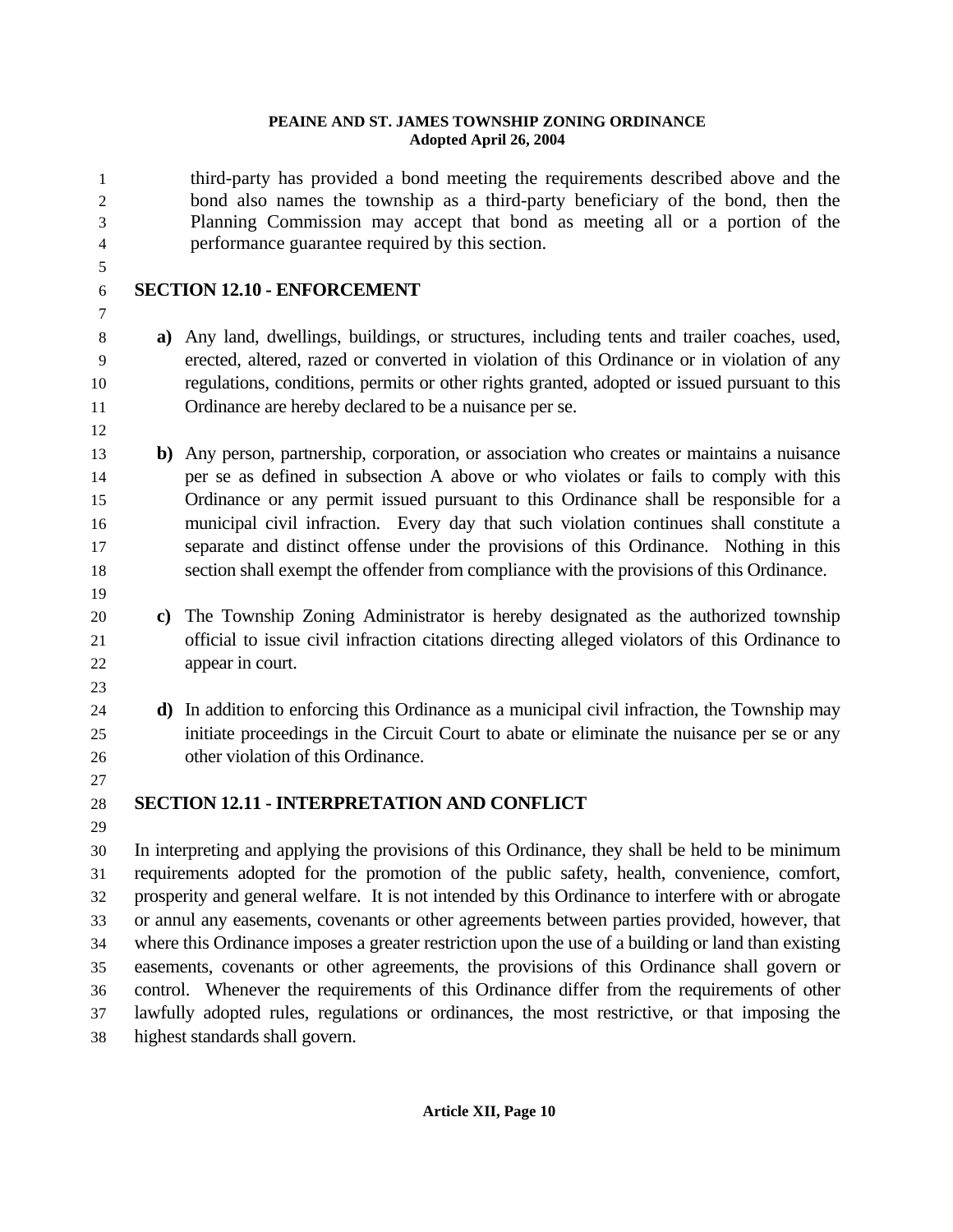third-party has provided a bond meeting the requirements described above and the bond also names the township as a third-party beneficiary of the bond, then the Planning Commission may accept that bond as meeting all or a portion of the performance guarantee required by this section.

## SECTION 12.10 - ENFORCEMENT

**a)** Any land, dwellings, buildings, or structures, including tents and trailer coaches, used, erected, altered, razed or converted in violation of this Ordinance or in violation of any regulations, conditions, permits or other rights granted, adopted or issued pursuant to this Ordinance are hereby declared to be a nuisance per se.

**b)** Any person, partnership, corporation, or association who creates or maintains a nuisance per se as defined in subsection A above or who violates or fails to comply with this Ordinance or any permit issued pursuant to this Ordinance shall be responsible for a municipal civil infraction. Every day that such violation continues shall constitute a separate and distinct offense under the provisions of this Ordinance. Nothing in this section shall exempt the offender from compliance with the provisions of this Ordinance.

**c)** The Township Zoning Administrator is hereby designated as the authorized township official to issue civil infraction citations directing alleged violators of this Ordinance to appear in court.

**d)** In addition to enforcing this Ordinance as a municipal civil infraction, the Township may initiate proceedings in the Circuit Court to abate or eliminate the nuisance per se or any other violation of this Ordinance.

## SECTION 12.11 - INTERPRETATION AND CONFLICT

In interpreting and applying the provisions of this Ordinance, they shall be held to be minimum requirements adopted for the promotion of the public safety, health, convenience, comfort, prosperity and general welfare. It is not intended by this Ordinance to interfere with or abrogate or annul any easements, covenants or other agreements between parties provided, however, that where this Ordinance imposes a greater restriction upon the use of a building or land than existing easements, covenants or other agreements, the provisions of this Ordinance shall govern or control. Whenever the requirements of this Ordinance differ from the requirements of other lawfully adopted rules, regulations or ordinances, the most restrictive, or that imposing the highest standards shall govern.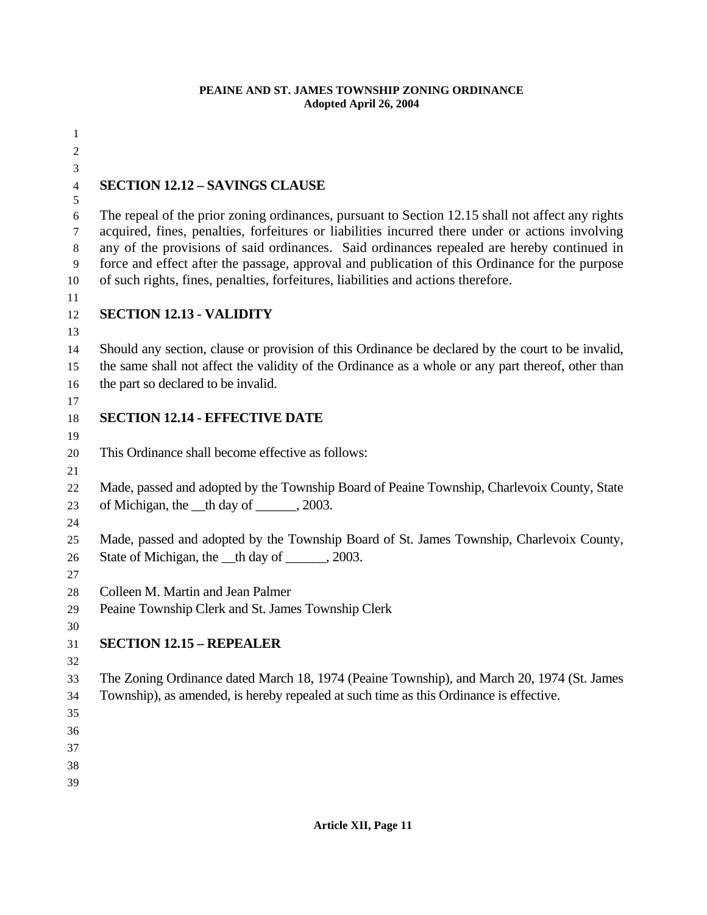## SECTION 12.12 – SAVINGS CLAUSE

The repeal of the prior zoning ordinances, pursuant to Section 12.15 shall not affect any rights acquired, fines, penalties, forfeitures or liabilities incurred there under or actions involving any of the provisions of said ordinances. Said ordinances repealed are hereby continued in force and effect after the passage, approval and publication of this Ordinance for the purpose of such rights, fines, penalties, forfeitures, liabilities and actions therefore.

## SECTION 12.13 - VALIDITY

Should any section, clause or provision of this Ordinance be declared by the court to be invalid, the same shall not affect the validity of the Ordinance as a whole or any part thereof, other than the part so declared to be invalid.

## SECTION 12.14 - EFFECTIVE DATE

This Ordinance shall become effective as follows:

Made, passed and adopted by the Township Board of Peaine Township, Charlevoix County, State of Michigan, the __th day of ______, 2003.

Made, passed and adopted by the Township Board of St. James Township, Charlevoix County, State of Michigan, the __th day of ______, 2003.

Colleen M. Martin and Jean Palmer
Peaine Township Clerk and St. James Township Clerk

## SECTION 12.15 – REPEALER

The Zoning Ordinance dated March 18, 1974 (Peaine Township), and March 20, 1974 (St. James Township), as amended, is hereby repealed at such time as this Ordinance is effective.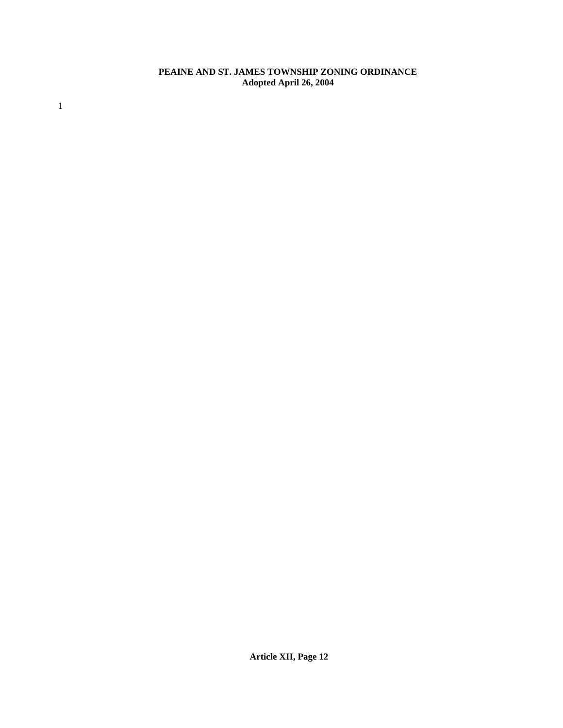1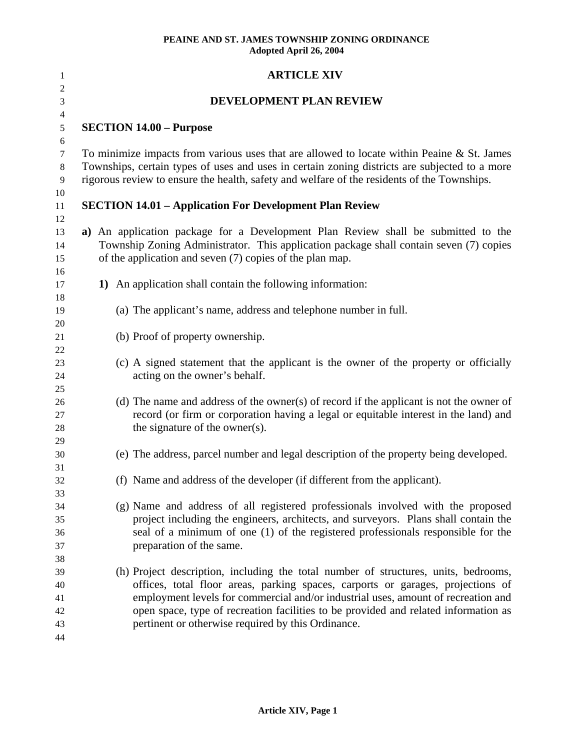# ARTICLE XIV

# DEVELOPMENT PLAN REVIEW

## SECTION 14.00 – Purpose

To minimize impacts from various uses that are allowed to locate within Peaine & St. James Townships, certain types of uses and uses in certain zoning districts are subjected to a more rigorous review to ensure the health, safety and welfare of the residents of the Townships.

## SECTION 14.01 – Application For Development Plan Review

**a)** An application package for a Development Plan Review shall be submitted to the Township Zoning Administrator. This application package shall contain seven (7) copies of the application and seven (7) copies of the plan map.

**1)** An application shall contain the following information:

(a) The applicant's name, address and telephone number in full.

(b) Proof of property ownership.

(c) A signed statement that the applicant is the owner of the property or officially acting on the owner's behalf.

(d) The name and address of the owner(s) of record if the applicant is not the owner of record (or firm or corporation having a legal or equitable interest in the land) and the signature of the owner(s).

(e) The address, parcel number and legal description of the property being developed.

(f) Name and address of the developer (if different from the applicant).

(g) Name and address of all registered professionals involved with the proposed project including the engineers, architects, and surveyors. Plans shall contain the seal of a minimum of one (1) of the registered professionals responsible for the preparation of the same.

(h) Project description, including the total number of structures, units, bedrooms, offices, total floor areas, parking spaces, carports or garages, projections of employment levels for commercial and/or industrial uses, amount of recreation and open space, type of recreation facilities to be provided and related information as pertinent or otherwise required by this Ordinance.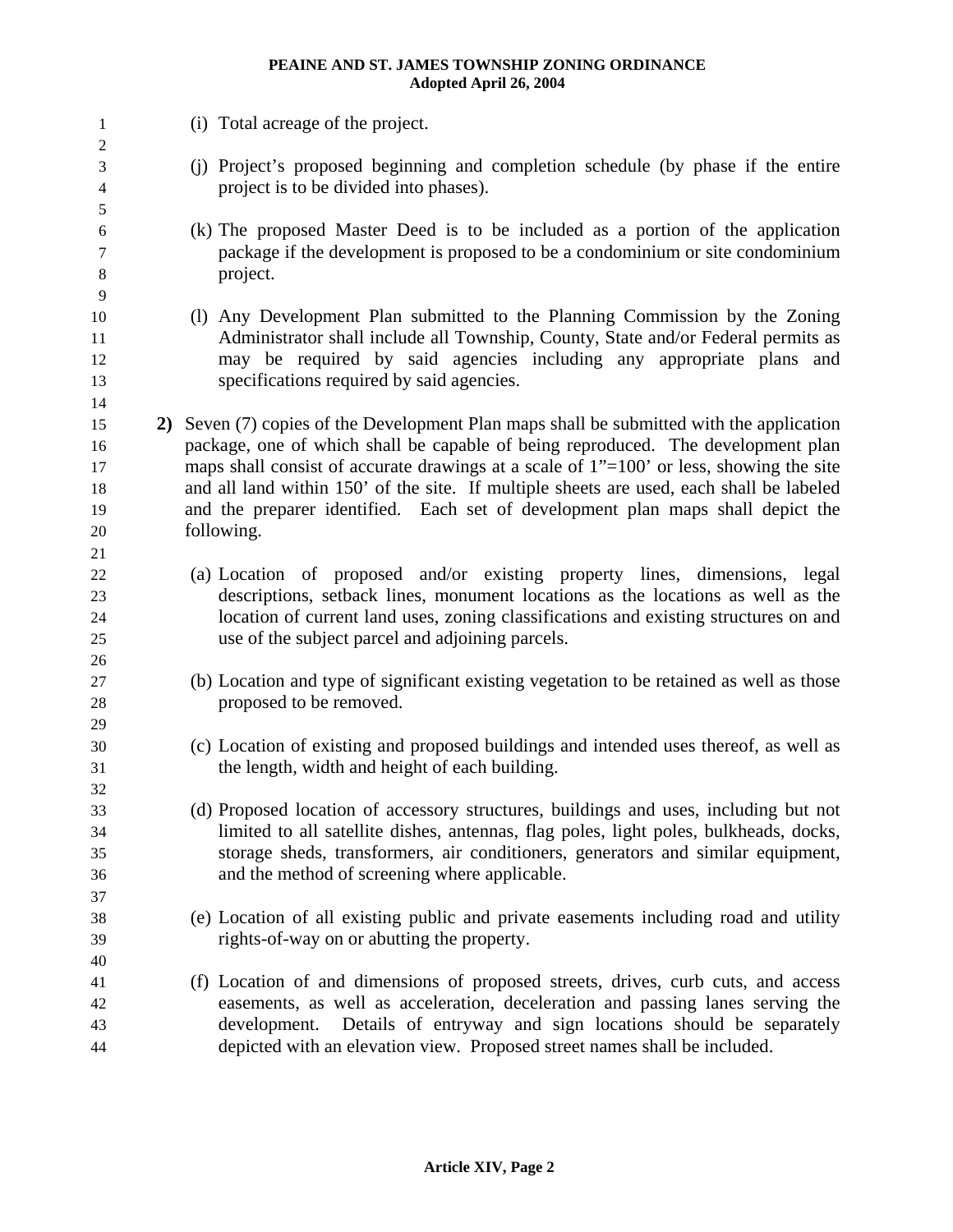(i) Total acreage of the project.

(j) Project's proposed beginning and completion schedule (by phase if the entire project is to be divided into phases).

(k) The proposed Master Deed is to be included as a portion of the application package if the development is proposed to be a condominium or site condominium project.

(l) Any Development Plan submitted to the Planning Commission by the Zoning Administrator shall include all Township, County, State and/or Federal permits as may be required by said agencies including any appropriate plans and specifications required by said agencies.

**2)** Seven (7) copies of the Development Plan maps shall be submitted with the application package, one of which shall be capable of being reproduced. The development plan maps shall consist of accurate drawings at a scale of 1"=100' or less, showing the site and all land within 150' of the site. If multiple sheets are used, each shall be labeled and the preparer identified. Each set of development plan maps shall depict the following.

(a) Location of proposed and/or existing property lines, dimensions, legal descriptions, setback lines, monument locations as the locations as well as the location of current land uses, zoning classifications and existing structures on and use of the subject parcel and adjoining parcels.

(b) Location and type of significant existing vegetation to be retained as well as those proposed to be removed.

(c) Location of existing and proposed buildings and intended uses thereof, as well as the length, width and height of each building.

(d) Proposed location of accessory structures, buildings and uses, including but not limited to all satellite dishes, antennas, flag poles, light poles, bulkheads, docks, storage sheds, transformers, air conditioners, generators and similar equipment, and the method of screening where applicable.

(e) Location of all existing public and private easements including road and utility rights-of-way on or abutting the property.

(f) Location of and dimensions of proposed streets, drives, curb cuts, and access easements, as well as acceleration, deceleration and passing lanes serving the development. Details of entryway and sign locations should be separately depicted with an elevation view. Proposed street names shall be included.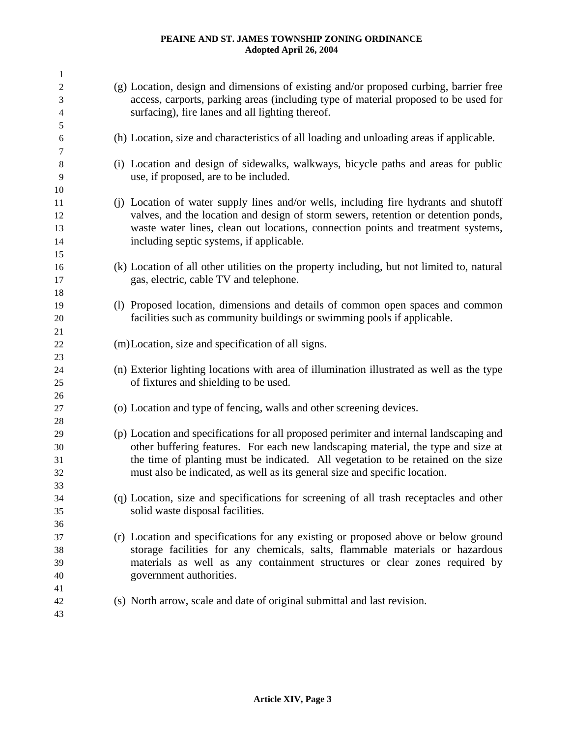(g) Location, design and dimensions of existing and/or proposed curbing, barrier free access, carports, parking areas (including type of material proposed to be used for surfacing), fire lanes and all lighting thereof.

(h) Location, size and characteristics of all loading and unloading areas if applicable.

(i) Location and design of sidewalks, walkways, bicycle paths and areas for public use, if proposed, are to be included.

(j) Location of water supply lines and/or wells, including fire hydrants and shutoff valves, and the location and design of storm sewers, retention or detention ponds, waste water lines, clean out locations, connection points and treatment systems, including septic systems, if applicable.

(k) Location of all other utilities on the property including, but not limited to, natural gas, electric, cable TV and telephone.

(l) Proposed location, dimensions and details of common open spaces and common facilities such as community buildings or swimming pools if applicable.

(m) Location, size and specification of all signs.

(n) Exterior lighting locations with area of illumination illustrated as well as the type of fixtures and shielding to be used.

(o) Location and type of fencing, walls and other screening devices.

(p) Location and specifications for all proposed perimiter and internal landscaping and other buffering features. For each new landscaping material, the type and size at the time of planting must be indicated. All vegetation to be retained on the size must also be indicated, as well as its general size and specific location.

(q) Location, size and specifications for screening of all trash receptacles and other solid waste disposal facilities.

(r) Location and specifications for any existing or proposed above or below ground storage facilities for any chemicals, salts, flammable materials or hazardous materials as well as any containment structures or clear zones required by government authorities.

(s) North arrow, scale and date of original submittal and last revision.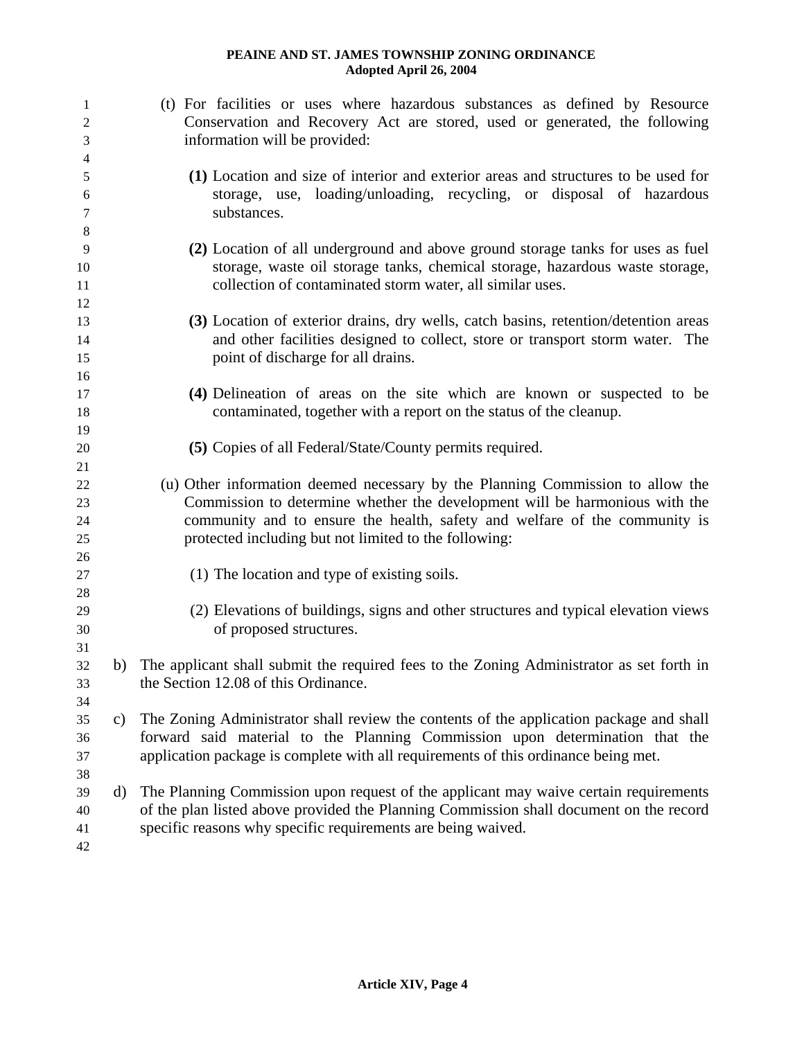(t) For facilities or uses where hazardous substances as defined by Resource Conservation and Recovery Act are stored, used or generated, the following information will be provided:

**(1)** Location and size of interior and exterior areas and structures to be used for storage, use, loading/unloading, recycling, or disposal of hazardous substances.

**(2)** Location of all underground and above ground storage tanks for uses as fuel storage, waste oil storage tanks, chemical storage, hazardous waste storage, collection of contaminated storm water, all similar uses.

**(3)** Location of exterior drains, dry wells, catch basins, retention/detention areas and other facilities designed to collect, store or transport storm water. The point of discharge for all drains.

**(4)** Delineation of areas on the site which are known or suspected to be contaminated, together with a report on the status of the cleanup.

**(5)** Copies of all Federal/State/County permits required.

(u) Other information deemed necessary by the Planning Commission to allow the Commission to determine whether the development will be harmonious with the community and to ensure the health, safety and welfare of the community is protected including but not limited to the following:

(1) The location and type of existing soils.

(2) Elevations of buildings, signs and other structures and typical elevation views of proposed structures.

b) The applicant shall submit the required fees to the Zoning Administrator as set forth in the Section 12.08 of this Ordinance.

c) The Zoning Administrator shall review the contents of the application package and shall forward said material to the Planning Commission upon determination that the application package is complete with all requirements of this ordinance being met.

d) The Planning Commission upon request of the applicant may waive certain requirements of the plan listed above provided the Planning Commission shall document on the record specific reasons why specific requirements are being waived.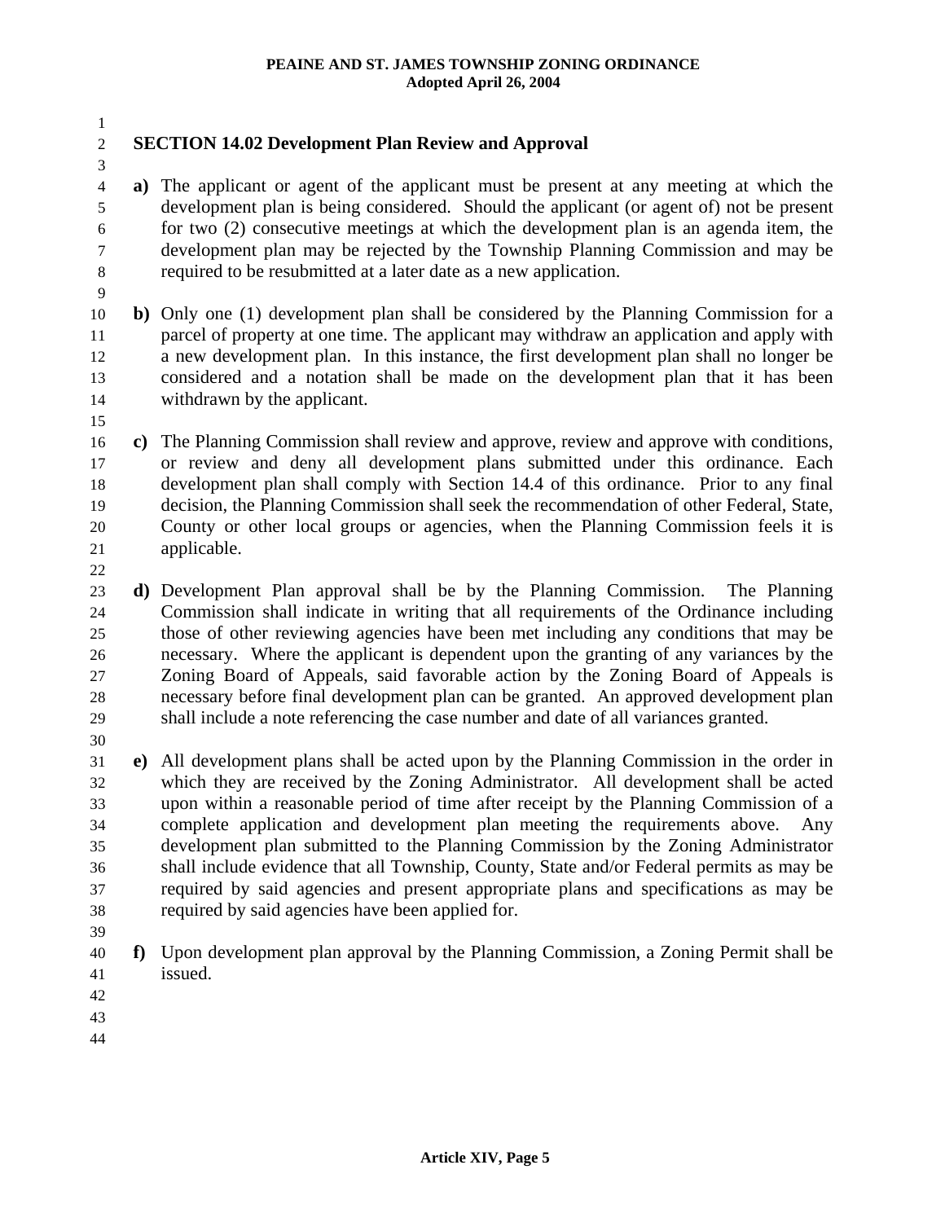## SECTION 14.02 Development Plan Review and Approval

**a)** The applicant or agent of the applicant must be present at any meeting at which the development plan is being considered. Should the applicant (or agent of) not be present for two (2) consecutive meetings at which the development plan is an agenda item, the development plan may be rejected by the Township Planning Commission and may be required to be resubmitted at a later date as a new application.

**b)** Only one (1) development plan shall be considered by the Planning Commission for a parcel of property at one time. The applicant may withdraw an application and apply with a new development plan. In this instance, the first development plan shall no longer be considered and a notation shall be made on the development plan that it has been withdrawn by the applicant.

**c)** The Planning Commission shall review and approve, review and approve with conditions, or review and deny all development plans submitted under this ordinance. Each development plan shall comply with Section 14.4 of this ordinance. Prior to any final decision, the Planning Commission shall seek the recommendation of other Federal, State, County or other local groups or agencies, when the Planning Commission feels it is applicable.

**d)** Development Plan approval shall be by the Planning Commission. The Planning Commission shall indicate in writing that all requirements of the Ordinance including those of other reviewing agencies have been met including any conditions that may be necessary. Where the applicant is dependent upon the granting of any variances by the Zoning Board of Appeals, said favorable action by the Zoning Board of Appeals is necessary before final development plan can be granted. An approved development plan shall include a note referencing the case number and date of all variances granted.

**e)** All development plans shall be acted upon by the Planning Commission in the order in which they are received by the Zoning Administrator. All development shall be acted upon within a reasonable period of time after receipt by the Planning Commission of a complete application and development plan meeting the requirements above. Any development plan submitted to the Planning Commission by the Zoning Administrator shall include evidence that all Township, County, State and/or Federal permits as may be required by said agencies and present appropriate plans and specifications as may be required by said agencies have been applied for.

**f)** Upon development plan approval by the Planning Commission, a Zoning Permit shall be issued.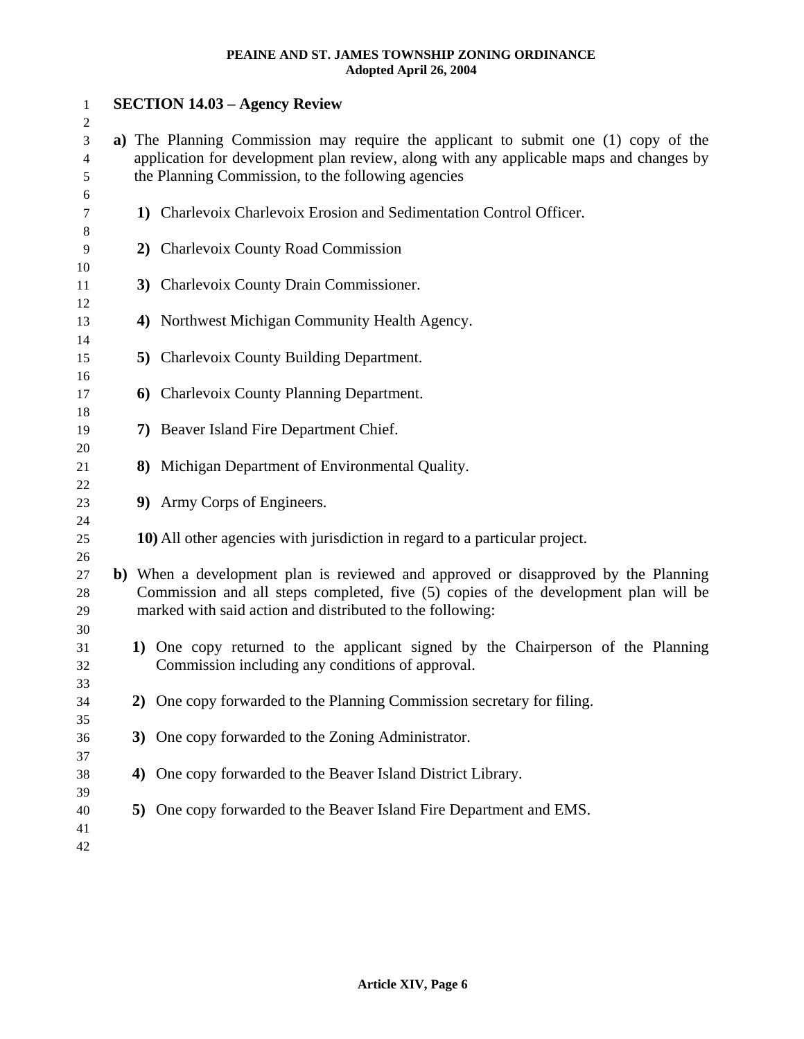## SECTION 14.03 – Agency Review

**a)** The Planning Commission may require the applicant to submit one (1) copy of the application for development plan review, along with any applicable maps and changes by the Planning Commission, to the following agencies

**1)** Charlevoix Charlevoix Erosion and Sedimentation Control Officer.

**2)** Charlevoix County Road Commission

**3)** Charlevoix County Drain Commissioner.

**4)** Northwest Michigan Community Health Agency.

**5)** Charlevoix County Building Department.

**6)** Charlevoix County Planning Department.

**7)** Beaver Island Fire Department Chief.

**8)** Michigan Department of Environmental Quality.

**9)** Army Corps of Engineers.

**10)** All other agencies with jurisdiction in regard to a particular project.

**b)** When a development plan is reviewed and approved or disapproved by the Planning Commission and all steps completed, five (5) copies of the development plan will be marked with said action and distributed to the following:

**1)** One copy returned to the applicant signed by the Chairperson of the Planning Commission including any conditions of approval.

**2)** One copy forwarded to the Planning Commission secretary for filing.

**3)** One copy forwarded to the Zoning Administrator.

**4)** One copy forwarded to the Beaver Island District Library.

**5)** One copy forwarded to the Beaver Island Fire Department and EMS.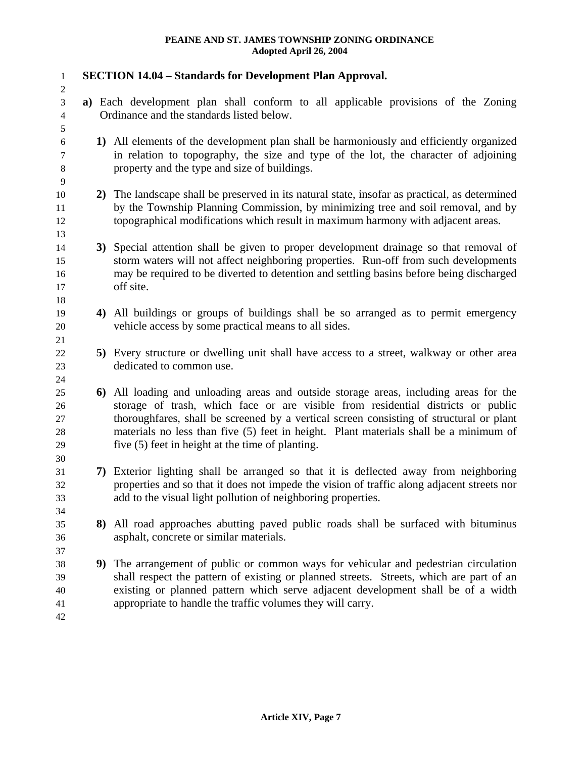## SECTION 14.04 – Standards for Development Plan Approval.

**a)** Each development plan shall conform to all applicable provisions of the Zoning Ordinance and the standards listed below.

**1)** All elements of the development plan shall be harmoniously and efficiently organized in relation to topography, the size and type of the lot, the character of adjoining property and the type and size of buildings.

**2)** The landscape shall be preserved in its natural state, insofar as practical, as determined by the Township Planning Commission, by minimizing tree and soil removal, and by topographical modifications which result in maximum harmony with adjacent areas.

**3)** Special attention shall be given to proper development drainage so that removal of storm waters will not affect neighboring properties. Run-off from such developments may be required to be diverted to detention and settling basins before being discharged off site.

**4)** All buildings or groups of buildings shall be so arranged as to permit emergency vehicle access by some practical means to all sides.

**5)** Every structure or dwelling unit shall have access to a street, walkway or other area dedicated to common use.

**6)** All loading and unloading areas and outside storage areas, including areas for the storage of trash, which face or are visible from residential districts or public thoroughfares, shall be screened by a vertical screen consisting of structural or plant materials no less than five (5) feet in height. Plant materials shall be a minimum of five (5) feet in height at the time of planting.

**7)** Exterior lighting shall be arranged so that it is deflected away from neighboring properties and so that it does not impede the vision of traffic along adjacent streets nor add to the visual light pollution of neighboring properties.

**8)** All road approaches abutting paved public roads shall be surfaced with bituminus asphalt, concrete or similar materials.

**9)** The arrangement of public or common ways for vehicular and pedestrian circulation shall respect the pattern of existing or planned streets. Streets, which are part of an existing or planned pattern which serve adjacent development shall be of a width appropriate to handle the traffic volumes they will carry.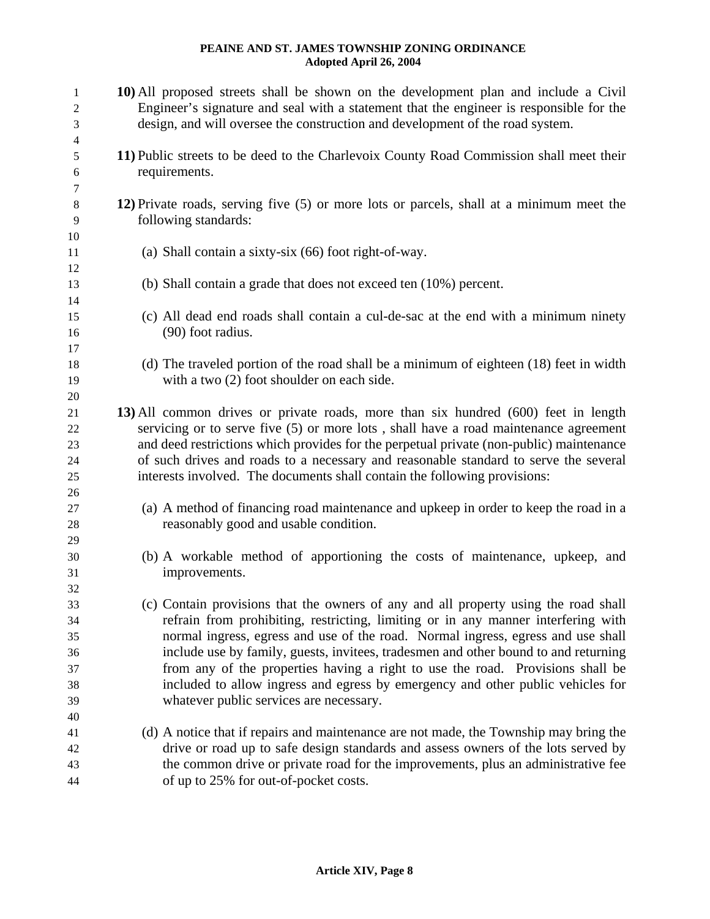**10)** All proposed streets shall be shown on the development plan and include a Civil Engineer's signature and seal with a statement that the engineer is responsible for the design, and will oversee the construction and development of the road system.

**11)** Public streets to be deed to the Charlevoix County Road Commission shall meet their requirements.

**12)** Private roads, serving five (5) or more lots or parcels, shall at a minimum meet the following standards:

(a) Shall contain a sixty-six (66) foot right-of-way.

(b) Shall contain a grade that does not exceed ten (10%) percent.

(c) All dead end roads shall contain a cul-de-sac at the end with a minimum ninety (90) foot radius.

(d) The traveled portion of the road shall be a minimum of eighteen (18) feet in width with a two (2) foot shoulder on each side.

**13)** All common drives or private roads, more than six hundred (600) feet in length servicing or to serve five (5) or more lots , shall have a road maintenance agreement and deed restrictions which provides for the perpetual private (non-public) maintenance of such drives and roads to a necessary and reasonable standard to serve the several interests involved. The documents shall contain the following provisions:

(a) A method of financing road maintenance and upkeep in order to keep the road in a reasonably good and usable condition.

(b) A workable method of apportioning the costs of maintenance, upkeep, and improvements.

(c) Contain provisions that the owners of any and all property using the road shall refrain from prohibiting, restricting, limiting or in any manner interfering with normal ingress, egress and use of the road. Normal ingress, egress and use shall include use by family, guests, invitees, tradesmen and other bound to and returning from any of the properties having a right to use the road. Provisions shall be included to allow ingress and egress by emergency and other public vehicles for whatever public services are necessary.

(d) A notice that if repairs and maintenance are not made, the Township may bring the drive or road up to safe design standards and assess owners of the lots served by the common drive or private road for the improvements, plus an administrative fee of up to 25% for out-of-pocket costs.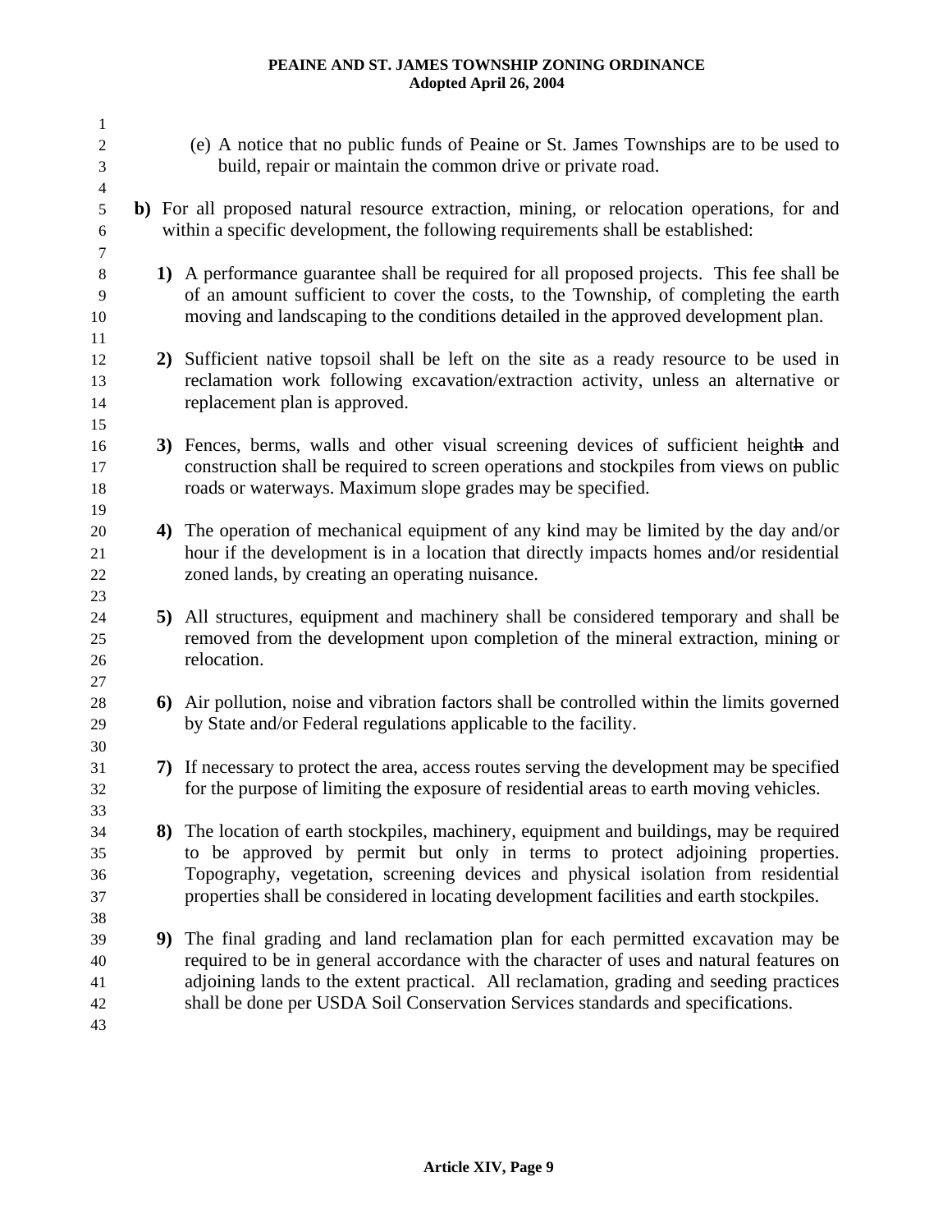(e) A notice that no public funds of Peaine or St. James Townships are to be used to build, repair or maintain the common drive or private road.

**b)** For all proposed natural resource extraction, mining, or relocation operations, for and within a specific development, the following requirements shall be established:

**1)** A performance guarantee shall be required for all proposed projects. This fee shall be of an amount sufficient to cover the costs, to the Township, of completing the earth moving and landscaping to the conditions detailed in the approved development plan.

**2)** Sufficient native topsoil shall be left on the site as a ready resource to be used in reclamation work following excavation/extraction activity, unless an alternative or replacement plan is approved.

**3)** Fences, berms, walls and other visual screening devices of sufficient heighth and construction shall be required to screen operations and stockpiles from views on public roads or waterways. Maximum slope grades may be specified.

**4)** The operation of mechanical equipment of any kind may be limited by the day and/or hour if the development is in a location that directly impacts homes and/or residential zoned lands, by creating an operating nuisance.

**5)** All structures, equipment and machinery shall be considered temporary and shall be removed from the development upon completion of the mineral extraction, mining or relocation.

**6)** Air pollution, noise and vibration factors shall be controlled within the limits governed by State and/or Federal regulations applicable to the facility.

**7)** If necessary to protect the area, access routes serving the development may be specified for the purpose of limiting the exposure of residential areas to earth moving vehicles.

**8)** The location of earth stockpiles, machinery, equipment and buildings, may be required to be approved by permit but only in terms to protect adjoining properties. Topography, vegetation, screening devices and physical isolation from residential properties shall be considered in locating development facilities and earth stockpiles.

**9)** The final grading and land reclamation plan for each permitted excavation may be required to be in general accordance with the character of uses and natural features on adjoining lands to the extent practical. All reclamation, grading and seeding practices shall be done per USDA Soil Conservation Services standards and specifications.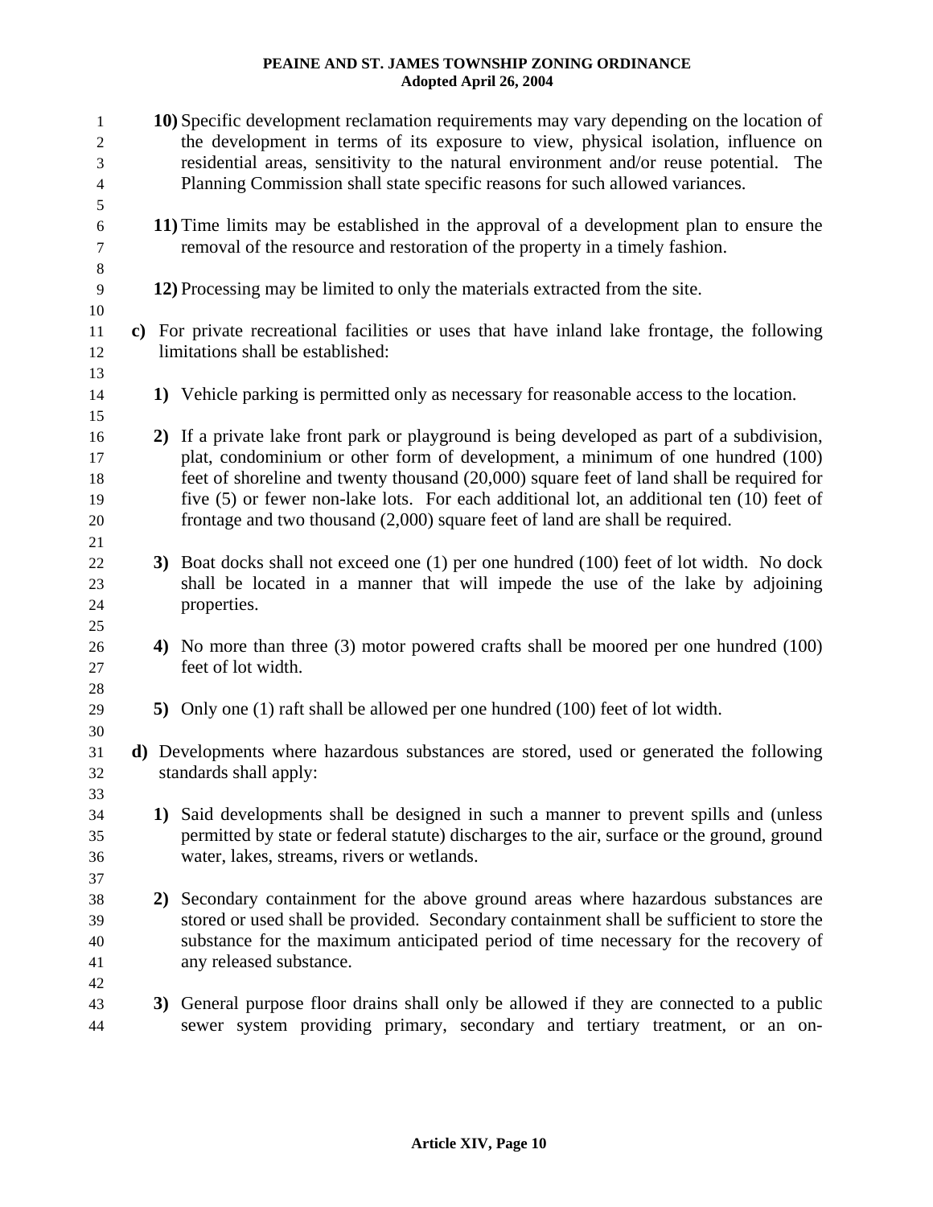**10)** Specific development reclamation requirements may vary depending on the location of the development in terms of its exposure to view, physical isolation, influence on residential areas, sensitivity to the natural environment and/or reuse potential. The Planning Commission shall state specific reasons for such allowed variances.

**11)** Time limits may be established in the approval of a development plan to ensure the removal of the resource and restoration of the property in a timely fashion.

**12)** Processing may be limited to only the materials extracted from the site.

**c)** For private recreational facilities or uses that have inland lake frontage, the following limitations shall be established:

**1)** Vehicle parking is permitted only as necessary for reasonable access to the location.

**2)** If a private lake front park or playground is being developed as part of a subdivision, plat, condominium or other form of development, a minimum of one hundred (100) feet of shoreline and twenty thousand (20,000) square feet of land shall be required for five (5) or fewer non-lake lots. For each additional lot, an additional ten (10) feet of frontage and two thousand (2,000) square feet of land are shall be required.

**3)** Boat docks shall not exceed one (1) per one hundred (100) feet of lot width. No dock shall be located in a manner that will impede the use of the lake by adjoining properties.

**4)** No more than three (3) motor powered crafts shall be moored per one hundred (100) feet of lot width.

**5)** Only one (1) raft shall be allowed per one hundred (100) feet of lot width.

**d)** Developments where hazardous substances are stored, used or generated the following standards shall apply:

**1)** Said developments shall be designed in such a manner to prevent spills and (unless permitted by state or federal statute) discharges to the air, surface or the ground, ground water, lakes, streams, rivers or wetlands.

**2)** Secondary containment for the above ground areas where hazardous substances are stored or used shall be provided. Secondary containment shall be sufficient to store the substance for the maximum anticipated period of time necessary for the recovery of any released substance.

**3)** General purpose floor drains shall only be allowed if they are connected to a public sewer system providing primary, secondary and tertiary treatment, or an on-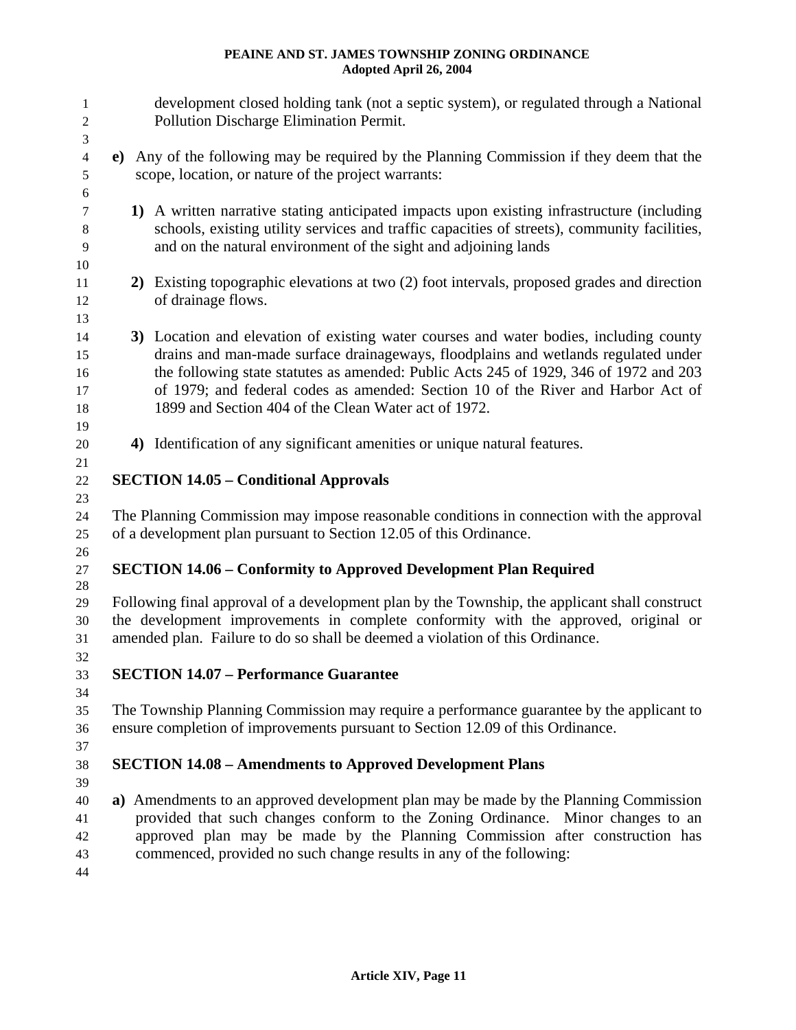development closed holding tank (not a septic system), or regulated through a National Pollution Discharge Elimination Permit.

**e)** Any of the following may be required by the Planning Commission if they deem that the scope, location, or nature of the project warrants:

**1)** A written narrative stating anticipated impacts upon existing infrastructure (including schools, existing utility services and traffic capacities of streets), community facilities, and on the natural environment of the sight and adjoining lands

**2)** Existing topographic elevations at two (2) foot intervals, proposed grades and direction of drainage flows.

**3)** Location and elevation of existing water courses and water bodies, including county drains and man-made surface drainageways, floodplains and wetlands regulated under the following state statutes as amended: Public Acts 245 of 1929, 346 of 1972 and 203 of 1979; and federal codes as amended: Section 10 of the River and Harbor Act of 1899 and Section 404 of the Clean Water act of 1972.

**4)** Identification of any significant amenities or unique natural features.

## SECTION 14.05 – Conditional Approvals

The Planning Commission may impose reasonable conditions in connection with the approval of a development plan pursuant to Section 12.05 of this Ordinance.

## SECTION 14.06 – Conformity to Approved Development Plan Required

Following final approval of a development plan by the Township, the applicant shall construct the development improvements in complete conformity with the approved, original or amended plan. Failure to do so shall be deemed a violation of this Ordinance.

## SECTION 14.07 – Performance Guarantee

The Township Planning Commission may require a performance guarantee by the applicant to ensure completion of improvements pursuant to Section 12.09 of this Ordinance.

## SECTION 14.08 – Amendments to Approved Development Plans

**a)** Amendments to an approved development plan may be made by the Planning Commission provided that such changes conform to the Zoning Ordinance. Minor changes to an approved plan may be made by the Planning Commission after construction has commenced, provided no such change results in any of the following: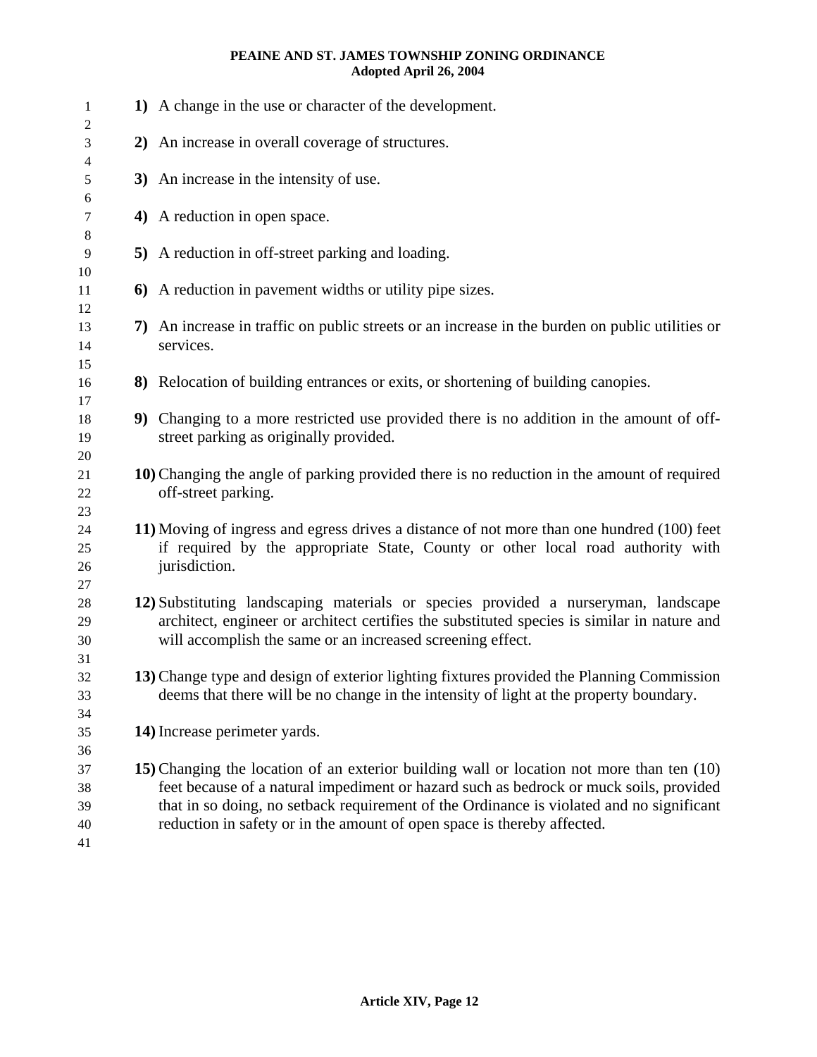**1)** A change in the use or character of the development.

**2)** An increase in overall coverage of structures.

**3)** An increase in the intensity of use.

**4)** A reduction in open space.

**5)** A reduction in off-street parking and loading.

**6)** A reduction in pavement widths or utility pipe sizes.

**7)** An increase in traffic on public streets or an increase in the burden on public utilities or services.

**8)** Relocation of building entrances or exits, or shortening of building canopies.

**9)** Changing to a more restricted use provided there is no addition in the amount of off-street parking as originally provided.

**10)** Changing the angle of parking provided there is no reduction in the amount of required off-street parking.

**11)** Moving of ingress and egress drives a distance of not more than one hundred (100) feet if required by the appropriate State, County or other local road authority with jurisdiction.

**12)** Substituting landscaping materials or species provided a nurseryman, landscape architect, engineer or architect certifies the substituted species is similar in nature and will accomplish the same or an increased screening effect.

**13)** Change type and design of exterior lighting fixtures provided the Planning Commission deems that there will be no change in the intensity of light at the property boundary.

**14)** Increase perimeter yards.

**15)** Changing the location of an exterior building wall or location not more than ten (10) feet because of a natural impediment or hazard such as bedrock or muck soils, provided that in so doing, no setback requirement of the Ordinance is violated and no significant reduction in safety or in the amount of open space is thereby affected.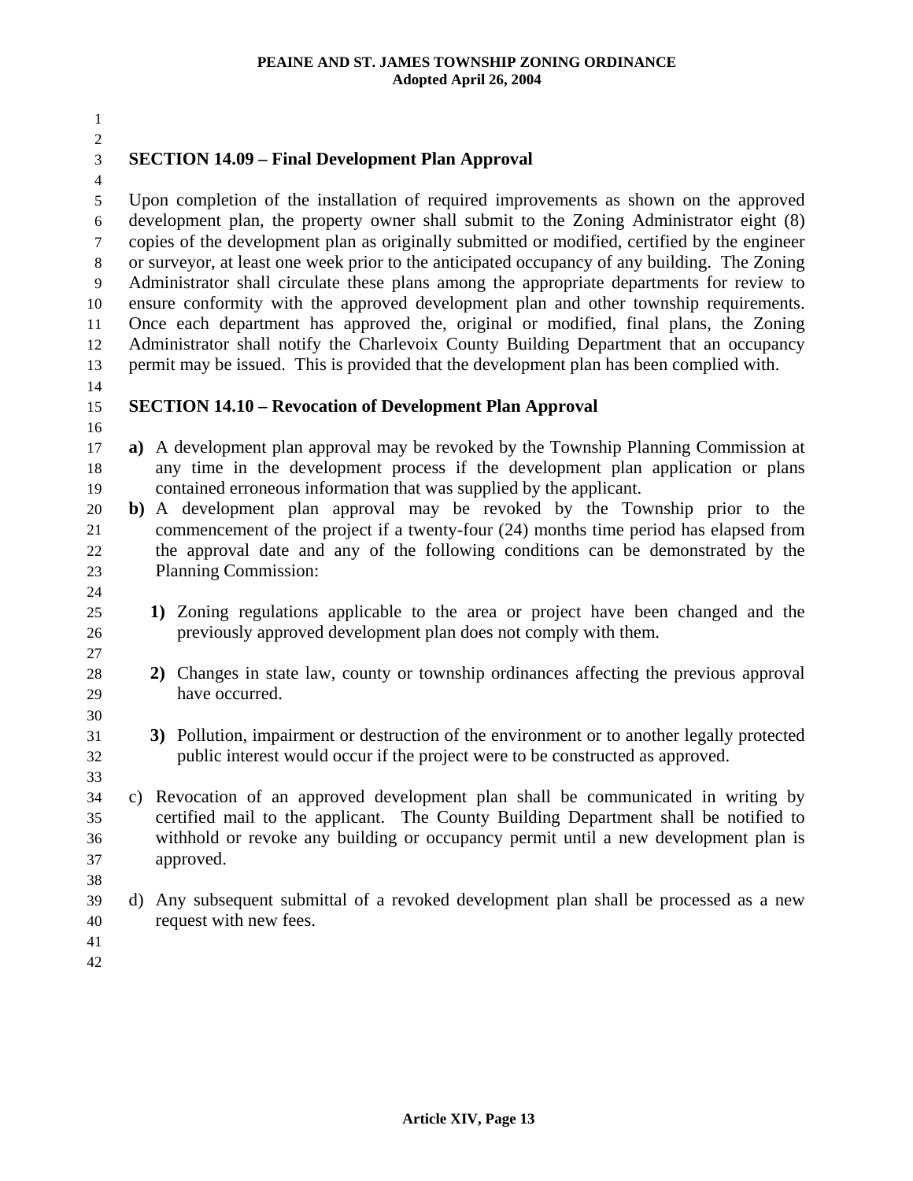### SECTION 14.09 – Final Development Plan Approval

Upon completion of the installation of required improvements as shown on the approved development plan, the property owner shall submit to the Zoning Administrator eight (8) copies of the development plan as originally submitted or modified, certified by the engineer or surveyor, at least one week prior to the anticipated occupancy of any building. The Zoning Administrator shall circulate these plans among the appropriate departments for review to ensure conformity with the approved development plan and other township requirements. Once each department has approved the, original or modified, final plans, the Zoning Administrator shall notify the Charlevoix County Building Department that an occupancy permit may be issued. This is provided that the development plan has been complied with.

### SECTION 14.10 – Revocation of Development Plan Approval

**a)** A development plan approval may be revoked by the Township Planning Commission at any time in the development process if the development plan application or plans contained erroneous information that was supplied by the applicant.

**b)** A development plan approval may be revoked by the Township prior to the commencement of the project if a twenty-four (24) months time period has elapsed from the approval date and any of the following conditions can be demonstrated by the Planning Commission:

**1)** Zoning regulations applicable to the area or project have been changed and the previously approved development plan does not comply with them.

**2)** Changes in state law, county or township ordinances affecting the previous approval have occurred.

**3)** Pollution, impairment or destruction of the environment or to another legally protected public interest would occur if the project were to be constructed as approved.

c) Revocation of an approved development plan shall be communicated in writing by certified mail to the applicant. The County Building Department shall be notified to withhold or revoke any building or occupancy permit until a new development plan is approved.

d) Any subsequent submittal of a revoked development plan shall be processed as a new request with new fees.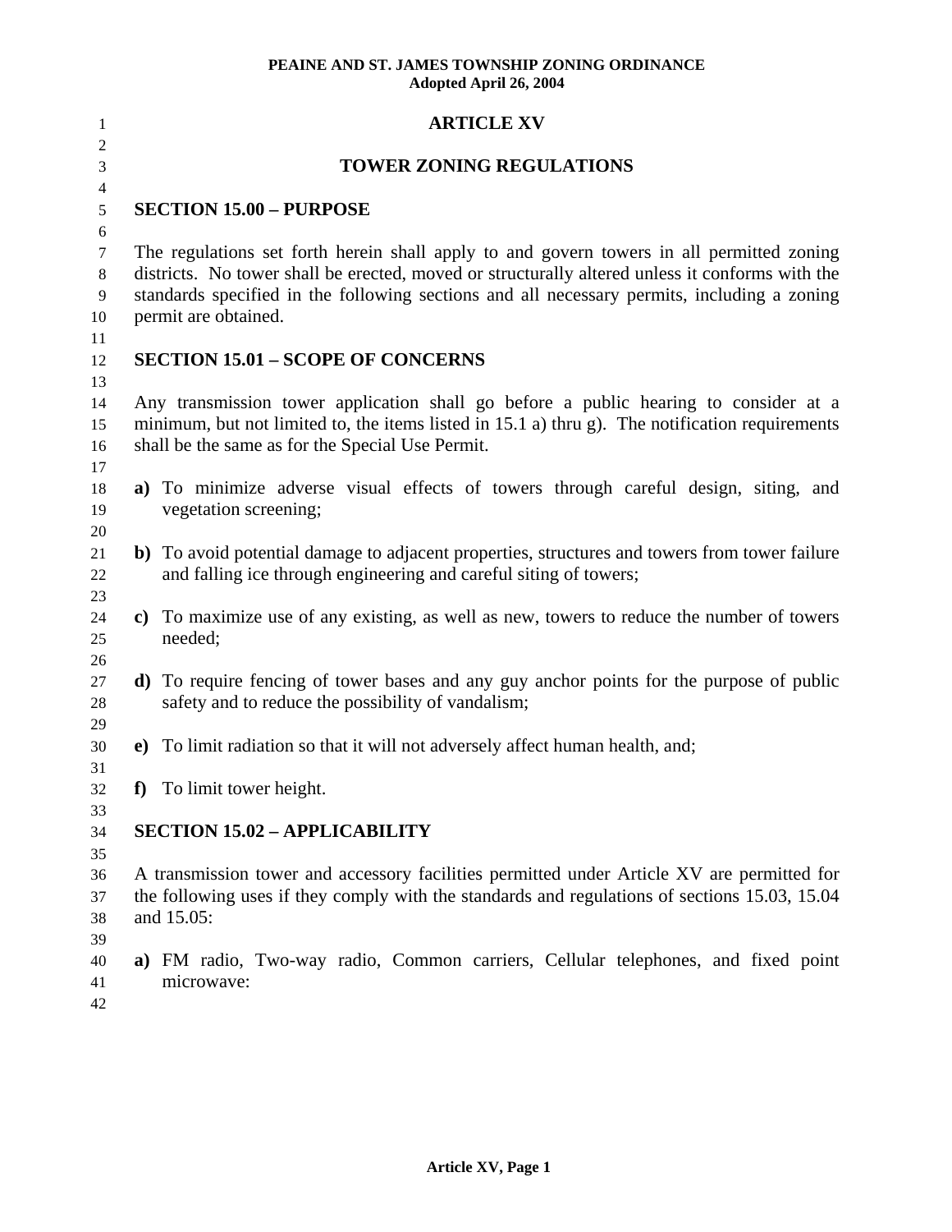# ARTICLE XV

# TOWER ZONING REGULATIONS

## SECTION 15.00 – PURPOSE

The regulations set forth herein shall apply to and govern towers in all permitted zoning districts. No tower shall be erected, moved or structurally altered unless it conforms with the standards specified in the following sections and all necessary permits, including a zoning permit are obtained.

## SECTION 15.01 – SCOPE OF CONCERNS

Any transmission tower application shall go before a public hearing to consider at a minimum, but not limited to, the items listed in 15.1 a) thru g). The notification requirements shall be the same as for the Special Use Permit.

**a)** To minimize adverse visual effects of towers through careful design, siting, and vegetation screening;

**b)** To avoid potential damage to adjacent properties, structures and towers from tower failure and falling ice through engineering and careful siting of towers;

**c)** To maximize use of any existing, as well as new, towers to reduce the number of towers needed;

**d)** To require fencing of tower bases and any guy anchor points for the purpose of public safety and to reduce the possibility of vandalism;

**e)** To limit radiation so that it will not adversely affect human health, and;

**f)** To limit tower height.

## SECTION 15.02 – APPLICABILITY

A transmission tower and accessory facilities permitted under Article XV are permitted for the following uses if they comply with the standards and regulations of sections 15.03, 15.04 and 15.05:

**a)** FM radio, Two-way radio, Common carriers, Cellular telephones, and fixed point microwave: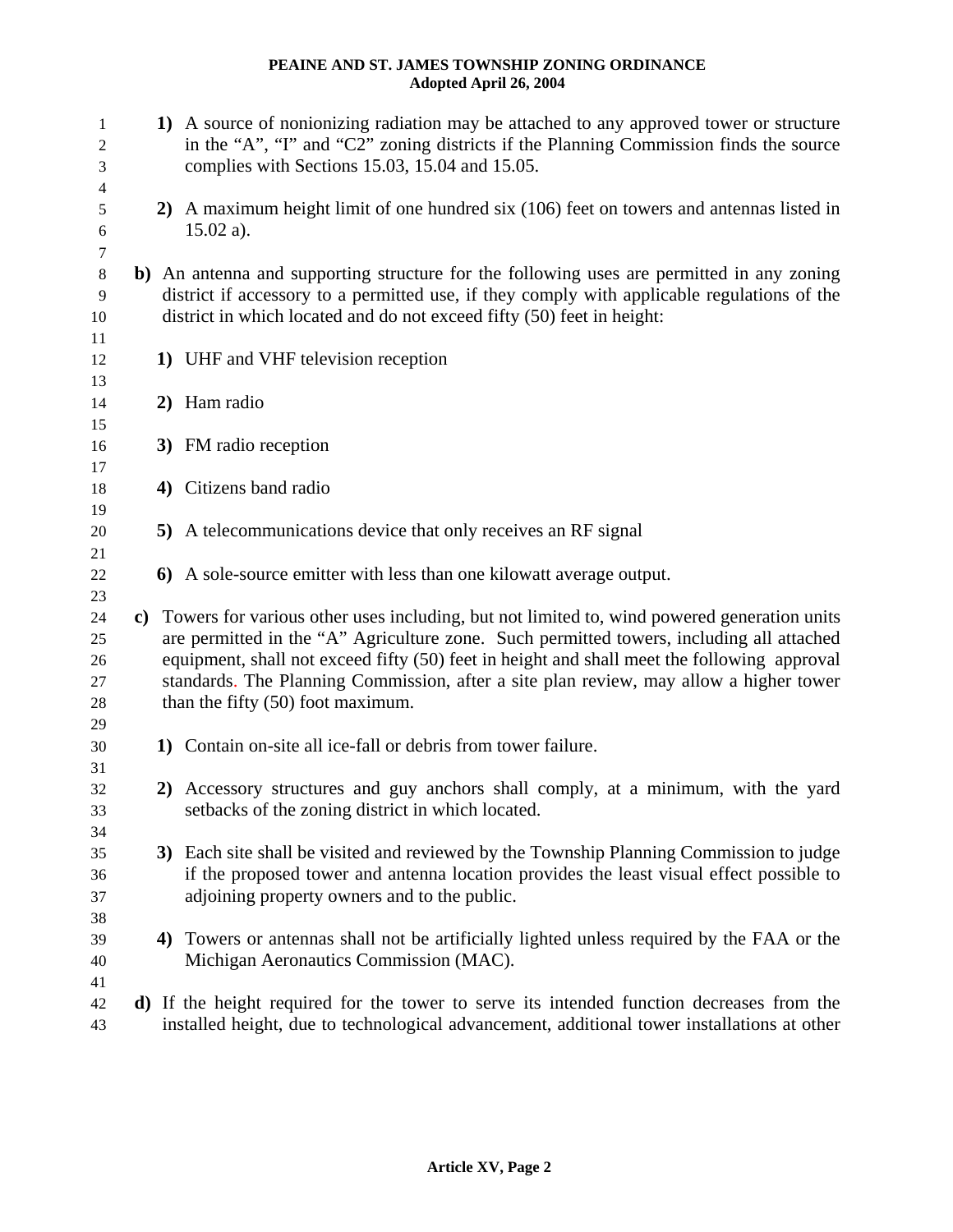**1)** A source of nonionizing radiation may be attached to any approved tower or structure in the "A", "I" and "C2" zoning districts if the Planning Commission finds the source complies with Sections 15.03, 15.04 and 15.05.

**2)** A maximum height limit of one hundred six (106) feet on towers and antennas listed in 15.02 a).

**b)** An antenna and supporting structure for the following uses are permitted in any zoning district if accessory to a permitted use, if they comply with applicable regulations of the district in which located and do not exceed fifty (50) feet in height:

**1)** UHF and VHF television reception

**2)** Ham radio

**3)** FM radio reception

**4)** Citizens band radio

**5)** A telecommunications device that only receives an RF signal

**6)** A sole-source emitter with less than one kilowatt average output.

**c)** Towers for various other uses including, but not limited to, wind powered generation units are permitted in the "A" Agriculture zone. Such permitted towers, including all attached equipment, shall not exceed fifty (50) feet in height and shall meet the following approval standards. The Planning Commission, after a site plan review, may allow a higher tower than the fifty (50) foot maximum.

**1)** Contain on-site all ice-fall or debris from tower failure.

**2)** Accessory structures and guy anchors shall comply, at a minimum, with the yard setbacks of the zoning district in which located.

**3)** Each site shall be visited and reviewed by the Township Planning Commission to judge if the proposed tower and antenna location provides the least visual effect possible to adjoining property owners and to the public.

**4)** Towers or antennas shall not be artificially lighted unless required by the FAA or the Michigan Aeronautics Commission (MAC).

**d)** If the height required for the tower to serve its intended function decreases from the installed height, due to technological advancement, additional tower installations at other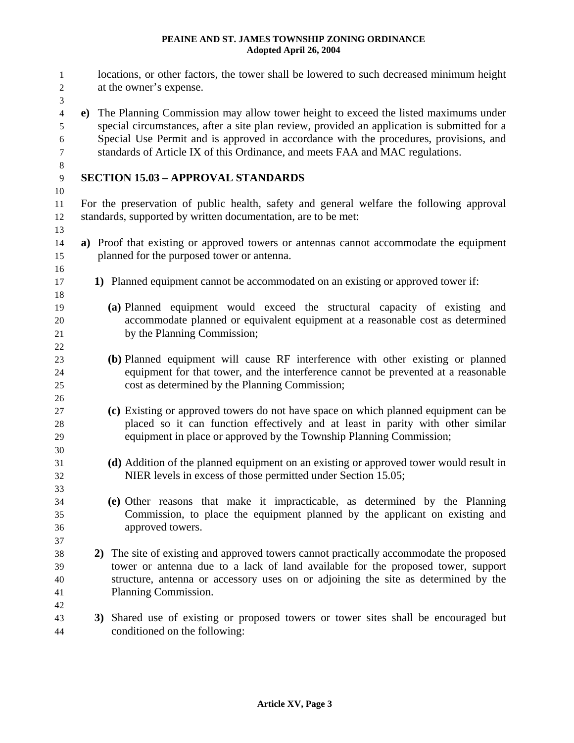locations, or other factors, the tower shall be lowered to such decreased minimum height at the owner's expense.

**e)** The Planning Commission may allow tower height to exceed the listed maximums under special circumstances, after a site plan review, provided an application is submitted for a Special Use Permit and is approved in accordance with the procedures, provisions, and standards of Article IX of this Ordinance, and meets FAA and MAC regulations.

## SECTION 15.03 – APPROVAL STANDARDS

For the preservation of public health, safety and general welfare the following approval standards, supported by written documentation, are to be met:

**a)** Proof that existing or approved towers or antennas cannot accommodate the equipment planned for the purposed tower or antenna.

**1)** Planned equipment cannot be accommodated on an existing or approved tower if:

**(a)** Planned equipment would exceed the structural capacity of existing and accommodate planned or equivalent equipment at a reasonable cost as determined by the Planning Commission;

**(b)** Planned equipment will cause RF interference with other existing or planned equipment for that tower, and the interference cannot be prevented at a reasonable cost as determined by the Planning Commission;

**(c)** Existing or approved towers do not have space on which planned equipment can be placed so it can function effectively and at least in parity with other similar equipment in place or approved by the Township Planning Commission;

**(d)** Addition of the planned equipment on an existing or approved tower would result in NIER levels in excess of those permitted under Section 15.05;

**(e)** Other reasons that make it impracticable, as determined by the Planning Commission, to place the equipment planned by the applicant on existing and approved towers.

**2)** The site of existing and approved towers cannot practically accommodate the proposed tower or antenna due to a lack of land available for the proposed tower, support structure, antenna or accessory uses on or adjoining the site as determined by the Planning Commission.

**3)** Shared use of existing or proposed towers or tower sites shall be encouraged but conditioned on the following: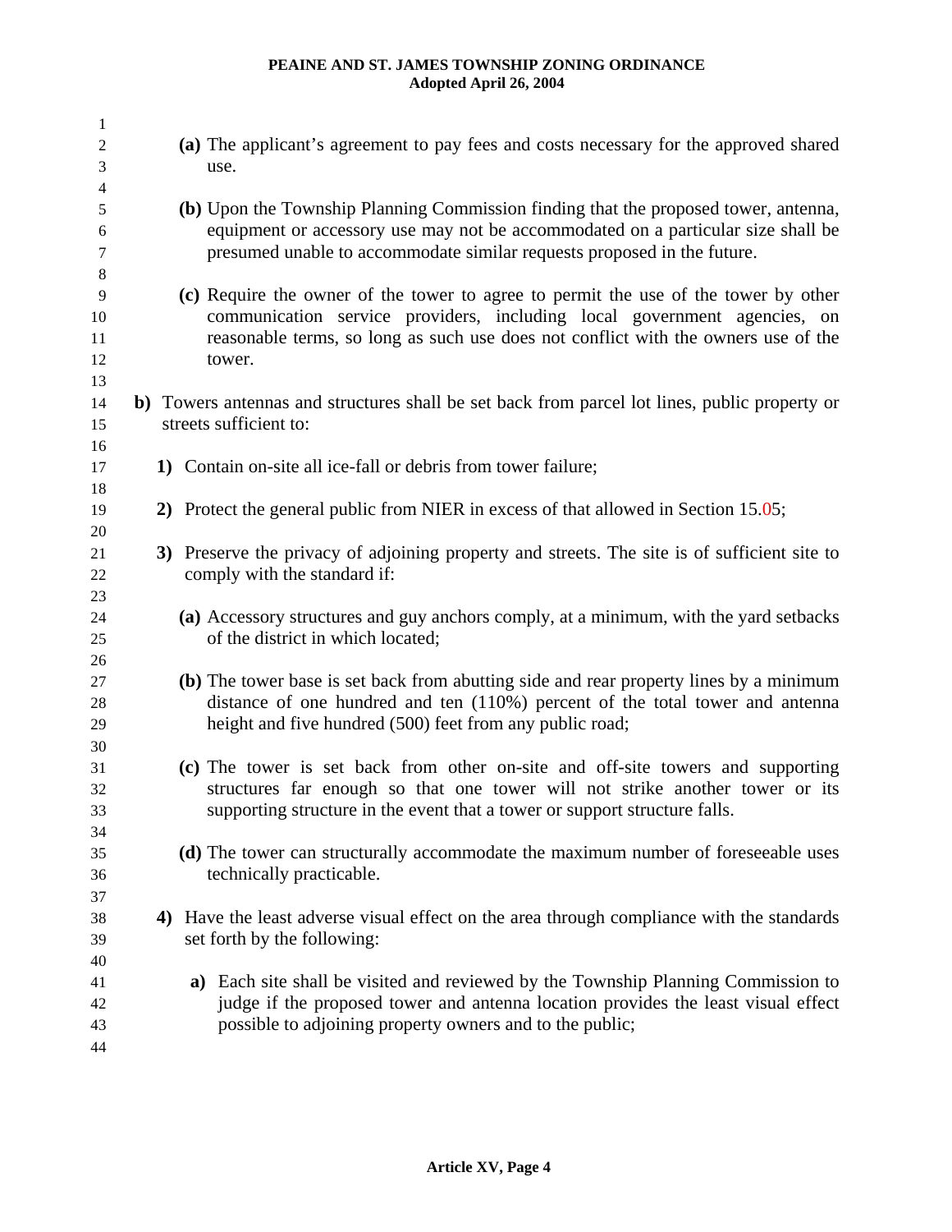**(a)** The applicant's agreement to pay fees and costs necessary for the approved shared use.

**(b)** Upon the Township Planning Commission finding that the proposed tower, antenna, equipment or accessory use may not be accommodated on a particular size shall be presumed unable to accommodate similar requests proposed in the future.

**(c)** Require the owner of the tower to agree to permit the use of the tower by other communication service providers, including local government agencies, on reasonable terms, so long as such use does not conflict with the owners use of the tower.

**b)** Towers antennas and structures shall be set back from parcel lot lines, public property or streets sufficient to:

**1)** Contain on-site all ice-fall or debris from tower failure;

**2)** Protect the general public from NIER in excess of that allowed in Section 15.05;

**3)** Preserve the privacy of adjoining property and streets. The site is of sufficient site to comply with the standard if:

**(a)** Accessory structures and guy anchors comply, at a minimum, with the yard setbacks of the district in which located;

**(b)** The tower base is set back from abutting side and rear property lines by a minimum distance of one hundred and ten (110%) percent of the total tower and antenna height and five hundred (500) feet from any public road;

**(c)** The tower is set back from other on-site and off-site towers and supporting structures far enough so that one tower will not strike another tower or its supporting structure in the event that a tower or support structure falls.

**(d)** The tower can structurally accommodate the maximum number of foreseeable uses technically practicable.

**4)** Have the least adverse visual effect on the area through compliance with the standards set forth by the following:

**a)** Each site shall be visited and reviewed by the Township Planning Commission to judge if the proposed tower and antenna location provides the least visual effect possible to adjoining property owners and to the public;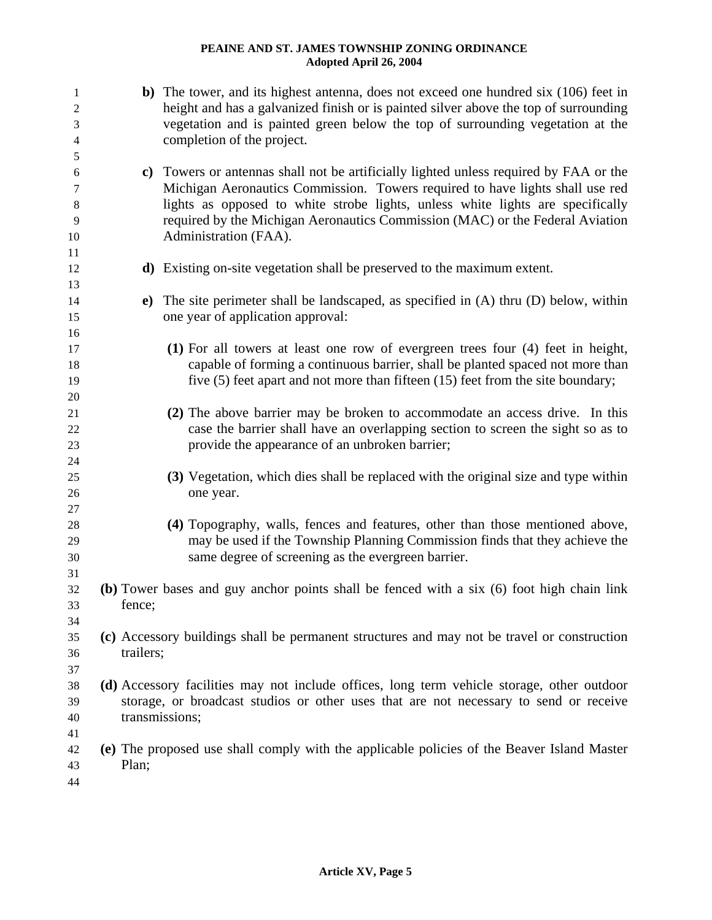**b)** The tower, and its highest antenna, does not exceed one hundred six (106) feet in height and has a galvanized finish or is painted silver above the top of surrounding vegetation and is painted green below the top of surrounding vegetation at the completion of the project.

**c)** Towers or antennas shall not be artificially lighted unless required by FAA or the Michigan Aeronautics Commission. Towers required to have lights shall use red lights as opposed to white strobe lights, unless white lights are specifically required by the Michigan Aeronautics Commission (MAC) or the Federal Aviation Administration (FAA).

**d)** Existing on-site vegetation shall be preserved to the maximum extent.

**e)** The site perimeter shall be landscaped, as specified in (A) thru (D) below, within one year of application approval:

**(1)** For all towers at least one row of evergreen trees four (4) feet in height, capable of forming a continuous barrier, shall be planted spaced not more than five (5) feet apart and not more than fifteen (15) feet from the site boundary;

**(2)** The above barrier may be broken to accommodate an access drive. In this case the barrier shall have an overlapping section to screen the sight so as to provide the appearance of an unbroken barrier;

**(3)** Vegetation, which dies shall be replaced with the original size and type within one year.

**(4)** Topography, walls, fences and features, other than those mentioned above, may be used if the Township Planning Commission finds that they achieve the same degree of screening as the evergreen barrier.

**(b)** Tower bases and guy anchor points shall be fenced with a six (6) foot high chain link fence;

**(c)** Accessory buildings shall be permanent structures and may not be travel or construction trailers;

**(d)** Accessory facilities may not include offices, long term vehicle storage, other outdoor storage, or broadcast studios or other uses that are not necessary to send or receive transmissions;

**(e)** The proposed use shall comply with the applicable policies of the Beaver Island Master Plan;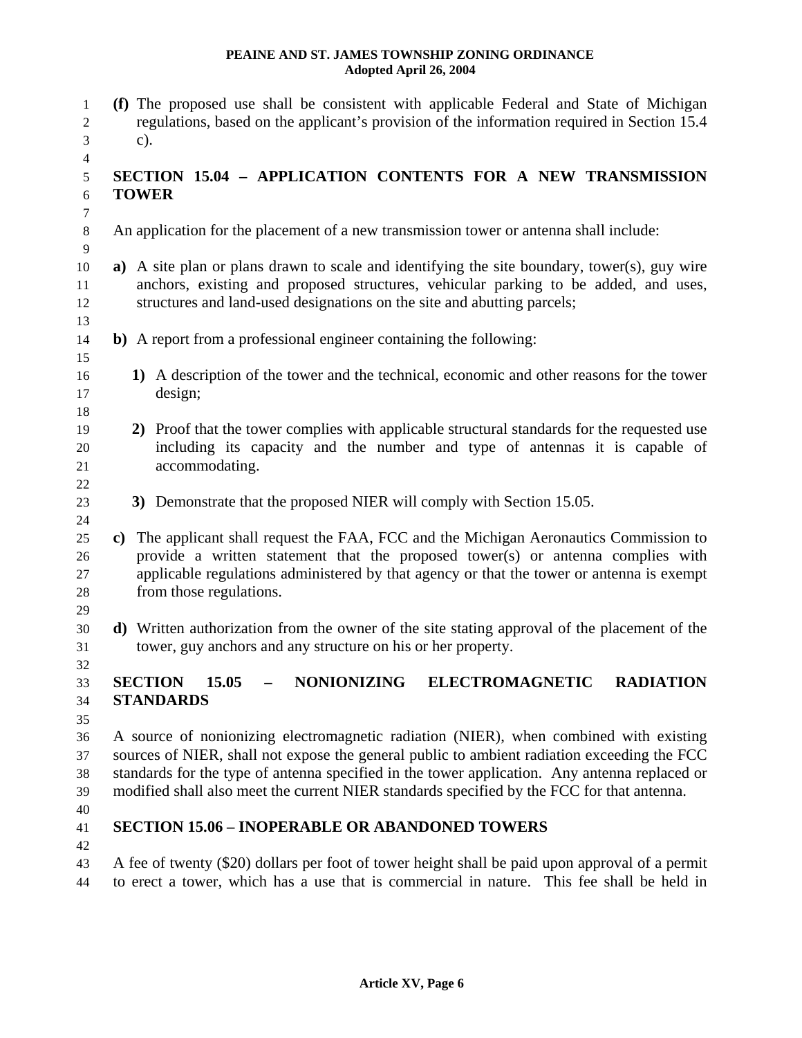**(f)** The proposed use shall be consistent with applicable Federal and State of Michigan regulations, based on the applicant's provision of the information required in Section 15.4 c).

## SECTION 15.04 – APPLICATION CONTENTS FOR A NEW TRANSMISSION TOWER

An application for the placement of a new transmission tower or antenna shall include:

**a)** A site plan or plans drawn to scale and identifying the site boundary, tower(s), guy wire anchors, existing and proposed structures, vehicular parking to be added, and uses, structures and land-used designations on the site and abutting parcels;

**b)** A report from a professional engineer containing the following:

  **1)** A description of the tower and the technical, economic and other reasons for the tower design;

  **2)** Proof that the tower complies with applicable structural standards for the requested use including its capacity and the number and type of antennas it is capable of accommodating.

  **3)** Demonstrate that the proposed NIER will comply with Section 15.05.

**c)** The applicant shall request the FAA, FCC and the Michigan Aeronautics Commission to provide a written statement that the proposed tower(s) or antenna complies with applicable regulations administered by that agency or that the tower or antenna is exempt from those regulations.

**d)** Written authorization from the owner of the site stating approval of the placement of the tower, guy anchors and any structure on his or her property.

## SECTION 15.05 – NONIONIZING ELECTROMAGNETIC RADIATION STANDARDS

A source of nonionizing electromagnetic radiation (NIER), when combined with existing sources of NIER, shall not expose the general public to ambient radiation exceeding the FCC standards for the type of antenna specified in the tower application. Any antenna replaced or modified shall also meet the current NIER standards specified by the FCC for that antenna.

## SECTION 15.06 – INOPERABLE OR ABANDONED TOWERS

A fee of twenty ($20) dollars per foot of tower height shall be paid upon approval of a permit to erect a tower, which has a use that is commercial in nature. This fee shall be held in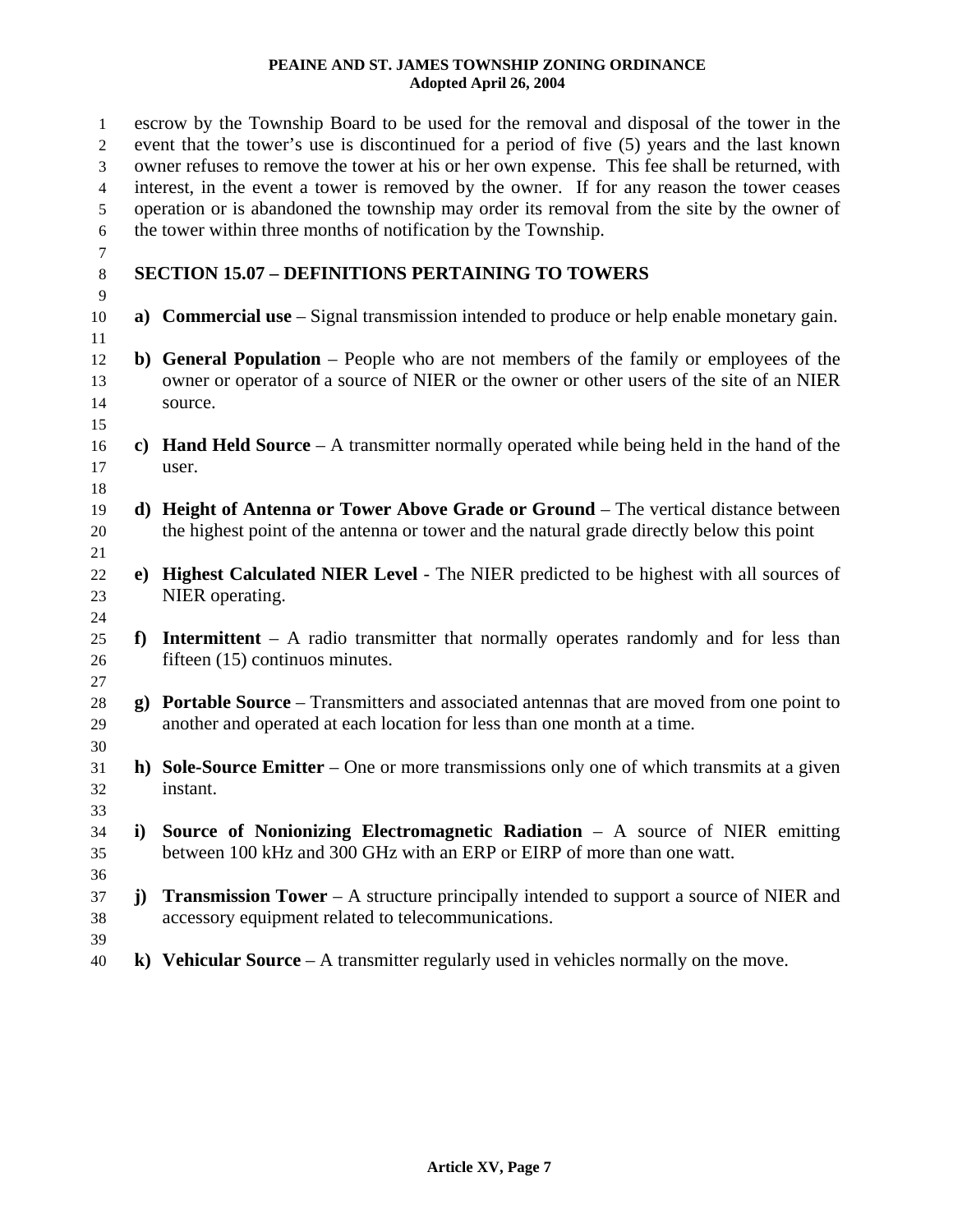escrow by the Township Board to be used for the removal and disposal of the tower in the event that the tower's use is discontinued for a period of five (5) years and the last known owner refuses to remove the tower at his or her own expense. This fee shall be returned, with interest, in the event a tower is removed by the owner. If for any reason the tower ceases operation or is abandoned the township may order its removal from the site by the owner of the tower within three months of notification by the Township.

## SECTION 15.07 – DEFINITIONS PERTAINING TO TOWERS

**a) Commercial use** – Signal transmission intended to produce or help enable monetary gain.

**b) General Population** – People who are not members of the family or employees of the owner or operator of a source of NIER or the owner or other users of the site of an NIER source.

**c) Hand Held Source** – A transmitter normally operated while being held in the hand of the user.

**d) Height of Antenna or Tower Above Grade or Ground** – The vertical distance between the highest point of the antenna or tower and the natural grade directly below this point

**e) Highest Calculated NIER Level** - The NIER predicted to be highest with all sources of NIER operating.

**f) Intermittent** – A radio transmitter that normally operates randomly and for less than fifteen (15) continuos minutes.

**g) Portable Source** – Transmitters and associated antennas that are moved from one point to another and operated at each location for less than one month at a time.

**h) Sole-Source Emitter** – One or more transmissions only one of which transmits at a given instant.

**i) Source of Nonionizing Electromagnetic Radiation** – A source of NIER emitting between 100 kHz and 300 GHz with an ERP or EIRP of more than one watt.

**j) Transmission Tower** – A structure principally intended to support a source of NIER and accessory equipment related to telecommunications.

**k) Vehicular Source** – A transmitter regularly used in vehicles normally on the move.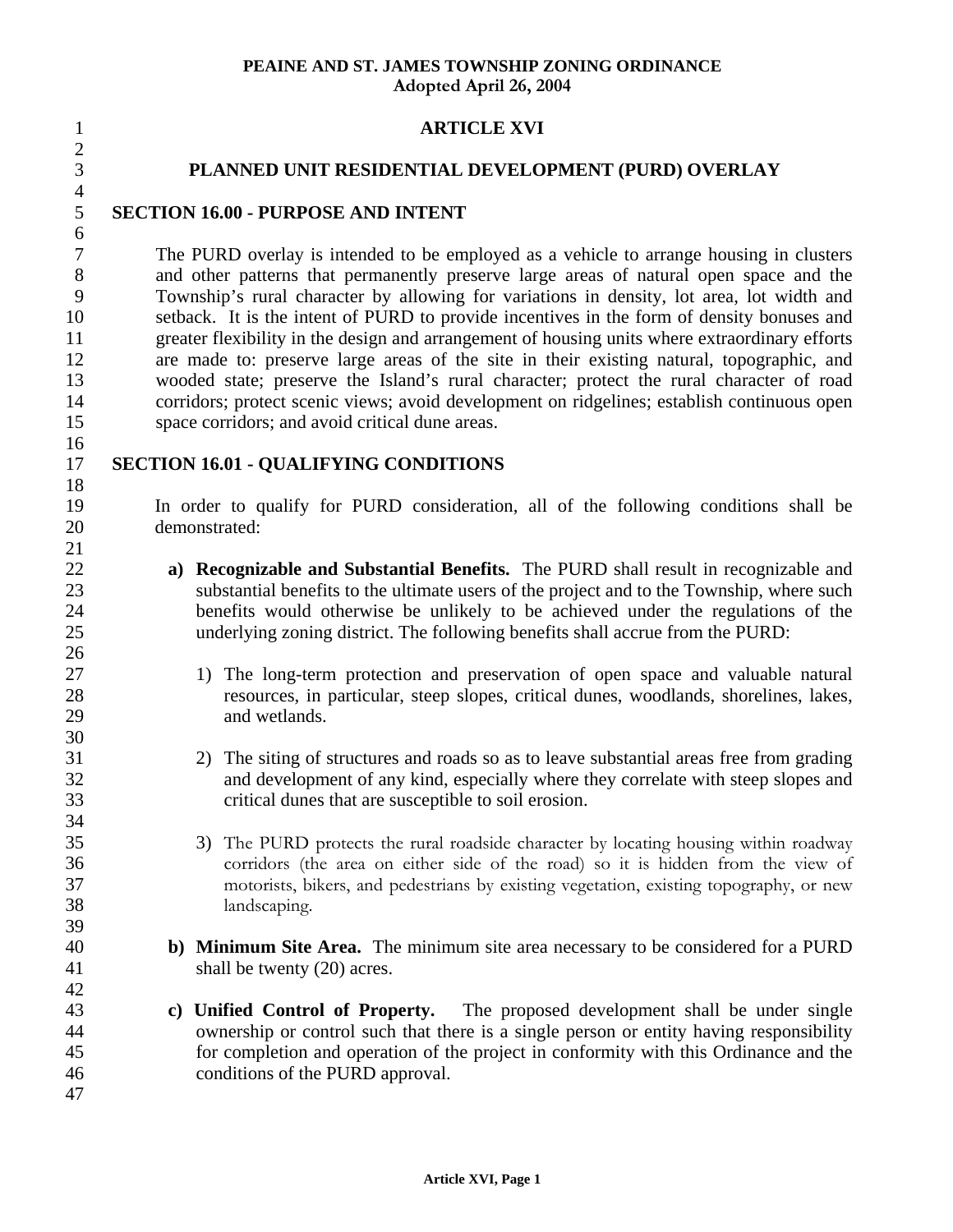# ARTICLE XVI

## PLANNED UNIT RESIDENTIAL DEVELOPMENT (PURD) OVERLAY

### SECTION 16.00 - PURPOSE AND INTENT

The PURD overlay is intended to be employed as a vehicle to arrange housing in clusters and other patterns that permanently preserve large areas of natural open space and the Township's rural character by allowing for variations in density, lot area, lot width and setback. It is the intent of PURD to provide incentives in the form of density bonuses and greater flexibility in the design and arrangement of housing units where extraordinary efforts are made to: preserve large areas of the site in their existing natural, topographic, and wooded state; preserve the Island's rural character; protect the rural character of road corridors; protect scenic views; avoid development on ridgelines; establish continuous open space corridors; and avoid critical dune areas.

### SECTION 16.01 - QUALIFYING CONDITIONS

In order to qualify for PURD consideration, all of the following conditions shall be demonstrated:

a) **Recognizable and Substantial Benefits.** The PURD shall result in recognizable and substantial benefits to the ultimate users of the project and to the Township, where such benefits would otherwise be unlikely to be achieved under the regulations of the underlying zoning district. The following benefits shall accrue from the PURD:

   1) The long-term protection and preservation of open space and valuable natural resources, in particular, steep slopes, critical dunes, woodlands, shorelines, lakes, and wetlands.

   2) The siting of structures and roads so as to leave substantial areas free from grading and development of any kind, especially where they correlate with steep slopes and critical dunes that are susceptible to soil erosion.

   3) The PURD protects the rural roadside character by locating housing within roadway corridors (the area on either side of the road) so it is hidden from the view of motorists, bikers, and pedestrians by existing vegetation, existing topography, or new landscaping.

b) **Minimum Site Area.** The minimum site area necessary to be considered for a PURD shall be twenty (20) acres.

c) **Unified Control of Property.** The proposed development shall be under single ownership or control such that there is a single person or entity having responsibility for completion and operation of the project in conformity with this Ordinance and the conditions of the PURD approval.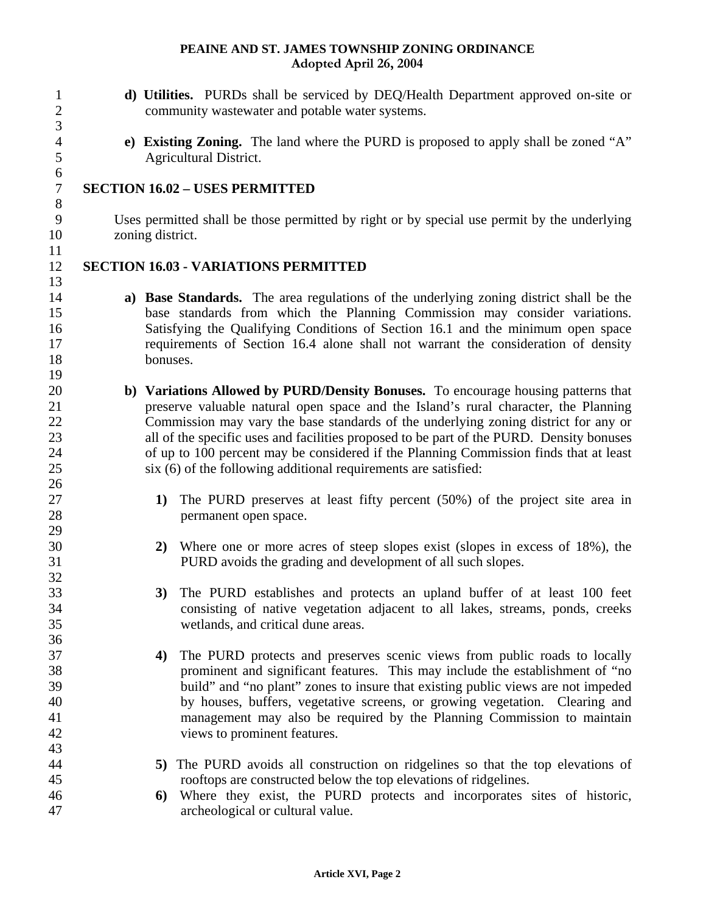**d) Utilities.** PURDs shall be serviced by DEQ/Health Department approved on-site or community wastewater and potable water systems.

**e) Existing Zoning.** The land where the PURD is proposed to apply shall be zoned "A" Agricultural District.

## SECTION 16.02 – USES PERMITTED

Uses permitted shall be those permitted by right or by special use permit by the underlying zoning district.

## SECTION 16.03 - VARIATIONS PERMITTED

**a) Base Standards.** The area regulations of the underlying zoning district shall be the base standards from which the Planning Commission may consider variations. Satisfying the Qualifying Conditions of Section 16.1 and the minimum open space requirements of Section 16.4 alone shall not warrant the consideration of density bonuses.

**b) Variations Allowed by PURD/Density Bonuses.** To encourage housing patterns that preserve valuable natural open space and the Island's rural character, the Planning Commission may vary the base standards of the underlying zoning district for any or all of the specific uses and facilities proposed to be part of the PURD. Density bonuses of up to 100 percent may be considered if the Planning Commission finds that at least six (6) of the following additional requirements are satisfied:

**1)** The PURD preserves at least fifty percent (50%) of the project site area in permanent open space.

**2)** Where one or more acres of steep slopes exist (slopes in excess of 18%), the PURD avoids the grading and development of all such slopes.

**3)** The PURD establishes and protects an upland buffer of at least 100 feet consisting of native vegetation adjacent to all lakes, streams, ponds, creeks wetlands, and critical dune areas.

**4)** The PURD protects and preserves scenic views from public roads to locally prominent and significant features. This may include the establishment of "no build" and "no plant" zones to insure that existing public views are not impeded by houses, buffers, vegetative screens, or growing vegetation. Clearing and management may also be required by the Planning Commission to maintain views to prominent features.

**5)** The PURD avoids all construction on ridgelines so that the top elevations of rooftops are constructed below the top elevations of ridgelines.

**6)** Where they exist, the PURD protects and incorporates sites of historic, archeological or cultural value.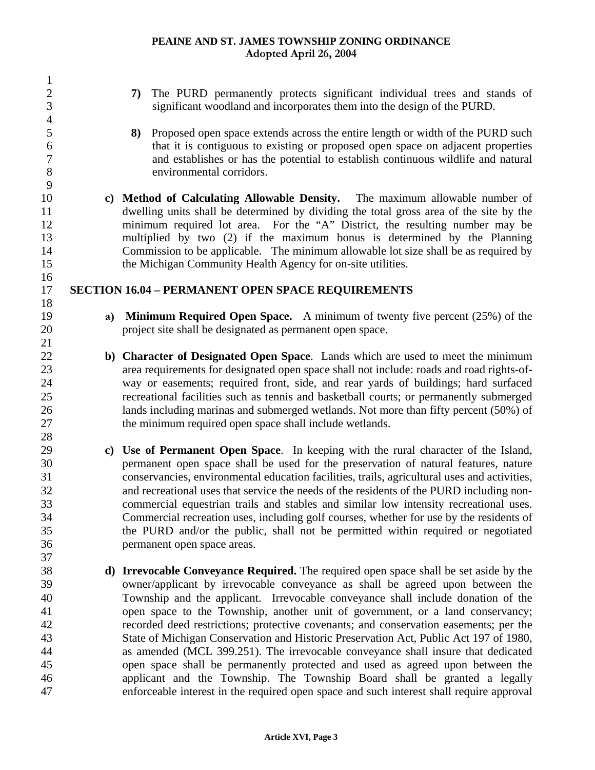7) The PURD permanently protects significant individual trees and stands of significant woodland and incorporates them into the design of the PURD.

8) Proposed open space extends across the entire length or width of the PURD such that it is contiguous to existing or proposed open space on adjacent properties and establishes or has the potential to establish continuous wildlife and natural environmental corridors.

c) **Method of Calculating Allowable Density.** The maximum allowable number of dwelling units shall be determined by dividing the total gross area of the site by the minimum required lot area. For the "A" District, the resulting number may be multiplied by two (2) if the maximum bonus is determined by the Planning Commission to be applicable. The minimum allowable lot size shall be as required by the Michigan Community Health Agency for on-site utilities.

## SECTION 16.04 – PERMANENT OPEN SPACE REQUIREMENTS

a) **Minimum Required Open Space.** A minimum of twenty five percent (25%) of the project site shall be designated as permanent open space.

b) **Character of Designated Open Space**. Lands which are used to meet the minimum area requirements for designated open space shall not include: roads and road rights-of-way or easements; required front, side, and rear yards of buildings; hard surfaced recreational facilities such as tennis and basketball courts; or permanently submerged lands including marinas and submerged wetlands. Not more than fifty percent (50%) of the minimum required open space shall include wetlands.

c) **Use of Permanent Open Space**. In keeping with the rural character of the Island, permanent open space shall be used for the preservation of natural features, nature conservancies, environmental education facilities, trails, agricultural uses and activities, and recreational uses that service the needs of the residents of the PURD including non-commercial equestrian trails and stables and similar low intensity recreational uses. Commercial recreation uses, including golf courses, whether for use by the residents of the PURD and/or the public, shall not be permitted within required or negotiated permanent open space areas.

d) **Irrevocable Conveyance Required.** The required open space shall be set aside by the owner/applicant by irrevocable conveyance as shall be agreed upon between the Township and the applicant. Irrevocable conveyance shall include donation of the open space to the Township, another unit of government, or a land conservancy; recorded deed restrictions; protective covenants; and conservation easements; per the State of Michigan Conservation and Historic Preservation Act, Public Act 197 of 1980, as amended (MCL 399.251). The irrevocable conveyance shall insure that dedicated open space shall be permanently protected and used as agreed upon between the applicant and the Township. The Township Board shall be granted a legally enforceable interest in the required open space and such interest shall require approval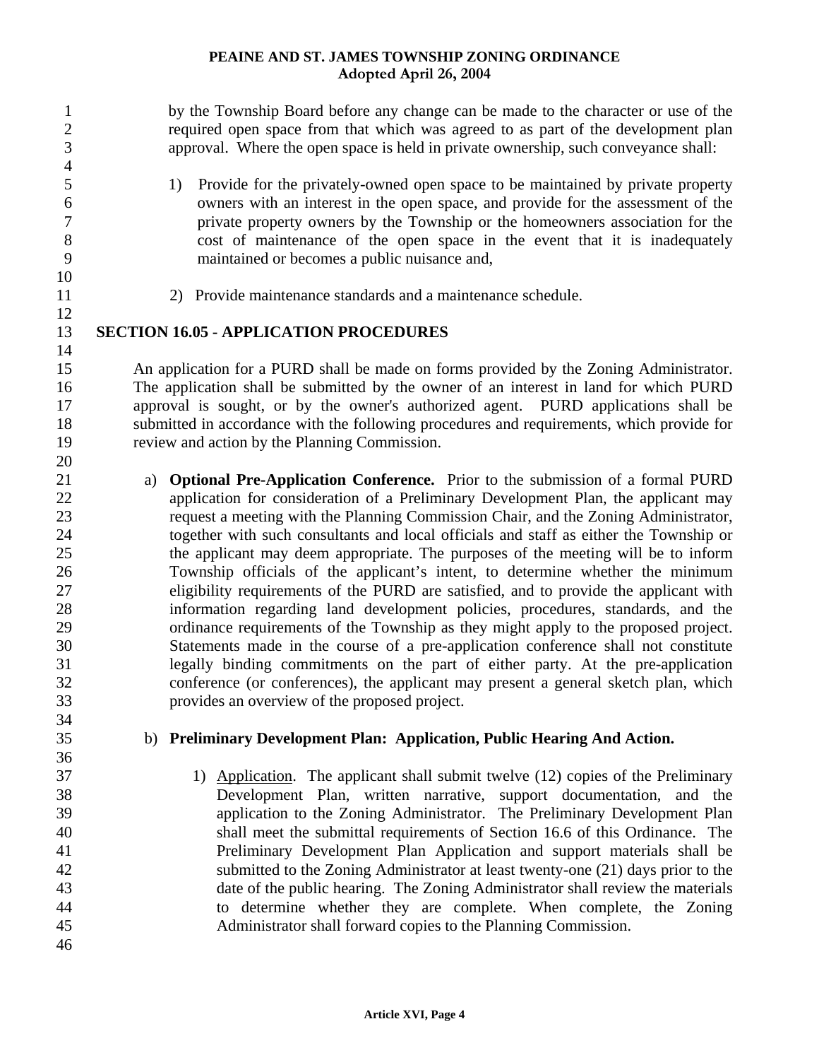by the Township Board before any change can be made to the character or use of the required open space from that which was agreed to as part of the development plan approval. Where the open space is held in private ownership, such conveyance shall:

1) Provide for the privately-owned open space to be maintained by private property owners with an interest in the open space, and provide for the assessment of the private property owners by the Township or the homeowners association for the cost of maintenance of the open space in the event that it is inadequately maintained or becomes a public nuisance and,

2) Provide maintenance standards and a maintenance schedule.

## SECTION 16.05 - APPLICATION PROCEDURES

An application for a PURD shall be made on forms provided by the Zoning Administrator. The application shall be submitted by the owner of an interest in land for which PURD approval is sought, or by the owner's authorized agent. PURD applications shall be submitted in accordance with the following procedures and requirements, which provide for review and action by the Planning Commission.

a) **Optional Pre-Application Conference.** Prior to the submission of a formal PURD application for consideration of a Preliminary Development Plan, the applicant may request a meeting with the Planning Commission Chair, and the Zoning Administrator, together with such consultants and local officials and staff as either the Township or the applicant may deem appropriate. The purposes of the meeting will be to inform Township officials of the applicant's intent, to determine whether the minimum eligibility requirements of the PURD are satisfied, and to provide the applicant with information regarding land development policies, procedures, standards, and the ordinance requirements of the Township as they might apply to the proposed project. Statements made in the course of a pre-application conference shall not constitute legally binding commitments on the part of either party. At the pre-application conference (or conferences), the applicant may present a general sketch plan, which provides an overview of the proposed project.

b) **Preliminary Development Plan: Application, Public Hearing And Action.**

   1) Application. The applicant shall submit twelve (12) copies of the Preliminary Development Plan, written narrative, support documentation, and the application to the Zoning Administrator. The Preliminary Development Plan shall meet the submittal requirements of Section 16.6 of this Ordinance. The Preliminary Development Plan Application and support materials shall be submitted to the Zoning Administrator at least twenty-one (21) days prior to the date of the public hearing. The Zoning Administrator shall review the materials to determine whether they are complete. When complete, the Zoning Administrator shall forward copies to the Planning Commission.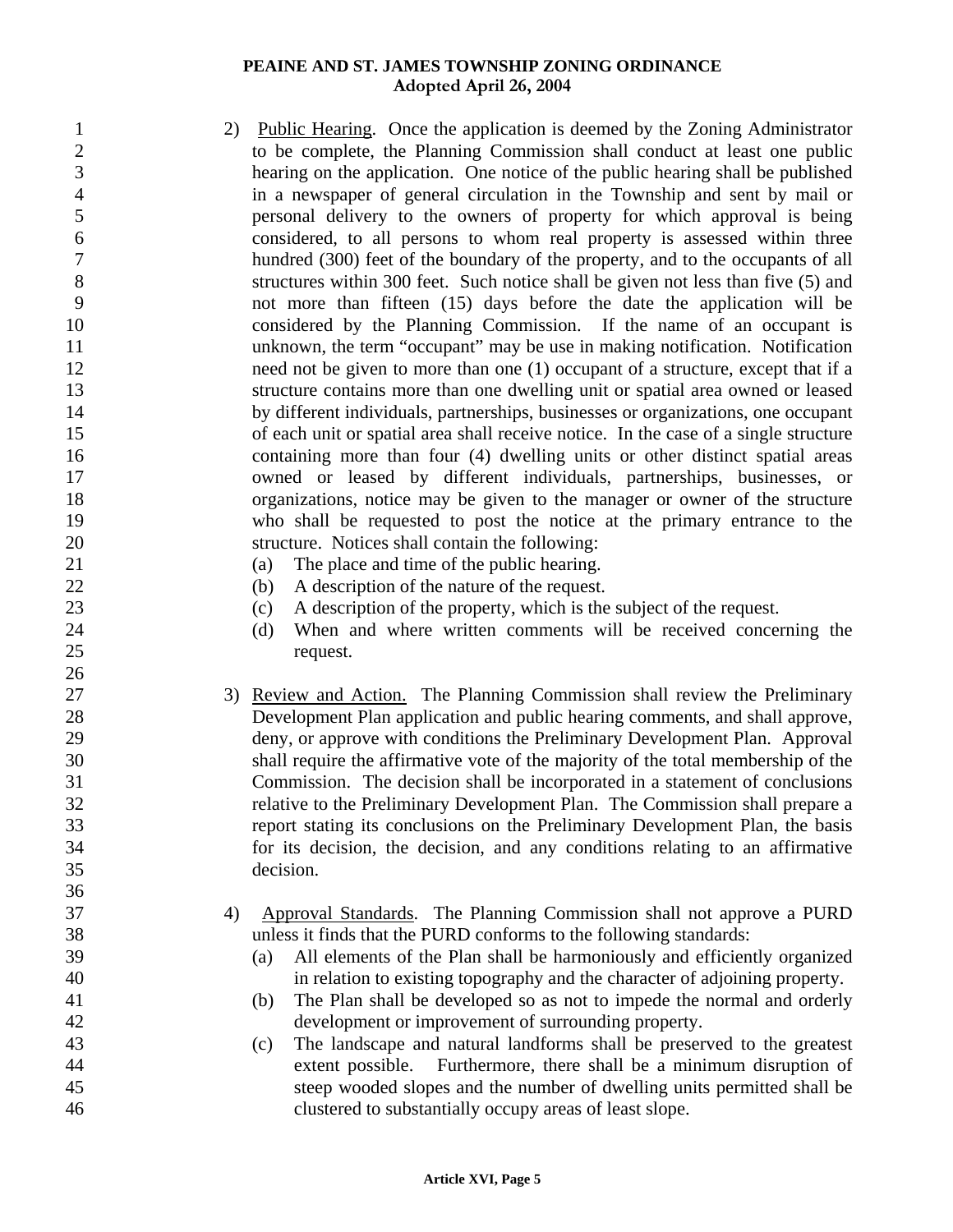2) Public Hearing. Once the application is deemed by the Zoning Administrator to be complete, the Planning Commission shall conduct at least one public hearing on the application. One notice of the public hearing shall be published in a newspaper of general circulation in the Township and sent by mail or personal delivery to the owners of property for which approval is being considered, to all persons to whom real property is assessed within three hundred (300) feet of the boundary of the property, and to the occupants of all structures within 300 feet. Such notice shall be given not less than five (5) and not more than fifteen (15) days before the date the application will be considered by the Planning Commission. If the name of an occupant is unknown, the term "occupant" may be use in making notification. Notification need not be given to more than one (1) occupant of a structure, except that if a structure contains more than one dwelling unit or spatial area owned or leased by different individuals, partnerships, businesses or organizations, one occupant of each unit or spatial area shall receive notice. In the case of a single structure containing more than four (4) dwelling units or other distinct spatial areas owned or leased by different individuals, partnerships, businesses, or organizations, notice may be given to the manager or owner of the structure who shall be requested to post the notice at the primary entrance to the structure. Notices shall contain the following:
   - (a) The place and time of the public hearing.
   - (b) A description of the nature of the request.
   - (c) A description of the property, which is the subject of the request.
   - (d) When and where written comments will be received concerning the request.

3) Review and Action. The Planning Commission shall review the Preliminary Development Plan application and public hearing comments, and shall approve, deny, or approve with conditions the Preliminary Development Plan. Approval shall require the affirmative vote of the majority of the total membership of the Commission. The decision shall be incorporated in a statement of conclusions relative to the Preliminary Development Plan. The Commission shall prepare a report stating its conclusions on the Preliminary Development Plan, the basis for its decision, the decision, and any conditions relating to an affirmative decision.

4) Approval Standards. The Planning Commission shall not approve a PURD unless it finds that the PURD conforms to the following standards:
   - (a) All elements of the Plan shall be harmoniously and efficiently organized in relation to existing topography and the character of adjoining property.
   - (b) The Plan shall be developed so as not to impede the normal and orderly development or improvement of surrounding property.
   - (c) The landscape and natural landforms shall be preserved to the greatest extent possible. Furthermore, there shall be a minimum disruption of steep wooded slopes and the number of dwelling units permitted shall be clustered to substantially occupy areas of least slope.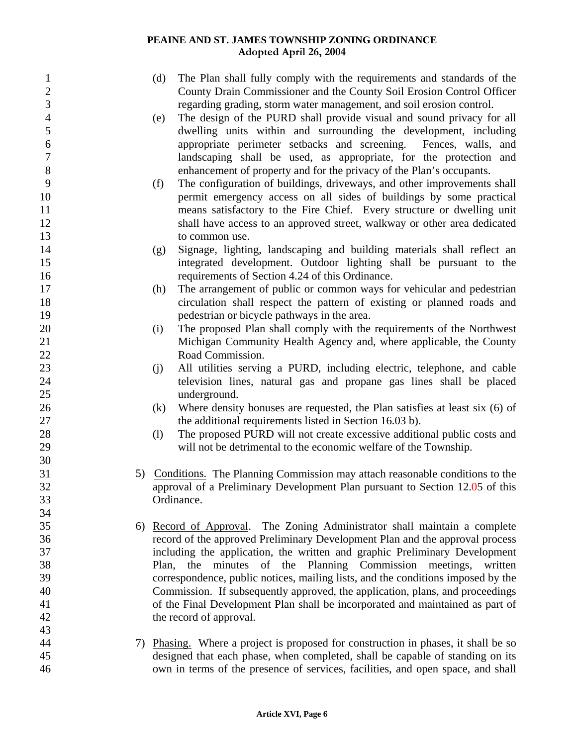(d) The Plan shall fully comply with the requirements and standards of the County Drain Commissioner and the County Soil Erosion Control Officer regarding grading, storm water management, and soil erosion control.

(e) The design of the PURD shall provide visual and sound privacy for all dwelling units within and surrounding the development, including appropriate perimeter setbacks and screening. Fences, walls, and landscaping shall be used, as appropriate, for the protection and enhancement of property and for the privacy of the Plan's occupants.

(f) The configuration of buildings, driveways, and other improvements shall permit emergency access on all sides of buildings by some practical means satisfactory to the Fire Chief. Every structure or dwelling unit shall have access to an approved street, walkway or other area dedicated to common use.

(g) Signage, lighting, landscaping and building materials shall reflect an integrated development. Outdoor lighting shall be pursuant to the requirements of Section 4.24 of this Ordinance.

(h) The arrangement of public or common ways for vehicular and pedestrian circulation shall respect the pattern of existing or planned roads and pedestrian or bicycle pathways in the area.

(i) The proposed Plan shall comply with the requirements of the Northwest Michigan Community Health Agency and, where applicable, the County Road Commission.

(j) All utilities serving a PURD, including electric, telephone, and cable television lines, natural gas and propane gas lines shall be placed underground.

(k) Where density bonuses are requested, the Plan satisfies at least six (6) of the additional requirements listed in Section 16.03 b).

(l) The proposed PURD will not create excessive additional public costs and will not be detrimental to the economic welfare of the Township.

5) Conditions. The Planning Commission may attach reasonable conditions to the approval of a Preliminary Development Plan pursuant to Section 12.05 of this Ordinance.

6) Record of Approval. The Zoning Administrator shall maintain a complete record of the approved Preliminary Development Plan and the approval process including the application, the written and graphic Preliminary Development Plan, the minutes of the Planning Commission meetings, written correspondence, public notices, mailing lists, and the conditions imposed by the Commission. If subsequently approved, the application, plans, and proceedings of the Final Development Plan shall be incorporated and maintained as part of the record of approval.

7) Phasing. Where a project is proposed for construction in phases, it shall be so designed that each phase, when completed, shall be capable of standing on its own in terms of the presence of services, facilities, and open space, and shall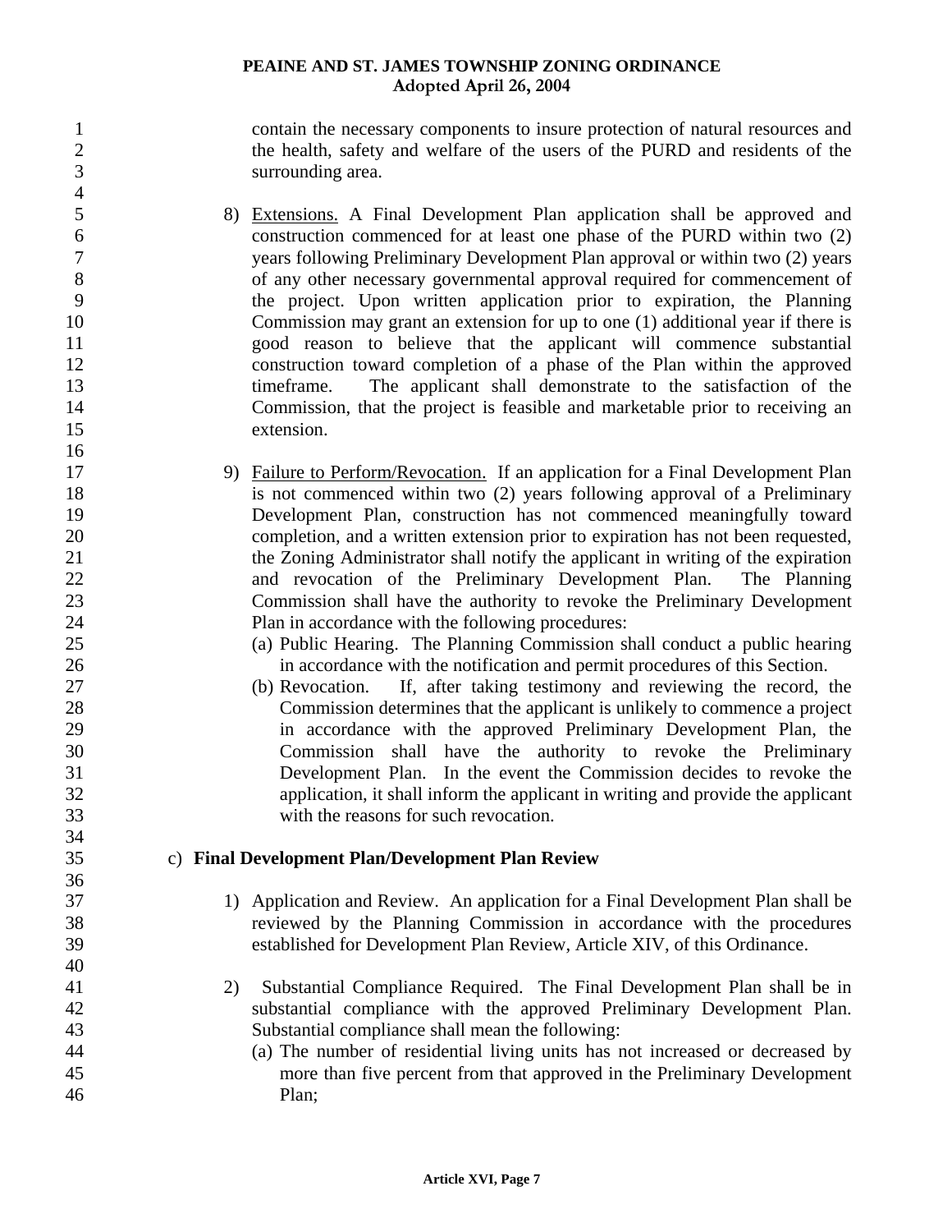contain the necessary components to insure protection of natural resources and the health, safety and welfare of the users of the PURD and residents of the surrounding area.

8) Extensions. A Final Development Plan application shall be approved and construction commenced for at least one phase of the PURD within two (2) years following Preliminary Development Plan approval or within two (2) years of any other necessary governmental approval required for commencement of the project. Upon written application prior to expiration, the Planning Commission may grant an extension for up to one (1) additional year if there is good reason to believe that the applicant will commence substantial construction toward completion of a phase of the Plan within the approved timeframe. The applicant shall demonstrate to the satisfaction of the Commission, that the project is feasible and marketable prior to receiving an extension.

9) Failure to Perform/Revocation. If an application for a Final Development Plan is not commenced within two (2) years following approval of a Preliminary Development Plan, construction has not commenced meaningfully toward completion, and a written extension prior to expiration has not been requested, the Zoning Administrator shall notify the applicant in writing of the expiration and revocation of the Preliminary Development Plan. The Planning Commission shall have the authority to revoke the Preliminary Development Plan in accordance with the following procedures:

   (a) Public Hearing. The Planning Commission shall conduct a public hearing in accordance with the notification and permit procedures of this Section.

   (b) Revocation. If, after taking testimony and reviewing the record, the Commission determines that the applicant is unlikely to commence a project in accordance with the approved Preliminary Development Plan, the Commission shall have the authority to revoke the Preliminary Development Plan. In the event the Commission decides to revoke the application, it shall inform the applicant in writing and provide the applicant with the reasons for such revocation.

c) **Final Development Plan/Development Plan Review**

1) Application and Review. An application for a Final Development Plan shall be reviewed by the Planning Commission in accordance with the procedures established for Development Plan Review, Article XIV, of this Ordinance.

2) Substantial Compliance Required. The Final Development Plan shall be in substantial compliance with the approved Preliminary Development Plan. Substantial compliance shall mean the following:

   (a) The number of residential living units has not increased or decreased by more than five percent from that approved in the Preliminary Development Plan;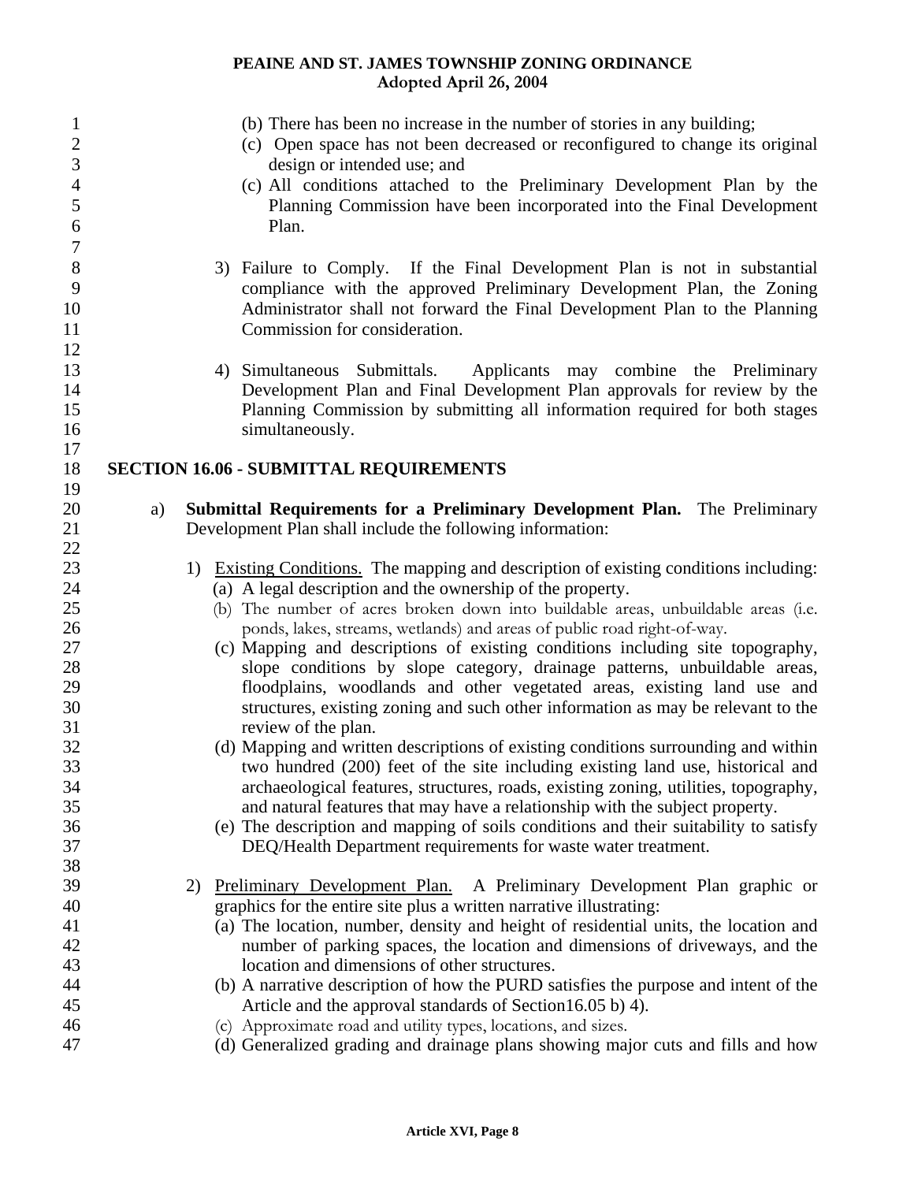(b) There has been no increase in the number of stories in any building;

(c) Open space has not been decreased or reconfigured to change its original design or intended use; and

(c) All conditions attached to the Preliminary Development Plan by the Planning Commission have been incorporated into the Final Development Plan.

3) Failure to Comply. If the Final Development Plan is not in substantial compliance with the approved Preliminary Development Plan, the Zoning Administrator shall not forward the Final Development Plan to the Planning Commission for consideration.

4) Simultaneous Submittals. Applicants may combine the Preliminary Development Plan and Final Development Plan approvals for review by the Planning Commission by submitting all information required for both stages simultaneously.

## SECTION 16.06 - SUBMITTAL REQUIREMENTS

a) **Submittal Requirements for a Preliminary Development Plan.** The Preliminary Development Plan shall include the following information:

1) Existing Conditions. The mapping and description of existing conditions including:

(a) A legal description and the ownership of the property.

(b) The number of acres broken down into buildable areas, unbuildable areas (i.e. ponds, lakes, streams, wetlands) and areas of public road right-of-way.

(c) Mapping and descriptions of existing conditions including site topography, slope conditions by slope category, drainage patterns, unbuildable areas, floodplains, woodlands and other vegetated areas, existing land use and structures, existing zoning and such other information as may be relevant to the review of the plan.

(d) Mapping and written descriptions of existing conditions surrounding and within two hundred (200) feet of the site including existing land use, historical and archaeological features, structures, roads, existing zoning, utilities, topography, and natural features that may have a relationship with the subject property.

(e) The description and mapping of soils conditions and their suitability to satisfy DEQ/Health Department requirements for waste water treatment.

2) Preliminary Development Plan. A Preliminary Development Plan graphic or graphics for the entire site plus a written narrative illustrating:

(a) The location, number, density and height of residential units, the location and number of parking spaces, the location and dimensions of driveways, and the location and dimensions of other structures.

(b) A narrative description of how the PURD satisfies the purpose and intent of the Article and the approval standards of Section16.05 b) 4).

(c) Approximate road and utility types, locations, and sizes.

(d) Generalized grading and drainage plans showing major cuts and fills and how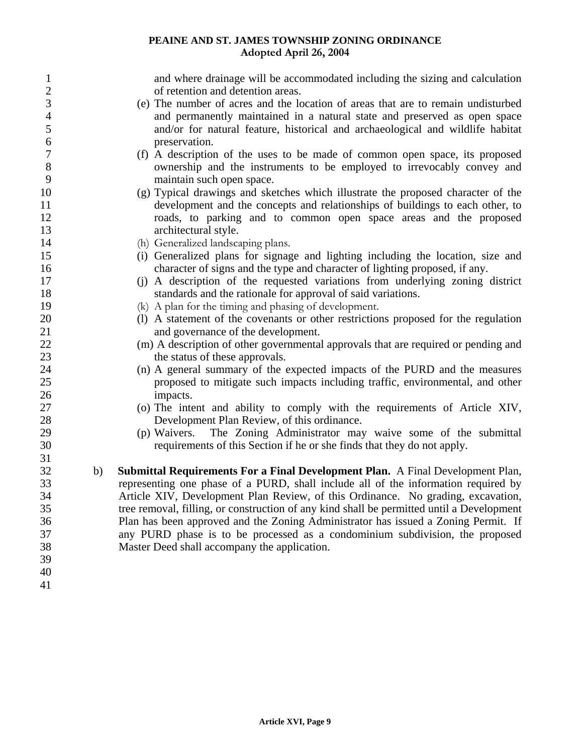and where drainage will be accommodated including the sizing and calculation of retention and detention areas.

(e) The number of acres and the location of areas that are to remain undisturbed and permanently maintained in a natural state and preserved as open space and/or for natural feature, historical and archaeological and wildlife habitat preservation.

(f) A description of the uses to be made of common open space, its proposed ownership and the instruments to be employed to irrevocably convey and maintain such open space.

(g) Typical drawings and sketches which illustrate the proposed character of the development and the concepts and relationships of buildings to each other, to roads, to parking and to common open space areas and the proposed architectural style.

(h) Generalized landscaping plans.

(i) Generalized plans for signage and lighting including the location, size and character of signs and the type and character of lighting proposed, if any.

(j) A description of the requested variations from underlying zoning district standards and the rationale for approval of said variations.

(k) A plan for the timing and phasing of development.

(l) A statement of the covenants or other restrictions proposed for the regulation and governance of the development.

(m) A description of other governmental approvals that are required or pending and the status of these approvals.

(n) A general summary of the expected impacts of the PURD and the measures proposed to mitigate such impacts including traffic, environmental, and other impacts.

(o) The intent and ability to comply with the requirements of Article XIV, Development Plan Review, of this ordinance.

(p) Waivers. The Zoning Administrator may waive some of the submittal requirements of this Section if he or she finds that they do not apply.

b) **Submittal Requirements For a Final Development Plan.** A Final Development Plan, representing one phase of a PURD, shall include all of the information required by Article XIV, Development Plan Review, of this Ordinance. No grading, excavation, tree removal, filling, or construction of any kind shall be permitted until a Development Plan has been approved and the Zoning Administrator has issued a Zoning Permit. If any PURD phase is to be processed as a condominium subdivision, the proposed Master Deed shall accompany the application.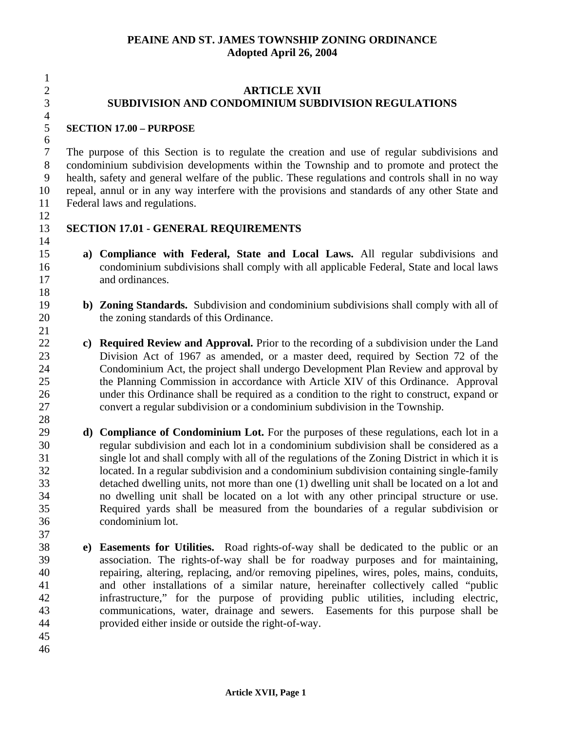# ARTICLE XVII
## SUBDIVISION AND CONDOMINIUM SUBDIVISION REGULATIONS

### SECTION 17.00 – PURPOSE

The purpose of this Section is to regulate the creation and use of regular subdivisions and condominium subdivision developments within the Township and to promote and protect the health, safety and general welfare of the public. These regulations and controls shall in no way repeal, annul or in any way interfere with the provisions and standards of any other State and Federal laws and regulations.

### SECTION 17.01 - GENERAL REQUIREMENTS

a) **Compliance with Federal, State and Local Laws.** All regular subdivisions and condominium subdivisions shall comply with all applicable Federal, State and local laws and ordinances.

b) **Zoning Standards.** Subdivision and condominium subdivisions shall comply with all of the zoning standards of this Ordinance.

c) **Required Review and Approval.** Prior to the recording of a subdivision under the Land Division Act of 1967 as amended, or a master deed, required by Section 72 of the Condominium Act, the project shall undergo Development Plan Review and approval by the Planning Commission in accordance with Article XIV of this Ordinance. Approval under this Ordinance shall be required as a condition to the right to construct, expand or convert a regular subdivision or a condominium subdivision in the Township.

d) **Compliance of Condominium Lot.** For the purposes of these regulations, each lot in a regular subdivision and each lot in a condominium subdivision shall be considered as a single lot and shall comply with all of the regulations of the Zoning District in which it is located. In a regular subdivision and a condominium subdivision containing single-family detached dwelling units, not more than one (1) dwelling unit shall be located on a lot and no dwelling unit shall be located on a lot with any other principal structure or use. Required yards shall be measured from the boundaries of a regular subdivision or condominium lot.

e) **Easements for Utilities.** Road rights-of-way shall be dedicated to the public or an association. The rights-of-way shall be for roadway purposes and for maintaining, repairing, altering, replacing, and/or removing pipelines, wires, poles, mains, conduits, and other installations of a similar nature, hereinafter collectively called "public infrastructure," for the purpose of providing public utilities, including electric, communications, water, drainage and sewers. Easements for this purpose shall be provided either inside or outside the right-of-way.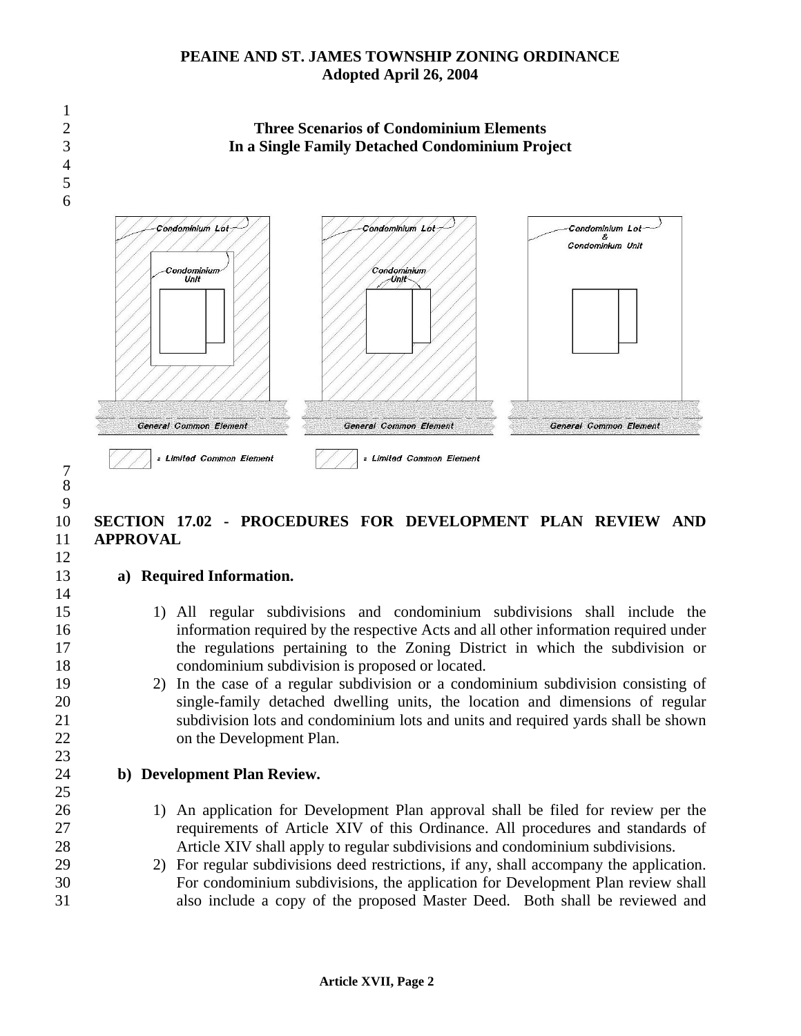**Three Scenarios of Condominium Elements**
**In a Single Family Detached Condominium Project**

Condominium Lot
Condominium Unit
General Common Element
= Limited Common Element

Condominium Lot
Condominium Unit
General Common Element
= Limited Common Element

Condominium Lot & Condominium Unit
General Common Element

## SECTION 17.02 - PROCEDURES FOR DEVELOPMENT PLAN REVIEW AND APPROVAL

**a) Required Information.**

1) All regular subdivisions and condominium subdivisions shall include the information required by the respective Acts and all other information required under the regulations pertaining to the Zoning District in which the subdivision or condominium subdivision is proposed or located.
2) In the case of a regular subdivision or a condominium subdivision consisting of single-family detached dwelling units, the location and dimensions of regular subdivision lots and condominium lots and units and required yards shall be shown on the Development Plan.

**b) Development Plan Review.**

1) An application for Development Plan approval shall be filed for review per the requirements of Article XIV of this Ordinance. All procedures and standards of Article XIV shall apply to regular subdivisions and condominium subdivisions.
2) For regular subdivisions deed restrictions, if any, shall accompany the application. For condominium subdivisions, the application for Development Plan review shall also include a copy of the proposed Master Deed. Both shall be reviewed and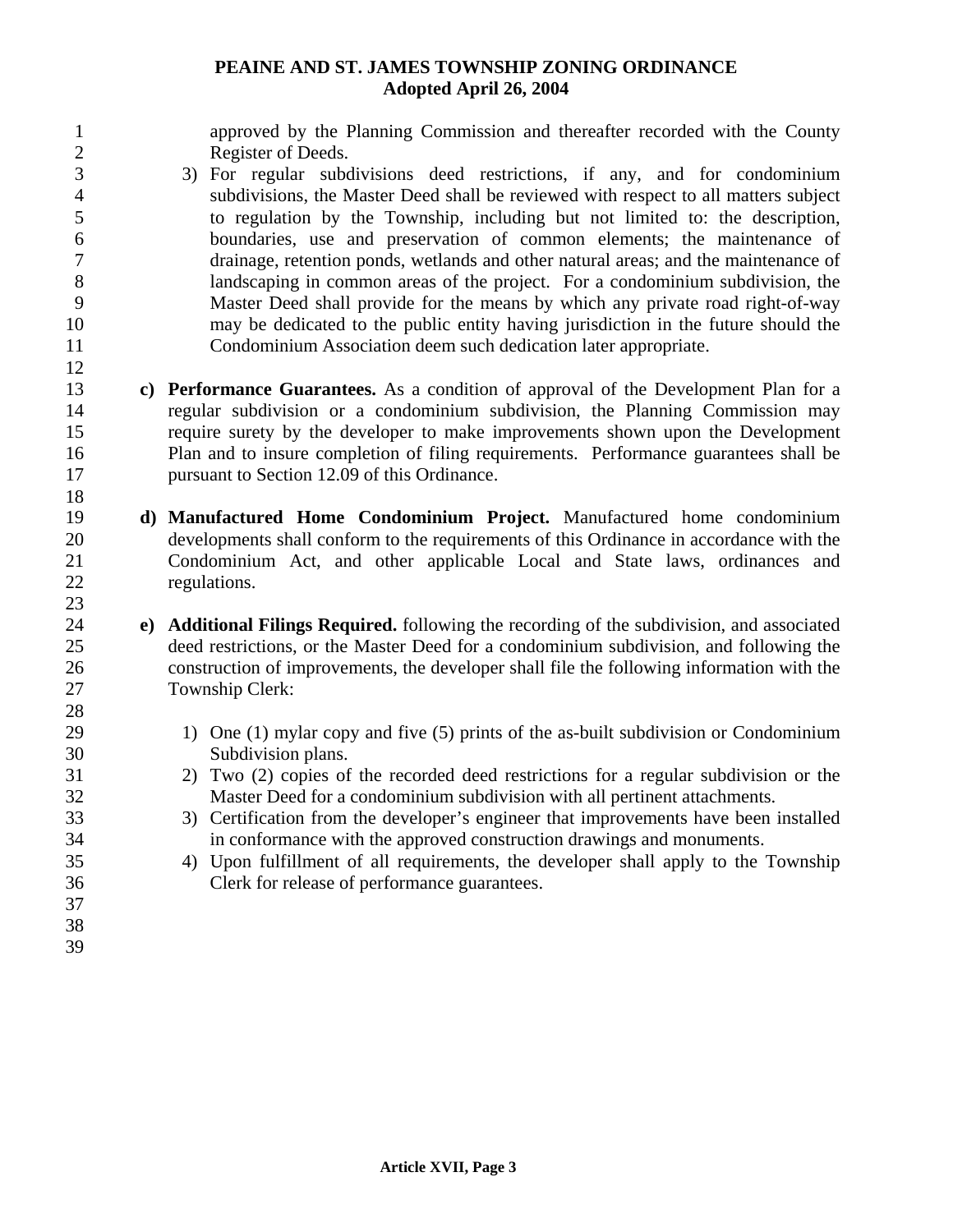approved by the Planning Commission and thereafter recorded with the County Register of Deeds.

3) For regular subdivisions deed restrictions, if any, and for condominium subdivisions, the Master Deed shall be reviewed with respect to all matters subject to regulation by the Township, including but not limited to: the description, boundaries, use and preservation of common elements; the maintenance of drainage, retention ponds, wetlands and other natural areas; and the maintenance of landscaping in common areas of the project. For a condominium subdivision, the Master Deed shall provide for the means by which any private road right-of-way may be dedicated to the public entity having jurisdiction in the future should the Condominium Association deem such dedication later appropriate.

c) **Performance Guarantees.** As a condition of approval of the Development Plan for a regular subdivision or a condominium subdivision, the Planning Commission may require surety by the developer to make improvements shown upon the Development Plan and to insure completion of filing requirements. Performance guarantees shall be pursuant to Section 12.09 of this Ordinance.

d) **Manufactured Home Condominium Project.** Manufactured home condominium developments shall conform to the requirements of this Ordinance in accordance with the Condominium Act, and other applicable Local and State laws, ordinances and regulations.

e) **Additional Filings Required.** following the recording of the subdivision, and associated deed restrictions, or the Master Deed for a condominium subdivision, and following the construction of improvements, the developer shall file the following information with the Township Clerk:

1) One (1) mylar copy and five (5) prints of the as-built subdivision or Condominium Subdivision plans.
2) Two (2) copies of the recorded deed restrictions for a regular subdivision or the Master Deed for a condominium subdivision with all pertinent attachments.
3) Certification from the developer's engineer that improvements have been installed in conformance with the approved construction drawings and monuments.
4) Upon fulfillment of all requirements, the developer shall apply to the Township Clerk for release of performance guarantees.